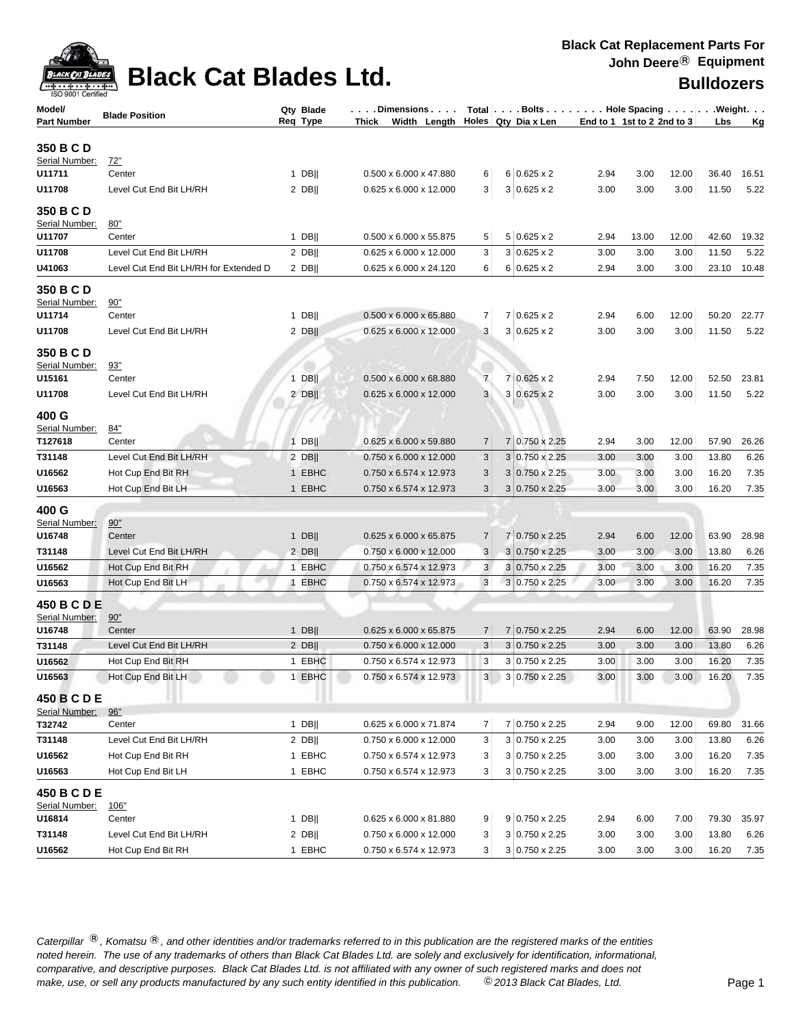# Black Cat Blades Ltd.

**Black Cat Replacement Parts For John Deere® Equipment**

**Bulldozers**

| Model/ Part Number | Blade Position | Qty Req | Blade Type | Dimensions Thick x Width x Length | Total Holes | Bolts Qty | Bolts Dia x Len | Hole Spacing End to 1 | Hole Spacing 1st to 2 | Hole Spacing 2nd to 3 | Weight Lbs | Weight Kg |
|---|---|---|---|---|---|---|---|---|---|---|---|---|
| **350 B C D** | | | | | | | | | | | | |
| Serial Number: | 72" | | | | | | | | | | | |
| **U11711** | Center | 1 | DB\|\| | 0.500 x 6.000 x 47.880 | 6 | 6 | 0.625 x 2 | 2.94 | 3.00 | 12.00 | 36.40 | 16.51 |
| **U11708** | Level Cut End Bit LH/RH | 2 | DB\|\| | 0.625 x 6.000 x 12.000 | 3 | 3 | 0.625 x 2 | 3.00 | 3.00 | 3.00 | 11.50 | 5.22 |
| **350 B C D** | | | | | | | | | | | | |
| Serial Number: | 80" | | | | | | | | | | | |
| **U11707** | Center | 1 | DB\|\| | 0.500 x 6.000 x 55.875 | 5 | 5 | 0.625 x 2 | 2.94 | 13.00 | 12.00 | 42.60 | 19.32 |
| **U11708** | Level Cut End Bit LH/RH | 2 | DB\|\| | 0.625 x 6.000 x 12.000 | 3 | 3 | 0.625 x 2 | 3.00 | 3.00 | 3.00 | 11.50 | 5.22 |
| **U41063** | Level Cut End Bit LH/RH for Extended D | 2 | DB\|\| | 0.625 x 6.000 x 24.120 | 6 | 6 | 0.625 x 2 | 2.94 | 3.00 | 3.00 | 23.10 | 10.48 |
| **350 B C D** | | | | | | | | | | | | |
| Serial Number: | 90" | | | | | | | | | | | |
| **U11714** | Center | 1 | DB\|\| | 0.500 x 6.000 x 65.880 | 7 | 7 | 0.625 x 2 | 2.94 | 6.00 | 12.00 | 50.20 | 22.77 |
| **U11708** | Level Cut End Bit LH/RH | 2 | DB\|\| | 0.625 x 6.000 x 12.000 | 3 | 3 | 0.625 x 2 | 3.00 | 3.00 | 3.00 | 11.50 | 5.22 |
| **350 B C D** | | | | | | | | | | | | |
| Serial Number: | 93" | | | | | | | | | | | |
| **U15161** | Center | 1 | DB\|\| | 0.500 x 6.000 x 68.880 | 7 | 7 | 0.625 x 2 | 2.94 | 7.50 | 12.00 | 52.50 | 23.81 |
| **U11708** | Level Cut End Bit LH/RH | 2 | DB\|\| | 0.625 x 6.000 x 12.000 | 3 | 3 | 0.625 x 2 | 3.00 | 3.00 | 3.00 | 11.50 | 5.22 |
| **400 G** | | | | | | | | | | | | |
| Serial Number: | 84" | | | | | | | | | | | |
| **T127618** | Center | 1 | DB\|\| | 0.625 x 6.000 x 59.880 | 7 | 7 | 0.750 x 2.25 | 2.94 | 3.00 | 12.00 | 57.90 | 26.26 |
| **T31148** | Level Cut End Bit LH/RH | 2 | DB\|\| | 0.750 x 6.000 x 12.000 | 3 | 3 | 0.750 x 2.25 | 3.00 | 3.00 | 3.00 | 13.80 | 6.26 |
| **U16562** | Hot Cup End Bit RH | 1 | EBHC | 0.750 x 6.574 x 12.973 | 3 | 3 | 0.750 x 2.25 | 3.00 | 3.00 | 3.00 | 16.20 | 7.35 |
| **U16563** | Hot Cup End Bit LH | 1 | EBHC | 0.750 x 6.574 x 12.973 | 3 | 3 | 0.750 x 2.25 | 3.00 | 3.00 | 3.00 | 16.20 | 7.35 |
| **400 G** | | | | | | | | | | | | |
| Serial Number: | 90" | | | | | | | | | | | |
| **U16748** | Center | 1 | DB\|\| | 0.625 x 6.000 x 65.875 | 7 | 7 | 0.750 x 2.25 | 2.94 | 6.00 | 12.00 | 63.90 | 28.98 |
| **T31148** | Level Cut End Bit LH/RH | 2 | DB\|\| | 0.750 x 6.000 x 12.000 | 3 | 3 | 0.750 x 2.25 | 3.00 | 3.00 | 3.00 | 13.80 | 6.26 |
| **U16562** | Hot Cup End Bit RH | 1 | EBHC | 0.750 x 6.574 x 12.973 | 3 | 3 | 0.750 x 2.25 | 3.00 | 3.00 | 3.00 | 16.20 | 7.35 |
| **U16563** | Hot Cup End Bit LH | 1 | EBHC | 0.750 x 6.574 x 12.973 | 3 | 3 | 0.750 x 2.25 | 3.00 | 3.00 | 3.00 | 16.20 | 7.35 |
| **450 B C D E** | | | | | | | | | | | | |
| Serial Number: | 90" | | | | | | | | | | | |
| **U16748** | Center | 1 | DB\|\| | 0.625 x 6.000 x 65.875 | 7 | 7 | 0.750 x 2.25 | 2.94 | 6.00 | 12.00 | 63.90 | 28.98 |
| **T31148** | Level Cut End Bit LH/RH | 2 | DB\|\| | 0.750 x 6.000 x 12.000 | 3 | 3 | 0.750 x 2.25 | 3.00 | 3.00 | 3.00 | 13.80 | 6.26 |
| **U16562** | Hot Cup End Bit RH | 1 | EBHC | 0.750 x 6.574 x 12.973 | 3 | 3 | 0.750 x 2.25 | 3.00 | 3.00 | 3.00 | 16.20 | 7.35 |
| **U16563** | Hot Cup End Bit LH | 1 | EBHC | 0.750 x 6.574 x 12.973 | 3 | 3 | 0.750 x 2.25 | 3.00 | 3.00 | 3.00 | 16.20 | 7.35 |
| **450 B C D E** | | | | | | | | | | | | |
| Serial Number: | 96" | | | | | | | | | | | |
| **T32742** | Center | 1 | DB\|\| | 0.625 x 6.000 x 71.874 | 7 | 7 | 0.750 x 2.25 | 2.94 | 9.00 | 12.00 | 69.80 | 31.66 |
| **T31148** | Level Cut End Bit LH/RH | 2 | DB\|\| | 0.750 x 6.000 x 12.000 | 3 | 3 | 0.750 x 2.25 | 3.00 | 3.00 | 3.00 | 13.80 | 6.26 |
| **U16562** | Hot Cup End Bit RH | 1 | EBHC | 0.750 x 6.574 x 12.973 | 3 | 3 | 0.750 x 2.25 | 3.00 | 3.00 | 3.00 | 16.20 | 7.35 |
| **U16563** | Hot Cup End Bit LH | 1 | EBHC | 0.750 x 6.574 x 12.973 | 3 | 3 | 0.750 x 2.25 | 3.00 | 3.00 | 3.00 | 16.20 | 7.35 |
| **450 B C D E** | | | | | | | | | | | | |
| Serial Number: | 106" | | | | | | | | | | | |
| **U16814** | Center | 1 | DB\|\| | 0.625 x 6.000 x 81.880 | 9 | 9 | 0.750 x 2.25 | 2.94 | 6.00 | 7.00 | 79.30 | 35.97 |
| **T31148** | Level Cut End Bit LH/RH | 2 | DB\|\| | 0.750 x 6.000 x 12.000 | 3 | 3 | 0.750 x 2.25 | 3.00 | 3.00 | 3.00 | 13.80 | 6.26 |
| **U16562** | Hot Cup End Bit RH | 1 | EBHC | 0.750 x 6.574 x 12.973 | 3 | 3 | 0.750 x 2.25 | 3.00 | 3.00 | 3.00 | 16.20 | 7.35 |

*Caterpillar ®, Komatsu ®, and other identities and/or trademarks referred to in this publication are the registered marks of the entities noted herein. The use of any trademarks of others than Black Cat Blades Ltd. are solely and exclusively for identification, informational, comparative, and descriptive purposes. Black Cat Blades Ltd. is not affiliated with any owner of such registered marks and does not make, use, or sell any products manufactured by any such entity identified in this publication. © 2013 Black Cat Blades, Ltd.*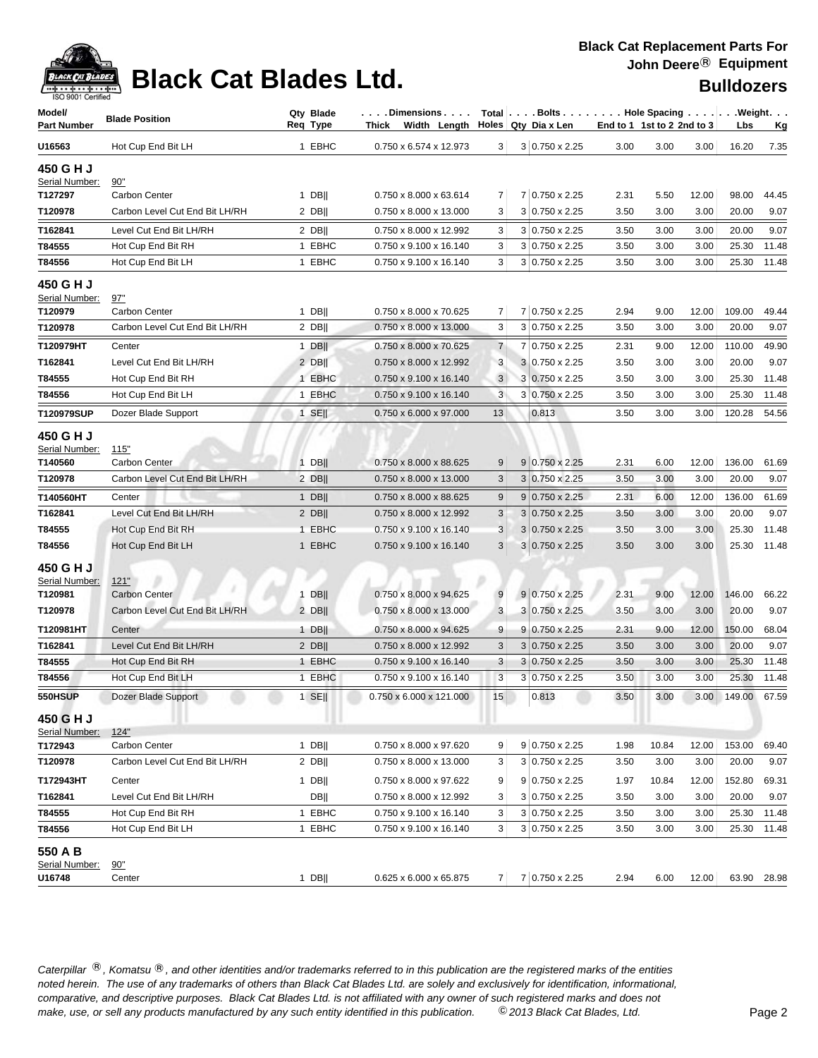# Black Cat Blades Ltd.

**Black Cat Replacement Parts For John Deere® Equipment**

**Bulldozers**

| Model/ Part Number | Blade Position | Qty Req | Blade Type | Dimensions Thick x Width x Length | Total Holes | Bolts Qty | Bolts Dia x Len | Hole Spacing End to 1 | 1st to 2 | 2nd to 3 | Weight Lbs | Weight Kg |
|---|---|---|---|---|---|---|---|---|---|---|---|---|
| U16563 | Hot Cup End Bit LH | 1 | EBHC | 0.750 x 6.574 x 12.973 | 3 | 3 | 0.750 x 2.25 | 3.00 | 3.00 | 3.00 | 16.20 | 7.35 |
| **450 G H J** | | | | | | | | | | | | |
| Serial Number: | 90" | | | | | | | | | | | |
| T127297 | Carbon Center | 1 | DB‖ | 0.750 x 8.000 x 63.614 | 7 | 7 | 0.750 x 2.25 | 2.31 | 5.50 | 12.00 | 98.00 | 44.45 |
| T120978 | Carbon Level Cut End Bit LH/RH | 2 | DB‖ | 0.750 x 8.000 x 13.000 | 3 | 3 | 0.750 x 2.25 | 3.50 | 3.00 | 3.00 | 20.00 | 9.07 |
| T162841 | Level Cut End Bit LH/RH | 2 | DB‖ | 0.750 x 8.000 x 12.992 | 3 | 3 | 0.750 x 2.25 | 3.50 | 3.00 | 3.00 | 20.00 | 9.07 |
| T84555 | Hot Cup End Bit RH | 1 | EBHC | 0.750 x 9.100 x 16.140 | 3 | 3 | 0.750 x 2.25 | 3.50 | 3.00 | 3.00 | 25.30 | 11.48 |
| T84556 | Hot Cup End Bit LH | 1 | EBHC | 0.750 x 9.100 x 16.140 | 3 | 3 | 0.750 x 2.25 | 3.50 | 3.00 | 3.00 | 25.30 | 11.48 |
| **450 G H J** | | | | | | | | | | | | |
| Serial Number: | 97" | | | | | | | | | | | |
| T120979 | Carbon Center | 1 | DB‖ | 0.750 x 8.000 x 70.625 | 7 | 7 | 0.750 x 2.25 | 2.94 | 9.00 | 12.00 | 109.00 | 49.44 |
| T120978 | Carbon Level Cut End Bit LH/RH | 2 | DB‖ | 0.750 x 8.000 x 13.000 | 3 | 3 | 0.750 x 2.25 | 3.50 | 3.00 | 3.00 | 20.00 | 9.07 |
| T120979HT | Center | 1 | DB‖ | 0.750 x 8.000 x 70.625 | 7 | 7 | 0.750 x 2.25 | 2.31 | 9.00 | 12.00 | 110.00 | 49.90 |
| T162841 | Level Cut End Bit LH/RH | 2 | DB‖ | 0.750 x 8.000 x 12.992 | 3 | 3 | 0.750 x 2.25 | 3.50 | 3.00 | 3.00 | 20.00 | 9.07 |
| T84555 | Hot Cup End Bit RH | 1 | EBHC | 0.750 x 9.100 x 16.140 | 3 | 3 | 0.750 x 2.25 | 3.50 | 3.00 | 3.00 | 25.30 | 11.48 |
| T84556 | Hot Cup End Bit LH | 1 | EBHC | 0.750 x 9.100 x 16.140 | 3 | 3 | 0.750 x 2.25 | 3.50 | 3.00 | 3.00 | 25.30 | 11.48 |
| T120979SUP | Dozer Blade Support | 1 | SE‖ | 0.750 x 6.000 x 97.000 | 13 | | 0.813 | 3.50 | 3.00 | 3.00 | 120.28 | 54.56 |
| **450 G H J** | | | | | | | | | | | | |
| Serial Number: | 115" | | | | | | | | | | | |
| T140560 | Carbon Center | 1 | DB‖ | 0.750 x 8.000 x 88.625 | 9 | 9 | 0.750 x 2.25 | 2.31 | 6.00 | 12.00 | 136.00 | 61.69 |
| T120978 | Carbon Level Cut End Bit LH/RH | 2 | DB‖ | 0.750 x 8.000 x 13.000 | 3 | 3 | 0.750 x 2.25 | 3.50 | 3.00 | 3.00 | 20.00 | 9.07 |
| T140560HT | Center | 1 | DB‖ | 0.750 x 8.000 x 88.625 | 9 | 9 | 0.750 x 2.25 | 2.31 | 6.00 | 12.00 | 136.00 | 61.69 |
| T162841 | Level Cut End Bit LH/RH | 2 | DB‖ | 0.750 x 8.000 x 12.992 | 3 | 3 | 0.750 x 2.25 | 3.50 | 3.00 | 3.00 | 20.00 | 9.07 |
| T84555 | Hot Cup End Bit RH | 1 | EBHC | 0.750 x 9.100 x 16.140 | 3 | 3 | 0.750 x 2.25 | 3.50 | 3.00 | 3.00 | 25.30 | 11.48 |
| T84556 | Hot Cup End Bit LH | 1 | EBHC | 0.750 x 9.100 x 16.140 | 3 | 3 | 0.750 x 2.25 | 3.50 | 3.00 | 3.00 | 25.30 | 11.48 |
| **450 G H J** | | | | | | | | | | | | |
| Serial Number: | 121" | | | | | | | | | | | |
| T120981 | Carbon Center | 1 | DB‖ | 0.750 x 8.000 x 94.625 | 9 | 9 | 0.750 x 2.25 | 2.31 | 9.00 | 12.00 | 146.00 | 66.22 |
| T120978 | Carbon Level Cut End Bit LH/RH | 2 | DB‖ | 0.750 x 8.000 x 13.000 | 3 | 3 | 0.750 x 2.25 | 3.50 | 3.00 | 3.00 | 20.00 | 9.07 |
| T120981HT | Center | 1 | DB‖ | 0.750 x 8.000 x 94.625 | 9 | 9 | 0.750 x 2.25 | 2.31 | 9.00 | 12.00 | 150.00 | 68.04 |
| T162841 | Level Cut End Bit LH/RH | 2 | DB‖ | 0.750 x 8.000 x 12.992 | 3 | 3 | 0.750 x 2.25 | 3.50 | 3.00 | 3.00 | 20.00 | 9.07 |
| T84555 | Hot Cup End Bit RH | 1 | EBHC | 0.750 x 9.100 x 16.140 | 3 | 3 | 0.750 x 2.25 | 3.50 | 3.00 | 3.00 | 25.30 | 11.48 |
| T84556 | Hot Cup End Bit LH | 1 | EBHC | 0.750 x 9.100 x 16.140 | 3 | 3 | 0.750 x 2.25 | 3.50 | 3.00 | 3.00 | 25.30 | 11.48 |
| 550HSUP | Dozer Blade Support | 1 | SE‖ | 0.750 x 6.000 x 121.000 | 15 | | 0.813 | 3.50 | 3.00 | 3.00 | 149.00 | 67.59 |
| **450 G H J** | | | | | | | | | | | | |
| Serial Number: | 124" | | | | | | | | | | | |
| T172943 | Carbon Center | 1 | DB‖ | 0.750 x 8.000 x 97.620 | 9 | 9 | 0.750 x 2.25 | 1.98 | 10.84 | 12.00 | 153.00 | 69.40 |
| T120978 | Carbon Level Cut End Bit LH/RH | 2 | DB‖ | 0.750 x 8.000 x 13.000 | 3 | 3 | 0.750 x 2.25 | 3.50 | 3.00 | 3.00 | 20.00 | 9.07 |
| T172943HT | Center | 1 | DB‖ | 0.750 x 8.000 x 97.622 | 9 | 9 | 0.750 x 2.25 | 1.97 | 10.84 | 12.00 | 152.80 | 69.31 |
| T162841 | Level Cut End Bit LH/RH | | DB‖ | 0.750 x 8.000 x 12.992 | 3 | 3 | 0.750 x 2.25 | 3.50 | 3.00 | 3.00 | 20.00 | 9.07 |
| T84555 | Hot Cup End Bit RH | 1 | EBHC | 0.750 x 9.100 x 16.140 | 3 | 3 | 0.750 x 2.25 | 3.50 | 3.00 | 3.00 | 25.30 | 11.48 |
| T84556 | Hot Cup End Bit LH | 1 | EBHC | 0.750 x 9.100 x 16.140 | 3 | 3 | 0.750 x 2.25 | 3.50 | 3.00 | 3.00 | 25.30 | 11.48 |
| **550 A B** | | | | | | | | | | | | |
| Serial Number: | 90" | | | | | | | | | | | |
| U16748 | Center | 1 | DB‖ | 0.625 x 6.000 x 65.875 | 7 | 7 | 0.750 x 2.25 | 2.94 | 6.00 | 12.00 | 63.90 | 28.98 |

*Caterpillar ®, Komatsu ®, and other identities and/or trademarks referred to in this publication are the registered marks of the entities noted herein. The use of any trademarks of others than Black Cat Blades Ltd. are solely and exclusively for identification, informational, comparative, and descriptive purposes. Black Cat Blades Ltd. is not affiliated with any owner of such registered marks and does not make, use, or sell any products manufactured by any such entity identified in this publication. © 2013 Black Cat Blades, Ltd.*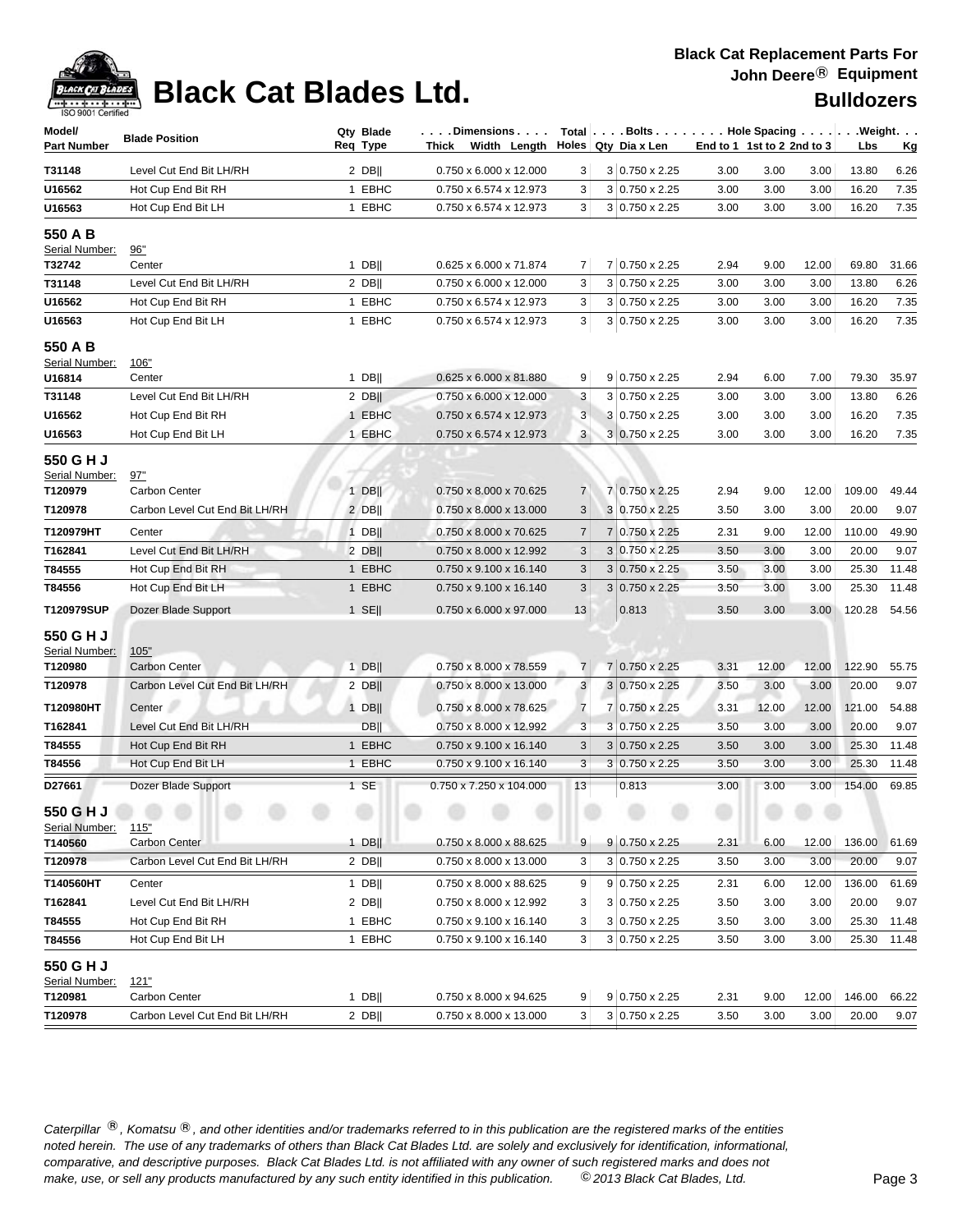# Black Cat Blades Ltd.

**Black Cat Replacement Parts For John Deere® Equipment**

**Bulldozers**

| Model/ Part Number | Blade Position | Qty Req | Blade Type | Dimensions Thick x Width x Length | Total Holes | Bolts Qty | Bolts Dia x Len | Hole Spacing End to 1 | 1st to 2 | 2nd to 3 | Weight Lbs | Kg |
|---|---|---|---|---|---|---|---|---|---|---|---|---|
| T31148 | Level Cut End Bit LH/RH | 2 | DB‖ | 0.750 x 6.000 x 12.000 | 3 | 3 | 0.750 x 2.25 | 3.00 | 3.00 | 3.00 | 13.80 | 6.26 |
| U16562 | Hot Cup End Bit RH | 1 | EBHC | 0.750 x 6.574 x 12.973 | 3 | 3 | 0.750 x 2.25 | 3.00 | 3.00 | 3.00 | 16.20 | 7.35 |
| U16563 | Hot Cup End Bit LH | 1 | EBHC | 0.750 x 6.574 x 12.973 | 3 | 3 | 0.750 x 2.25 | 3.00 | 3.00 | 3.00 | 16.20 | 7.35 |
| **550 A B** | | | | | | | | | | | | |
| Serial Number: | 96" | | | | | | | | | | | |
| T32742 | Center | 1 | DB‖ | 0.625 x 6.000 x 71.874 | 7 | 7 | 0.750 x 2.25 | 2.94 | 9.00 | 12.00 | 69.80 | 31.66 |
| T31148 | Level Cut End Bit LH/RH | 2 | DB‖ | 0.750 x 6.000 x 12.000 | 3 | 3 | 0.750 x 2.25 | 3.00 | 3.00 | 3.00 | 13.80 | 6.26 |
| U16562 | Hot Cup End Bit RH | 1 | EBHC | 0.750 x 6.574 x 12.973 | 3 | 3 | 0.750 x 2.25 | 3.00 | 3.00 | 3.00 | 16.20 | 7.35 |
| U16563 | Hot Cup End Bit LH | 1 | EBHC | 0.750 x 6.574 x 12.973 | 3 | 3 | 0.750 x 2.25 | 3.00 | 3.00 | 3.00 | 16.20 | 7.35 |
| **550 A B** | | | | | | | | | | | | |
| Serial Number: | 106" | | | | | | | | | | | |
| U16814 | Center | 1 | DB‖ | 0.625 x 6.000 x 81.880 | 9 | 9 | 0.750 x 2.25 | 2.94 | 6.00 | 7.00 | 79.30 | 35.97 |
| T31148 | Level Cut End Bit LH/RH | 2 | DB‖ | 0.750 x 6.000 x 12.000 | 3 | 3 | 0.750 x 2.25 | 3.00 | 3.00 | 3.00 | 13.80 | 6.26 |
| U16562 | Hot Cup End Bit RH | 1 | EBHC | 0.750 x 6.574 x 12.973 | 3 | 3 | 0.750 x 2.25 | 3.00 | 3.00 | 3.00 | 16.20 | 7.35 |
| U16563 | Hot Cup End Bit LH | 1 | EBHC | 0.750 x 6.574 x 12.973 | 3 | 3 | 0.750 x 2.25 | 3.00 | 3.00 | 3.00 | 16.20 | 7.35 |
| **550 G H J** | | | | | | | | | | | | |
| Serial Number: | 97" | | | | | | | | | | | |
| T120979 | Carbon Center | 1 | DB‖ | 0.750 x 8.000 x 70.625 | 7 | 7 | 0.750 x 2.25 | 2.94 | 9.00 | 12.00 | 109.00 | 49.44 |
| T120978 | Carbon Level Cut End Bit LH/RH | 2 | DB‖ | 0.750 x 8.000 x 13.000 | 3 | 3 | 0.750 x 2.25 | 3.50 | 3.00 | 3.00 | 20.00 | 9.07 |
| T120979HT | Center | 1 | DB‖ | 0.750 x 8.000 x 70.625 | 7 | 7 | 0.750 x 2.25 | 2.31 | 9.00 | 12.00 | 110.00 | 49.90 |
| T162841 | Level Cut End Bit LH/RH | 2 | DB‖ | 0.750 x 8.000 x 12.992 | 3 | 3 | 0.750 x 2.25 | 3.50 | 3.00 | 3.00 | 20.00 | 9.07 |
| T84555 | Hot Cup End Bit RH | 1 | EBHC | 0.750 x 9.100 x 16.140 | 3 | 3 | 0.750 x 2.25 | 3.50 | 3.00 | 3.00 | 25.30 | 11.48 |
| T84556 | Hot Cup End Bit LH | 1 | EBHC | 0.750 x 9.100 x 16.140 | 3 | 3 | 0.750 x 2.25 | 3.50 | 3.00 | 3.00 | 25.30 | 11.48 |
| T120979SUP | Dozer Blade Support | 1 | SE‖ | 0.750 x 6.000 x 97.000 | 13 | | 0.813 | 3.50 | 3.00 | 3.00 | 120.28 | 54.56 |
| **550 G H J** | | | | | | | | | | | | |
| Serial Number: | 105" | | | | | | | | | | | |
| T120980 | Carbon Center | 1 | DB‖ | 0.750 x 8.000 x 78.559 | 7 | 7 | 0.750 x 2.25 | 3.31 | 12.00 | 12.00 | 122.90 | 55.75 |
| T120978 | Carbon Level Cut End Bit LH/RH | 2 | DB‖ | 0.750 x 8.000 x 13.000 | 3 | 3 | 0.750 x 2.25 | 3.50 | 3.00 | 3.00 | 20.00 | 9.07 |
| T120980HT | Center | 1 | DB‖ | 0.750 x 8.000 x 78.625 | 7 | 7 | 0.750 x 2.25 | 3.31 | 12.00 | 12.00 | 121.00 | 54.88 |
| T162841 | Level Cut End Bit LH/RH | | DB‖ | 0.750 x 8.000 x 12.992 | 3 | 3 | 0.750 x 2.25 | 3.50 | 3.00 | 3.00 | 20.00 | 9.07 |
| T84555 | Hot Cup End Bit RH | 1 | EBHC | 0.750 x 9.100 x 16.140 | 3 | 3 | 0.750 x 2.25 | 3.50 | 3.00 | 3.00 | 25.30 | 11.48 |
| T84556 | Hot Cup End Bit LH | 1 | EBHC | 0.750 x 9.100 x 16.140 | 3 | 3 | 0.750 x 2.25 | 3.50 | 3.00 | 3.00 | 25.30 | 11.48 |
| D27661 | Dozer Blade Support | 1 | SE | 0.750 x 7.250 x 104.000 | 13 | | 0.813 | 3.00 | 3.00 | 3.00 | 154.00 | 69.85 |
| **550 G H J** | | | | | | | | | | | | |
| Serial Number: | 115" | | | | | | | | | | | |
| T140560 | Carbon Center | 1 | DB‖ | 0.750 x 8.000 x 88.625 | 9 | 9 | 0.750 x 2.25 | 2.31 | 6.00 | 12.00 | 136.00 | 61.69 |
| T120978 | Carbon Level Cut End Bit LH/RH | 2 | DB‖ | 0.750 x 8.000 x 13.000 | 3 | 3 | 0.750 x 2.25 | 3.50 | 3.00 | 3.00 | 20.00 | 9.07 |
| T140560HT | Center | 1 | DB‖ | 0.750 x 8.000 x 88.625 | 9 | 9 | 0.750 x 2.25 | 2.31 | 6.00 | 12.00 | 136.00 | 61.69 |
| T162841 | Level Cut End Bit LH/RH | 2 | DB‖ | 0.750 x 8.000 x 12.992 | 3 | 3 | 0.750 x 2.25 | 3.50 | 3.00 | 3.00 | 20.00 | 9.07 |
| T84555 | Hot Cup End Bit RH | 1 | EBHC | 0.750 x 9.100 x 16.140 | 3 | 3 | 0.750 x 2.25 | 3.50 | 3.00 | 3.00 | 25.30 | 11.48 |
| T84556 | Hot Cup End Bit LH | 1 | EBHC | 0.750 x 9.100 x 16.140 | 3 | 3 | 0.750 x 2.25 | 3.50 | 3.00 | 3.00 | 25.30 | 11.48 |
| **550 G H J** | | | | | | | | | | | | |
| Serial Number: | 121" | | | | | | | | | | | |
| T120981 | Carbon Center | 1 | DB‖ | 0.750 x 8.000 x 94.625 | 9 | 9 | 0.750 x 2.25 | 2.31 | 9.00 | 12.00 | 146.00 | 66.22 |
| T120978 | Carbon Level Cut End Bit LH/RH | 2 | DB‖ | 0.750 x 8.000 x 13.000 | 3 | 3 | 0.750 x 2.25 | 3.50 | 3.00 | 3.00 | 20.00 | 9.07 |

*Caterpillar ®, Komatsu ®, and other identities and/or trademarks referred to in this publication are the registered marks of the entities noted herein. The use of any trademarks of others than Black Cat Blades Ltd. are solely and exclusively for identification, informational, comparative, and descriptive purposes. Black Cat Blades Ltd. is not affiliated with any owner of such registered marks and does not make, use, or sell any products manufactured by any such entity identified in this publication. © 2013 Black Cat Blades, Ltd.*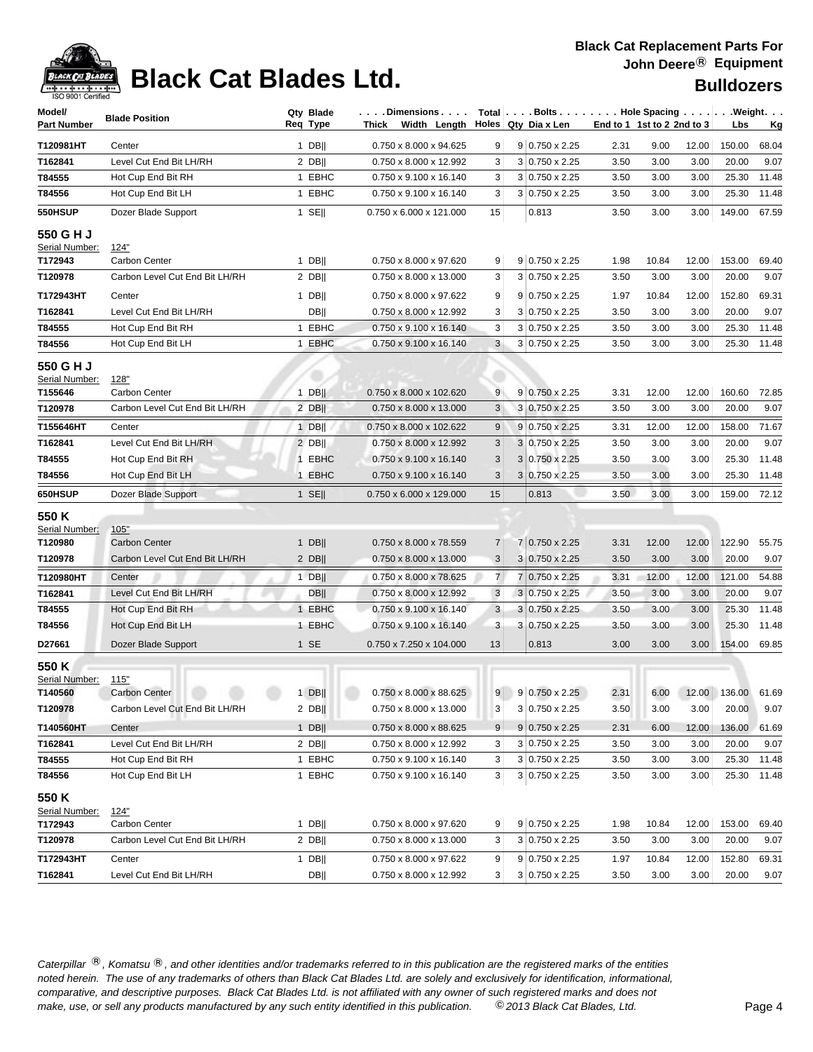# Black Cat Blades Ltd.

**Black Cat Replacement Parts For John Deere® Equipment**

**Bulldozers**

| Model/ Part Number | Blade Position | Qty Req | Blade Type | Dimensions Thick x Width x Length | Total Holes | Bolts Qty | Bolts Dia x Len | Hole Spacing End to 1 | Hole Spacing 1st to 2 | Hole Spacing 2nd to 3 | Weight Lbs | Weight Kg |
|---|---|---|---|---|---|---|---|---|---|---|---|---|
| T120981HT | Center | 1 | DB\|\| | 0.750 x 8.000 x 94.625 | 9 | 9 | 0.750 x 2.25 | 2.31 | 9.00 | 12.00 | 150.00 | 68.04 |
| T162841 | Level Cut End Bit LH/RH | 2 | DB\|\| | 0.750 x 8.000 x 12.992 | 3 | 3 | 0.750 x 2.25 | 3.50 | 3.00 | 3.00 | 20.00 | 9.07 |
| T84555 | Hot Cup End Bit RH | 1 | EBHC | 0.750 x 9.100 x 16.140 | 3 | 3 | 0.750 x 2.25 | 3.50 | 3.00 | 3.00 | 25.30 | 11.48 |
| T84556 | Hot Cup End Bit LH | 1 | EBHC | 0.750 x 9.100 x 16.140 | 3 | 3 | 0.750 x 2.25 | 3.50 | 3.00 | 3.00 | 25.30 | 11.48 |
| 550HSUP | Dozer Blade Support | 1 | SE\|\| | 0.750 x 6.000 x 121.000 | 15 | | 0.813 | 3.50 | 3.00 | 3.00 | 149.00 | 67.59 |
| **550 G H J** | | | | | | | | | | | | |
| Serial Number: | 124" | | | | | | | | | | | |
| T172943 | Carbon Center | 1 | DB\|\| | 0.750 x 8.000 x 97.620 | 9 | 9 | 0.750 x 2.25 | 1.98 | 10.84 | 12.00 | 153.00 | 69.40 |
| T120978 | Carbon Level Cut End Bit LH/RH | 2 | DB\|\| | 0.750 x 8.000 x 13.000 | 3 | 3 | 0.750 x 2.25 | 3.50 | 3.00 | 3.00 | 20.00 | 9.07 |
| T172943HT | Center | 1 | DB\|\| | 0.750 x 8.000 x 97.622 | 9 | 9 | 0.750 x 2.25 | 1.97 | 10.84 | 12.00 | 152.80 | 69.31 |
| T162841 | Level Cut End Bit LH/RH | | DB\|\| | 0.750 x 8.000 x 12.992 | 3 | 3 | 0.750 x 2.25 | 3.50 | 3.00 | 3.00 | 20.00 | 9.07 |
| T84555 | Hot Cup End Bit RH | 1 | EBHC | 0.750 x 9.100 x 16.140 | 3 | 3 | 0.750 x 2.25 | 3.50 | 3.00 | 3.00 | 25.30 | 11.48 |
| T84556 | Hot Cup End Bit LH | 1 | EBHC | 0.750 x 9.100 x 16.140 | 3 | 3 | 0.750 x 2.25 | 3.50 | 3.00 | 3.00 | 25.30 | 11.48 |
| **550 G H J** | | | | | | | | | | | | |
| Serial Number: | 128" | | | | | | | | | | | |
| T155646 | Carbon Center | 1 | DB\|\| | 0.750 x 8.000 x 102.620 | 9 | 9 | 0.750 x 2.25 | 3.31 | 12.00 | 12.00 | 160.60 | 72.85 |
| T120978 | Carbon Level Cut End Bit LH/RH | 2 | DB\|\| | 0.750 x 8.000 x 13.000 | 3 | 3 | 0.750 x 2.25 | 3.50 | 3.00 | 3.00 | 20.00 | 9.07 |
| T155646HT | Center | 1 | DB\|\| | 0.750 x 8.000 x 102.622 | 9 | 9 | 0.750 x 2.25 | 3.31 | 12.00 | 12.00 | 158.00 | 71.67 |
| T162841 | Level Cut End Bit LH/RH | 2 | DB\|\| | 0.750 x 8.000 x 12.992 | 3 | 3 | 0.750 x 2.25 | 3.50 | 3.00 | 3.00 | 20.00 | 9.07 |
| T84555 | Hot Cup End Bit RH | 1 | EBHC | 0.750 x 9.100 x 16.140 | 3 | 3 | 0.750 x 2.25 | 3.50 | 3.00 | 3.00 | 25.30 | 11.48 |
| T84556 | Hot Cup End Bit LH | 1 | EBHC | 0.750 x 9.100 x 16.140 | 3 | 3 | 0.750 x 2.25 | 3.50 | 3.00 | 3.00 | 25.30 | 11.48 |
| 650HSUP | Dozer Blade Support | 1 | SE\|\| | 0.750 x 6.000 x 129.000 | 15 | | 0.813 | 3.50 | 3.00 | 3.00 | 159.00 | 72.12 |
| **550 K** | | | | | | | | | | | | |
| Serial Number: | 105" | | | | | | | | | | | |
| T120980 | Carbon Center | 1 | DB\|\| | 0.750 x 8.000 x 78.559 | 7 | 7 | 0.750 x 2.25 | 3.31 | 12.00 | 12.00 | 122.90 | 55.75 |
| T120978 | Carbon Level Cut End Bit LH/RH | 2 | DB\|\| | 0.750 x 8.000 x 13.000 | 3 | 3 | 0.750 x 2.25 | 3.50 | 3.00 | 3.00 | 20.00 | 9.07 |
| T120980HT | Center | 1 | DB\|\| | 0.750 x 8.000 x 78.625 | 7 | 7 | 0.750 x 2.25 | 3.31 | 12.00 | 12.00 | 121.00 | 54.88 |
| T162841 | Level Cut End Bit LH/RH | | DB\|\| | 0.750 x 8.000 x 12.992 | 3 | 3 | 0.750 x 2.25 | 3.50 | 3.00 | 3.00 | 20.00 | 9.07 |
| T84555 | Hot Cup End Bit RH | 1 | EBHC | 0.750 x 9.100 x 16.140 | 3 | 3 | 0.750 x 2.25 | 3.50 | 3.00 | 3.00 | 25.30 | 11.48 |
| T84556 | Hot Cup End Bit LH | 1 | EBHC | 0.750 x 9.100 x 16.140 | 3 | 3 | 0.750 x 2.25 | 3.50 | 3.00 | 3.00 | 25.30 | 11.48 |
| D27661 | Dozer Blade Support | 1 | SE | 0.750 x 7.250 x 104.000 | 13 | | 0.813 | 3.00 | 3.00 | 3.00 | 154.00 | 69.85 |
| **550 K** | | | | | | | | | | | | |
| Serial Number: | 115" | | | | | | | | | | | |
| T140560 | Carbon Center | 1 | DB\|\| | 0.750 x 8.000 x 88.625 | 9 | 9 | 0.750 x 2.25 | 2.31 | 6.00 | 12.00 | 136.00 | 61.69 |
| T120978 | Carbon Level Cut End Bit LH/RH | 2 | DB\|\| | 0.750 x 8.000 x 13.000 | 3 | 3 | 0.750 x 2.25 | 3.50 | 3.00 | 3.00 | 20.00 | 9.07 |
| T140560HT | Center | 1 | DB\|\| | 0.750 x 8.000 x 88.625 | 9 | 9 | 0.750 x 2.25 | 2.31 | 6.00 | 12.00 | 136.00 | 61.69 |
| T162841 | Level Cut End Bit LH/RH | 2 | DB\|\| | 0.750 x 8.000 x 12.992 | 3 | 3 | 0.750 x 2.25 | 3.50 | 3.00 | 3.00 | 20.00 | 9.07 |
| T84555 | Hot Cup End Bit RH | 1 | EBHC | 0.750 x 9.100 x 16.140 | 3 | 3 | 0.750 x 2.25 | 3.50 | 3.00 | 3.00 | 25.30 | 11.48 |
| T84556 | Hot Cup End Bit LH | 1 | EBHC | 0.750 x 9.100 x 16.140 | 3 | 3 | 0.750 x 2.25 | 3.50 | 3.00 | 3.00 | 25.30 | 11.48 |
| **550 K** | | | | | | | | | | | | |
| Serial Number: | 124" | | | | | | | | | | | |
| T172943 | Carbon Center | 1 | DB\|\| | 0.750 x 8.000 x 97.620 | 9 | 9 | 0.750 x 2.25 | 1.98 | 10.84 | 12.00 | 153.00 | 69.40 |
| T120978 | Carbon Level Cut End Bit LH/RH | 2 | DB\|\| | 0.750 x 8.000 x 13.000 | 3 | 3 | 0.750 x 2.25 | 3.50 | 3.00 | 3.00 | 20.00 | 9.07 |
| T172943HT | Center | 1 | DB\|\| | 0.750 x 8.000 x 97.622 | 9 | 9 | 0.750 x 2.25 | 1.97 | 10.84 | 12.00 | 152.80 | 69.31 |
| T162841 | Level Cut End Bit LH/RH | | DB\|\| | 0.750 x 8.000 x 12.992 | 3 | 3 | 0.750 x 2.25 | 3.50 | 3.00 | 3.00 | 20.00 | 9.07 |

*Caterpillar ®, Komatsu ®, and other identities and/or trademarks referred to in this publication are the registered marks of the entities noted herein. The use of any trademarks of others than Black Cat Blades Ltd. are solely and exclusively for identification, informational, comparative, and descriptive purposes. Black Cat Blades Ltd. is not affiliated with any owner of such registered marks and does not make, use, or sell any products manufactured by any such entity identified in this publication. © 2013 Black Cat Blades, Ltd.*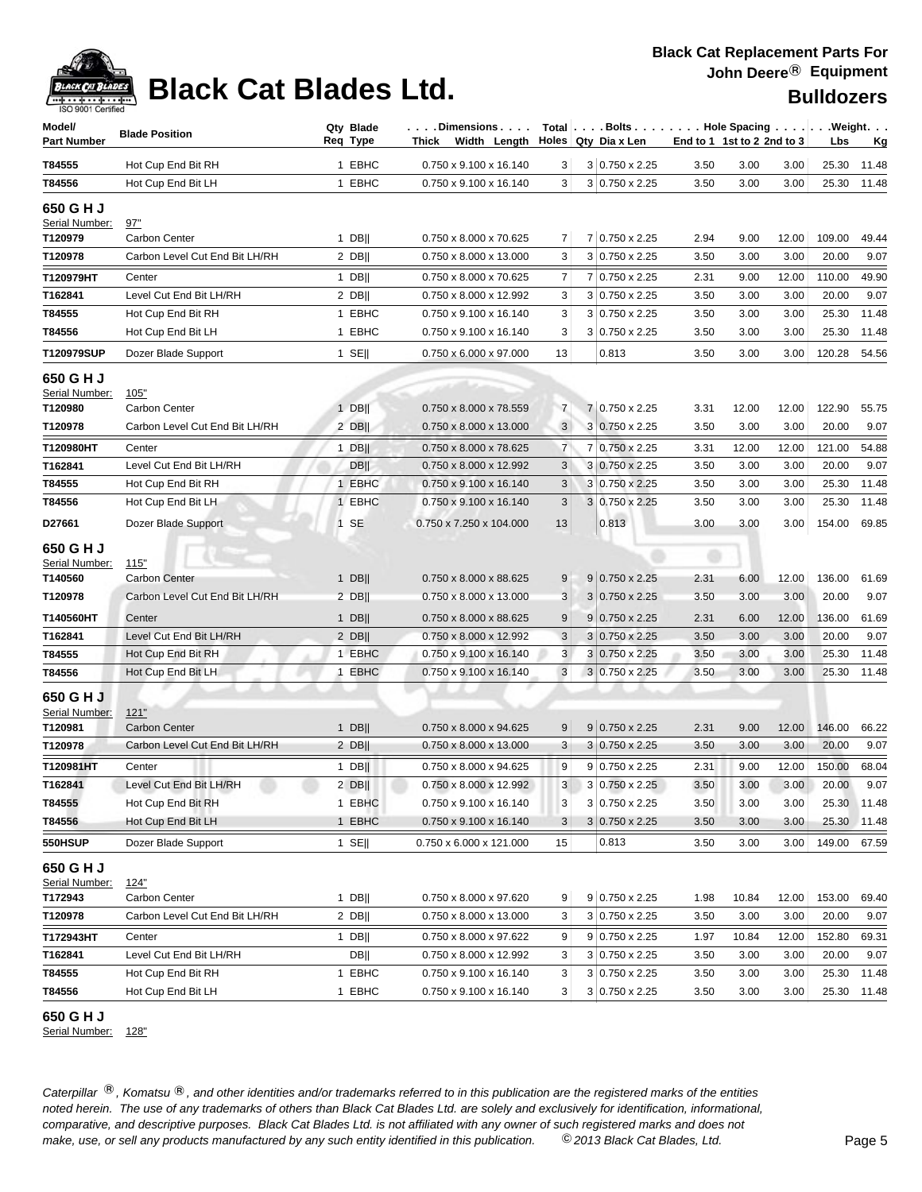# Black Cat Blades Ltd.

**Black Cat Replacement Parts For John Deere® Equipment**

**Bulldozers**

| Model/ Part Number | Blade Position | Qty Req | Blade Type | Dimensions Thick x Width x Length | Total Holes | Bolts Qty | Bolts Dia x Len | Hole Spacing End to 1 | 1st to 2 | 2nd to 3 | Weight Lbs | Kg |
|---|---|---|---|---|---|---|---|---|---|---|---|---|
| T84555 | Hot Cup End Bit RH | 1 | EBHC | 0.750 x 9.100 x 16.140 | 3 | 3 | 0.750 x 2.25 | 3.50 | 3.00 | 3.00 | 25.30 | 11.48 |
| T84556 | Hot Cup End Bit LH | 1 | EBHC | 0.750 x 9.100 x 16.140 | 3 | 3 | 0.750 x 2.25 | 3.50 | 3.00 | 3.00 | 25.30 | 11.48 |
| **650 G H J** | | | | | | | | | | | | |
| Serial Number: | 97" | | | | | | | | | | | |
| T120979 | Carbon Center | 1 | DB‖ | 0.750 x 8.000 x 70.625 | 7 | 7 | 0.750 x 2.25 | 2.94 | 9.00 | 12.00 | 109.00 | 49.44 |
| T120978 | Carbon Level Cut End Bit LH/RH | 2 | DB‖ | 0.750 x 8.000 x 13.000 | 3 | 3 | 0.750 x 2.25 | 3.50 | 3.00 | 3.00 | 20.00 | 9.07 |
| T120979HT | Center | 1 | DB‖ | 0.750 x 8.000 x 70.625 | 7 | 7 | 0.750 x 2.25 | 2.31 | 9.00 | 12.00 | 110.00 | 49.90 |
| T162841 | Level Cut End Bit LH/RH | 2 | DB‖ | 0.750 x 8.000 x 12.992 | 3 | 3 | 0.750 x 2.25 | 3.50 | 3.00 | 3.00 | 20.00 | 9.07 |
| T84555 | Hot Cup End Bit RH | 1 | EBHC | 0.750 x 9.100 x 16.140 | 3 | 3 | 0.750 x 2.25 | 3.50 | 3.00 | 3.00 | 25.30 | 11.48 |
| T84556 | Hot Cup End Bit LH | 1 | EBHC | 0.750 x 9.100 x 16.140 | 3 | 3 | 0.750 x 2.25 | 3.50 | 3.00 | 3.00 | 25.30 | 11.48 |
| T120979SUP | Dozer Blade Support | 1 | SE‖ | 0.750 x 6.000 x 97.000 | 13 | | 0.813 | 3.50 | 3.00 | 3.00 | 120.28 | 54.56 |
| **650 G H J** | | | | | | | | | | | | |
| Serial Number: | 105" | | | | | | | | | | | |
| T120980 | Carbon Center | 1 | DB‖ | 0.750 x 8.000 x 78.559 | 7 | 7 | 0.750 x 2.25 | 3.31 | 12.00 | 12.00 | 122.90 | 55.75 |
| T120978 | Carbon Level Cut End Bit LH/RH | 2 | DB‖ | 0.750 x 8.000 x 13.000 | 3 | 3 | 0.750 x 2.25 | 3.50 | 3.00 | 3.00 | 20.00 | 9.07 |
| T120980HT | Center | 1 | DB‖ | 0.750 x 8.000 x 78.625 | 7 | 7 | 0.750 x 2.25 | 3.31 | 12.00 | 12.00 | 121.00 | 54.88 |
| T162841 | Level Cut End Bit LH/RH | | DB‖ | 0.750 x 8.000 x 12.992 | 3 | 3 | 0.750 x 2.25 | 3.50 | 3.00 | 3.00 | 20.00 | 9.07 |
| T84555 | Hot Cup End Bit RH | 1 | EBHC | 0.750 x 9.100 x 16.140 | 3 | 3 | 0.750 x 2.25 | 3.50 | 3.00 | 3.00 | 25.30 | 11.48 |
| T84556 | Hot Cup End Bit LH | 1 | EBHC | 0.750 x 9.100 x 16.140 | 3 | 3 | 0.750 x 2.25 | 3.50 | 3.00 | 3.00 | 25.30 | 11.48 |
| D27661 | Dozer Blade Support | 1 | SE | 0.750 x 7.250 x 104.000 | 13 | | 0.813 | 3.00 | 3.00 | 3.00 | 154.00 | 69.85 |
| **650 G H J** | | | | | | | | | | | | |
| Serial Number: | 115" | | | | | | | | | | | |
| T140560 | Carbon Center | 1 | DB‖ | 0.750 x 8.000 x 88.625 | 9 | 9 | 0.750 x 2.25 | 2.31 | 6.00 | 12.00 | 136.00 | 61.69 |
| T120978 | Carbon Level Cut End Bit LH/RH | 2 | DB‖ | 0.750 x 8.000 x 13.000 | 3 | 3 | 0.750 x 2.25 | 3.50 | 3.00 | 3.00 | 20.00 | 9.07 |
| T140560HT | Center | 1 | DB‖ | 0.750 x 8.000 x 88.625 | 9 | 9 | 0.750 x 2.25 | 2.31 | 6.00 | 12.00 | 136.00 | 61.69 |
| T162841 | Level Cut End Bit LH/RH | 2 | DB‖ | 0.750 x 8.000 x 12.992 | 3 | 3 | 0.750 x 2.25 | 3.50 | 3.00 | 3.00 | 20.00 | 9.07 |
| T84555 | Hot Cup End Bit RH | 1 | EBHC | 0.750 x 9.100 x 16.140 | 3 | 3 | 0.750 x 2.25 | 3.50 | 3.00 | 3.00 | 25.30 | 11.48 |
| T84556 | Hot Cup End Bit LH | 1 | EBHC | 0.750 x 9.100 x 16.140 | 3 | 3 | 0.750 x 2.25 | 3.50 | 3.00 | 3.00 | 25.30 | 11.48 |
| **650 G H J** | | | | | | | | | | | | |
| Serial Number: | 121" | | | | | | | | | | | |
| T120981 | Carbon Center | 1 | DB‖ | 0.750 x 8.000 x 94.625 | 9 | 9 | 0.750 x 2.25 | 2.31 | 9.00 | 12.00 | 146.00 | 66.22 |
| T120978 | Carbon Level Cut End Bit LH/RH | 2 | DB‖ | 0.750 x 8.000 x 13.000 | 3 | 3 | 0.750 x 2.25 | 3.50 | 3.00 | 3.00 | 20.00 | 9.07 |
| T120981HT | Center | 1 | DB‖ | 0.750 x 8.000 x 94.625 | 9 | 9 | 0.750 x 2.25 | 2.31 | 9.00 | 12.00 | 150.00 | 68.04 |
| T162841 | Level Cut End Bit LH/RH | 2 | DB‖ | 0.750 x 8.000 x 12.992 | 3 | 3 | 0.750 x 2.25 | 3.50 | 3.00 | 3.00 | 20.00 | 9.07 |
| T84555 | Hot Cup End Bit RH | 1 | EBHC | 0.750 x 9.100 x 16.140 | 3 | 3 | 0.750 x 2.25 | 3.50 | 3.00 | 3.00 | 25.30 | 11.48 |
| T84556 | Hot Cup End Bit LH | 1 | EBHC | 0.750 x 9.100 x 16.140 | 3 | 3 | 0.750 x 2.25 | 3.50 | 3.00 | 3.00 | 25.30 | 11.48 |
| 550HSUP | Dozer Blade Support | 1 | SE‖ | 0.750 x 6.000 x 121.000 | 15 | | 0.813 | 3.50 | 3.00 | 3.00 | 149.00 | 67.59 |
| **650 G H J** | | | | | | | | | | | | |
| Serial Number: | 124" | | | | | | | | | | | |
| T172943 | Carbon Center | 1 | DB‖ | 0.750 x 8.000 x 97.620 | 9 | 9 | 0.750 x 2.25 | 1.98 | 10.84 | 12.00 | 153.00 | 69.40 |
| T120978 | Carbon Level Cut End Bit LH/RH | 2 | DB‖ | 0.750 x 8.000 x 13.000 | 3 | 3 | 0.750 x 2.25 | 3.50 | 3.00 | 3.00 | 20.00 | 9.07 |
| T172943HT | Center | 1 | DB‖ | 0.750 x 8.000 x 97.622 | 9 | 9 | 0.750 x 2.25 | 1.97 | 10.84 | 12.00 | 152.80 | 69.31 |
| T162841 | Level Cut End Bit LH/RH | | DB‖ | 0.750 x 8.000 x 12.992 | 3 | 3 | 0.750 x 2.25 | 3.50 | 3.00 | 3.00 | 20.00 | 9.07 |
| T84555 | Hot Cup End Bit RH | 1 | EBHC | 0.750 x 9.100 x 16.140 | 3 | 3 | 0.750 x 2.25 | 3.50 | 3.00 | 3.00 | 25.30 | 11.48 |
| T84556 | Hot Cup End Bit LH | 1 | EBHC | 0.750 x 9.100 x 16.140 | 3 | 3 | 0.750 x 2.25 | 3.50 | 3.00 | 3.00 | 25.30 | 11.48 |

**650 G H J**

Serial Number: 128"

*Caterpillar ®, Komatsu ®, and other identities and/or trademarks referred to in this publication are the registered marks of the entities noted herein. The use of any trademarks of others than Black Cat Blades Ltd. are solely and exclusively for identification, informational, comparative, and descriptive purposes. Black Cat Blades Ltd. is not affiliated with any owner of such registered marks and does not make, use, or sell any products manufactured by any such entity identified in this publication. © 2013 Black Cat Blades, Ltd.*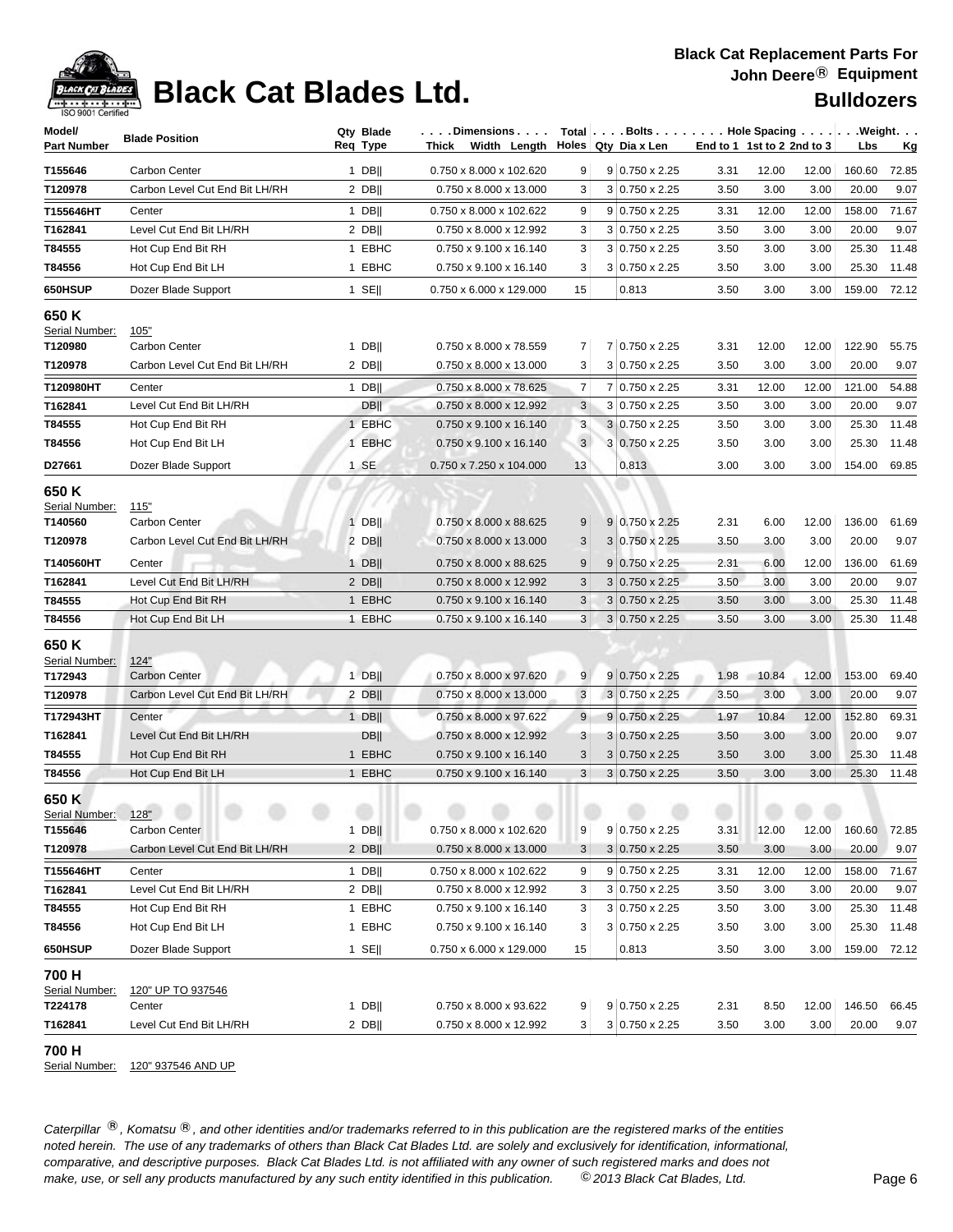# Black Cat Blades Ltd.

**Black Cat Replacement Parts For John Deere® Equipment**

**Bulldozers**

| Model/ Part Number | Blade Position | Qty Req | Blade Type | Dimensions Thick x Width x Length | Total Holes | Bolts Qty | Bolts Dia x Len | Hole Spacing End to 1 | 1st to 2 | 2nd to 3 | Weight Lbs | Weight Kg |
|---|---|---|---|---|---|---|---|---|---|---|---|---|
| T155646 | Carbon Center | 1 | DB‖ | 0.750 x 8.000 x 102.620 | 9 | 9 | 0.750 x 2.25 | 3.31 | 12.00 | 12.00 | 160.60 | 72.85 |
| T120978 | Carbon Level Cut End Bit LH/RH | 2 | DB‖ | 0.750 x 8.000 x 13.000 | 3 | 3 | 0.750 x 2.25 | 3.50 | 3.00 | 3.00 | 20.00 | 9.07 |
| T155646HT | Center | 1 | DB‖ | 0.750 x 8.000 x 102.622 | 9 | 9 | 0.750 x 2.25 | 3.31 | 12.00 | 12.00 | 158.00 | 71.67 |
| T162841 | Level Cut End Bit LH/RH | 2 | DB‖ | 0.750 x 8.000 x 12.992 | 3 | 3 | 0.750 x 2.25 | 3.50 | 3.00 | 3.00 | 20.00 | 9.07 |
| T84555 | Hot Cup End Bit RH | 1 | EBHC | 0.750 x 9.100 x 16.140 | 3 | 3 | 0.750 x 2.25 | 3.50 | 3.00 | 3.00 | 25.30 | 11.48 |
| T84556 | Hot Cup End Bit LH | 1 | EBHC | 0.750 x 9.100 x 16.140 | 3 | 3 | 0.750 x 2.25 | 3.50 | 3.00 | 3.00 | 25.30 | 11.48 |
| 650HSUP | Dozer Blade Support | 1 | SE‖ | 0.750 x 6.000 x 129.000 | 15 | | 0.813 | 3.50 | 3.00 | 3.00 | 159.00 | 72.12 |

## 650 K

Serial Number: 105"

| Model/ Part Number | Blade Position | Qty Req | Blade Type | Dimensions Thick x Width x Length | Total Holes | Bolts Qty | Bolts Dia x Len | Hole Spacing End to 1 | 1st to 2 | 2nd to 3 | Weight Lbs | Weight Kg |
|---|---|---|---|---|---|---|---|---|---|---|---|---|
| T120980 | Carbon Center | 1 | DB‖ | 0.750 x 8.000 x 78.559 | 7 | 7 | 0.750 x 2.25 | 3.31 | 12.00 | 12.00 | 122.90 | 55.75 |
| T120978 | Carbon Level Cut End Bit LH/RH | 2 | DB‖ | 0.750 x 8.000 x 13.000 | 3 | 3 | 0.750 x 2.25 | 3.50 | 3.00 | 3.00 | 20.00 | 9.07 |
| T120980HT | Center | 1 | DB‖ | 0.750 x 8.000 x 78.625 | 7 | 7 | 0.750 x 2.25 | 3.31 | 12.00 | 12.00 | 121.00 | 54.88 |
| T162841 | Level Cut End Bit LH/RH | | DB‖ | 0.750 x 8.000 x 12.992 | 3 | 3 | 0.750 x 2.25 | 3.50 | 3.00 | 3.00 | 20.00 | 9.07 |
| T84555 | Hot Cup End Bit RH | 1 | EBHC | 0.750 x 9.100 x 16.140 | 3 | 3 | 0.750 x 2.25 | 3.50 | 3.00 | 3.00 | 25.30 | 11.48 |
| T84556 | Hot Cup End Bit LH | 1 | EBHC | 0.750 x 9.100 x 16.140 | 3 | 3 | 0.750 x 2.25 | 3.50 | 3.00 | 3.00 | 25.30 | 11.48 |
| D27661 | Dozer Blade Support | 1 | SE | 0.750 x 7.250 x 104.000 | 13 | | 0.813 | 3.00 | 3.00 | 3.00 | 154.00 | 69.85 |

## 650 K

Serial Number: 115"

| Model/ Part Number | Blade Position | Qty Req | Blade Type | Dimensions Thick x Width x Length | Total Holes | Bolts Qty | Bolts Dia x Len | Hole Spacing End to 1 | 1st to 2 | 2nd to 3 | Weight Lbs | Weight Kg |
|---|---|---|---|---|---|---|---|---|---|---|---|---|
| T140560 | Carbon Center | 1 | DB‖ | 0.750 x 8.000 x 88.625 | 9 | 9 | 0.750 x 2.25 | 2.31 | 6.00 | 12.00 | 136.00 | 61.69 |
| T120978 | Carbon Level Cut End Bit LH/RH | 2 | DB‖ | 0.750 x 8.000 x 13.000 | 3 | 3 | 0.750 x 2.25 | 3.50 | 3.00 | 3.00 | 20.00 | 9.07 |
| T140560HT | Center | 1 | DB‖ | 0.750 x 8.000 x 88.625 | 9 | 9 | 0.750 x 2.25 | 2.31 | 6.00 | 12.00 | 136.00 | 61.69 |
| T162841 | Level Cut End Bit LH/RH | 2 | DB‖ | 0.750 x 8.000 x 12.992 | 3 | 3 | 0.750 x 2.25 | 3.50 | 3.00 | 3.00 | 20.00 | 9.07 |
| T84555 | Hot Cup End Bit RH | 1 | EBHC | 0.750 x 9.100 x 16.140 | 3 | 3 | 0.750 x 2.25 | 3.50 | 3.00 | 3.00 | 25.30 | 11.48 |
| T84556 | Hot Cup End Bit LH | 1 | EBHC | 0.750 x 9.100 x 16.140 | 3 | 3 | 0.750 x 2.25 | 3.50 | 3.00 | 3.00 | 25.30 | 11.48 |

## 650 K

Serial Number: 124"

| Model/ Part Number | Blade Position | Qty Req | Blade Type | Dimensions Thick x Width x Length | Total Holes | Bolts Qty | Bolts Dia x Len | Hole Spacing End to 1 | 1st to 2 | 2nd to 3 | Weight Lbs | Weight Kg |
|---|---|---|---|---|---|---|---|---|---|---|---|---|
| T172943 | Carbon Center | 1 | DB‖ | 0.750 x 8.000 x 97.620 | 9 | 9 | 0.750 x 2.25 | 1.98 | 10.84 | 12.00 | 153.00 | 69.40 |
| T120978 | Carbon Level Cut End Bit LH/RH | 2 | DB‖ | 0.750 x 8.000 x 13.000 | 3 | 3 | 0.750 x 2.25 | 3.50 | 3.00 | 3.00 | 20.00 | 9.07 |
| T172943HT | Center | 1 | DB‖ | 0.750 x 8.000 x 97.622 | 9 | 9 | 0.750 x 2.25 | 1.97 | 10.84 | 12.00 | 152.80 | 69.31 |
| T162841 | Level Cut End Bit LH/RH | | DB‖ | 0.750 x 8.000 x 12.992 | 3 | 3 | 0.750 x 2.25 | 3.50 | 3.00 | 3.00 | 20.00 | 9.07 |
| T84555 | Hot Cup End Bit RH | 1 | EBHC | 0.750 x 9.100 x 16.140 | 3 | 3 | 0.750 x 2.25 | 3.50 | 3.00 | 3.00 | 25.30 | 11.48 |
| T84556 | Hot Cup End Bit LH | 1 | EBHC | 0.750 x 9.100 x 16.140 | 3 | 3 | 0.750 x 2.25 | 3.50 | 3.00 | 3.00 | 25.30 | 11.48 |

## 650 K

Serial Number: 128"

| Model/ Part Number | Blade Position | Qty Req | Blade Type | Dimensions Thick x Width x Length | Total Holes | Bolts Qty | Bolts Dia x Len | Hole Spacing End to 1 | 1st to 2 | 2nd to 3 | Weight Lbs | Weight Kg |
|---|---|---|---|---|---|---|---|---|---|---|---|---|
| T155646 | Carbon Center | 1 | DB‖ | 0.750 x 8.000 x 102.620 | 9 | 9 | 0.750 x 2.25 | 3.31 | 12.00 | 12.00 | 160.60 | 72.85 |
| T120978 | Carbon Level Cut End Bit LH/RH | 2 | DB‖ | 0.750 x 8.000 x 13.000 | 3 | 3 | 0.750 x 2.25 | 3.50 | 3.00 | 3.00 | 20.00 | 9.07 |
| T155646HT | Center | 1 | DB‖ | 0.750 x 8.000 x 102.622 | 9 | 9 | 0.750 x 2.25 | 3.31 | 12.00 | 12.00 | 158.00 | 71.67 |
| T162841 | Level Cut End Bit LH/RH | 2 | DB‖ | 0.750 x 8.000 x 12.992 | 3 | 3 | 0.750 x 2.25 | 3.50 | 3.00 | 3.00 | 20.00 | 9.07 |
| T84555 | Hot Cup End Bit RH | 1 | EBHC | 0.750 x 9.100 x 16.140 | 3 | 3 | 0.750 x 2.25 | 3.50 | 3.00 | 3.00 | 25.30 | 11.48 |
| T84556 | Hot Cup End Bit LH | 1 | EBHC | 0.750 x 9.100 x 16.140 | 3 | 3 | 0.750 x 2.25 | 3.50 | 3.00 | 3.00 | 25.30 | 11.48 |
| 650HSUP | Dozer Blade Support | 1 | SE‖ | 0.750 x 6.000 x 129.000 | 15 | | 0.813 | 3.50 | 3.00 | 3.00 | 159.00 | 72.12 |

## 700 H

Serial Number: 120" UP TO 937546

| Model/ Part Number | Blade Position | Qty Req | Blade Type | Dimensions Thick x Width x Length | Total Holes | Bolts Qty | Bolts Dia x Len | Hole Spacing End to 1 | 1st to 2 | 2nd to 3 | Weight Lbs | Weight Kg |
|---|---|---|---|---|---|---|---|---|---|---|---|---|
| T224178 | Center | 1 | DB‖ | 0.750 x 8.000 x 93.622 | 9 | 9 | 0.750 x 2.25 | 2.31 | 8.50 | 12.00 | 146.50 | 66.45 |
| T162841 | Level Cut End Bit LH/RH | 2 | DB‖ | 0.750 x 8.000 x 12.992 | 3 | 3 | 0.750 x 2.25 | 3.50 | 3.00 | 3.00 | 20.00 | 9.07 |

## 700 H

Serial Number: 120" 937546 AND UP

*Caterpillar ®, Komatsu ®, and other identities and/or trademarks referred to in this publication are the registered marks of the entities noted herein. The use of any trademarks of others than Black Cat Blades Ltd. are solely and exclusively for identification, informational, comparative, and descriptive purposes. Black Cat Blades Ltd. is not affiliated with any owner of such registered marks and does not make, use, or sell any products manufactured by any such entity identified in this publication. © 2013 Black Cat Blades, Ltd.*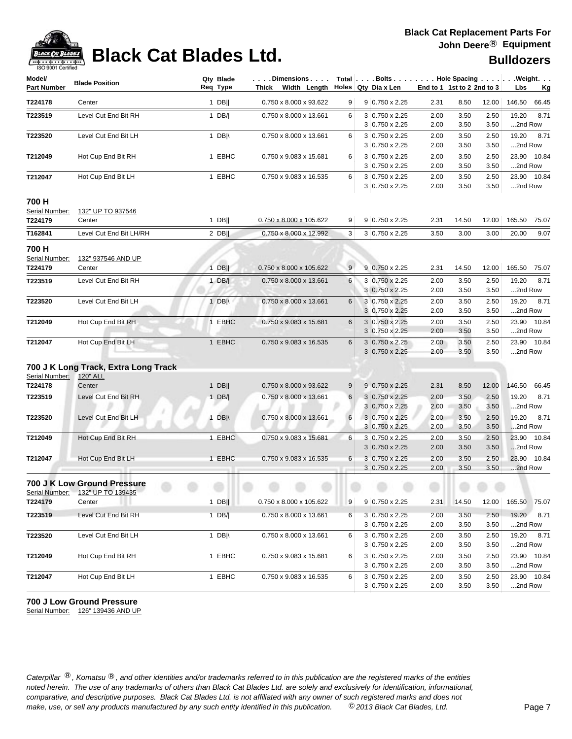| Model/ Part Number | Blade Position | Qty Req | Blade Type | Dimensions Thick x Width x Length | Total Holes | Bolts Qty | Dia x Len | Hole Spacing End to 1 | 1st to 2 | 2nd to 3 | Weight Lbs | Kg |
|---|---|---|---|---|---|---|---|---|---|---|---|---|
| T224178 | Center | 1 | DB‖ | 0.750 x 8.000 x 93.622 | 9 | 9 | 0.750 x 2.25 | 2.31 | 8.50 | 12.00 | 146.50 | 66.45 |
| T223519 | Level Cut End Bit RH | 1 | DB/\| | 0.750 x 8.000 x 13.661 | 6 | 3 | 0.750 x 2.25 | 2.00 | 3.50 | 2.50 | 19.20 | 8.71 |
| | | | | | | 3 | 0.750 x 2.25 | 2.00 | 3.50 | 3.50 | ...2nd Row | |
| T223520 | Level Cut End Bit LH | 1 | DB\|\ | 0.750 x 8.000 x 13.661 | 6 | 3 | 0.750 x 2.25 | 2.00 | 3.50 | 2.50 | 19.20 | 8.71 |
| | | | | | | 3 | 0.750 x 2.25 | 2.00 | 3.50 | 3.50 | ...2nd Row | |
| T212049 | Hot Cup End Bit RH | 1 | EBHC | 0.750 x 9.083 x 15.681 | 6 | 3 | 0.750 x 2.25 | 2.00 | 3.50 | 2.50 | 23.90 | 10.84 |
| | | | | | | 3 | 0.750 x 2.25 | 2.00 | 3.50 | 3.50 | ...2nd Row | |
| T212047 | Hot Cup End Bit LH | 1 | EBHC | 0.750 x 9.083 x 16.535 | 6 | 3 | 0.750 x 2.25 | 2.00 | 3.50 | 2.50 | 23.90 | 10.84 |
| | | | | | | 3 | 0.750 x 2.25 | 2.00 | 3.50 | 3.50 | ...2nd Row | |

## 700 H

Serial Number: 132" UP TO 937546

| Model/ Part Number | Blade Position | Qty Req | Blade Type | Dimensions Thick x Width x Length | Total Holes | Bolts Qty | Dia x Len | Hole Spacing End to 1 | 1st to 2 | 2nd to 3 | Weight Lbs | Kg |
|---|---|---|---|---|---|---|---|---|---|---|---|---|
| T224179 | Center | 1 | DB‖ | 0.750 x 8.000 x 105.622 | 9 | 9 | 0.750 x 2.25 | 2.31 | 14.50 | 12.00 | 165.50 | 75.07 |
| T162841 | Level Cut End Bit LH/RH | 2 | DB‖ | 0.750 x 8.000 x 12.992 | 3 | 3 | 0.750 x 2.25 | 3.50 | 3.00 | 3.00 | 20.00 | 9.07 |

## 700 H

Serial Number: 132" 937546 AND UP

| Model/ Part Number | Blade Position | Qty Req | Blade Type | Dimensions Thick x Width x Length | Total Holes | Bolts Qty | Dia x Len | Hole Spacing End to 1 | 1st to 2 | 2nd to 3 | Weight Lbs | Kg |
|---|---|---|---|---|---|---|---|---|---|---|---|---|
| T224179 | Center | 1 | DB‖ | 0.750 x 8.000 x 105.622 | 9 | 9 | 0.750 x 2.25 | 2.31 | 14.50 | 12.00 | 165.50 | 75.07 |
| T223519 | Level Cut End Bit RH | 1 | DB/\| | 0.750 x 8.000 x 13.661 | 6 | 3 | 0.750 x 2.25 | 2.00 | 3.50 | 2.50 | 19.20 | 8.71 |
| | | | | | | 3 | 0.750 x 2.25 | 2.00 | 3.50 | 3.50 | ...2nd Row | |
| T223520 | Level Cut End Bit LH | 1 | DB\|\ | 0.750 x 8.000 x 13.661 | 6 | 3 | 0.750 x 2.25 | 2.00 | 3.50 | 2.50 | 19.20 | 8.71 |
| | | | | | | 3 | 0.750 x 2.25 | 2.00 | 3.50 | 3.50 | ...2nd Row | |
| T212049 | Hot Cup End Bit RH | 1 | EBHC | 0.750 x 9.083 x 15.681 | 6 | 3 | 0.750 x 2.25 | 2.00 | 3.50 | 2.50 | 23.90 | 10.84 |
| | | | | | | 3 | 0.750 x 2.25 | 2.00 | 3.50 | 3.50 | ...2nd Row | |
| T212047 | Hot Cup End Bit LH | 1 | EBHC | 0.750 x 9.083 x 16.535 | 6 | 3 | 0.750 x 2.25 | 2.00 | 3.50 | 2.50 | 23.90 | 10.84 |
| | | | | | | 3 | 0.750 x 2.25 | 2.00 | 3.50 | 3.50 | ...2nd Row | |

## 700 J K Long Track, Extra Long Track

Serial Number: 120" ALL

| Model/ Part Number | Blade Position | Qty Req | Blade Type | Dimensions Thick x Width x Length | Total Holes | Bolts Qty | Dia x Len | Hole Spacing End to 1 | 1st to 2 | 2nd to 3 | Weight Lbs | Kg |
|---|---|---|---|---|---|---|---|---|---|---|---|---|
| T224178 | Center | 1 | DB‖ | 0.750 x 8.000 x 93.622 | 9 | 9 | 0.750 x 2.25 | 2.31 | 8.50 | 12.00 | 146.50 | 66.45 |
| T223519 | Level Cut End Bit RH | 1 | DB/\| | 0.750 x 8.000 x 13.661 | 6 | 3 | 0.750 x 2.25 | 2.00 | 3.50 | 2.50 | 19.20 | 8.71 |
| | | | | | | 3 | 0.750 x 2.25 | 2.00 | 3.50 | 3.50 | ...2nd Row | |
| T223520 | Level Cut End Bit LH | 1 | DB\|\ | 0.750 x 8.000 x 13.661 | 6 | 3 | 0.750 x 2.25 | 2.00 | 3.50 | 2.50 | 19.20 | 8.71 |
| | | | | | | 3 | 0.750 x 2.25 | 2.00 | 3.50 | 3.50 | ...2nd Row | |
| T212049 | Hot Cup End Bit RH | 1 | EBHC | 0.750 x 9.083 x 15.681 | 6 | 3 | 0.750 x 2.25 | 2.00 | 3.50 | 2.50 | 23.90 | 10.84 |
| | | | | | | 3 | 0.750 x 2.25 | 2.00 | 3.50 | 3.50 | ...2nd Row | |
| T212047 | Hot Cup End Bit LH | 1 | EBHC | 0.750 x 9.083 x 16.535 | 6 | 3 | 0.750 x 2.25 | 2.00 | 3.50 | 2.50 | 23.90 | 10.84 |
| | | | | | | 3 | 0.750 x 2.25 | 2.00 | 3.50 | 3.50 | ...2nd Row | |

## 700 J K Low Ground Pressure

Serial Number: 132" UP TO 139435

| Model/ Part Number | Blade Position | Qty Req | Blade Type | Dimensions Thick x Width x Length | Total Holes | Bolts Qty | Dia x Len | Hole Spacing End to 1 | 1st to 2 | 2nd to 3 | Weight Lbs | Kg |
|---|---|---|---|---|---|---|---|---|---|---|---|---|
| T224179 | Center | 1 | DB‖ | 0.750 x 8.000 x 105.622 | 9 | 9 | 0.750 x 2.25 | 2.31 | 14.50 | 12.00 | 165.50 | 75.07 |
| T223519 | Level Cut End Bit RH | 1 | DB/\| | 0.750 x 8.000 x 13.661 | 6 | 3 | 0.750 x 2.25 | 2.00 | 3.50 | 2.50 | 19.20 | 8.71 |
| | | | | | | 3 | 0.750 x 2.25 | 2.00 | 3.50 | 3.50 | ...2nd Row | |
| T223520 | Level Cut End Bit LH | 1 | DB\|\ | 0.750 x 8.000 x 13.661 | 6 | 3 | 0.750 x 2.25 | 2.00 | 3.50 | 2.50 | 19.20 | 8.71 |
| | | | | | | 3 | 0.750 x 2.25 | 2.00 | 3.50 | 3.50 | ...2nd Row | |
| T212049 | Hot Cup End Bit RH | 1 | EBHC | 0.750 x 9.083 x 15.681 | 6 | 3 | 0.750 x 2.25 | 2.00 | 3.50 | 2.50 | 23.90 | 10.84 |
| | | | | | | 3 | 0.750 x 2.25 | 2.00 | 3.50 | 3.50 | ...2nd Row | |
| T212047 | Hot Cup End Bit LH | 1 | EBHC | 0.750 x 9.083 x 16.535 | 6 | 3 | 0.750 x 2.25 | 2.00 | 3.50 | 2.50 | 23.90 | 10.84 |
| | | | | | | 3 | 0.750 x 2.25 | 2.00 | 3.50 | 3.50 | ...2nd Row | |

## 700 J Low Ground Pressure

Serial Number: 126" 139436 AND UP

*Caterpillar ®, Komatsu ®, and other identities and/or trademarks referred to in this publication are the registered marks of the entities noted herein. The use of any trademarks of others than Black Cat Blades Ltd. are solely and exclusively for identification, informational, comparative, and descriptive purposes. Black Cat Blades Ltd. is not affiliated with any owner of such registered marks and does not make, use, or sell any products manufactured by any such entity identified in this publication.* *© 2013 Black Cat Blades, Ltd.*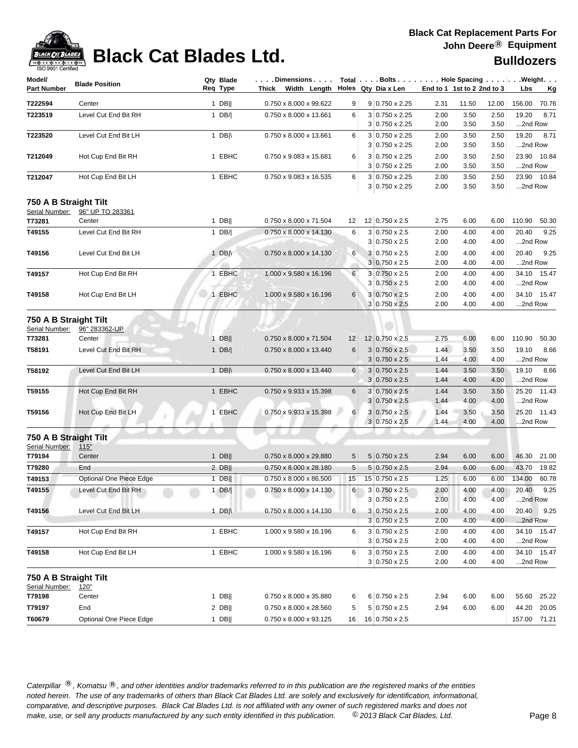# Black Cat Blades Ltd.

**Black Cat Replacement Parts For John Deere® Equipment**

**Bulldozers**

| Model/ Part Number | Blade Position | Qty Req | Blade Type | Dimensions Thick Width Length | Total Holes | Bolts Qty | Dia x Len | End to 1 | 1st to 2 | 2nd to 3 | Weight Lbs | Kg |
|---|---|---|---|---|---|---|---|---|---|---|---|---|
| T222594 | Center | 1 | DB‖ | 0.750 x 8.000 x 99.622 | 9 | 9 | 0.750 x 2.25 | 2.31 | 11.50 | 12.00 | 156.00 | 70.76 |
| T223519 | Level Cut End Bit RH | 1 | DB/\| | 0.750 x 8.000 x 13.661 | 6 | 3 | 0.750 x 2.25 | 2.00 | 3.50 | 2.50 | 19.20 | 8.71 |
| | | | | | | 3 | 0.750 x 2.25 | 2.00 | 3.50 | 3.50 | ...2nd Row | |
| T223520 | Level Cut End Bit LH | 1 | DB\|\ | 0.750 x 8.000 x 13.661 | 6 | 3 | 0.750 x 2.25 | 2.00 | 3.50 | 2.50 | 19.20 | 8.71 |
| | | | | | | 3 | 0.750 x 2.25 | 2.00 | 3.50 | 3.50 | ...2nd Row | |
| T212049 | Hot Cup End Bit RH | 1 | EBHC | 0.750 x 9.083 x 15.681 | 6 | 3 | 0.750 x 2.25 | 2.00 | 3.50 | 2.50 | 23.90 | 10.84 |
| | | | | | | 3 | 0.750 x 2.25 | 2.00 | 3.50 | 3.50 | ...2nd Row | |
| T212047 | Hot Cup End Bit LH | 1 | EBHC | 0.750 x 9.083 x 16.535 | 6 | 3 | 0.750 x 2.25 | 2.00 | 3.50 | 2.50 | 23.90 | 10.84 |
| | | | | | | 3 | 0.750 x 2.25 | 2.00 | 3.50 | 3.50 | ...2nd Row | |

## 750 A B Straight Tilt

Serial Number: 96" UP TO 283361

| Model/ Part Number | Blade Position | Qty Req | Blade Type | Dimensions Thick Width Length | Total Holes | Bolts Qty | Dia x Len | End to 1 | 1st to 2 | 2nd to 3 | Weight Lbs | Kg |
|---|---|---|---|---|---|---|---|---|---|---|---|---|
| T73281 | Center | 1 | DB‖ | 0.750 x 8.000 x 71.504 | 12 | 12 | 0.750 x 2.5 | 2.75 | 6.00 | 6.00 | 110.90 | 50.30 |
| T49155 | Level Cut End Bit RH | 1 | DB/\| | 0.750 x 8.000 x 14.130 | 6 | 3 | 0.750 x 2.5 | 2.00 | 4.00 | 4.00 | 20.40 | 9.25 |
| | | | | | | 3 | 0.750 x 2.5 | 2.00 | 4.00 | 4.00 | ...2nd Row | |
| T49156 | Level Cut End Bit LH | 1 | DB\|\ | 0.750 x 8.000 x 14.130 | 6 | 3 | 0.750 x 2.5 | 2.00 | 4.00 | 4.00 | 20.40 | 9.25 |
| | | | | | | 3 | 0.750 x 2.5 | 2.00 | 4.00 | 4.00 | ...2nd Row | |
| T49157 | Hot Cup End Bit RH | 1 | EBHC | 1.000 x 9.580 x 16.196 | 6 | 3 | 0.750 x 2.5 | 2.00 | 4.00 | 4.00 | 34.10 | 15.47 |
| | | | | | | 3 | 0.750 x 2.5 | 2.00 | 4.00 | 4.00 | ...2nd Row | |
| T49158 | Hot Cup End Bit LH | 1 | EBHC | 1.000 x 9.580 x 16.196 | 6 | 3 | 0.750 x 2.5 | 2.00 | 4.00 | 4.00 | 34.10 | 15.47 |
| | | | | | | 3 | 0.750 x 2.5 | 2.00 | 4.00 | 4.00 | ...2nd Row | |

## 750 A B Straight Tilt

Serial Number: 96" 283362-UP

| Model/ Part Number | Blade Position | Qty Req | Blade Type | Dimensions Thick Width Length | Total Holes | Bolts Qty | Dia x Len | End to 1 | 1st to 2 | 2nd to 3 | Weight Lbs | Kg |
|---|---|---|---|---|---|---|---|---|---|---|---|---|
| T73281 | Center | 1 | DB‖ | 0.750 x 8.000 x 71.504 | 12 | 12 | 0.750 x 2.5 | 2.75 | 6.00 | 6.00 | 110.90 | 50.30 |
| T58191 | Level Cut End Bit RH | 1 | DB/\| | 0.750 x 8.000 x 13.440 | 6 | 3 | 0.750 x 2.5 | 1.44 | 3.50 | 3.50 | 19.10 | 8.66 |
| | | | | | | 3 | 0.750 x 2.5 | 1.44 | 4.00 | 4.00 | ...2nd Row | |
| T58192 | Level Cut End Bit LH | 1 | DB\|\ | 0.750 x 8.000 x 13.440 | 6 | 3 | 0.750 x 2.5 | 1.44 | 3.50 | 3.50 | 19.10 | 8.66 |
| | | | | | | 3 | 0.750 x 2.5 | 1.44 | 4.00 | 4.00 | ...2nd Row | |
| T59155 | Hot Cup End Bit RH | 1 | EBHC | 0.750 x 9.933 x 15.398 | 6 | 3 | 0.750 x 2.5 | 1.44 | 3.50 | 3.50 | 25.20 | 11.43 |
| | | | | | | 3 | 0.750 x 2.5 | 1.44 | 4.00 | 4.00 | ...2nd Row | |
| T59156 | Hot Cup End Bit LH | 1 | EBHC | 0.750 x 9.933 x 15.398 | 6 | 3 | 0.750 x 2.5 | 1.44 | 3.50 | 3.50 | 25.20 | 11.43 |
| | | | | | | 3 | 0.750 x 2.5 | 1.44 | 4.00 | 4.00 | ...2nd Row | |

## 750 A B Straight Tilt

Serial Number: 115"

| Model/ Part Number | Blade Position | Qty Req | Blade Type | Dimensions Thick Width Length | Total Holes | Bolts Qty | Dia x Len | End to 1 | 1st to 2 | 2nd to 3 | Weight Lbs | Kg |
|---|---|---|---|---|---|---|---|---|---|---|---|---|
| T79194 | Center | 1 | DB‖ | 0.750 x 8.000 x 29.880 | 5 | 5 | 0.750 x 2.5 | 2.94 | 6.00 | 6.00 | 46.30 | 21.00 |
| T79280 | End | 2 | DB‖ | 0.750 x 8.000 x 28.180 | 5 | 5 | 0.750 x 2.5 | 2.94 | 6.00 | 6.00 | 43.70 | 19.82 |
| T49153 | Optional One Piece Edge | 1 | DB‖ | 0.750 x 8.000 x 86.500 | 15 | 15 | 0.750 x 2.5 | 1.25 | 6.00 | 6.00 | 134.00 | 60.78 |
| T49155 | Level Cut End Bit RH | 1 | DB/\| | 0.750 x 8.000 x 14.130 | 6 | 3 | 0.750 x 2.5 | 2.00 | 4.00 | 4.00 | 20.40 | 9.25 |
| | | | | | | 3 | 0.750 x 2.5 | 2.00 | 4.00 | 4.00 | ...2nd Row | |
| T49156 | Level Cut End Bit LH | 1 | DB\|\ | 0.750 x 8.000 x 14.130 | 6 | 3 | 0.750 x 2.5 | 2.00 | 4.00 | 4.00 | 20.40 | 9.25 |
| | | | | | | 3 | 0.750 x 2.5 | 2.00 | 4.00 | 4.00 | ...2nd Row | |
| T49157 | Hot Cup End Bit RH | 1 | EBHC | 1.000 x 9.580 x 16.196 | 6 | 3 | 0.750 x 2.5 | 2.00 | 4.00 | 4.00 | 34.10 | 15.47 |
| | | | | | | 3 | 0.750 x 2.5 | 2.00 | 4.00 | 4.00 | ...2nd Row | |
| T49158 | Hot Cup End Bit LH | 1 | EBHC | 1.000 x 9.580 x 16.196 | 6 | 3 | 0.750 x 2.5 | 2.00 | 4.00 | 4.00 | 34.10 | 15.47 |
| | | | | | | 3 | 0.750 x 2.5 | 2.00 | 4.00 | 4.00 | ...2nd Row | |

## 750 A B Straight Tilt

Serial Number: 120"

| Model/ Part Number | Blade Position | Qty Req | Blade Type | Dimensions Thick Width Length | Total Holes | Bolts Qty | Dia x Len | End to 1 | 1st to 2 | 2nd to 3 | Weight Lbs | Kg |
|---|---|---|---|---|---|---|---|---|---|---|---|---|
| T79198 | Center | 1 | DB‖ | 0.750 x 8.000 x 35.880 | 6 | 6 | 0.750 x 2.5 | 2.94 | 6.00 | 6.00 | 55.60 | 25.22 |
| T79197 | End | 2 | DB‖ | 0.750 x 8.000 x 28.560 | 5 | 5 | 0.750 x 2.5 | 2.94 | 6.00 | 6.00 | 44.20 | 20.05 |
| T60679 | Optional One Piece Edge | 1 | DB‖ | 0.750 x 8.000 x 93.125 | 16 | 16 | 0.750 x 2.5 | | | | 157.00 | 71.21 |

*Caterpillar ®, Komatsu ®, and other identities and/or trademarks referred to in this publication are the registered marks of the entities noted herein. The use of any trademarks of others than Black Cat Blades Ltd. are solely and exclusively for identification, informational, comparative, and descriptive purposes. Black Cat Blades Ltd. is not affiliated with any owner of such registered marks and does not make, use, or sell any products manufactured by any such entity identified in this publication.* *© 2013 Black Cat Blades, Ltd.*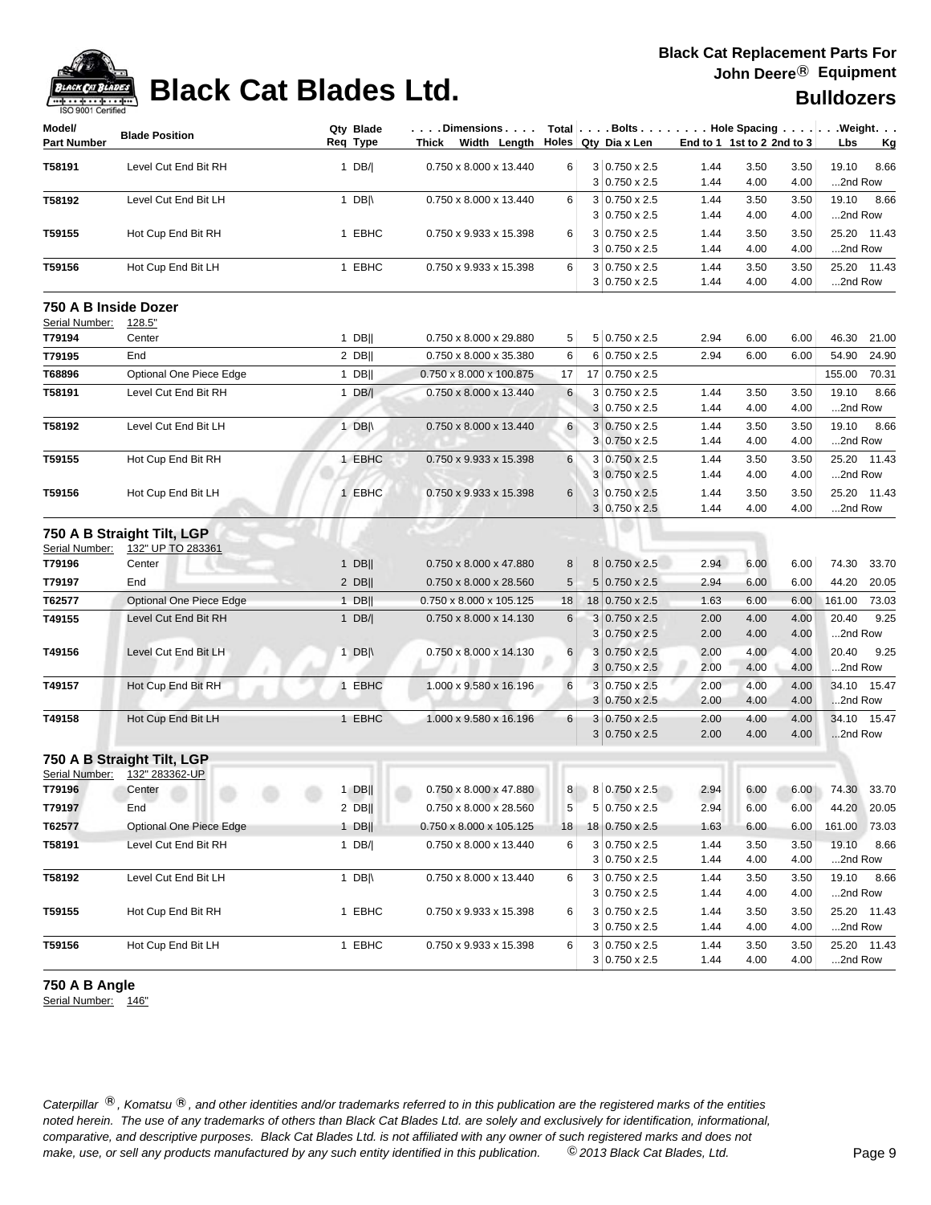| Model/ Part Number | Blade Position | Qty Req | Blade Type | Dimensions Thick Width Length | Total Holes | Bolts Qty | Dia x Len | Hole Spacing End to 1 | 1st to 2 | 2nd to 3 | Weight Lbs | Kg |
|---|---|---|---|---|---|---|---|---|---|---|---|---|
| T58191 | Level Cut End Bit RH | 1 | DB/\| | 0.750 x 8.000 x 13.440 | 6 | 3 | 0.750 x 2.5 | 1.44 | 3.50 | 3.50 | 19.10 | 8.66 |
| | | | | | | 3 | 0.750 x 2.5 | 1.44 | 4.00 | 4.00 | ...2nd Row | |
| T58192 | Level Cut End Bit LH | 1 | DB\|\ | 0.750 x 8.000 x 13.440 | 6 | 3 | 0.750 x 2.5 | 1.44 | 3.50 | 3.50 | 19.10 | 8.66 |
| | | | | | | 3 | 0.750 x 2.5 | 1.44 | 4.00 | 4.00 | ...2nd Row | |
| T59155 | Hot Cup End Bit RH | 1 | EBHC | 0.750 x 9.933 x 15.398 | 6 | 3 | 0.750 x 2.5 | 1.44 | 3.50 | 3.50 | 25.20 | 11.43 |
| | | | | | | 3 | 0.750 x 2.5 | 1.44 | 4.00 | 4.00 | ...2nd Row | |
| T59156 | Hot Cup End Bit LH | 1 | EBHC | 0.750 x 9.933 x 15.398 | 6 | 3 | 0.750 x 2.5 | 1.44 | 3.50 | 3.50 | 25.20 | 11.43 |
| | | | | | | 3 | 0.750 x 2.5 | 1.44 | 4.00 | 4.00 | ...2nd Row | |

### 750 A B Inside Dozer

Serial Number: 128.5"

| Model/ Part Number | Blade Position | Qty Req | Blade Type | Dimensions Thick Width Length | Total Holes | Bolts Qty | Dia x Len | Hole Spacing End to 1 | 1st to 2 | 2nd to 3 | Weight Lbs | Kg |
|---|---|---|---|---|---|---|---|---|---|---|---|---|
| T79194 | Center | 1 | DB\|\| | 0.750 x 8.000 x 29.880 | 5 | 5 | 0.750 x 2.5 | 2.94 | 6.00 | 6.00 | 46.30 | 21.00 |
| T79195 | End | 2 | DB\|\| | 0.750 x 8.000 x 35.380 | 6 | 6 | 0.750 x 2.5 | 2.94 | 6.00 | 6.00 | 54.90 | 24.90 |
| T68896 | Optional One Piece Edge | 1 | DB\|\| | 0.750 x 8.000 x 100.875 | 17 | 17 | 0.750 x 2.5 | | | | 155.00 | 70.31 |
| T58191 | Level Cut End Bit RH | 1 | DB/\| | 0.750 x 8.000 x 13.440 | 6 | 3 | 0.750 x 2.5 | 1.44 | 3.50 | 3.50 | 19.10 | 8.66 |
| | | | | | | 3 | 0.750 x 2.5 | 1.44 | 4.00 | 4.00 | ...2nd Row | |
| T58192 | Level Cut End Bit LH | 1 | DB\|\ | 0.750 x 8.000 x 13.440 | 6 | 3 | 0.750 x 2.5 | 1.44 | 3.50 | 3.50 | 19.10 | 8.66 |
| | | | | | | 3 | 0.750 x 2.5 | 1.44 | 4.00 | 4.00 | ...2nd Row | |
| T59155 | Hot Cup End Bit RH | 1 | EBHC | 0.750 x 9.933 x 15.398 | 6 | 3 | 0.750 x 2.5 | 1.44 | 3.50 | 3.50 | 25.20 | 11.43 |
| | | | | | | 3 | 0.750 x 2.5 | 1.44 | 4.00 | 4.00 | ...2nd Row | |
| T59156 | Hot Cup End Bit LH | 1 | EBHC | 0.750 x 9.933 x 15.398 | 6 | 3 | 0.750 x 2.5 | 1.44 | 3.50 | 3.50 | 25.20 | 11.43 |
| | | | | | | 3 | 0.750 x 2.5 | 1.44 | 4.00 | 4.00 | ...2nd Row | |

### 750 A B Straight Tilt, LGP

Serial Number: 132" UP TO 283361

| Model/ Part Number | Blade Position | Qty Req | Blade Type | Dimensions Thick Width Length | Total Holes | Bolts Qty | Dia x Len | Hole Spacing End to 1 | 1st to 2 | 2nd to 3 | Weight Lbs | Kg |
|---|---|---|---|---|---|---|---|---|---|---|---|---|
| T79196 | Center | 1 | DB\|\| | 0.750 x 8.000 x 47.880 | 8 | 8 | 0.750 x 2.5 | 2.94 | 6.00 | 6.00 | 74.30 | 33.70 |
| T79197 | End | 2 | DB\|\| | 0.750 x 8.000 x 28.560 | 5 | 5 | 0.750 x 2.5 | 2.94 | 6.00 | 6.00 | 44.20 | 20.05 |
| T62577 | Optional One Piece Edge | 1 | DB\|\| | 0.750 x 8.000 x 105.125 | 18 | 18 | 0.750 x 2.5 | 1.63 | 6.00 | 6.00 | 161.00 | 73.03 |
| T49155 | Level Cut End Bit RH | 1 | DB/\| | 0.750 x 8.000 x 14.130 | 6 | 3 | 0.750 x 2.5 | 2.00 | 4.00 | 4.00 | 20.40 | 9.25 |
| | | | | | | 3 | 0.750 x 2.5 | 2.00 | 4.00 | 4.00 | ...2nd Row | |
| T49156 | Level Cut End Bit LH | 1 | DB\|\ | 0.750 x 8.000 x 14.130 | 6 | 3 | 0.750 x 2.5 | 2.00 | 4.00 | 4.00 | 20.40 | 9.25 |
| | | | | | | 3 | 0.750 x 2.5 | 2.00 | 4.00 | 4.00 | ...2nd Row | |
| T49157 | Hot Cup End Bit RH | 1 | EBHC | 1.000 x 9.580 x 16.196 | 6 | 3 | 0.750 x 2.5 | 2.00 | 4.00 | 4.00 | 34.10 | 15.47 |
| | | | | | | 3 | 0.750 x 2.5 | 2.00 | 4.00 | 4.00 | ...2nd Row | |
| T49158 | Hot Cup End Bit LH | 1 | EBHC | 1.000 x 9.580 x 16.196 | 6 | 3 | 0.750 x 2.5 | 2.00 | 4.00 | 4.00 | 34.10 | 15.47 |
| | | | | | | 3 | 0.750 x 2.5 | 2.00 | 4.00 | 4.00 | ...2nd Row | |

### 750 A B Straight Tilt, LGP

Serial Number: 132" 283362-UP

| Model/ Part Number | Blade Position | Qty Req | Blade Type | Dimensions Thick Width Length | Total Holes | Bolts Qty | Dia x Len | Hole Spacing End to 1 | 1st to 2 | 2nd to 3 | Weight Lbs | Kg |
|---|---|---|---|---|---|---|---|---|---|---|---|---|
| T79196 | Center | 1 | DB\|\| | 0.750 x 8.000 x 47.880 | 8 | 8 | 0.750 x 2.5 | 2.94 | 6.00 | 6.00 | 74.30 | 33.70 |
| T79197 | End | 2 | DB\|\| | 0.750 x 8.000 x 28.560 | 5 | 5 | 0.750 x 2.5 | 2.94 | 6.00 | 6.00 | 44.20 | 20.05 |
| T62577 | Optional One Piece Edge | 1 | DB\|\| | 0.750 x 8.000 x 105.125 | 18 | 18 | 0.750 x 2.5 | 1.63 | 6.00 | 6.00 | 161.00 | 73.03 |
| T58191 | Level Cut End Bit RH | 1 | DB/\| | 0.750 x 8.000 x 13.440 | 6 | 3 | 0.750 x 2.5 | 1.44 | 3.50 | 3.50 | 19.10 | 8.66 |
| | | | | | | 3 | 0.750 x 2.5 | 1.44 | 4.00 | 4.00 | ...2nd Row | |
| T58192 | Level Cut End Bit LH | 1 | DB\|\ | 0.750 x 8.000 x 13.440 | 6 | 3 | 0.750 x 2.5 | 1.44 | 3.50 | 3.50 | 19.10 | 8.66 |
| | | | | | | 3 | 0.750 x 2.5 | 1.44 | 4.00 | 4.00 | ...2nd Row | |
| T59155 | Hot Cup End Bit RH | 1 | EBHC | 0.750 x 9.933 x 15.398 | 6 | 3 | 0.750 x 2.5 | 1.44 | 3.50 | 3.50 | 25.20 | 11.43 |
| | | | | | | 3 | 0.750 x 2.5 | 1.44 | 4.00 | 4.00 | ...2nd Row | |
| T59156 | Hot Cup End Bit LH | 1 | EBHC | 0.750 x 9.933 x 15.398 | 6 | 3 | 0.750 x 2.5 | 1.44 | 3.50 | 3.50 | 25.20 | 11.43 |
| | | | | | | 3 | 0.750 x 2.5 | 1.44 | 4.00 | 4.00 | ...2nd Row | |

### 750 A B Angle

Serial Number: 146"

*Caterpillar ®, Komatsu ®, and other identities and/or trademarks referred to in this publication are the registered marks of the entities noted herein. The use of any trademarks of others than Black Cat Blades Ltd. are solely and exclusively for identification, informational, comparative, and descriptive purposes. Black Cat Blades Ltd. is not affiliated with any owner of such registered marks and does not make, use, or sell any products manufactured by any such entity identified in this publication. © 2013 Black Cat Blades, Ltd.*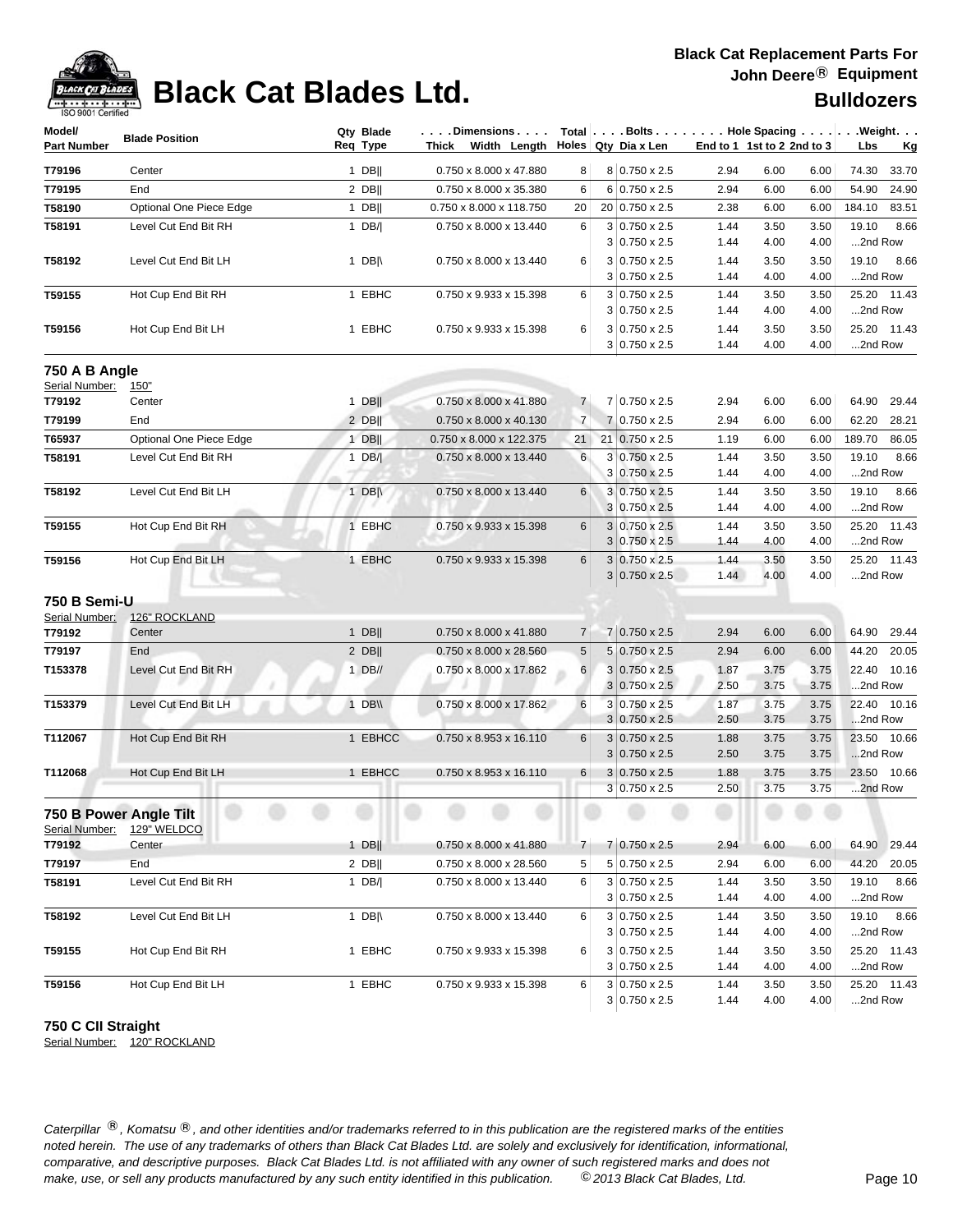# Black Cat Blades Ltd.

**Black Cat Replacement Parts For John Deere® Equipment**

**Bulldozers**

| Model/ Part Number | Blade Position | Qty Req | Blade Type | Dimensions Thick x Width x Length | Total Holes | Bolts Qty | Bolts Dia x Len | End to 1 | 1st to 2 | 2nd to 3 | Weight Lbs | Weight Kg |
|---|---|---|---|---|---|---|---|---|---|---|---|---|
| T79196 | Center | 1 | DB‖ | 0.750 x 8.000 x 47.880 | 8 | 8 | 0.750 x 2.5 | 2.94 | 6.00 | 6.00 | 74.30 | 33.70 |
| T79195 | End | 2 | DB‖ | 0.750 x 8.000 x 35.380 | 6 | 6 | 0.750 x 2.5 | 2.94 | 6.00 | 6.00 | 54.90 | 24.90 |
| T58190 | Optional One Piece Edge | 1 | DB‖ | 0.750 x 8.000 x 118.750 | 20 | 20 | 0.750 x 2.5 | 2.38 | 6.00 | 6.00 | 184.10 | 83.51 |
| T58191 | Level Cut End Bit RH | 1 | DB/\| | 0.750 x 8.000 x 13.440 | 6 | 3 | 0.750 x 2.5 | 1.44 | 3.50 | 3.50 | 19.10 | 8.66 |
| | | | | | | 3 | 0.750 x 2.5 | 1.44 | 4.00 | 4.00 | ...2nd Row | |
| T58192 | Level Cut End Bit LH | 1 | DB\|\ | 0.750 x 8.000 x 13.440 | 6 | 3 | 0.750 x 2.5 | 1.44 | 3.50 | 3.50 | 19.10 | 8.66 |
| | | | | | | 3 | 0.750 x 2.5 | 1.44 | 4.00 | 4.00 | ...2nd Row | |
| T59155 | Hot Cup End Bit RH | 1 | EBHC | 0.750 x 9.933 x 15.398 | 6 | 3 | 0.750 x 2.5 | 1.44 | 3.50 | 3.50 | 25.20 | 11.43 |
| | | | | | | 3 | 0.750 x 2.5 | 1.44 | 4.00 | 4.00 | ...2nd Row | |
| T59156 | Hot Cup End Bit LH | 1 | EBHC | 0.750 x 9.933 x 15.398 | 6 | 3 | 0.750 x 2.5 | 1.44 | 3.50 | 3.50 | 25.20 | 11.43 |
| | | | | | | 3 | 0.750 x 2.5 | 1.44 | 4.00 | 4.00 | ...2nd Row | |

## 750 A B Angle

Serial Number: 150"

| Model/ Part Number | Blade Position | Qty Req | Blade Type | Dimensions Thick x Width x Length | Total Holes | Bolts Qty | Bolts Dia x Len | End to 1 | 1st to 2 | 2nd to 3 | Weight Lbs | Weight Kg |
|---|---|---|---|---|---|---|---|---|---|---|---|---|
| T79192 | Center | 1 | DB‖ | 0.750 x 8.000 x 41.880 | 7 | 7 | 0.750 x 2.5 | 2.94 | 6.00 | 6.00 | 64.90 | 29.44 |
| T79199 | End | 2 | DB‖ | 0.750 x 8.000 x 40.130 | 7 | 7 | 0.750 x 2.5 | 2.94 | 6.00 | 6.00 | 62.20 | 28.21 |
| T65937 | Optional One Piece Edge | 1 | DB‖ | 0.750 x 8.000 x 122.375 | 21 | 21 | 0.750 x 2.5 | 1.19 | 6.00 | 6.00 | 189.70 | 86.05 |
| T58191 | Level Cut End Bit RH | 1 | DB/\| | 0.750 x 8.000 x 13.440 | 6 | 3 | 0.750 x 2.5 | 1.44 | 3.50 | 3.50 | 19.10 | 8.66 |
| | | | | | | 3 | 0.750 x 2.5 | 1.44 | 4.00 | 4.00 | ...2nd Row | |
| T58192 | Level Cut End Bit LH | 1 | DB\|\ | 0.750 x 8.000 x 13.440 | 6 | 3 | 0.750 x 2.5 | 1.44 | 3.50 | 3.50 | 19.10 | 8.66 |
| | | | | | | 3 | 0.750 x 2.5 | 1.44 | 4.00 | 4.00 | ...2nd Row | |
| T59155 | Hot Cup End Bit RH | 1 | EBHC | 0.750 x 9.933 x 15.398 | 6 | 3 | 0.750 x 2.5 | 1.44 | 3.50 | 3.50 | 25.20 | 11.43 |
| | | | | | | 3 | 0.750 x 2.5 | 1.44 | 4.00 | 4.00 | ...2nd Row | |
| T59156 | Hot Cup End Bit LH | 1 | EBHC | 0.750 x 9.933 x 15.398 | 6 | 3 | 0.750 x 2.5 | 1.44 | 3.50 | 3.50 | 25.20 | 11.43 |
| | | | | | | 3 | 0.750 x 2.5 | 1.44 | 4.00 | 4.00 | ...2nd Row | |

## 750 B Semi-U

Serial Number: 126" ROCKLAND

| Model/ Part Number | Blade Position | Qty Req | Blade Type | Dimensions Thick x Width x Length | Total Holes | Bolts Qty | Bolts Dia x Len | End to 1 | 1st to 2 | 2nd to 3 | Weight Lbs | Weight Kg |
|---|---|---|---|---|---|---|---|---|---|---|---|---|
| T79192 | Center | 1 | DB‖ | 0.750 x 8.000 x 41.880 | 7 | 7 | 0.750 x 2.5 | 2.94 | 6.00 | 6.00 | 64.90 | 29.44 |
| T79197 | End | 2 | DB‖ | 0.750 x 8.000 x 28.560 | 5 | 5 | 0.750 x 2.5 | 2.94 | 6.00 | 6.00 | 44.20 | 20.05 |
| T153378 | Level Cut End Bit RH | 1 | DB// | 0.750 x 8.000 x 17.862 | 6 | 3 | 0.750 x 2.5 | 1.87 | 3.75 | 3.75 | 22.40 | 10.16 |
| | | | | | | 3 | 0.750 x 2.5 | 2.50 | 3.75 | 3.75 | ...2nd Row | |
| T153379 | Level Cut End Bit LH | 1 | DB\\ | 0.750 x 8.000 x 17.862 | 6 | 3 | 0.750 x 2.5 | 1.87 | 3.75 | 3.75 | 22.40 | 10.16 |
| | | | | | | 3 | 0.750 x 2.5 | 2.50 | 3.75 | 3.75 | ...2nd Row | |
| T112067 | Hot Cup End Bit RH | 1 | EBHCC | 0.750 x 8.953 x 16.110 | 6 | 3 | 0.750 x 2.5 | 1.88 | 3.75 | 3.75 | 23.50 | 10.66 |
| | | | | | | 3 | 0.750 x 2.5 | 2.50 | 3.75 | 3.75 | ...2nd Row | |
| T112068 | Hot Cup End Bit LH | 1 | EBHCC | 0.750 x 8.953 x 16.110 | 6 | 3 | 0.750 x 2.5 | 1.88 | 3.75 | 3.75 | 23.50 | 10.66 |
| | | | | | | 3 | 0.750 x 2.5 | 2.50 | 3.75 | 3.75 | ...2nd Row | |

## 750 B Power Angle Tilt

Serial Number: 129" WELDCO

| Model/ Part Number | Blade Position | Qty Req | Blade Type | Dimensions Thick x Width x Length | Total Holes | Bolts Qty | Bolts Dia x Len | End to 1 | 1st to 2 | 2nd to 3 | Weight Lbs | Weight Kg |
|---|---|---|---|---|---|---|---|---|---|---|---|---|
| T79192 | Center | 1 | DB‖ | 0.750 x 8.000 x 41.880 | 7 | 7 | 0.750 x 2.5 | 2.94 | 6.00 | 6.00 | 64.90 | 29.44 |
| T79197 | End | 2 | DB‖ | 0.750 x 8.000 x 28.560 | 5 | 5 | 0.750 x 2.5 | 2.94 | 6.00 | 6.00 | 44.20 | 20.05 |
| T58191 | Level Cut End Bit RH | 1 | DB/\| | 0.750 x 8.000 x 13.440 | 6 | 3 | 0.750 x 2.5 | 1.44 | 3.50 | 3.50 | 19.10 | 8.66 |
| | | | | | | 3 | 0.750 x 2.5 | 1.44 | 4.00 | 4.00 | ...2nd Row | |
| T58192 | Level Cut End Bit LH | 1 | DB\|\ | 0.750 x 8.000 x 13.440 | 6 | 3 | 0.750 x 2.5 | 1.44 | 3.50 | 3.50 | 19.10 | 8.66 |
| | | | | | | 3 | 0.750 x 2.5 | 1.44 | 4.00 | 4.00 | ...2nd Row | |
| T59155 | Hot Cup End Bit RH | 1 | EBHC | 0.750 x 9.933 x 15.398 | 6 | 3 | 0.750 x 2.5 | 1.44 | 3.50 | 3.50 | 25.20 | 11.43 |
| | | | | | | 3 | 0.750 x 2.5 | 1.44 | 4.00 | 4.00 | ...2nd Row | |
| T59156 | Hot Cup End Bit LH | 1 | EBHC | 0.750 x 9.933 x 15.398 | 6 | 3 | 0.750 x 2.5 | 1.44 | 3.50 | 3.50 | 25.20 | 11.43 |
| | | | | | | 3 | 0.750 x 2.5 | 1.44 | 4.00 | 4.00 | ...2nd Row | |

## 750 C CII Straight

Serial Number: 120" ROCKLAND

*Caterpillar ®, Komatsu ®, and other identities and/or trademarks referred to in this publication are the registered marks of the entities noted herein. The use of any trademarks of others than Black Cat Blades Ltd. are solely and exclusively for identification, informational, comparative, and descriptive purposes. Black Cat Blades Ltd. is not affiliated with any owner of such registered marks and does not make, use, or sell any products manufactured by any such entity identified in this publication. © 2013 Black Cat Blades, Ltd.*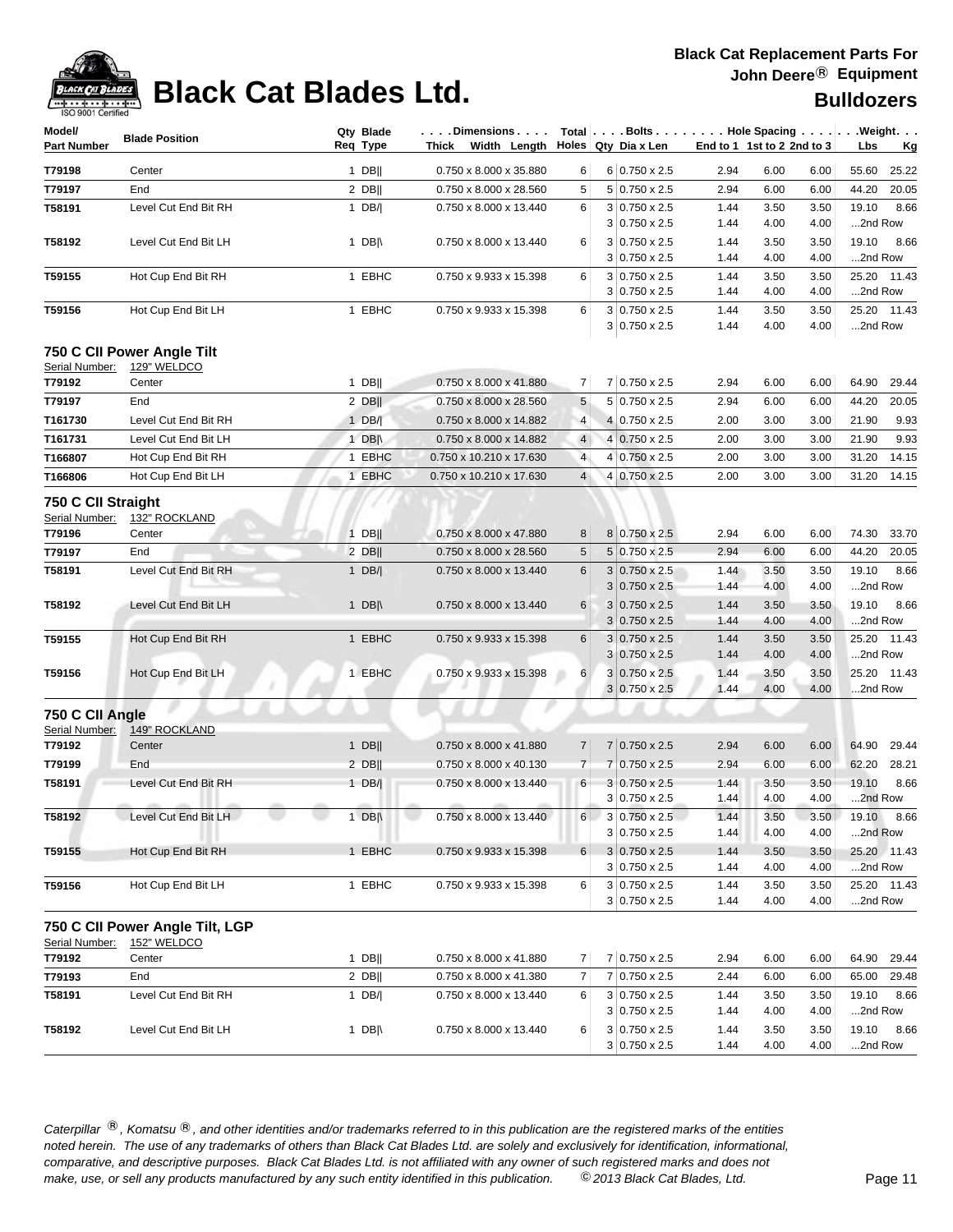# Black Cat Blades Ltd.

**Black Cat Replacement Parts For John Deere® Equipment**

## Bulldozers

| Model/ Part Number | Blade Position | Qty Req | Blade Type | Dimensions Thick x Width x Length | Total Holes | Bolts Qty | Dia x Len | Hole Spacing End to 1 | 1st to 2 | 2nd to 3 | Weight Lbs | Kg |
|---|---|---|---|---|---|---|---|---|---|---|---|---|
| T79198 | Center | 1 | DB\|\| | 0.750 x 8.000 x 35.880 | 6 | 6 | 0.750 x 2.5 | 2.94 | 6.00 | 6.00 | 55.60 | 25.22 |
| T79197 | End | 2 | DB\|\| | 0.750 x 8.000 x 28.560 | 5 | 5 | 0.750 x 2.5 | 2.94 | 6.00 | 6.00 | 44.20 | 20.05 |
| T58191 | Level Cut End Bit RH | 1 | DB/\| | 0.750 x 8.000 x 13.440 | 6 | 3 | 0.750 x 2.5 | 1.44 | 3.50 | 3.50 | 19.10 | 8.66 |
| | | | | | | 3 | 0.750 x 2.5 | 1.44 | 4.00 | 4.00 | ...2nd Row | |
| T58192 | Level Cut End Bit LH | 1 | DB\|\ | 0.750 x 8.000 x 13.440 | 6 | 3 | 0.750 x 2.5 | 1.44 | 3.50 | 3.50 | 19.10 | 8.66 |
| | | | | | | 3 | 0.750 x 2.5 | 1.44 | 4.00 | 4.00 | ...2nd Row | |
| T59155 | Hot Cup End Bit RH | 1 | EBHC | 0.750 x 9.933 x 15.398 | 6 | 3 | 0.750 x 2.5 | 1.44 | 3.50 | 3.50 | 25.20 | 11.43 |
| | | | | | | 3 | 0.750 x 2.5 | 1.44 | 4.00 | 4.00 | ...2nd Row | |
| T59156 | Hot Cup End Bit LH | 1 | EBHC | 0.750 x 9.933 x 15.398 | 6 | 3 | 0.750 x 2.5 | 1.44 | 3.50 | 3.50 | 25.20 | 11.43 |
| | | | | | | 3 | 0.750 x 2.5 | 1.44 | 4.00 | 4.00 | ...2nd Row | |

### 750 C CII Power Angle Tilt

Serial Number: 129" WELDCO

| Model/ Part Number | Blade Position | Qty Req | Blade Type | Dimensions Thick x Width x Length | Total Holes | Bolts Qty | Dia x Len | Hole Spacing End to 1 | 1st to 2 | 2nd to 3 | Weight Lbs | Kg |
|---|---|---|---|---|---|---|---|---|---|---|---|---|
| T79192 | Center | 1 | DB\|\| | 0.750 x 8.000 x 41.880 | 7 | 7 | 0.750 x 2.5 | 2.94 | 6.00 | 6.00 | 64.90 | 29.44 |
| T79197 | End | 2 | DB\|\| | 0.750 x 8.000 x 28.560 | 5 | 5 | 0.750 x 2.5 | 2.94 | 6.00 | 6.00 | 44.20 | 20.05 |
| T161730 | Level Cut End Bit RH | 1 | DB/\| | 0.750 x 8.000 x 14.882 | 4 | 4 | 0.750 x 2.5 | 2.00 | 3.00 | 3.00 | 21.90 | 9.93 |
| T161731 | Level Cut End Bit LH | 1 | DB\|\ | 0.750 x 8.000 x 14.882 | 4 | 4 | 0.750 x 2.5 | 2.00 | 3.00 | 3.00 | 21.90 | 9.93 |
| T166807 | Hot Cup End Bit RH | 1 | EBHC | 0.750 x 10.210 x 17.630 | 4 | 4 | 0.750 x 2.5 | 2.00 | 3.00 | 3.00 | 31.20 | 14.15 |
| T166806 | Hot Cup End Bit LH | 1 | EBHC | 0.750 x 10.210 x 17.630 | 4 | 4 | 0.750 x 2.5 | 2.00 | 3.00 | 3.00 | 31.20 | 14.15 |

### 750 C CII Straight

Serial Number: 132" ROCKLAND

| Model/ Part Number | Blade Position | Qty Req | Blade Type | Dimensions Thick x Width x Length | Total Holes | Bolts Qty | Dia x Len | Hole Spacing End to 1 | 1st to 2 | 2nd to 3 | Weight Lbs | Kg |
|---|---|---|---|---|---|---|---|---|---|---|---|---|
| T79196 | Center | 1 | DB\|\| | 0.750 x 8.000 x 47.880 | 8 | 8 | 0.750 x 2.5 | 2.94 | 6.00 | 6.00 | 74.30 | 33.70 |
| T79197 | End | 2 | DB\|\| | 0.750 x 8.000 x 28.560 | 5 | 5 | 0.750 x 2.5 | 2.94 | 6.00 | 6.00 | 44.20 | 20.05 |
| T58191 | Level Cut End Bit RH | 1 | DB/\| | 0.750 x 8.000 x 13.440 | 6 | 3 | 0.750 x 2.5 | 1.44 | 3.50 | 3.50 | 19.10 | 8.66 |
| | | | | | | 3 | 0.750 x 2.5 | 1.44 | 4.00 | 4.00 | ...2nd Row | |
| T58192 | Level Cut End Bit LH | 1 | DB\|\ | 0.750 x 8.000 x 13.440 | 6 | 3 | 0.750 x 2.5 | 1.44 | 3.50 | 3.50 | 19.10 | 8.66 |
| | | | | | | 3 | 0.750 x 2.5 | 1.44 | 4.00 | 4.00 | ...2nd Row | |
| T59155 | Hot Cup End Bit RH | 1 | EBHC | 0.750 x 9.933 x 15.398 | 6 | 3 | 0.750 x 2.5 | 1.44 | 3.50 | 3.50 | 25.20 | 11.43 |
| | | | | | | 3 | 0.750 x 2.5 | 1.44 | 4.00 | 4.00 | ...2nd Row | |
| T59156 | Hot Cup End Bit LH | 1 | EBHC | 0.750 x 9.933 x 15.398 | 6 | 3 | 0.750 x 2.5 | 1.44 | 3.50 | 3.50 | 25.20 | 11.43 |
| | | | | | | 3 | 0.750 x 2.5 | 1.44 | 4.00 | 4.00 | ...2nd Row | |

### 750 C CII Angle

Serial Number: 149" ROCKLAND

| Model/ Part Number | Blade Position | Qty Req | Blade Type | Dimensions Thick x Width x Length | Total Holes | Bolts Qty | Dia x Len | Hole Spacing End to 1 | 1st to 2 | 2nd to 3 | Weight Lbs | Kg |
|---|---|---|---|---|---|---|---|---|---|---|---|---|
| T79192 | Center | 1 | DB\|\| | 0.750 x 8.000 x 41.880 | 7 | 7 | 0.750 x 2.5 | 2.94 | 6.00 | 6.00 | 64.90 | 29.44 |
| T79199 | End | 2 | DB\|\| | 0.750 x 8.000 x 40.130 | 7 | 7 | 0.750 x 2.5 | 2.94 | 6.00 | 6.00 | 62.20 | 28.21 |
| T58191 | Level Cut End Bit RH | 1 | DB/\| | 0.750 x 8.000 x 13.440 | 6 | 3 | 0.750 x 2.5 | 1.44 | 3.50 | 3.50 | 19.10 | 8.66 |
| | | | | | | 3 | 0.750 x 2.5 | 1.44 | 4.00 | 4.00 | ...2nd Row | |
| T58192 | Level Cut End Bit LH | 1 | DB\|\ | 0.750 x 8.000 x 13.440 | 6 | 3 | 0.750 x 2.5 | 1.44 | 3.50 | 3.50 | 19.10 | 8.66 |
| | | | | | | 3 | 0.750 x 2.5 | 1.44 | 4.00 | 4.00 | ...2nd Row | |
| T59155 | Hot Cup End Bit RH | 1 | EBHC | 0.750 x 9.933 x 15.398 | 6 | 3 | 0.750 x 2.5 | 1.44 | 3.50 | 3.50 | 25.20 | 11.43 |
| | | | | | | 3 | 0.750 x 2.5 | 1.44 | 4.00 | 4.00 | ...2nd Row | |
| T59156 | Hot Cup End Bit LH | 1 | EBHC | 0.750 x 9.933 x 15.398 | 6 | 3 | 0.750 x 2.5 | 1.44 | 3.50 | 3.50 | 25.20 | 11.43 |
| | | | | | | 3 | 0.750 x 2.5 | 1.44 | 4.00 | 4.00 | ...2nd Row | |

### 750 C CII Power Angle Tilt, LGP

Serial Number: 152" WELDCO

| Model/ Part Number | Blade Position | Qty Req | Blade Type | Dimensions Thick x Width x Length | Total Holes | Bolts Qty | Dia x Len | Hole Spacing End to 1 | 1st to 2 | 2nd to 3 | Weight Lbs | Kg |
|---|---|---|---|---|---|---|---|---|---|---|---|---|
| T79192 | Center | 1 | DB\|\| | 0.750 x 8.000 x 41.880 | 7 | 7 | 0.750 x 2.5 | 2.94 | 6.00 | 6.00 | 64.90 | 29.44 |
| T79193 | End | 2 | DB\|\| | 0.750 x 8.000 x 41.380 | 7 | 7 | 0.750 x 2.5 | 2.44 | 6.00 | 6.00 | 65.00 | 29.48 |
| T58191 | Level Cut End Bit RH | 1 | DB/\| | 0.750 x 8.000 x 13.440 | 6 | 3 | 0.750 x 2.5 | 1.44 | 3.50 | 3.50 | 19.10 | 8.66 |
| | | | | | | 3 | 0.750 x 2.5 | 1.44 | 4.00 | 4.00 | ...2nd Row | |
| T58192 | Level Cut End Bit LH | 1 | DB\|\ | 0.750 x 8.000 x 13.440 | 6 | 3 | 0.750 x 2.5 | 1.44 | 3.50 | 3.50 | 19.10 | 8.66 |
| | | | | | | 3 | 0.750 x 2.5 | 1.44 | 4.00 | 4.00 | ...2nd Row | |

*Caterpillar ®, Komatsu ®, and other identities and/or trademarks referred to in this publication are the registered marks of the entities noted herein. The use of any trademarks of others than Black Cat Blades Ltd. are solely and exclusively for identification, informational, comparative, and descriptive purposes. Black Cat Blades Ltd. is not affiliated with any owner of such registered marks and does not make, use, or sell any products manufactured by any such entity identified in this publication. © 2013 Black Cat Blades, Ltd.*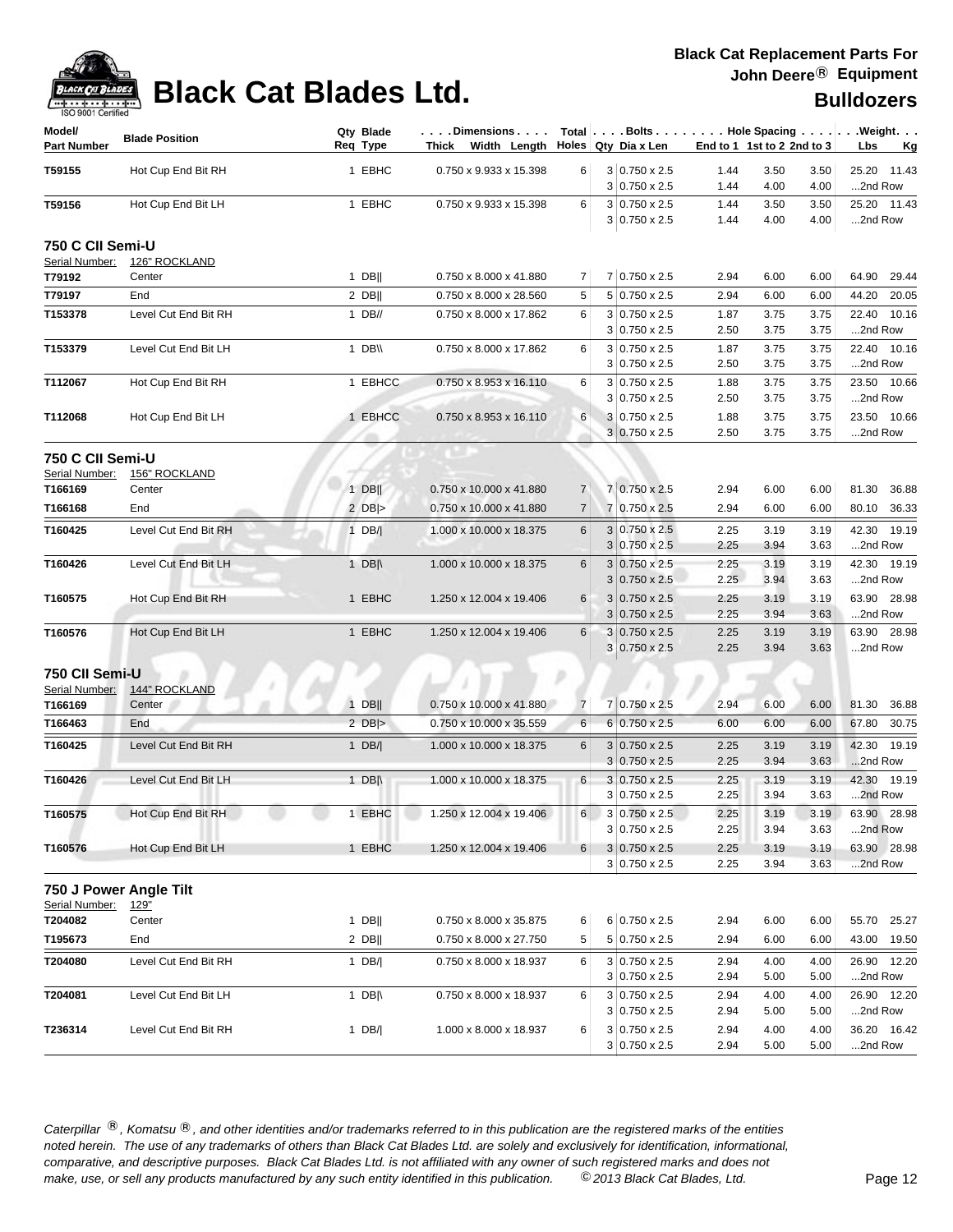# Black Cat Blades Ltd.

**Black Cat Replacement Parts For John Deere® Equipment**

**Bulldozers**

| Model/ Part Number | Blade Position | Qty Req | Blade Type | Dimensions Thick x Width x Length | Total Holes | Bolts Qty | Bolts Dia x Len | End to 1 | 1st to 2 | 2nd to 3 | Weight Lbs | Weight Kg |
|---|---|---|---|---|---|---|---|---|---|---|---|---|
| T59155 | Hot Cup End Bit RH | 1 | EBHC | 0.750 x 9.933 x 15.398 | 6 | 3 | 0.750 x 2.5 | 1.44 | 3.50 | 3.50 | 25.20 | 11.43 |
| | | | | | | 3 | 0.750 x 2.5 | 1.44 | 4.00 | 4.00 | ...2nd Row | |
| T59156 | Hot Cup End Bit LH | 1 | EBHC | 0.750 x 9.933 x 15.398 | 6 | 3 | 0.750 x 2.5 | 1.44 | 3.50 | 3.50 | 25.20 | 11.43 |
| | | | | | | 3 | 0.750 x 2.5 | 1.44 | 4.00 | 4.00 | ...2nd Row | |

## 750 C CII Semi-U

Serial Number: 126" ROCKLAND

| Model/ Part Number | Blade Position | Qty Req | Blade Type | Dimensions Thick x Width x Length | Total Holes | Bolts Qty | Bolts Dia x Len | End to 1 | 1st to 2 | 2nd to 3 | Weight Lbs | Weight Kg |
|---|---|---|---|---|---|---|---|---|---|---|---|---|
| T79192 | Center | 1 | DB‖ | 0.750 x 8.000 x 41.880 | 7 | 7 | 0.750 x 2.5 | 2.94 | 6.00 | 6.00 | 64.90 | 29.44 |
| T79197 | End | 2 | DB‖ | 0.750 x 8.000 x 28.560 | 5 | 5 | 0.750 x 2.5 | 2.94 | 6.00 | 6.00 | 44.20 | 20.05 |
| T153378 | Level Cut End Bit RH | 1 | DB// | 0.750 x 8.000 x 17.862 | 6 | 3 | 0.750 x 2.5 | 1.87 | 3.75 | 3.75 | 22.40 | 10.16 |
| | | | | | | 3 | 0.750 x 2.5 | 2.50 | 3.75 | 3.75 | ...2nd Row | |
| T153379 | Level Cut End Bit LH | 1 | DB\\ | 0.750 x 8.000 x 17.862 | 6 | 3 | 0.750 x 2.5 | 1.87 | 3.75 | 3.75 | 22.40 | 10.16 |
| | | | | | | 3 | 0.750 x 2.5 | 2.50 | 3.75 | 3.75 | ...2nd Row | |
| T112067 | Hot Cup End Bit RH | 1 | EBHCC | 0.750 x 8.953 x 16.110 | 6 | 3 | 0.750 x 2.5 | 1.88 | 3.75 | 3.75 | 23.50 | 10.66 |
| | | | | | | 3 | 0.750 x 2.5 | 2.50 | 3.75 | 3.75 | ...2nd Row | |
| T112068 | Hot Cup End Bit LH | 1 | EBHCC | 0.750 x 8.953 x 16.110 | 6 | 3 | 0.750 x 2.5 | 1.88 | 3.75 | 3.75 | 23.50 | 10.66 |
| | | | | | | 3 | 0.750 x 2.5 | 2.50 | 3.75 | 3.75 | ...2nd Row | |

## 750 C CII Semi-U

Serial Number: 156" ROCKLAND

| Model/ Part Number | Blade Position | Qty Req | Blade Type | Dimensions Thick x Width x Length | Total Holes | Bolts Qty | Bolts Dia x Len | End to 1 | 1st to 2 | 2nd to 3 | Weight Lbs | Weight Kg |
|---|---|---|---|---|---|---|---|---|---|---|---|---|
| T166169 | Center | 1 | DB‖ | 0.750 x 10.000 x 41.880 | 7 | 7 | 0.750 x 2.5 | 2.94 | 6.00 | 6.00 | 81.30 | 36.88 |
| T166168 | End | 2 | DB\|> | 0.750 x 10.000 x 41.880 | 7 | 7 | 0.750 x 2.5 | 2.94 | 6.00 | 6.00 | 80.10 | 36.33 |
| T160425 | Level Cut End Bit RH | 1 | DB/\| | 1.000 x 10.000 x 18.375 | 6 | 3 | 0.750 x 2.5 | 2.25 | 3.19 | 3.19 | 42.30 | 19.19 |
| | | | | | | 3 | 0.750 x 2.5 | 2.25 | 3.94 | 3.63 | ...2nd Row | |
| T160426 | Level Cut End Bit LH | 1 | DB\|\ | 1.000 x 10.000 x 18.375 | 6 | 3 | 0.750 x 2.5 | 2.25 | 3.19 | 3.19 | 42.30 | 19.19 |
| | | | | | | 3 | 0.750 x 2.5 | 2.25 | 3.94 | 3.63 | ...2nd Row | |
| T160575 | Hot Cup End Bit RH | 1 | EBHC | 1.250 x 12.004 x 19.406 | 6 | 3 | 0.750 x 2.5 | 2.25 | 3.19 | 3.19 | 63.90 | 28.98 |
| | | | | | | 3 | 0.750 x 2.5 | 2.25 | 3.94 | 3.63 | ...2nd Row | |
| T160576 | Hot Cup End Bit LH | 1 | EBHC | 1.250 x 12.004 x 19.406 | 6 | 3 | 0.750 x 2.5 | 2.25 | 3.19 | 3.19 | 63.90 | 28.98 |
| | | | | | | 3 | 0.750 x 2.5 | 2.25 | 3.94 | 3.63 | ...2nd Row | |

## 750 CII Semi-U

Serial Number: 144" ROCKLAND

| Model/ Part Number | Blade Position | Qty Req | Blade Type | Dimensions Thick x Width x Length | Total Holes | Bolts Qty | Bolts Dia x Len | End to 1 | 1st to 2 | 2nd to 3 | Weight Lbs | Weight Kg |
|---|---|---|---|---|---|---|---|---|---|---|---|---|
| T166169 | Center | 1 | DB‖ | 0.750 x 10.000 x 41.880 | 7 | 7 | 0.750 x 2.5 | 2.94 | 6.00 | 6.00 | 81.30 | 36.88 |
| T166463 | End | 2 | DB\|> | 0.750 x 10.000 x 35.559 | 6 | 6 | 0.750 x 2.5 | 6.00 | 6.00 | 6.00 | 67.80 | 30.75 |
| T160425 | Level Cut End Bit RH | 1 | DB/\| | 1.000 x 10.000 x 18.375 | 6 | 3 | 0.750 x 2.5 | 2.25 | 3.19 | 3.19 | 42.30 | 19.19 |
| | | | | | | 3 | 0.750 x 2.5 | 2.25 | 3.94 | 3.63 | ...2nd Row | |
| T160426 | Level Cut End Bit LH | 1 | DB\|\ | 1.000 x 10.000 x 18.375 | 6 | 3 | 0.750 x 2.5 | 2.25 | 3.19 | 3.19 | 42.30 | 19.19 |
| | | | | | | 3 | 0.750 x 2.5 | 2.25 | 3.94 | 3.63 | ...2nd Row | |
| T160575 | Hot Cup End Bit RH | 1 | EBHC | 1.250 x 12.004 x 19.406 | 6 | 3 | 0.750 x 2.5 | 2.25 | 3.19 | 3.19 | 63.90 | 28.98 |
| | | | | | | 3 | 0.750 x 2.5 | 2.25 | 3.94 | 3.63 | ...2nd Row | |
| T160576 | Hot Cup End Bit LH | 1 | EBHC | 1.250 x 12.004 x 19.406 | 6 | 3 | 0.750 x 2.5 | 2.25 | 3.19 | 3.19 | 63.90 | 28.98 |
| | | | | | | 3 | 0.750 x 2.5 | 2.25 | 3.94 | 3.63 | ...2nd Row | |

## 750 J Power Angle Tilt

Serial Number: 129"

| Model/ Part Number | Blade Position | Qty Req | Blade Type | Dimensions Thick x Width x Length | Total Holes | Bolts Qty | Bolts Dia x Len | End to 1 | 1st to 2 | 2nd to 3 | Weight Lbs | Weight Kg |
|---|---|---|---|---|---|---|---|---|---|---|---|---|
| T204082 | Center | 1 | DB‖ | 0.750 x 8.000 x 35.875 | 6 | 6 | 0.750 x 2.5 | 2.94 | 6.00 | 6.00 | 55.70 | 25.27 |
| T195673 | End | 2 | DB‖ | 0.750 x 8.000 x 27.750 | 5 | 5 | 0.750 x 2.5 | 2.94 | 6.00 | 6.00 | 43.00 | 19.50 |
| T204080 | Level Cut End Bit RH | 1 | DB/\| | 0.750 x 8.000 x 18.937 | 6 | 3 | 0.750 x 2.5 | 2.94 | 4.00 | 4.00 | 26.90 | 12.20 |
| | | | | | | 3 | 0.750 x 2.5 | 2.94 | 5.00 | 5.00 | ...2nd Row | |
| T204081 | Level Cut End Bit LH | 1 | DB\|\ | 0.750 x 8.000 x 18.937 | 6 | 3 | 0.750 x 2.5 | 2.94 | 4.00 | 4.00 | 26.90 | 12.20 |
| | | | | | | 3 | 0.750 x 2.5 | 2.94 | 5.00 | 5.00 | ...2nd Row | |
| T236314 | Level Cut End Bit RH | 1 | DB/\| | 1.000 x 8.000 x 18.937 | 6 | 3 | 0.750 x 2.5 | 2.94 | 4.00 | 4.00 | 36.20 | 16.42 |
| | | | | | | 3 | 0.750 x 2.5 | 2.94 | 5.00 | 5.00 | ...2nd Row | |

*Caterpillar ®, Komatsu ®, and other identities and/or trademarks referred to in this publication are the registered marks of the entities noted herein. The use of any trademarks of others than Black Cat Blades Ltd. are solely and exclusively for identification, informational, comparative, and descriptive purposes. Black Cat Blades Ltd. is not affiliated with any owner of such registered marks and does not make, use, or sell any products manufactured by any such entity identified in this publication. © 2013 Black Cat Blades, Ltd.*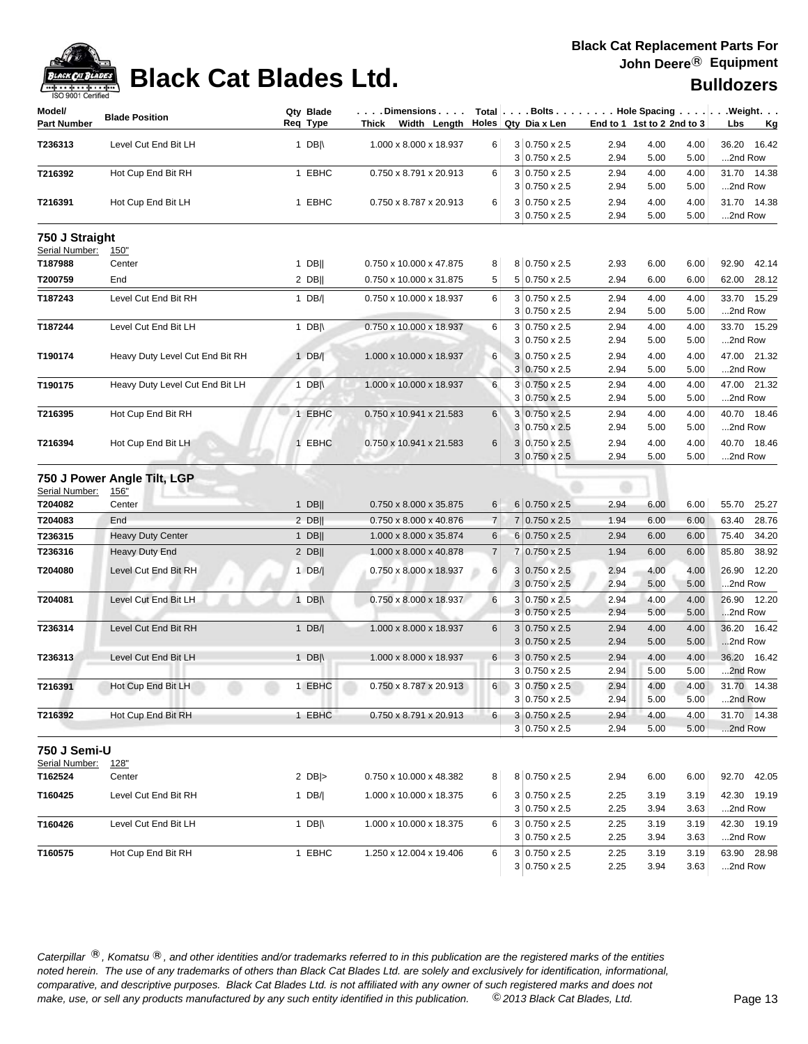# Black Cat Blades Ltd.

**Black Cat Replacement Parts For John Deere® Equipment**

**Bulldozers**

| Model/ Part Number | Blade Position | Qty Req | Blade Type | Dimensions Thick x Width x Length | Total Holes | Bolts Qty | Bolts Dia x Len | Hole Spacing End to 1 | 1st to 2 | 2nd to 3 | Weight Lbs | Weight Kg |
|---|---|---|---|---|---|---|---|---|---|---|---|---|
| **T236313** | Level Cut End Bit LH | 1 | DB|\ | 1.000 x 8.000 x 18.937 | 6 | 3 | 0.750 x 2.5 | 2.94 | 4.00 | 4.00 | 36.20 | 16.42 |
| | | | | | | 3 | 0.750 x 2.5 | 2.94 | 5.00 | 5.00 | ...2nd Row | |
| **T216392** | Hot Cup End Bit RH | 1 | EBHC | 0.750 x 8.791 x 20.913 | 6 | 3 | 0.750 x 2.5 | 2.94 | 4.00 | 4.00 | 31.70 | 14.38 |
| | | | | | | 3 | 0.750 x 2.5 | 2.94 | 5.00 | 5.00 | ...2nd Row | |
| **T216391** | Hot Cup End Bit LH | 1 | EBHC | 0.750 x 8.787 x 20.913 | 6 | 3 | 0.750 x 2.5 | 2.94 | 4.00 | 4.00 | 31.70 | 14.38 |
| | | | | | | 3 | 0.750 x 2.5 | 2.94 | 5.00 | 5.00 | ...2nd Row | |

## 750 J Straight

Serial Number: 150"

| Model/ Part Number | Blade Position | Qty Req | Blade Type | Dimensions Thick x Width x Length | Total Holes | Bolts Qty | Bolts Dia x Len | Hole Spacing End to 1 | 1st to 2 | 2nd to 3 | Weight Lbs | Weight Kg |
|---|---|---|---|---|---|---|---|---|---|---|---|---|
| **T187988** | Center | 1 | DB|| | 0.750 x 10.000 x 47.875 | 8 | 8 | 0.750 x 2.5 | 2.93 | 6.00 | 6.00 | 92.90 | 42.14 |
| **T200759** | End | 2 | DB|| | 0.750 x 10.000 x 31.875 | 5 | 5 | 0.750 x 2.5 | 2.94 | 6.00 | 6.00 | 62.00 | 28.12 |
| **T187243** | Level Cut End Bit RH | 1 | DB/| | 0.750 x 10.000 x 18.937 | 6 | 3 | 0.750 x 2.5 | 2.94 | 4.00 | 4.00 | 33.70 | 15.29 |
| | | | | | | 3 | 0.750 x 2.5 | 2.94 | 5.00 | 5.00 | ...2nd Row | |
| **T187244** | Level Cut End Bit LH | 1 | DB|\ | 0.750 x 10.000 x 18.937 | 6 | 3 | 0.750 x 2.5 | 2.94 | 4.00 | 4.00 | 33.70 | 15.29 |
| | | | | | | 3 | 0.750 x 2.5 | 2.94 | 5.00 | 5.00 | ...2nd Row | |
| **T190174** | Heavy Duty Level Cut End Bit RH | 1 | DB/| | 1.000 x 10.000 x 18.937 | 6 | 3 | 0.750 x 2.5 | 2.94 | 4.00 | 4.00 | 47.00 | 21.32 |
| | | | | | | 3 | 0.750 x 2.5 | 2.94 | 5.00 | 5.00 | ...2nd Row | |
| **T190175** | Heavy Duty Level Cut End Bit LH | 1 | DB|\ | 1.000 x 10.000 x 18.937 | 6 | 3 | 0.750 x 2.5 | 2.94 | 4.00 | 4.00 | 47.00 | 21.32 |
| | | | | | | 3 | 0.750 x 2.5 | 2.94 | 5.00 | 5.00 | ...2nd Row | |
| **T216395** | Hot Cup End Bit RH | 1 | EBHC | 0.750 x 10.941 x 21.583 | 6 | 3 | 0.750 x 2.5 | 2.94 | 4.00 | 4.00 | 40.70 | 18.46 |
| | | | | | | 3 | 0.750 x 2.5 | 2.94 | 5.00 | 5.00 | ...2nd Row | |
| **T216394** | Hot Cup End Bit LH | 1 | EBHC | 0.750 x 10.941 x 21.583 | 6 | 3 | 0.750 x 2.5 | 2.94 | 4.00 | 4.00 | 40.70 | 18.46 |
| | | | | | | 3 | 0.750 x 2.5 | 2.94 | 5.00 | 5.00 | ...2nd Row | |

## 750 J Power Angle Tilt, LGP

Serial Number: 156"

| Model/ Part Number | Blade Position | Qty Req | Blade Type | Dimensions Thick x Width x Length | Total Holes | Bolts Qty | Bolts Dia x Len | Hole Spacing End to 1 | 1st to 2 | 2nd to 3 | Weight Lbs | Weight Kg |
|---|---|---|---|---|---|---|---|---|---|---|---|---|
| **T204082** | Center | 1 | DB|| | 0.750 x 8.000 x 35.875 | 6 | 6 | 0.750 x 2.5 | 2.94 | 6.00 | 6.00 | 55.70 | 25.27 |
| **T204083** | End | 2 | DB|| | 0.750 x 8.000 x 40.876 | 7 | 7 | 0.750 x 2.5 | 1.94 | 6.00 | 6.00 | 63.40 | 28.76 |
| **T236315** | Heavy Duty Center | 1 | DB|| | 1.000 x 8.000 x 35.874 | 6 | 6 | 0.750 x 2.5 | 2.94 | 6.00 | 6.00 | 75.40 | 34.20 |
| **T236316** | Heavy Duty End | 2 | DB|| | 1.000 x 8.000 x 40.878 | 7 | 7 | 0.750 x 2.5 | 1.94 | 6.00 | 6.00 | 85.80 | 38.92 |
| **T204080** | Level Cut End Bit RH | 1 | DB/| | 0.750 x 8.000 x 18.937 | 6 | 3 | 0.750 x 2.5 | 2.94 | 4.00 | 4.00 | 26.90 | 12.20 |
| | | | | | | 3 | 0.750 x 2.5 | 2.94 | 5.00 | 5.00 | ...2nd Row | |
| **T204081** | Level Cut End Bit LH | 1 | DB|\ | 0.750 x 8.000 x 18.937 | 6 | 3 | 0.750 x 2.5 | 2.94 | 4.00 | 4.00 | 26.90 | 12.20 |
| | | | | | | 3 | 0.750 x 2.5 | 2.94 | 5.00 | 5.00 | ...2nd Row | |
| **T236314** | Level Cut End Bit RH | 1 | DB/| | 1.000 x 8.000 x 18.937 | 6 | 3 | 0.750 x 2.5 | 2.94 | 4.00 | 4.00 | 36.20 | 16.42 |
| | | | | | | 3 | 0.750 x 2.5 | 2.94 | 5.00 | 5.00 | ...2nd Row | |
| **T236313** | Level Cut End Bit LH | 1 | DB|\ | 1.000 x 8.000 x 18.937 | 6 | 3 | 0.750 x 2.5 | 2.94 | 4.00 | 4.00 | 36.20 | 16.42 |
| | | | | | | 3 | 0.750 x 2.5 | 2.94 | 5.00 | 5.00 | ...2nd Row | |
| **T216391** | Hot Cup End Bit LH | 1 | EBHC | 0.750 x 8.787 x 20.913 | 6 | 3 | 0.750 x 2.5 | 2.94 | 4.00 | 4.00 | 31.70 | 14.38 |
| | | | | | | 3 | 0.750 x 2.5 | 2.94 | 5.00 | 5.00 | ...2nd Row | |
| **T216392** | Hot Cup End Bit RH | 1 | EBHC | 0.750 x 8.791 x 20.913 | 6 | 3 | 0.750 x 2.5 | 2.94 | 4.00 | 4.00 | 31.70 | 14.38 |
| | | | | | | 3 | 0.750 x 2.5 | 2.94 | 5.00 | 5.00 | ...2nd Row | |

## 750 J Semi-U

Serial Number: 128"

| Model/ Part Number | Blade Position | Qty Req | Blade Type | Dimensions Thick x Width x Length | Total Holes | Bolts Qty | Bolts Dia x Len | Hole Spacing End to 1 | 1st to 2 | 2nd to 3 | Weight Lbs | Weight Kg |
|---|---|---|---|---|---|---|---|---|---|---|---|---|
| **T162524** | Center | 2 | DB|> | 0.750 x 10.000 x 48.382 | 8 | 8 | 0.750 x 2.5 | 2.94 | 6.00 | 6.00 | 92.70 | 42.05 |
| **T160425** | Level Cut End Bit RH | 1 | DB/| | 1.000 x 10.000 x 18.375 | 6 | 3 | 0.750 x 2.5 | 2.25 | 3.19 | 3.19 | 42.30 | 19.19 |
| | | | | | | 3 | 0.750 x 2.5 | 2.25 | 3.94 | 3.63 | ...2nd Row | |
| **T160426** | Level Cut End Bit LH | 1 | DB|\ | 1.000 x 10.000 x 18.375 | 6 | 3 | 0.750 x 2.5 | 2.25 | 3.19 | 3.19 | 42.30 | 19.19 |
| | | | | | | 3 | 0.750 x 2.5 | 2.25 | 3.94 | 3.63 | ...2nd Row | |
| **T160575** | Hot Cup End Bit RH | 1 | EBHC | 1.250 x 12.004 x 19.406 | 6 | 3 | 0.750 x 2.5 | 2.25 | 3.19 | 3.19 | 63.90 | 28.98 |
| | | | | | | 3 | 0.750 x 2.5 | 2.25 | 3.94 | 3.63 | ...2nd Row | |

*Caterpillar ®, Komatsu ®, and other identities and/or trademarks referred to in this publication are the registered marks of the entities noted herein. The use of any trademarks of others than Black Cat Blades Ltd. are solely and exclusively for identification, informational, comparative, and descriptive purposes. Black Cat Blades Ltd. is not affiliated with any owner of such registered marks and does not make, use, or sell any products manufactured by any such entity identified in this publication. © 2013 Black Cat Blades, Ltd.*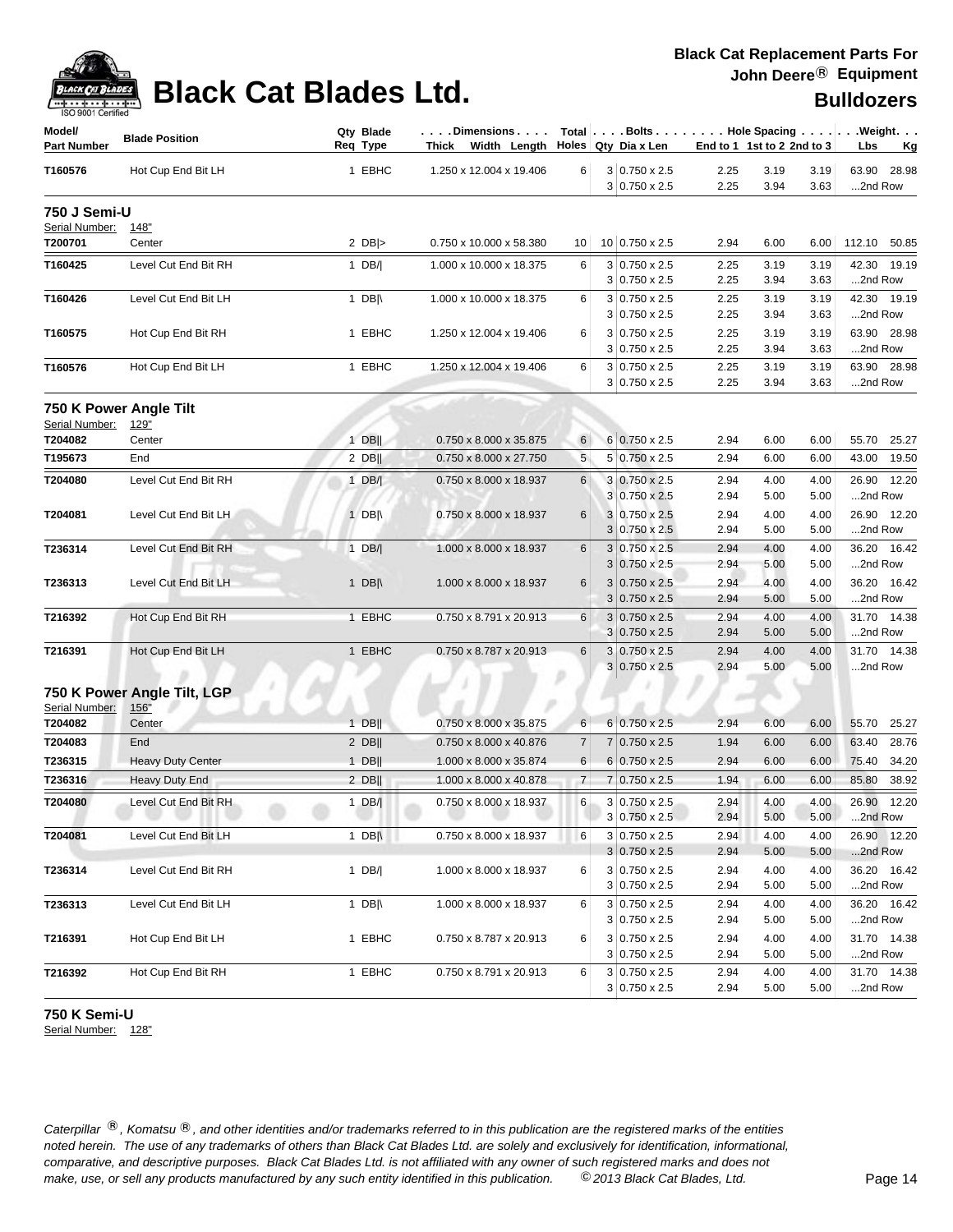# Black Cat Blades Ltd.

**Black Cat Replacement Parts For John Deere® Equipment**

**Bulldozers**

| Model/ Part Number | Blade Position | Qty Req | Blade Type | Dimensions Thick x Width x Length | Total Holes | Bolts Qty | Dia x Len | Hole Spacing End to 1 | 1st to 2 | 2nd to 3 | Weight Lbs | Kg |
|---|---|---|---|---|---|---|---|---|---|---|---|---|
| T160576 | Hot Cup End Bit LH | 1 | EBHC | 1.250 x 12.004 x 19.406 | 6 | 3 | 0.750 x 2.5 | 2.25 | 3.19 | 3.19 | 63.90 | 28.98 |
| | | | | | | 3 | 0.750 x 2.5 | 2.25 | 3.94 | 3.63 | ...2nd Row | |

## 750 J Semi-U

Serial Number: 148"

| Model/ Part Number | Blade Position | Qty Req | Blade Type | Dimensions Thick x Width x Length | Total Holes | Bolts Qty | Dia x Len | Hole Spacing End to 1 | 1st to 2 | 2nd to 3 | Weight Lbs | Kg |
|---|---|---|---|---|---|---|---|---|---|---|---|---|
| T200701 | Center | 2 | DB\|> | 0.750 x 10.000 x 58.380 | 10 | 10 | 0.750 x 2.5 | 2.94 | 6.00 | 6.00 | 112.10 | 50.85 |
| T160425 | Level Cut End Bit RH | 1 | DB/\| | 1.000 x 10.000 x 18.375 | 6 | 3 | 0.750 x 2.5 | 2.25 | 3.19 | 3.19 | 42.30 | 19.19 |
| | | | | | | 3 | 0.750 x 2.5 | 2.25 | 3.94 | 3.63 | ...2nd Row | |
| T160426 | Level Cut End Bit LH | 1 | DB\|\ | 1.000 x 10.000 x 18.375 | 6 | 3 | 0.750 x 2.5 | 2.25 | 3.19 | 3.19 | 42.30 | 19.19 |
| | | | | | | 3 | 0.750 x 2.5 | 2.25 | 3.94 | 3.63 | ...2nd Row | |
| T160575 | Hot Cup End Bit RH | 1 | EBHC | 1.250 x 12.004 x 19.406 | 6 | 3 | 0.750 x 2.5 | 2.25 | 3.19 | 3.19 | 63.90 | 28.98 |
| | | | | | | 3 | 0.750 x 2.5 | 2.25 | 3.94 | 3.63 | ...2nd Row | |
| T160576 | Hot Cup End Bit LH | 1 | EBHC | 1.250 x 12.004 x 19.406 | 6 | 3 | 0.750 x 2.5 | 2.25 | 3.19 | 3.19 | 63.90 | 28.98 |
| | | | | | | 3 | 0.750 x 2.5 | 2.25 | 3.94 | 3.63 | ...2nd Row | |

## 750 K Power Angle Tilt

Serial Number: 129"

| Model/ Part Number | Blade Position | Qty Req | Blade Type | Dimensions Thick x Width x Length | Total Holes | Bolts Qty | Dia x Len | Hole Spacing End to 1 | 1st to 2 | 2nd to 3 | Weight Lbs | Kg |
|---|---|---|---|---|---|---|---|---|---|---|---|---|
| T204082 | Center | 1 | DB\|\| | 0.750 x 8.000 x 35.875 | 6 | 6 | 0.750 x 2.5 | 2.94 | 6.00 | 6.00 | 55.70 | 25.27 |
| T195673 | End | 2 | DB\|\| | 0.750 x 8.000 x 27.750 | 5 | 5 | 0.750 x 2.5 | 2.94 | 6.00 | 6.00 | 43.00 | 19.50 |
| T204080 | Level Cut End Bit RH | 1 | DB/\| | 0.750 x 8.000 x 18.937 | 6 | 3 | 0.750 x 2.5 | 2.94 | 4.00 | 4.00 | 26.90 | 12.20 |
| | | | | | | 3 | 0.750 x 2.5 | 2.94 | 5.00 | 5.00 | ...2nd Row | |
| T204081 | Level Cut End Bit LH | 1 | DB\|\ | 0.750 x 8.000 x 18.937 | 6 | 3 | 0.750 x 2.5 | 2.94 | 4.00 | 4.00 | 26.90 | 12.20 |
| | | | | | | 3 | 0.750 x 2.5 | 2.94 | 5.00 | 5.00 | ...2nd Row | |
| T236314 | Level Cut End Bit RH | 1 | DB/\| | 1.000 x 8.000 x 18.937 | 6 | 3 | 0.750 x 2.5 | 2.94 | 4.00 | 4.00 | 36.20 | 16.42 |
| | | | | | | 3 | 0.750 x 2.5 | 2.94 | 5.00 | 5.00 | ...2nd Row | |
| T236313 | Level Cut End Bit LH | 1 | DB\|\ | 1.000 x 8.000 x 18.937 | 6 | 3 | 0.750 x 2.5 | 2.94 | 4.00 | 4.00 | 36.20 | 16.42 |
| | | | | | | 3 | 0.750 x 2.5 | 2.94 | 5.00 | 5.00 | ...2nd Row | |
| T216392 | Hot Cup End Bit RH | 1 | EBHC | 0.750 x 8.791 x 20.913 | 6 | 3 | 0.750 x 2.5 | 2.94 | 4.00 | 4.00 | 31.70 | 14.38 |
| | | | | | | 3 | 0.750 x 2.5 | 2.94 | 5.00 | 5.00 | ...2nd Row | |
| T216391 | Hot Cup End Bit LH | 1 | EBHC | 0.750 x 8.787 x 20.913 | 6 | 3 | 0.750 x 2.5 | 2.94 | 4.00 | 4.00 | 31.70 | 14.38 |
| | | | | | | 3 | 0.750 x 2.5 | 2.94 | 5.00 | 5.00 | ...2nd Row | |

## 750 K Power Angle Tilt, LGP

Serial Number: 156"

| Model/ Part Number | Blade Position | Qty Req | Blade Type | Dimensions Thick x Width x Length | Total Holes | Bolts Qty | Dia x Len | Hole Spacing End to 1 | 1st to 2 | 2nd to 3 | Weight Lbs | Kg |
|---|---|---|---|---|---|---|---|---|---|---|---|---|
| T204082 | Center | 1 | DB\|\| | 0.750 x 8.000 x 35.875 | 6 | 6 | 0.750 x 2.5 | 2.94 | 6.00 | 6.00 | 55.70 | 25.27 |
| T204083 | End | 2 | DB\|\| | 0.750 x 8.000 x 40.876 | 7 | 7 | 0.750 x 2.5 | 1.94 | 6.00 | 6.00 | 63.40 | 28.76 |
| T236315 | Heavy Duty Center | 1 | DB\|\| | 1.000 x 8.000 x 35.874 | 6 | 6 | 0.750 x 2.5 | 2.94 | 6.00 | 6.00 | 75.40 | 34.20 |
| T236316 | Heavy Duty End | 2 | DB\|\| | 1.000 x 8.000 x 40.878 | 7 | 7 | 0.750 x 2.5 | 1.94 | 6.00 | 6.00 | 85.80 | 38.92 |
| T204080 | Level Cut End Bit RH | 1 | DB/\| | 0.750 x 8.000 x 18.937 | 6 | 3 | 0.750 x 2.5 | 2.94 | 4.00 | 4.00 | 26.90 | 12.20 |
| | | | | | | 3 | 0.750 x 2.5 | 2.94 | 5.00 | 5.00 | ...2nd Row | |
| T204081 | Level Cut End Bit LH | 1 | DB\|\ | 0.750 x 8.000 x 18.937 | 6 | 3 | 0.750 x 2.5 | 2.94 | 4.00 | 4.00 | 26.90 | 12.20 |
| | | | | | | 3 | 0.750 x 2.5 | 2.94 | 5.00 | 5.00 | ...2nd Row | |
| T236314 | Level Cut End Bit RH | 1 | DB/\| | 1.000 x 8.000 x 18.937 | 6 | 3 | 0.750 x 2.5 | 2.94 | 4.00 | 4.00 | 36.20 | 16.42 |
| | | | | | | 3 | 0.750 x 2.5 | 2.94 | 5.00 | 5.00 | ...2nd Row | |
| T236313 | Level Cut End Bit LH | 1 | DB\|\ | 1.000 x 8.000 x 18.937 | 6 | 3 | 0.750 x 2.5 | 2.94 | 4.00 | 4.00 | 36.20 | 16.42 |
| | | | | | | 3 | 0.750 x 2.5 | 2.94 | 5.00 | 5.00 | ...2nd Row | |
| T216391 | Hot Cup End Bit LH | 1 | EBHC | 0.750 x 8.787 x 20.913 | 6 | 3 | 0.750 x 2.5 | 2.94 | 4.00 | 4.00 | 31.70 | 14.38 |
| | | | | | | 3 | 0.750 x 2.5 | 2.94 | 5.00 | 5.00 | ...2nd Row | |
| T216392 | Hot Cup End Bit RH | 1 | EBHC | 0.750 x 8.791 x 20.913 | 6 | 3 | 0.750 x 2.5 | 2.94 | 4.00 | 4.00 | 31.70 | 14.38 |
| | | | | | | 3 | 0.750 x 2.5 | 2.94 | 5.00 | 5.00 | ...2nd Row | |

## 750 K Semi-U

Serial Number: 128"

*Caterpillar ®, Komatsu ®, and other identities and/or trademarks referred to in this publication are the registered marks of the entities noted herein. The use of any trademarks of others than Black Cat Blades Ltd. are solely and exclusively for identification, informational, comparative, and descriptive purposes. Black Cat Blades Ltd. is not affiliated with any owner of such registered marks and does not make, use, or sell any products manufactured by any such entity identified in this publication. © 2013 Black Cat Blades, Ltd.*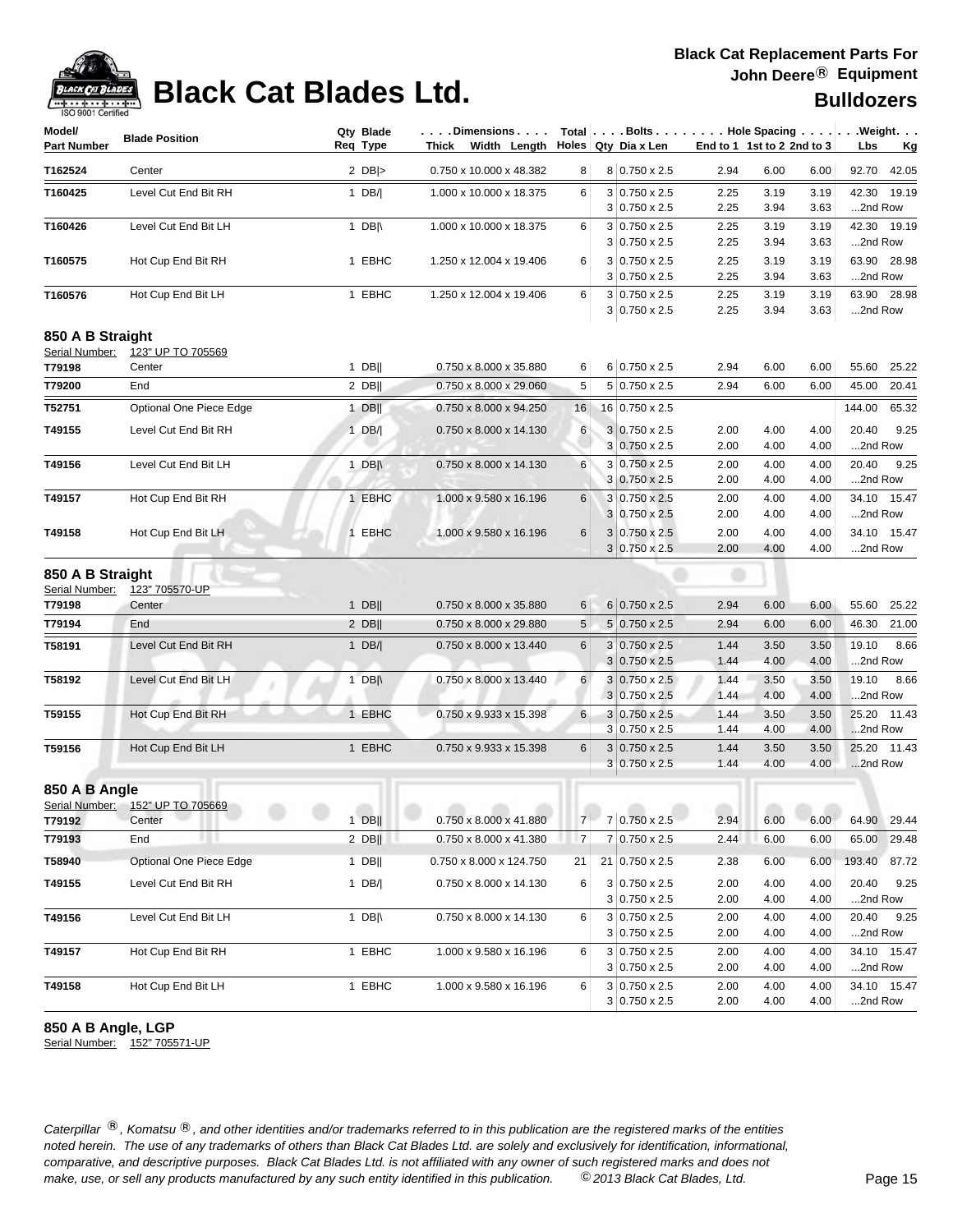# Black Cat Blades Ltd.

**Black Cat Replacement Parts For John Deere® Equipment**

**Bulldozers**

| Model/ Part Number | Blade Position | Qty Req | Blade Type | Dimensions Thick Width Length | Total Holes | Bolts Qty | Bolts Dia x Len | End to 1 | 1st to 2 | 2nd to 3 | Weight Lbs | Weight Kg |
|---|---|---|---|---|---|---|---|---|---|---|---|---|
| T162524 | Center | 2 | DB\|> | 0.750 x 10.000 x 48.382 | 8 | 8 | 0.750 x 2.5 | 2.94 | 6.00 | 6.00 | 92.70 | 42.05 |
| T160425 | Level Cut End Bit RH | 1 | DB/\| | 1.000 x 10.000 x 18.375 | 6 | 3 | 0.750 x 2.5 | 2.25 | 3.19 | 3.19 | 42.30 | 19.19 |
| | | | | | | 3 | 0.750 x 2.5 | 2.25 | 3.94 | 3.63 | ...2nd Row | |
| T160426 | Level Cut End Bit LH | 1 | DB\|\ | 1.000 x 10.000 x 18.375 | 6 | 3 | 0.750 x 2.5 | 2.25 | 3.19 | 3.19 | 42.30 | 19.19 |
| | | | | | | 3 | 0.750 x 2.5 | 2.25 | 3.94 | 3.63 | ...2nd Row | |
| T160575 | Hot Cup End Bit RH | 1 | EBHC | 1.250 x 12.004 x 19.406 | 6 | 3 | 0.750 x 2.5 | 2.25 | 3.19 | 3.19 | 63.90 | 28.98 |
| | | | | | | 3 | 0.750 x 2.5 | 2.25 | 3.94 | 3.63 | ...2nd Row | |
| T160576 | Hot Cup End Bit LH | 1 | EBHC | 1.250 x 12.004 x 19.406 | 6 | 3 | 0.750 x 2.5 | 2.25 | 3.19 | 3.19 | 63.90 | 28.98 |
| | | | | | | 3 | 0.750 x 2.5 | 2.25 | 3.94 | 3.63 | ...2nd Row | |

## 850 A B Straight

Serial Number: 123" UP TO 705569

| Model/ Part Number | Blade Position | Qty Req | Blade Type | Dimensions Thick Width Length | Total Holes | Bolts Qty | Bolts Dia x Len | End to 1 | 1st to 2 | 2nd to 3 | Weight Lbs | Weight Kg |
|---|---|---|---|---|---|---|---|---|---|---|---|---|
| T79198 | Center | 1 | DB\|\| | 0.750 x 8.000 x 35.880 | 6 | 6 | 0.750 x 2.5 | 2.94 | 6.00 | 6.00 | 55.60 | 25.22 |
| T79200 | End | 2 | DB\|\| | 0.750 x 8.000 x 29.060 | 5 | 5 | 0.750 x 2.5 | 2.94 | 6.00 | 6.00 | 45.00 | 20.41 |
| T52751 | Optional One Piece Edge | 1 | DB\|\| | 0.750 x 8.000 x 94.250 | 16 | 16 | 0.750 x 2.5 | | | | 144.00 | 65.32 |
| T49155 | Level Cut End Bit RH | 1 | DB/\| | 0.750 x 8.000 x 14.130 | 6 | 3 | 0.750 x 2.5 | 2.00 | 4.00 | 4.00 | 20.40 | 9.25 |
| | | | | | | 3 | 0.750 x 2.5 | 2.00 | 4.00 | 4.00 | ...2nd Row | |
| T49156 | Level Cut End Bit LH | 1 | DB\|\ | 0.750 x 8.000 x 14.130 | 6 | 3 | 0.750 x 2.5 | 2.00 | 4.00 | 4.00 | 20.40 | 9.25 |
| | | | | | | 3 | 0.750 x 2.5 | 2.00 | 4.00 | 4.00 | ...2nd Row | |
| T49157 | Hot Cup End Bit RH | 1 | EBHC | 1.000 x 9.580 x 16.196 | 6 | 3 | 0.750 x 2.5 | 2.00 | 4.00 | 4.00 | 34.10 | 15.47 |
| | | | | | | 3 | 0.750 x 2.5 | 2.00 | 4.00 | 4.00 | ...2nd Row | |
| T49158 | Hot Cup End Bit LH | 1 | EBHC | 1.000 x 9.580 x 16.196 | 6 | 3 | 0.750 x 2.5 | 2.00 | 4.00 | 4.00 | 34.10 | 15.47 |
| | | | | | | 3 | 0.750 x 2.5 | 2.00 | 4.00 | 4.00 | ...2nd Row | |

## 850 A B Straight

Serial Number: 123" 705570-UP

| Model/ Part Number | Blade Position | Qty Req | Blade Type | Dimensions Thick Width Length | Total Holes | Bolts Qty | Bolts Dia x Len | End to 1 | 1st to 2 | 2nd to 3 | Weight Lbs | Weight Kg |
|---|---|---|---|---|---|---|---|---|---|---|---|---|
| T79198 | Center | 1 | DB\|\| | 0.750 x 8.000 x 35.880 | 6 | 6 | 0.750 x 2.5 | 2.94 | 6.00 | 6.00 | 55.60 | 25.22 |
| T79194 | End | 2 | DB\|\| | 0.750 x 8.000 x 29.880 | 5 | 5 | 0.750 x 2.5 | 2.94 | 6.00 | 6.00 | 46.30 | 21.00 |
| T58191 | Level Cut End Bit RH | 1 | DB/\| | 0.750 x 8.000 x 13.440 | 6 | 3 | 0.750 x 2.5 | 1.44 | 3.50 | 3.50 | 19.10 | 8.66 |
| | | | | | | 3 | 0.750 x 2.5 | 1.44 | 4.00 | 4.00 | ...2nd Row | |
| T58192 | Level Cut End Bit LH | 1 | DB\|\ | 0.750 x 8.000 x 13.440 | 6 | 3 | 0.750 x 2.5 | 1.44 | 3.50 | 3.50 | 19.10 | 8.66 |
| | | | | | | 3 | 0.750 x 2.5 | 1.44 | 4.00 | 4.00 | ...2nd Row | |
| T59155 | Hot Cup End Bit RH | 1 | EBHC | 0.750 x 9.933 x 15.398 | 6 | 3 | 0.750 x 2.5 | 1.44 | 3.50 | 3.50 | 25.20 | 11.43 |
| | | | | | | 3 | 0.750 x 2.5 | 1.44 | 4.00 | 4.00 | ...2nd Row | |
| T59156 | Hot Cup End Bit LH | 1 | EBHC | 0.750 x 9.933 x 15.398 | 6 | 3 | 0.750 x 2.5 | 1.44 | 3.50 | 3.50 | 25.20 | 11.43 |
| | | | | | | 3 | 0.750 x 2.5 | 1.44 | 4.00 | 4.00 | ...2nd Row | |

## 850 A B Angle

Serial Number: 152" UP TO 705669

| Model/ Part Number | Blade Position | Qty Req | Blade Type | Dimensions Thick Width Length | Total Holes | Bolts Qty | Bolts Dia x Len | End to 1 | 1st to 2 | 2nd to 3 | Weight Lbs | Weight Kg |
|---|---|---|---|---|---|---|---|---|---|---|---|---|
| T79192 | Center | 1 | DB\|\| | 0.750 x 8.000 x 41.880 | 7 | 7 | 0.750 x 2.5 | 2.94 | 6.00 | 6.00 | 64.90 | 29.44 |
| T79193 | End | 2 | DB\|\| | 0.750 x 8.000 x 41.380 | 7 | 7 | 0.750 x 2.5 | 2.44 | 6.00 | 6.00 | 65.00 | 29.48 |
| T58940 | Optional One Piece Edge | 1 | DB\|\| | 0.750 x 8.000 x 124.750 | 21 | 21 | 0.750 x 2.5 | 2.38 | 6.00 | 6.00 | 193.40 | 87.72 |
| T49155 | Level Cut End Bit RH | 1 | DB/\| | 0.750 x 8.000 x 14.130 | 6 | 3 | 0.750 x 2.5 | 2.00 | 4.00 | 4.00 | 20.40 | 9.25 |
| | | | | | | 3 | 0.750 x 2.5 | 2.00 | 4.00 | 4.00 | ...2nd Row | |
| T49156 | Level Cut End Bit LH | 1 | DB\|\ | 0.750 x 8.000 x 14.130 | 6 | 3 | 0.750 x 2.5 | 2.00 | 4.00 | 4.00 | 20.40 | 9.25 |
| | | | | | | 3 | 0.750 x 2.5 | 2.00 | 4.00 | 4.00 | ...2nd Row | |
| T49157 | Hot Cup End Bit RH | 1 | EBHC | 1.000 x 9.580 x 16.196 | 6 | 3 | 0.750 x 2.5 | 2.00 | 4.00 | 4.00 | 34.10 | 15.47 |
| | | | | | | 3 | 0.750 x 2.5 | 2.00 | 4.00 | 4.00 | ...2nd Row | |
| T49158 | Hot Cup End Bit LH | 1 | EBHC | 1.000 x 9.580 x 16.196 | 6 | 3 | 0.750 x 2.5 | 2.00 | 4.00 | 4.00 | 34.10 | 15.47 |
| | | | | | | 3 | 0.750 x 2.5 | 2.00 | 4.00 | 4.00 | ...2nd Row | |

## 850 A B Angle, LGP

Serial Number: 152" 705571-UP

*Caterpillar ®, Komatsu ®, and other identities and/or trademarks referred to in this publication are the registered marks of the entities noted herein. The use of any trademarks of others than Black Cat Blades Ltd. are solely and exclusively for identification, informational, comparative, and descriptive purposes. Black Cat Blades Ltd. is not affiliated with any owner of such registered marks and does not make, use, or sell any products manufactured by any such entity identified in this publication.* *© 2013 Black Cat Blades, Ltd.*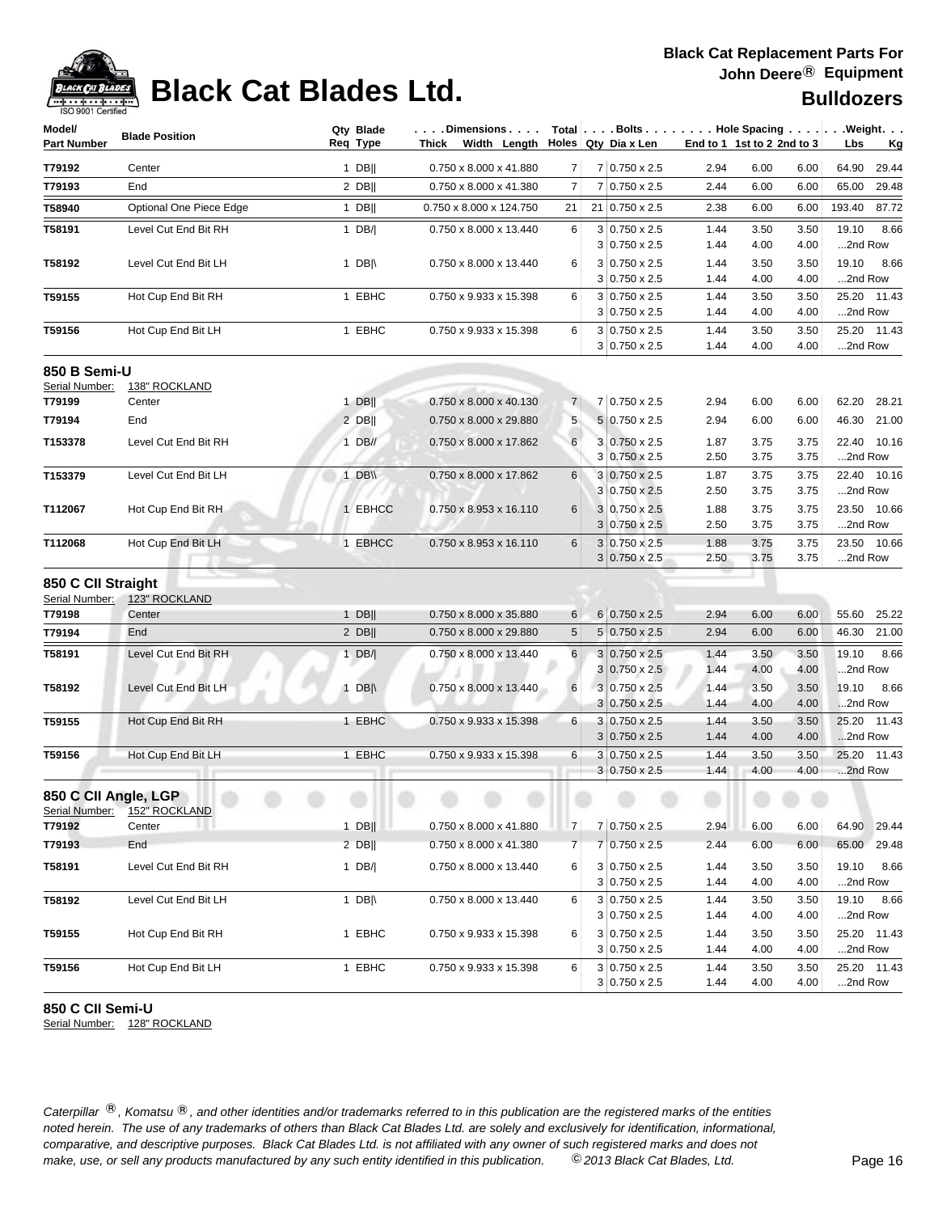# Black Cat Blades Ltd.

**Black Cat Replacement Parts For John Deere® Equipment**

**Bulldozers**

| Model/ Part Number | Blade Position | Qty Req | Blade Type | Dimensions Thick x Width x Length | Total Holes | Bolts Qty | Bolts Dia x Len | Hole Spacing End to 1 | Hole Spacing 1st to 2 | Hole Spacing 2nd to 3 | Weight Lbs | Weight Kg |
|---|---|---|---|---|---|---|---|---|---|---|---|---|
| T79192 | Center | 1 | DB‖ | 0.750 x 8.000 x 41.880 | 7 | 7 | 0.750 x 2.5 | 2.94 | 6.00 | 6.00 | 64.90 | 29.44 |
| T79193 | End | 2 | DB‖ | 0.750 x 8.000 x 41.380 | 7 | 7 | 0.750 x 2.5 | 2.44 | 6.00 | 6.00 | 65.00 | 29.48 |
| T58940 | Optional One Piece Edge | 1 | DB‖ | 0.750 x 8.000 x 124.750 | 21 | 21 | 0.750 x 2.5 | 2.38 | 6.00 | 6.00 | 193.40 | 87.72 |
| T58191 | Level Cut End Bit RH | 1 | DB/\| | 0.750 x 8.000 x 13.440 | 6 | 3 | 0.750 x 2.5 | 1.44 | 3.50 | 3.50 | 19.10 | 8.66 |
| | | | | | | 3 | 0.750 x 2.5 | 1.44 | 4.00 | 4.00 | ...2nd Row | |
| T58192 | Level Cut End Bit LH | 1 | DB\|\ | 0.750 x 8.000 x 13.440 | 6 | 3 | 0.750 x 2.5 | 1.44 | 3.50 | 3.50 | 19.10 | 8.66 |
| | | | | | | 3 | 0.750 x 2.5 | 1.44 | 4.00 | 4.00 | ...2nd Row | |
| T59155 | Hot Cup End Bit RH | 1 | EBHC | 0.750 x 9.933 x 15.398 | 6 | 3 | 0.750 x 2.5 | 1.44 | 3.50 | 3.50 | 25.20 | 11.43 |
| | | | | | | 3 | 0.750 x 2.5 | 1.44 | 4.00 | 4.00 | ...2nd Row | |
| T59156 | Hot Cup End Bit LH | 1 | EBHC | 0.750 x 9.933 x 15.398 | 6 | 3 | 0.750 x 2.5 | 1.44 | 3.50 | 3.50 | 25.20 | 11.43 |
| | | | | | | 3 | 0.750 x 2.5 | 1.44 | 4.00 | 4.00 | ...2nd Row | |

## 850 B Semi-U

Serial Number: 138" ROCKLAND

| Model/ Part Number | Blade Position | Qty Req | Blade Type | Dimensions Thick x Width x Length | Total Holes | Bolts Qty | Bolts Dia x Len | Hole Spacing End to 1 | Hole Spacing 1st to 2 | Hole Spacing 2nd to 3 | Weight Lbs | Weight Kg |
|---|---|---|---|---|---|---|---|---|---|---|---|---|
| T79199 | Center | 1 | DB‖ | 0.750 x 8.000 x 40.130 | 7 | 7 | 0.750 x 2.5 | 2.94 | 6.00 | 6.00 | 62.20 | 28.21 |
| T79194 | End | 2 | DB‖ | 0.750 x 8.000 x 29.880 | 5 | 5 | 0.750 x 2.5 | 2.94 | 6.00 | 6.00 | 46.30 | 21.00 |
| T153378 | Level Cut End Bit RH | 1 | DB// | 0.750 x 8.000 x 17.862 | 6 | 3 | 0.750 x 2.5 | 1.87 | 3.75 | 3.75 | 22.40 | 10.16 |
| | | | | | | 3 | 0.750 x 2.5 | 2.50 | 3.75 | 3.75 | ...2nd Row | |
| T153379 | Level Cut End Bit LH | 1 | DB\\ | 0.750 x 8.000 x 17.862 | 6 | 3 | 0.750 x 2.5 | 1.87 | 3.75 | 3.75 | 22.40 | 10.16 |
| | | | | | | 3 | 0.750 x 2.5 | 2.50 | 3.75 | 3.75 | ...2nd Row | |
| T112067 | Hot Cup End Bit RH | 1 | EBHCC | 0.750 x 8.953 x 16.110 | 6 | 3 | 0.750 x 2.5 | 1.88 | 3.75 | 3.75 | 23.50 | 10.66 |
| | | | | | | 3 | 0.750 x 2.5 | 2.50 | 3.75 | 3.75 | ...2nd Row | |
| T112068 | Hot Cup End Bit LH | 1 | EBHCC | 0.750 x 8.953 x 16.110 | 6 | 3 | 0.750 x 2.5 | 1.88 | 3.75 | 3.75 | 23.50 | 10.66 |
| | | | | | | 3 | 0.750 x 2.5 | 2.50 | 3.75 | 3.75 | ...2nd Row | |

## 850 C CII Straight

Serial Number: 123" ROCKLAND

| Model/ Part Number | Blade Position | Qty Req | Blade Type | Dimensions Thick x Width x Length | Total Holes | Bolts Qty | Bolts Dia x Len | Hole Spacing End to 1 | Hole Spacing 1st to 2 | Hole Spacing 2nd to 3 | Weight Lbs | Weight Kg |
|---|---|---|---|---|---|---|---|---|---|---|---|---|
| T79198 | Center | 1 | DB‖ | 0.750 x 8.000 x 35.880 | 6 | 6 | 0.750 x 2.5 | 2.94 | 6.00 | 6.00 | 55.60 | 25.22 |
| T79194 | End | 2 | DB‖ | 0.750 x 8.000 x 29.880 | 5 | 5 | 0.750 x 2.5 | 2.94 | 6.00 | 6.00 | 46.30 | 21.00 |
| T58191 | Level Cut End Bit RH | 1 | DB/\| | 0.750 x 8.000 x 13.440 | 6 | 3 | 0.750 x 2.5 | 1.44 | 3.50 | 3.50 | 19.10 | 8.66 |
| | | | | | | 3 | 0.750 x 2.5 | 1.44 | 4.00 | 4.00 | ...2nd Row | |
| T58192 | Level Cut End Bit LH | 1 | DB\|\ | 0.750 x 8.000 x 13.440 | 6 | 3 | 0.750 x 2.5 | 1.44 | 3.50 | 3.50 | 19.10 | 8.66 |
| | | | | | | 3 | 0.750 x 2.5 | 1.44 | 4.00 | 4.00 | ...2nd Row | |
| T59155 | Hot Cup End Bit RH | 1 | EBHC | 0.750 x 9.933 x 15.398 | 6 | 3 | 0.750 x 2.5 | 1.44 | 3.50 | 3.50 | 25.20 | 11.43 |
| | | | | | | 3 | 0.750 x 2.5 | 1.44 | 4.00 | 4.00 | ...2nd Row | |
| T59156 | Hot Cup End Bit LH | 1 | EBHC | 0.750 x 9.933 x 15.398 | 6 | 3 | 0.750 x 2.5 | 1.44 | 3.50 | 3.50 | 25.20 | 11.43 |
| | | | | | | 3 | 0.750 x 2.5 | 1.44 | 4.00 | 4.00 | ...2nd Row | |

## 850 C CII Angle, LGP

Serial Number: 152" ROCKLAND

| Model/ Part Number | Blade Position | Qty Req | Blade Type | Dimensions Thick x Width x Length | Total Holes | Bolts Qty | Bolts Dia x Len | Hole Spacing End to 1 | Hole Spacing 1st to 2 | Hole Spacing 2nd to 3 | Weight Lbs | Weight Kg |
|---|---|---|---|---|---|---|---|---|---|---|---|---|
| T79192 | Center | 1 | DB‖ | 0.750 x 8.000 x 41.880 | 7 | 7 | 0.750 x 2.5 | 2.94 | 6.00 | 6.00 | 64.90 | 29.44 |
| T79193 | End | 2 | DB‖ | 0.750 x 8.000 x 41.380 | 7 | 7 | 0.750 x 2.5 | 2.44 | 6.00 | 6.00 | 65.00 | 29.48 |
| T58191 | Level Cut End Bit RH | 1 | DB/\| | 0.750 x 8.000 x 13.440 | 6 | 3 | 0.750 x 2.5 | 1.44 | 3.50 | 3.50 | 19.10 | 8.66 |
| | | | | | | 3 | 0.750 x 2.5 | 1.44 | 4.00 | 4.00 | ...2nd Row | |
| T58192 | Level Cut End Bit LH | 1 | DB\|\ | 0.750 x 8.000 x 13.440 | 6 | 3 | 0.750 x 2.5 | 1.44 | 3.50 | 3.50 | 19.10 | 8.66 |
| | | | | | | 3 | 0.750 x 2.5 | 1.44 | 4.00 | 4.00 | ...2nd Row | |
| T59155 | Hot Cup End Bit RH | 1 | EBHC | 0.750 x 9.933 x 15.398 | 6 | 3 | 0.750 x 2.5 | 1.44 | 3.50 | 3.50 | 25.20 | 11.43 |
| | | | | | | 3 | 0.750 x 2.5 | 1.44 | 4.00 | 4.00 | ...2nd Row | |
| T59156 | Hot Cup End Bit LH | 1 | EBHC | 0.750 x 9.933 x 15.398 | 6 | 3 | 0.750 x 2.5 | 1.44 | 3.50 | 3.50 | 25.20 | 11.43 |
| | | | | | | 3 | 0.750 x 2.5 | 1.44 | 4.00 | 4.00 | ...2nd Row | |

## 850 C CII Semi-U

Serial Number: 128" ROCKLAND

*Caterpillar ®, Komatsu ®, and other identities and/or trademarks referred to in this publication are the registered marks of the entities noted herein. The use of any trademarks of others than Black Cat Blades Ltd. are solely and exclusively for identification, informational, comparative, and descriptive purposes. Black Cat Blades Ltd. is not affiliated with any owner of such registered marks and does not make, use, or sell any products manufactured by any such entity identified in this publication. © 2013 Black Cat Blades, Ltd.*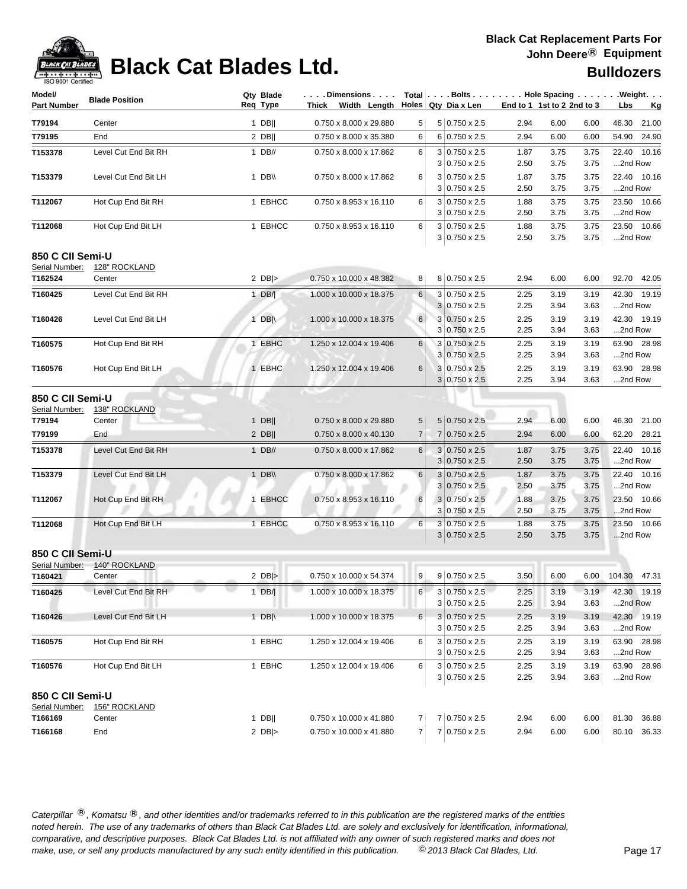# Black Cat Blades Ltd.

**Black Cat Replacement Parts For John Deere® Equipment**

**Bulldozers**

| Model/ Part Number | Blade Position | Qty Req | Blade Type | Dimensions Thick x Width x Length | Total Holes | Bolts Qty | Bolts Dia x Len | Hole Spacing End to 1 | 1st to 2 | 2nd to 3 | Weight Lbs | Weight Kg |
|---|---|---|---|---|---|---|---|---|---|---|---|---|
| T79194 | Center | 1 | DB‖ | 0.750 x 8.000 x 29.880 | 5 | 5 | 0.750 x 2.5 | 2.94 | 6.00 | 6.00 | 46.30 | 21.00 |
| T79195 | End | 2 | DB‖ | 0.750 x 8.000 x 35.380 | 6 | 6 | 0.750 x 2.5 | 2.94 | 6.00 | 6.00 | 54.90 | 24.90 |
| T153378 | Level Cut End Bit RH | 1 | DB// | 0.750 x 8.000 x 17.862 | 6 | 3 | 0.750 x 2.5 | 1.87 | 3.75 | 3.75 | 22.40 | 10.16 |
| | | | | | | 3 | 0.750 x 2.5 | 2.50 | 3.75 | 3.75 | ...2nd Row | |
| T153379 | Level Cut End Bit LH | 1 | DB\\ | 0.750 x 8.000 x 17.862 | 6 | 3 | 0.750 x 2.5 | 1.87 | 3.75 | 3.75 | 22.40 | 10.16 |
| | | | | | | 3 | 0.750 x 2.5 | 2.50 | 3.75 | 3.75 | ...2nd Row | |
| T112067 | Hot Cup End Bit RH | 1 | EBHCC | 0.750 x 8.953 x 16.110 | 6 | 3 | 0.750 x 2.5 | 1.88 | 3.75 | 3.75 | 23.50 | 10.66 |
| | | | | | | 3 | 0.750 x 2.5 | 2.50 | 3.75 | 3.75 | ...2nd Row | |
| T112068 | Hot Cup End Bit LH | 1 | EBHCC | 0.750 x 8.953 x 16.110 | 6 | 3 | 0.750 x 2.5 | 1.88 | 3.75 | 3.75 | 23.50 | 10.66 |
| | | | | | | 3 | 0.750 x 2.5 | 2.50 | 3.75 | 3.75 | ...2nd Row | |

## 850 C CII Semi-U

Serial Number: 128" ROCKLAND

| Model/ Part Number | Blade Position | Qty Req | Blade Type | Dimensions Thick x Width x Length | Total Holes | Bolts Qty | Bolts Dia x Len | Hole Spacing End to 1 | 1st to 2 | 2nd to 3 | Weight Lbs | Weight Kg |
|---|---|---|---|---|---|---|---|---|---|---|---|---|
| T162524 | Center | 2 | DB\|> | 0.750 x 10.000 x 48.382 | 8 | 8 | 0.750 x 2.5 | 2.94 | 6.00 | 6.00 | 92.70 | 42.05 |
| T160425 | Level Cut End Bit RH | 1 | DB/\| | 1.000 x 10.000 x 18.375 | 6 | 3 | 0.750 x 2.5 | 2.25 | 3.19 | 3.19 | 42.30 | 19.19 |
| | | | | | | 3 | 0.750 x 2.5 | 2.25 | 3.94 | 3.63 | ...2nd Row | |
| T160426 | Level Cut End Bit LH | 1 | DB\|\ | 1.000 x 10.000 x 18.375 | 6 | 3 | 0.750 x 2.5 | 2.25 | 3.19 | 3.19 | 42.30 | 19.19 |
| | | | | | | 3 | 0.750 x 2.5 | 2.25 | 3.94 | 3.63 | ...2nd Row | |
| T160575 | Hot Cup End Bit RH | 1 | EBHC | 1.250 x 12.004 x 19.406 | 6 | 3 | 0.750 x 2.5 | 2.25 | 3.19 | 3.19 | 63.90 | 28.98 |
| | | | | | | 3 | 0.750 x 2.5 | 2.25 | 3.94 | 3.63 | ...2nd Row | |
| T160576 | Hot Cup End Bit LH | 1 | EBHC | 1.250 x 12.004 x 19.406 | 6 | 3 | 0.750 x 2.5 | 2.25 | 3.19 | 3.19 | 63.90 | 28.98 |
| | | | | | | 3 | 0.750 x 2.5 | 2.25 | 3.94 | 3.63 | ...2nd Row | |

## 850 C CII Semi-U

Serial Number: 138" ROCKLAND

| Model/ Part Number | Blade Position | Qty Req | Blade Type | Dimensions Thick x Width x Length | Total Holes | Bolts Qty | Bolts Dia x Len | Hole Spacing End to 1 | 1st to 2 | 2nd to 3 | Weight Lbs | Weight Kg |
|---|---|---|---|---|---|---|---|---|---|---|---|---|
| T79194 | Center | 1 | DB‖ | 0.750 x 8.000 x 29.880 | 5 | 5 | 0.750 x 2.5 | 2.94 | 6.00 | 6.00 | 46.30 | 21.00 |
| T79199 | End | 2 | DB‖ | 0.750 x 8.000 x 40.130 | 7 | 7 | 0.750 x 2.5 | 2.94 | 6.00 | 6.00 | 62.20 | 28.21 |
| T153378 | Level Cut End Bit RH | 1 | DB// | 0.750 x 8.000 x 17.862 | 6 | 3 | 0.750 x 2.5 | 1.87 | 3.75 | 3.75 | 22.40 | 10.16 |
| | | | | | | 3 | 0.750 x 2.5 | 2.50 | 3.75 | 3.75 | ...2nd Row | |
| T153379 | Level Cut End Bit LH | 1 | DB\\ | 0.750 x 8.000 x 17.862 | 6 | 3 | 0.750 x 2.5 | 1.87 | 3.75 | 3.75 | 22.40 | 10.16 |
| | | | | | | 3 | 0.750 x 2.5 | 2.50 | 3.75 | 3.75 | ...2nd Row | |
| T112067 | Hot Cup End Bit RH | 1 | EBHCC | 0.750 x 8.953 x 16.110 | 6 | 3 | 0.750 x 2.5 | 1.88 | 3.75 | 3.75 | 23.50 | 10.66 |
| | | | | | | 3 | 0.750 x 2.5 | 2.50 | 3.75 | 3.75 | ...2nd Row | |
| T112068 | Hot Cup End Bit LH | 1 | EBHCC | 0.750 x 8.953 x 16.110 | 6 | 3 | 0.750 x 2.5 | 1.88 | 3.75 | 3.75 | 23.50 | 10.66 |
| | | | | | | 3 | 0.750 x 2.5 | 2.50 | 3.75 | 3.75 | ...2nd Row | |

## 850 C CII Semi-U

Serial Number: 140" ROCKLAND

| Model/ Part Number | Blade Position | Qty Req | Blade Type | Dimensions Thick x Width x Length | Total Holes | Bolts Qty | Bolts Dia x Len | Hole Spacing End to 1 | 1st to 2 | 2nd to 3 | Weight Lbs | Weight Kg |
|---|---|---|---|---|---|---|---|---|---|---|---|---|
| T160421 | Center | 2 | DB\|> | 0.750 x 10.000 x 54.374 | 9 | 9 | 0.750 x 2.5 | 3.50 | 6.00 | 6.00 | 104.30 | 47.31 |
| T160425 | Level Cut End Bit RH | 1 | DB/\| | 1.000 x 10.000 x 18.375 | 6 | 3 | 0.750 x 2.5 | 2.25 | 3.19 | 3.19 | 42.30 | 19.19 |
| | | | | | | 3 | 0.750 x 2.5 | 2.25 | 3.94 | 3.63 | ...2nd Row | |
| T160426 | Level Cut End Bit LH | 1 | DB\|\ | 1.000 x 10.000 x 18.375 | 6 | 3 | 0.750 x 2.5 | 2.25 | 3.19 | 3.19 | 42.30 | 19.19 |
| | | | | | | 3 | 0.750 x 2.5 | 2.25 | 3.94 | 3.63 | ...2nd Row | |
| T160575 | Hot Cup End Bit RH | 1 | EBHC | 1.250 x 12.004 x 19.406 | 6 | 3 | 0.750 x 2.5 | 2.25 | 3.19 | 3.19 | 63.90 | 28.98 |
| | | | | | | 3 | 0.750 x 2.5 | 2.25 | 3.94 | 3.63 | ...2nd Row | |
| T160576 | Hot Cup End Bit LH | 1 | EBHC | 1.250 x 12.004 x 19.406 | 6 | 3 | 0.750 x 2.5 | 2.25 | 3.19 | 3.19 | 63.90 | 28.98 |
| | | | | | | 3 | 0.750 x 2.5 | 2.25 | 3.94 | 3.63 | ...2nd Row | |

## 850 C CII Semi-U

Serial Number: 156" ROCKLAND

| Model/ Part Number | Blade Position | Qty Req | Blade Type | Dimensions Thick x Width x Length | Total Holes | Bolts Qty | Bolts Dia x Len | Hole Spacing End to 1 | 1st to 2 | 2nd to 3 | Weight Lbs | Weight Kg |
|---|---|---|---|---|---|---|---|---|---|---|---|---|
| T166169 | Center | 1 | DB‖ | 0.750 x 10.000 x 41.880 | 7 | 7 | 0.750 x 2.5 | 2.94 | 6.00 | 6.00 | 81.30 | 36.88 |
| T166168 | End | 2 | DB\|> | 0.750 x 10.000 x 41.880 | 7 | 7 | 0.750 x 2.5 | 2.94 | 6.00 | 6.00 | 80.10 | 36.33 |

*Caterpillar ®, Komatsu ®, and other identities and/or trademarks referred to in this publication are the registered marks of the entities noted herein. The use of any trademarks of others than Black Cat Blades Ltd. are solely and exclusively for identification, informational, comparative, and descriptive purposes. Black Cat Blades Ltd. is not affiliated with any owner of such registered marks and does not make, use, or sell any products manufactured by any such entity identified in this publication. © 2013 Black Cat Blades, Ltd.*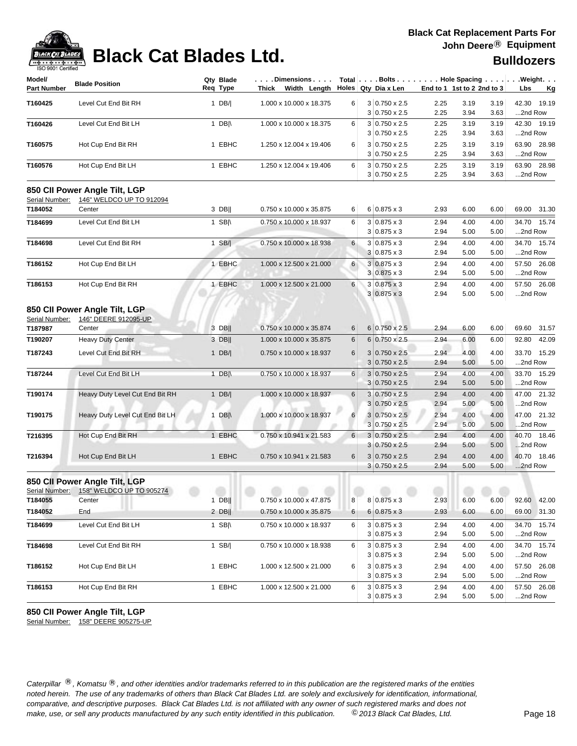# Black Cat Blades Ltd.

**Black Cat Replacement Parts For John Deere® Equipment**

**Bulldozers**

| Model/ Part Number | Blade Position | Qty Req | Blade Type | Dimensions Thick x Width x Length | Total Holes | Bolts Qty | Dia x Len | Hole Spacing End to 1 | 1st to 2 | 2nd to 3 | Weight Lbs | Kg |
|---|---|---|---|---|---|---|---|---|---|---|---|---|
| **T160425** | Level Cut End Bit RH | 1 | DB/\| | 1.000 x 10.000 x 18.375 | 6 | 3 | 0.750 x 2.5 | 2.25 | 3.19 | 3.19 | 42.30 | 19.19 |
| | | | | | | 3 | 0.750 x 2.5 | 2.25 | 3.94 | 3.63 | ...2nd Row | |
| **T160426** | Level Cut End Bit LH | 1 | DB\|\ | 1.000 x 10.000 x 18.375 | 6 | 3 | 0.750 x 2.5 | 2.25 | 3.19 | 3.19 | 42.30 | 19.19 |
| | | | | | | 3 | 0.750 x 2.5 | 2.25 | 3.94 | 3.63 | ...2nd Row | |
| **T160575** | Hot Cup End Bit RH | 1 | EBHC | 1.250 x 12.004 x 19.406 | 6 | 3 | 0.750 x 2.5 | 2.25 | 3.19 | 3.19 | 63.90 | 28.98 |
| | | | | | | 3 | 0.750 x 2.5 | 2.25 | 3.94 | 3.63 | ...2nd Row | |
| **T160576** | Hot Cup End Bit LH | 1 | EBHC | 1.250 x 12.004 x 19.406 | 6 | 3 | 0.750 x 2.5 | 2.25 | 3.19 | 3.19 | 63.90 | 28.98 |
| | | | | | | 3 | 0.750 x 2.5 | 2.25 | 3.94 | 3.63 | ...2nd Row | |

## 850 CII Power Angle Tilt, LGP

Serial Number: 146" WELDCO UP TO 912094

| Model/ Part Number | Blade Position | Qty Req | Blade Type | Dimensions Thick x Width x Length | Total Holes | Bolts Qty | Dia x Len | Hole Spacing End to 1 | 1st to 2 | 2nd to 3 | Weight Lbs | Kg |
|---|---|---|---|---|---|---|---|---|---|---|---|---|
| **T184052** | Center | 3 | DB\|\| | 0.750 x 10.000 x 35.875 | 6 | 6 | 0.875 x 3 | 2.93 | 6.00 | 6.00 | 69.00 | 31.30 |
| **T184699** | Level Cut End Bit LH | 1 | SB\|\ | 0.750 x 10.000 x 18.937 | 6 | 3 | 0.875 x 3 | 2.94 | 4.00 | 4.00 | 34.70 | 15.74 |
| | | | | | | 3 | 0.875 x 3 | 2.94 | 5.00 | 5.00 | ...2nd Row | |
| **T184698** | Level Cut End Bit RH | 1 | SB/\| | 0.750 x 10.000 x 18.938 | 6 | 3 | 0.875 x 3 | 2.94 | 4.00 | 4.00 | 34.70 | 15.74 |
| | | | | | | 3 | 0.875 x 3 | 2.94 | 5.00 | 5.00 | ...2nd Row | |
| **T186152** | Hot Cup End Bit LH | 1 | EBHC | 1.000 x 12.500 x 21.000 | 6 | 3 | 0.875 x 3 | 2.94 | 4.00 | 4.00 | 57.50 | 26.08 |
| | | | | | | 3 | 0.875 x 3 | 2.94 | 5.00 | 5.00 | ...2nd Row | |
| **T186153** | Hot Cup End Bit RH | 1 | EBHC | 1.000 x 12.500 x 21.000 | 6 | 3 | 0.875 x 3 | 2.94 | 4.00 | 4.00 | 57.50 | 26.08 |
| | | | | | | 3 | 0.875 x 3 | 2.94 | 5.00 | 5.00 | ...2nd Row | |

## 850 CII Power Angle Tilt, LGP

Serial Number: 146" DEERE 912095-UP

| Model/ Part Number | Blade Position | Qty Req | Blade Type | Dimensions Thick x Width x Length | Total Holes | Bolts Qty | Dia x Len | Hole Spacing End to 1 | 1st to 2 | 2nd to 3 | Weight Lbs | Kg |
|---|---|---|---|---|---|---|---|---|---|---|---|---|
| **T187987** | Center | 3 | DB\|\| | 0.750 x 10.000 x 35.874 | 6 | 6 | 0.750 x 2.5 | 2.94 | 6.00 | 6.00 | 69.60 | 31.57 |
| **T190207** | Heavy Duty Center | 3 | DB\|\| | 1.000 x 10.000 x 35.875 | 6 | 6 | 0.750 x 2.5 | 2.94 | 6.00 | 6.00 | 92.80 | 42.09 |
| **T187243** | Level Cut End Bit RH | 1 | DB/\| | 0.750 x 10.000 x 18.937 | 6 | 3 | 0.750 x 2.5 | 2.94 | 4.00 | 4.00 | 33.70 | 15.29 |
| | | | | | | 3 | 0.750 x 2.5 | 2.94 | 5.00 | 5.00 | ...2nd Row | |
| **T187244** | Level Cut End Bit LH | 1 | DB\|\ | 0.750 x 10.000 x 18.937 | 6 | 3 | 0.750 x 2.5 | 2.94 | 4.00 | 4.00 | 33.70 | 15.29 |
| | | | | | | 3 | 0.750 x 2.5 | 2.94 | 5.00 | 5.00 | ...2nd Row | |
| **T190174** | Heavy Duty Level Cut End Bit RH | 1 | DB/\| | 1.000 x 10.000 x 18.937 | 6 | 3 | 0.750 x 2.5 | 2.94 | 4.00 | 4.00 | 47.00 | 21.32 |
| | | | | | | 3 | 0.750 x 2.5 | 2.94 | 5.00 | 5.00 | ...2nd Row | |
| **T190175** | Heavy Duty Level Cut End Bit LH | 1 | DB\|\ | 1.000 x 10.000 x 18.937 | 6 | 3 | 0.750 x 2.5 | 2.94 | 4.00 | 4.00 | 47.00 | 21.32 |
| | | | | | | 3 | 0.750 x 2.5 | 2.94 | 5.00 | 5.00 | ...2nd Row | |
| **T216395** | Hot Cup End Bit RH | 1 | EBHC | 0.750 x 10.941 x 21.583 | 6 | 3 | 0.750 x 2.5 | 2.94 | 4.00 | 4.00 | 40.70 | 18.46 |
| | | | | | | 3 | 0.750 x 2.5 | 2.94 | 5.00 | 5.00 | ...2nd Row | |
| **T216394** | Hot Cup End Bit LH | 1 | EBHC | 0.750 x 10.941 x 21.583 | 6 | 3 | 0.750 x 2.5 | 2.94 | 4.00 | 4.00 | 40.70 | 18.46 |
| | | | | | | 3 | 0.750 x 2.5 | 2.94 | 5.00 | 5.00 | ...2nd Row | |

## 850 CII Power Angle Tilt, LGP

Serial Number: 158" WELDCO UP TO 905274

| Model/ Part Number | Blade Position | Qty Req | Blade Type | Dimensions Thick x Width x Length | Total Holes | Bolts Qty | Dia x Len | Hole Spacing End to 1 | 1st to 2 | 2nd to 3 | Weight Lbs | Kg |
|---|---|---|---|---|---|---|---|---|---|---|---|---|
| **T184055** | Center | 1 | DB\|\| | 0.750 x 10.000 x 47.875 | 8 | 8 | 0.875 x 3 | 2.93 | 6.00 | 6.00 | 92.60 | 42.00 |
| **T184052** | End | 2 | DB\|\| | 0.750 x 10.000 x 35.875 | 6 | 6 | 0.875 x 3 | 2.93 | 6.00 | 6.00 | 69.00 | 31.30 |
| **T184699** | Level Cut End Bit LH | 1 | SB\|\ | 0.750 x 10.000 x 18.937 | 6 | 3 | 0.875 x 3 | 2.94 | 4.00 | 4.00 | 34.70 | 15.74 |
| | | | | | | 3 | 0.875 x 3 | 2.94 | 5.00 | 5.00 | ...2nd Row | |
| **T184698** | Level Cut End Bit RH | 1 | SB/\| | 0.750 x 10.000 x 18.938 | 6 | 3 | 0.875 x 3 | 2.94 | 4.00 | 4.00 | 34.70 | 15.74 |
| | | | | | | 3 | 0.875 x 3 | 2.94 | 5.00 | 5.00 | ...2nd Row | |
| **T186152** | Hot Cup End Bit LH | 1 | EBHC | 1.000 x 12.500 x 21.000 | 6 | 3 | 0.875 x 3 | 2.94 | 4.00 | 4.00 | 57.50 | 26.08 |
| | | | | | | 3 | 0.875 x 3 | 2.94 | 5.00 | 5.00 | ...2nd Row | |
| **T186153** | Hot Cup End Bit RH | 1 | EBHC | 1.000 x 12.500 x 21.000 | 6 | 3 | 0.875 x 3 | 2.94 | 4.00 | 4.00 | 57.50 | 26.08 |
| | | | | | | 3 | 0.875 x 3 | 2.94 | 5.00 | 5.00 | ...2nd Row | |

## 850 CII Power Angle Tilt, LGP

Serial Number: 158" DEERE 905275-UP

*Caterpillar ®, Komatsu ®, and other identities and/or trademarks referred to in this publication are the registered marks of the entities noted herein. The use of any trademarks of others than Black Cat Blades Ltd. are solely and exclusively for identification, informational, comparative, and descriptive purposes. Black Cat Blades Ltd. is not affiliated with any owner of such registered marks and does not make, use, or sell any products manufactured by any such entity identified in this publication. © 2013 Black Cat Blades, Ltd.*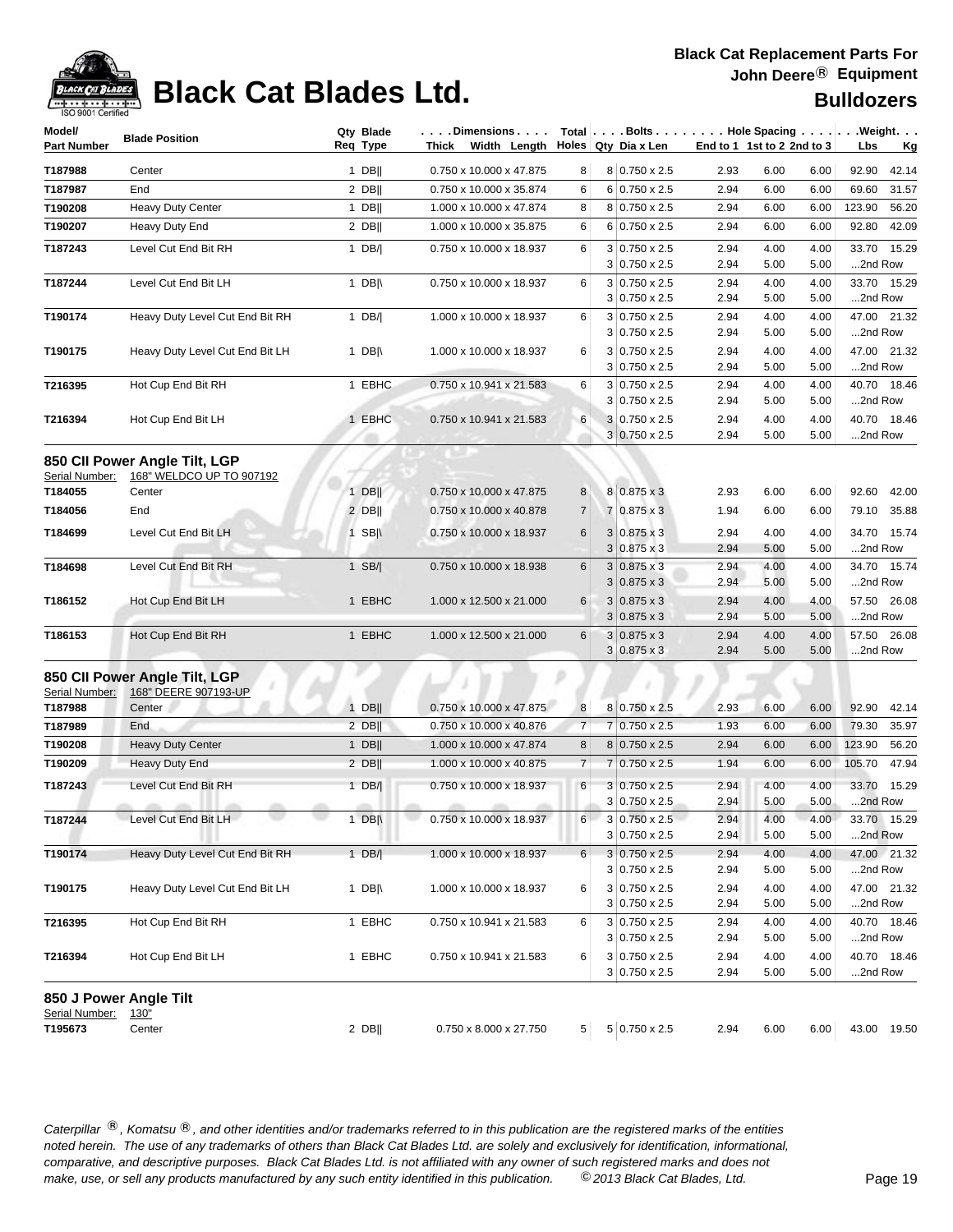# Black Cat Blades Ltd.

**Black Cat Replacement Parts For John Deere® Equipment**

**Bulldozers**

| Model/ Part Number | Blade Position | Qty Req | Blade Type | Dimensions Thick x Width x Length | Total Holes | Bolts Qty | Bolts Dia x Len | Hole Spacing End to 1 | Hole Spacing 1st to 2 | Hole Spacing 2nd to 3 | Weight Lbs | Weight Kg |
|---|---|---|---|---|---|---|---|---|---|---|---|---|
| T187988 | Center | 1 | DB\|\| | 0.750 x 10.000 x 47.875 | 8 | 8 | 0.750 x 2.5 | 2.93 | 6.00 | 6.00 | 92.90 | 42.14 |
| T187987 | End | 2 | DB\|\| | 0.750 x 10.000 x 35.874 | 6 | 6 | 0.750 x 2.5 | 2.94 | 6.00 | 6.00 | 69.60 | 31.57 |
| T190208 | Heavy Duty Center | 1 | DB\|\| | 1.000 x 10.000 x 47.874 | 8 | 8 | 0.750 x 2.5 | 2.94 | 6.00 | 6.00 | 123.90 | 56.20 |
| T190207 | Heavy Duty End | 2 | DB\|\| | 1.000 x 10.000 x 35.875 | 6 | 6 | 0.750 x 2.5 | 2.94 | 6.00 | 6.00 | 92.80 | 42.09 |
| T187243 | Level Cut End Bit RH | 1 | DB/\| | 0.750 x 10.000 x 18.937 | 6 | 3 | 0.750 x 2.5 | 2.94 | 4.00 | 4.00 | 33.70 | 15.29 |
| | | | | | | 3 | 0.750 x 2.5 | 2.94 | 5.00 | 5.00 | ...2nd Row | |
| T187244 | Level Cut End Bit LH | 1 | DB\|\ | 0.750 x 10.000 x 18.937 | 6 | 3 | 0.750 x 2.5 | 2.94 | 4.00 | 4.00 | 33.70 | 15.29 |
| | | | | | | 3 | 0.750 x 2.5 | 2.94 | 5.00 | 5.00 | ...2nd Row | |
| T190174 | Heavy Duty Level Cut End Bit RH | 1 | DB/\| | 1.000 x 10.000 x 18.937 | 6 | 3 | 0.750 x 2.5 | 2.94 | 4.00 | 4.00 | 47.00 | 21.32 |
| | | | | | | 3 | 0.750 x 2.5 | 2.94 | 5.00 | 5.00 | ...2nd Row | |
| T190175 | Heavy Duty Level Cut End Bit LH | 1 | DB\|\ | 1.000 x 10.000 x 18.937 | 6 | 3 | 0.750 x 2.5 | 2.94 | 4.00 | 4.00 | 47.00 | 21.32 |
| | | | | | | 3 | 0.750 x 2.5 | 2.94 | 5.00 | 5.00 | ...2nd Row | |
| T216395 | Hot Cup End Bit RH | 1 | EBHC | 0.750 x 10.941 x 21.583 | 6 | 3 | 0.750 x 2.5 | 2.94 | 4.00 | 4.00 | 40.70 | 18.46 |
| | | | | | | 3 | 0.750 x 2.5 | 2.94 | 5.00 | 5.00 | ...2nd Row | |
| T216394 | Hot Cup End Bit LH | 1 | EBHC | 0.750 x 10.941 x 21.583 | 6 | 3 | 0.750 x 2.5 | 2.94 | 4.00 | 4.00 | 40.70 | 18.46 |
| | | | | | | 3 | 0.750 x 2.5 | 2.94 | 5.00 | 5.00 | ...2nd Row | |

## 850 CII Power Angle Tilt, LGP

Serial Number: 168" WELDCO UP TO 907192

| Model/ Part Number | Blade Position | Qty Req | Blade Type | Dimensions Thick x Width x Length | Total Holes | Bolts Qty | Bolts Dia x Len | Hole Spacing End to 1 | Hole Spacing 1st to 2 | Hole Spacing 2nd to 3 | Weight Lbs | Weight Kg |
|---|---|---|---|---|---|---|---|---|---|---|---|---|
| T184055 | Center | 1 | DB\|\| | 0.750 x 10.000 x 47.875 | 8 | 8 | 0.875 x 3 | 2.93 | 6.00 | 6.00 | 92.60 | 42.00 |
| T184056 | End | 2 | DB\|\| | 0.750 x 10.000 x 40.878 | 7 | 7 | 0.875 x 3 | 1.94 | 6.00 | 6.00 | 79.10 | 35.88 |
| T184699 | Level Cut End Bit LH | 1 | SB\|\ | 0.750 x 10.000 x 18.937 | 6 | 3 | 0.875 x 3 | 2.94 | 4.00 | 4.00 | 34.70 | 15.74 |
| | | | | | | 3 | 0.875 x 3 | 2.94 | 5.00 | 5.00 | ...2nd Row | |
| T184698 | Level Cut End Bit RH | 1 | SB/\| | 0.750 x 10.000 x 18.938 | 6 | 3 | 0.875 x 3 | 2.94 | 4.00 | 4.00 | 34.70 | 15.74 |
| | | | | | | 3 | 0.875 x 3 | 2.94 | 5.00 | 5.00 | ...2nd Row | |
| T186152 | Hot Cup End Bit LH | 1 | EBHC | 1.000 x 12.500 x 21.000 | 6 | 3 | 0.875 x 3 | 2.94 | 4.00 | 4.00 | 57.50 | 26.08 |
| | | | | | | 3 | 0.875 x 3 | 2.94 | 5.00 | 5.00 | ...2nd Row | |
| T186153 | Hot Cup End Bit RH | 1 | EBHC | 1.000 x 12.500 x 21.000 | 6 | 3 | 0.875 x 3 | 2.94 | 4.00 | 4.00 | 57.50 | 26.08 |
| | | | | | | 3 | 0.875 x 3 | 2.94 | 5.00 | 5.00 | ...2nd Row | |

## 850 CII Power Angle Tilt, LGP

Serial Number: 168" DEERE 907193-UP

| Model/ Part Number | Blade Position | Qty Req | Blade Type | Dimensions Thick x Width x Length | Total Holes | Bolts Qty | Bolts Dia x Len | Hole Spacing End to 1 | Hole Spacing 1st to 2 | Hole Spacing 2nd to 3 | Weight Lbs | Weight Kg |
|---|---|---|---|---|---|---|---|---|---|---|---|---|
| T187988 | Center | 1 | DB\|\| | 0.750 x 10.000 x 47.875 | 8 | 8 | 0.750 x 2.5 | 2.93 | 6.00 | 6.00 | 92.90 | 42.14 |
| T187989 | End | 2 | DB\|\| | 0.750 x 10.000 x 40.876 | 7 | 7 | 0.750 x 2.5 | 1.93 | 6.00 | 6.00 | 79.30 | 35.97 |
| T190208 | Heavy Duty Center | 1 | DB\|\| | 1.000 x 10.000 x 47.874 | 8 | 8 | 0.750 x 2.5 | 2.94 | 6.00 | 6.00 | 123.90 | 56.20 |
| T190209 | Heavy Duty End | 2 | DB\|\| | 1.000 x 10.000 x 40.875 | 7 | 7 | 0.750 x 2.5 | 1.94 | 6.00 | 6.00 | 105.70 | 47.94 |
| T187243 | Level Cut End Bit RH | 1 | DB/\| | 0.750 x 10.000 x 18.937 | 6 | 3 | 0.750 x 2.5 | 2.94 | 4.00 | 4.00 | 33.70 | 15.29 |
| | | | | | | 3 | 0.750 x 2.5 | 2.94 | 5.00 | 5.00 | ...2nd Row | |
| T187244 | Level Cut End Bit LH | 1 | DB\|\ | 0.750 x 10.000 x 18.937 | 6 | 3 | 0.750 x 2.5 | 2.94 | 4.00 | 4.00 | 33.70 | 15.29 |
| | | | | | | 3 | 0.750 x 2.5 | 2.94 | 5.00 | 5.00 | ...2nd Row | |
| T190174 | Heavy Duty Level Cut End Bit RH | 1 | DB/\| | 1.000 x 10.000 x 18.937 | 6 | 3 | 0.750 x 2.5 | 2.94 | 4.00 | 4.00 | 47.00 | 21.32 |
| | | | | | | 3 | 0.750 x 2.5 | 2.94 | 5.00 | 5.00 | ...2nd Row | |
| T190175 | Heavy Duty Level Cut End Bit LH | 1 | DB\|\ | 1.000 x 10.000 x 18.937 | 6 | 3 | 0.750 x 2.5 | 2.94 | 4.00 | 4.00 | 47.00 | 21.32 |
| | | | | | | 3 | 0.750 x 2.5 | 2.94 | 5.00 | 5.00 | ...2nd Row | |
| T216395 | Hot Cup End Bit RH | 1 | EBHC | 0.750 x 10.941 x 21.583 | 6 | 3 | 0.750 x 2.5 | 2.94 | 4.00 | 4.00 | 40.70 | 18.46 |
| | | | | | | 3 | 0.750 x 2.5 | 2.94 | 5.00 | 5.00 | ...2nd Row | |
| T216394 | Hot Cup End Bit LH | 1 | EBHC | 0.750 x 10.941 x 21.583 | 6 | 3 | 0.750 x 2.5 | 2.94 | 4.00 | 4.00 | 40.70 | 18.46 |
| | | | | | | 3 | 0.750 x 2.5 | 2.94 | 5.00 | 5.00 | ...2nd Row | |

## 850 J Power Angle Tilt

Serial Number: 130"

| Model/ Part Number | Blade Position | Qty Req | Blade Type | Dimensions Thick x Width x Length | Total Holes | Bolts Qty | Bolts Dia x Len | Hole Spacing End to 1 | Hole Spacing 1st to 2 | Hole Spacing 2nd to 3 | Weight Lbs | Weight Kg |
|---|---|---|---|---|---|---|---|---|---|---|---|---|
| T195673 | Center | 2 | DB\|\| | 0.750 x 8.000 x 27.750 | 5 | 5 | 0.750 x 2.5 | 2.94 | 6.00 | 6.00 | 43.00 | 19.50 |

*Caterpillar ®, Komatsu ®, and other identities and/or trademarks referred to in this publication are the registered marks of the entities noted herein. The use of any trademarks of others than Black Cat Blades Ltd. are solely and exclusively for identification, informational, comparative, and descriptive purposes. Black Cat Blades Ltd. is not affiliated with any owner of such registered marks and does not make, use, or sell any products manufactured by any such entity identified in this publication. © 2013 Black Cat Blades, Ltd.*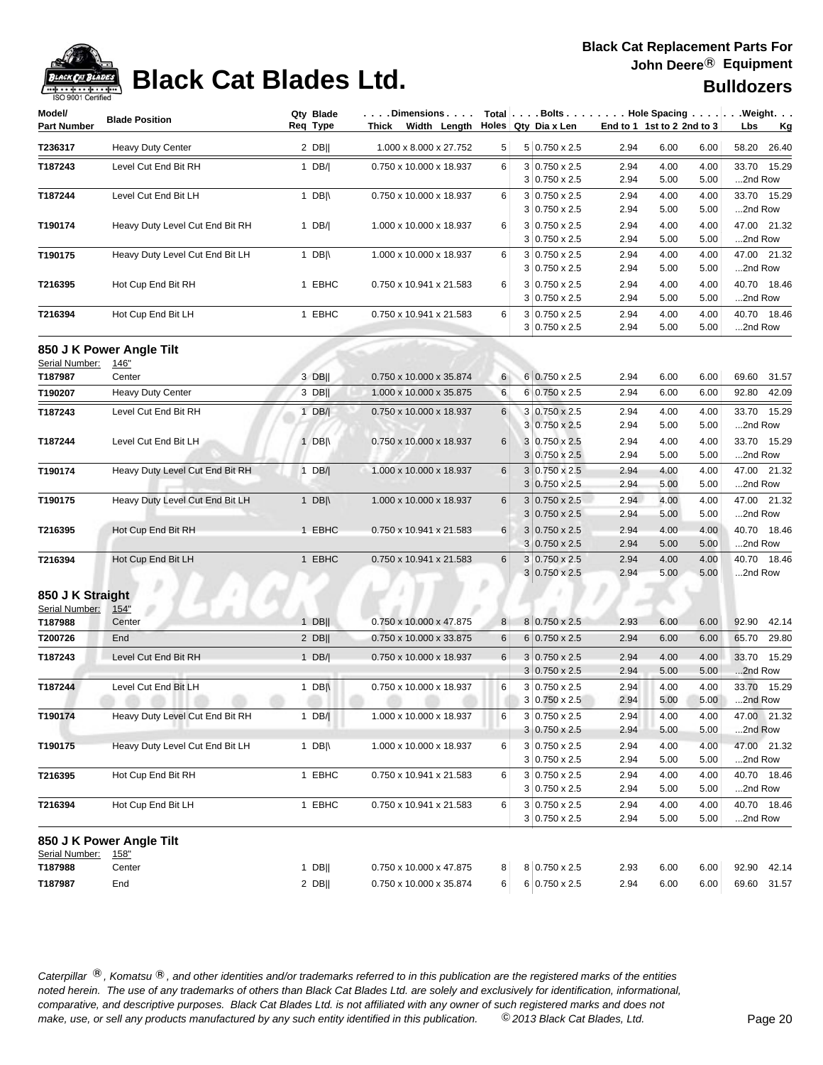# Black Cat Blades Ltd.

**Black Cat Replacement Parts For John Deere® Equipment**

**Bulldozers**

| Model/ Part Number | Blade Position | Qty Req | Blade Type | Dimensions Thick Width Length | Total Holes | Bolts Qty | Bolts Dia x Len | Hole Spacing End to 1 | 1st to 2 | 2nd to 3 | Weight Lbs | Weight Kg |
|---|---|---|---|---|---|---|---|---|---|---|---|---|
| T236317 | Heavy Duty Center | 2 | DB‖ | 1.000 x 8.000 x 27.752 | 5 | 5 | 0.750 x 2.5 | 2.94 | 6.00 | 6.00 | 58.20 | 26.40 |
| T187243 | Level Cut End Bit RH | 1 | DB/\| | 0.750 x 10.000 x 18.937 | 6 | 3 | 0.750 x 2.5 | 2.94 | 4.00 | 4.00 | 33.70 | 15.29 |
| | | | | | | 3 | 0.750 x 2.5 | 2.94 | 5.00 | 5.00 | ...2nd Row | |
| T187244 | Level Cut End Bit LH | 1 | DB\|\ | 0.750 x 10.000 x 18.937 | 6 | 3 | 0.750 x 2.5 | 2.94 | 4.00 | 4.00 | 33.70 | 15.29 |
| | | | | | | 3 | 0.750 x 2.5 | 2.94 | 5.00 | 5.00 | ...2nd Row | |
| T190174 | Heavy Duty Level Cut End Bit RH | 1 | DB/\| | 1.000 x 10.000 x 18.937 | 6 | 3 | 0.750 x 2.5 | 2.94 | 4.00 | 4.00 | 47.00 | 21.32 |
| | | | | | | 3 | 0.750 x 2.5 | 2.94 | 5.00 | 5.00 | ...2nd Row | |
| T190175 | Heavy Duty Level Cut End Bit LH | 1 | DB\|\ | 1.000 x 10.000 x 18.937 | 6 | 3 | 0.750 x 2.5 | 2.94 | 4.00 | 4.00 | 47.00 | 21.32 |
| | | | | | | 3 | 0.750 x 2.5 | 2.94 | 5.00 | 5.00 | ...2nd Row | |
| T216395 | Hot Cup End Bit RH | 1 | EBHC | 0.750 x 10.941 x 21.583 | 6 | 3 | 0.750 x 2.5 | 2.94 | 4.00 | 4.00 | 40.70 | 18.46 |
| | | | | | | 3 | 0.750 x 2.5 | 2.94 | 5.00 | 5.00 | ...2nd Row | |
| T216394 | Hot Cup End Bit LH | 1 | EBHC | 0.750 x 10.941 x 21.583 | 6 | 3 | 0.750 x 2.5 | 2.94 | 4.00 | 4.00 | 40.70 | 18.46 |
| | | | | | | 3 | 0.750 x 2.5 | 2.94 | 5.00 | 5.00 | ...2nd Row | |

### 850 J K Power Angle Tilt

Serial Number: 146"

| Model/ Part Number | Blade Position | Qty Req | Blade Type | Dimensions Thick Width Length | Total Holes | Bolts Qty | Bolts Dia x Len | Hole Spacing End to 1 | 1st to 2 | 2nd to 3 | Weight Lbs | Weight Kg |
|---|---|---|---|---|---|---|---|---|---|---|---|---|
| T187987 | Center | 3 | DB‖ | 0.750 x 10.000 x 35.874 | 6 | 6 | 0.750 x 2.5 | 2.94 | 6.00 | 6.00 | 69.60 | 31.57 |
| T190207 | Heavy Duty Center | 3 | DB‖ | 1.000 x 10.000 x 35.875 | 6 | 6 | 0.750 x 2.5 | 2.94 | 6.00 | 6.00 | 92.80 | 42.09 |
| T187243 | Level Cut End Bit RH | 1 | DB/\| | 0.750 x 10.000 x 18.937 | 6 | 3 | 0.750 x 2.5 | 2.94 | 4.00 | 4.00 | 33.70 | 15.29 |
| | | | | | | 3 | 0.750 x 2.5 | 2.94 | 5.00 | 5.00 | ...2nd Row | |
| T187244 | Level Cut End Bit LH | 1 | DB\|\ | 0.750 x 10.000 x 18.937 | 6 | 3 | 0.750 x 2.5 | 2.94 | 4.00 | 4.00 | 33.70 | 15.29 |
| | | | | | | 3 | 0.750 x 2.5 | 2.94 | 5.00 | 5.00 | ...2nd Row | |
| T190174 | Heavy Duty Level Cut End Bit RH | 1 | DB/\| | 1.000 x 10.000 x 18.937 | 6 | 3 | 0.750 x 2.5 | 2.94 | 4.00 | 4.00 | 47.00 | 21.32 |
| | | | | | | 3 | 0.750 x 2.5 | 2.94 | 5.00 | 5.00 | ...2nd Row | |
| T190175 | Heavy Duty Level Cut End Bit LH | 1 | DB\|\ | 1.000 x 10.000 x 18.937 | 6 | 3 | 0.750 x 2.5 | 2.94 | 4.00 | 4.00 | 47.00 | 21.32 |
| | | | | | | 3 | 0.750 x 2.5 | 2.94 | 5.00 | 5.00 | ...2nd Row | |
| T216395 | Hot Cup End Bit RH | 1 | EBHC | 0.750 x 10.941 x 21.583 | 6 | 3 | 0.750 x 2.5 | 2.94 | 4.00 | 4.00 | 40.70 | 18.46 |
| | | | | | | 3 | 0.750 x 2.5 | 2.94 | 5.00 | 5.00 | ...2nd Row | |
| T216394 | Hot Cup End Bit LH | 1 | EBHC | 0.750 x 10.941 x 21.583 | 6 | 3 | 0.750 x 2.5 | 2.94 | 4.00 | 4.00 | 40.70 | 18.46 |
| | | | | | | 3 | 0.750 x 2.5 | 2.94 | 5.00 | 5.00 | ...2nd Row | |

### 850 J K Straight

Serial Number: 154"

| Model/ Part Number | Blade Position | Qty Req | Blade Type | Dimensions Thick Width Length | Total Holes | Bolts Qty | Bolts Dia x Len | Hole Spacing End to 1 | 1st to 2 | 2nd to 3 | Weight Lbs | Weight Kg |
|---|---|---|---|---|---|---|---|---|---|---|---|---|
| T187988 | Center | 1 | DB‖ | 0.750 x 10.000 x 47.875 | 8 | 8 | 0.750 x 2.5 | 2.93 | 6.00 | 6.00 | 92.90 | 42.14 |
| T200726 | End | 2 | DB‖ | 0.750 x 10.000 x 33.875 | 6 | 6 | 0.750 x 2.5 | 2.94 | 6.00 | 6.00 | 65.70 | 29.80 |
| T187243 | Level Cut End Bit RH | 1 | DB/\| | 0.750 x 10.000 x 18.937 | 6 | 3 | 0.750 x 2.5 | 2.94 | 4.00 | 4.00 | 33.70 | 15.29 |
| | | | | | | 3 | 0.750 x 2.5 | 2.94 | 5.00 | 5.00 | ...2nd Row | |
| T187244 | Level Cut End Bit LH | 1 | DB\|\ | 0.750 x 10.000 x 18.937 | 6 | 3 | 0.750 x 2.5 | 2.94 | 4.00 | 4.00 | 33.70 | 15.29 |
| | | | | | | 3 | 0.750 x 2.5 | 2.94 | 5.00 | 5.00 | ...2nd Row | |
| T190174 | Heavy Duty Level Cut End Bit RH | 1 | DB/\| | 1.000 x 10.000 x 18.937 | 6 | 3 | 0.750 x 2.5 | 2.94 | 4.00 | 4.00 | 47.00 | 21.32 |
| | | | | | | 3 | 0.750 x 2.5 | 2.94 | 5.00 | 5.00 | ...2nd Row | |
| T190175 | Heavy Duty Level Cut End Bit LH | 1 | DB\|\ | 1.000 x 10.000 x 18.937 | 6 | 3 | 0.750 x 2.5 | 2.94 | 4.00 | 4.00 | 47.00 | 21.32 |
| | | | | | | 3 | 0.750 x 2.5 | 2.94 | 5.00 | 5.00 | ...2nd Row | |
| T216395 | Hot Cup End Bit RH | 1 | EBHC | 0.750 x 10.941 x 21.583 | 6 | 3 | 0.750 x 2.5 | 2.94 | 4.00 | 4.00 | 40.70 | 18.46 |
| | | | | | | 3 | 0.750 x 2.5 | 2.94 | 5.00 | 5.00 | ...2nd Row | |
| T216394 | Hot Cup End Bit LH | 1 | EBHC | 0.750 x 10.941 x 21.583 | 6 | 3 | 0.750 x 2.5 | 2.94 | 4.00 | 4.00 | 40.70 | 18.46 |
| | | | | | | 3 | 0.750 x 2.5 | 2.94 | 5.00 | 5.00 | ...2nd Row | |

### 850 J K Power Angle Tilt

Serial Number: 158"

| Model/ Part Number | Blade Position | Qty Req | Blade Type | Dimensions Thick Width Length | Total Holes | Bolts Qty | Bolts Dia x Len | Hole Spacing End to 1 | 1st to 2 | 2nd to 3 | Weight Lbs | Weight Kg |
|---|---|---|---|---|---|---|---|---|---|---|---|---|
| T187988 | Center | 1 | DB‖ | 0.750 x 10.000 x 47.875 | 8 | 8 | 0.750 x 2.5 | 2.93 | 6.00 | 6.00 | 92.90 | 42.14 |
| T187987 | End | 2 | DB‖ | 0.750 x 10.000 x 35.874 | 6 | 6 | 0.750 x 2.5 | 2.94 | 6.00 | 6.00 | 69.60 | 31.57 |

*Caterpillar ®, Komatsu ®, and other identities and/or trademarks referred to in this publication are the registered marks of the entities noted herein. The use of any trademarks of others than Black Cat Blades Ltd. are solely and exclusively for identification, informational, comparative, and descriptive purposes. Black Cat Blades Ltd. is not affiliated with any owner of such registered marks and does not make, use, or sell any products manufactured by any such entity identified in this publication. © 2013 Black Cat Blades, Ltd.*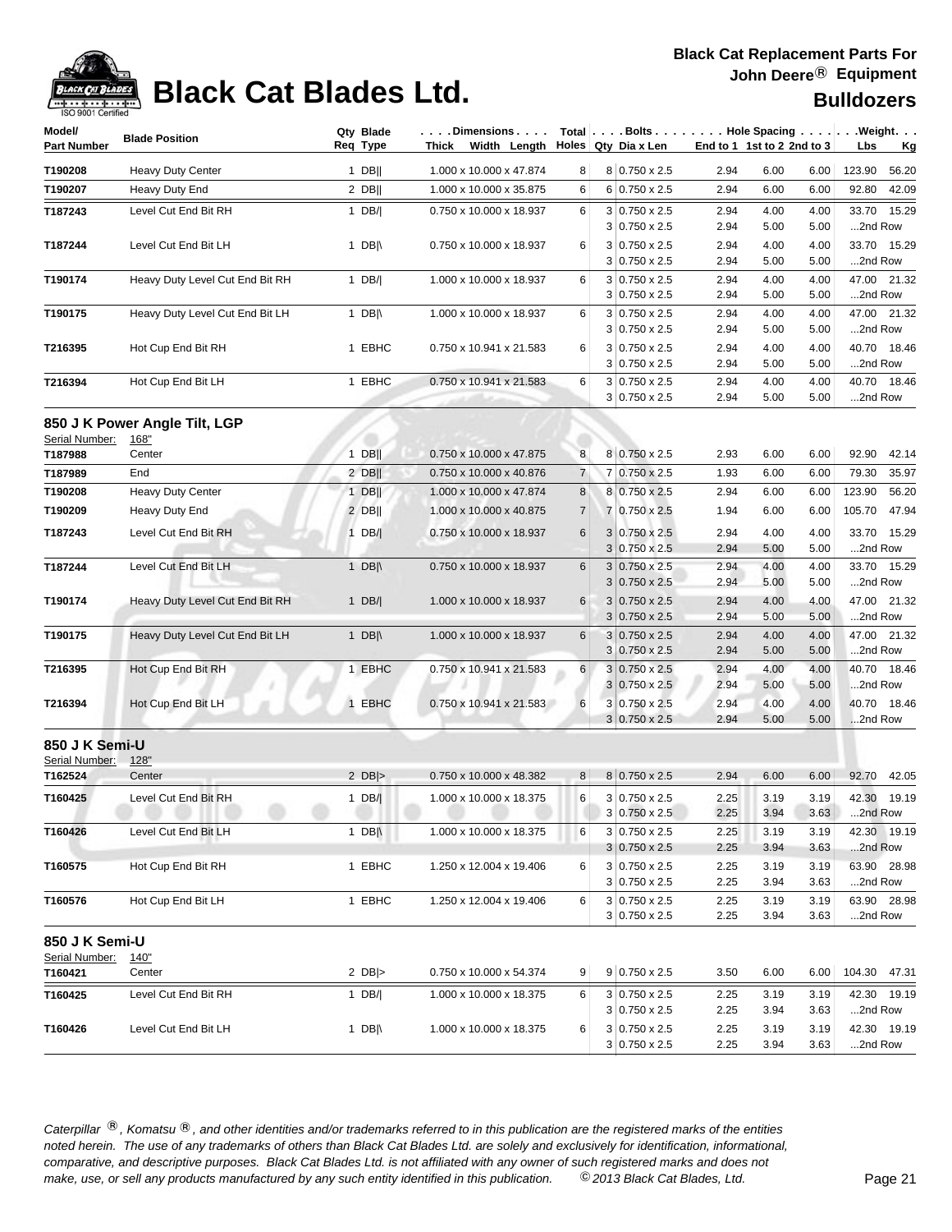# Black Cat Blades Ltd.

**Black Cat Replacement Parts For John Deere® Equipment**

**Bulldozers**

| Model/ Part Number | Blade Position | Qty Req | Blade Type | Dimensions Thick x Width x Length | Total Holes | Bolts Qty | Bolts Dia x Len | Hole Spacing End to 1 | 1st to 2 | 2nd to 3 | Weight Lbs | Weight Kg |
|---|---|---|---|---|---|---|---|---|---|---|---|---|
| T190208 | Heavy Duty Center | 1 | DB\|\| | 1.000 x 10.000 x 47.874 | 8 | 8 | 0.750 x 2.5 | 2.94 | 6.00 | 6.00 | 123.90 | 56.20 |
| T190207 | Heavy Duty End | 2 | DB\|\| | 1.000 x 10.000 x 35.875 | 6 | 6 | 0.750 x 2.5 | 2.94 | 6.00 | 6.00 | 92.80 | 42.09 |
| T187243 | Level Cut End Bit RH | 1 | DB/\| | 0.750 x 10.000 x 18.937 | 6 | 3 | 0.750 x 2.5 | 2.94 | 4.00 | 4.00 | 33.70 | 15.29 |
| | | | | | | 3 | 0.750 x 2.5 | 2.94 | 5.00 | 5.00 | ...2nd Row | |
| T187244 | Level Cut End Bit LH | 1 | DB\|\ | 0.750 x 10.000 x 18.937 | 6 | 3 | 0.750 x 2.5 | 2.94 | 4.00 | 4.00 | 33.70 | 15.29 |
| | | | | | | 3 | 0.750 x 2.5 | 2.94 | 5.00 | 5.00 | ...2nd Row | |
| T190174 | Heavy Duty Level Cut End Bit RH | 1 | DB/\| | 1.000 x 10.000 x 18.937 | 6 | 3 | 0.750 x 2.5 | 2.94 | 4.00 | 4.00 | 47.00 | 21.32 |
| | | | | | | 3 | 0.750 x 2.5 | 2.94 | 5.00 | 5.00 | ...2nd Row | |
| T190175 | Heavy Duty Level Cut End Bit LH | 1 | DB\|\ | 1.000 x 10.000 x 18.937 | 6 | 3 | 0.750 x 2.5 | 2.94 | 4.00 | 4.00 | 47.00 | 21.32 |
| | | | | | | 3 | 0.750 x 2.5 | 2.94 | 5.00 | 5.00 | ...2nd Row | |
| T216395 | Hot Cup End Bit RH | 1 | EBHC | 0.750 x 10.941 x 21.583 | 6 | 3 | 0.750 x 2.5 | 2.94 | 4.00 | 4.00 | 40.70 | 18.46 |
| | | | | | | 3 | 0.750 x 2.5 | 2.94 | 5.00 | 5.00 | ...2nd Row | |
| T216394 | Hot Cup End Bit LH | 1 | EBHC | 0.750 x 10.941 x 21.583 | 6 | 3 | 0.750 x 2.5 | 2.94 | 4.00 | 4.00 | 40.70 | 18.46 |
| | | | | | | 3 | 0.750 x 2.5 | 2.94 | 5.00 | 5.00 | ...2nd Row | |

## 850 J K Power Angle Tilt, LGP

Serial Number: 168"

| Model/ Part Number | Blade Position | Qty Req | Blade Type | Dimensions Thick x Width x Length | Total Holes | Bolts Qty | Bolts Dia x Len | Hole Spacing End to 1 | 1st to 2 | 2nd to 3 | Weight Lbs | Weight Kg |
|---|---|---|---|---|---|---|---|---|---|---|---|---|
| T187988 | Center | 1 | DB\|\| | 0.750 x 10.000 x 47.875 | 8 | 8 | 0.750 x 2.5 | 2.93 | 6.00 | 6.00 | 92.90 | 42.14 |
| T187989 | End | 2 | DB\|\| | 0.750 x 10.000 x 40.876 | 7 | 7 | 0.750 x 2.5 | 1.93 | 6.00 | 6.00 | 79.30 | 35.97 |
| T190208 | Heavy Duty Center | 1 | DB\|\| | 1.000 x 10.000 x 47.874 | 8 | 8 | 0.750 x 2.5 | 2.94 | 6.00 | 6.00 | 123.90 | 56.20 |
| T190209 | Heavy Duty End | 2 | DB\|\| | 1.000 x 10.000 x 40.875 | 7 | 7 | 0.750 x 2.5 | 1.94 | 6.00 | 6.00 | 105.70 | 47.94 |
| T187243 | Level Cut End Bit RH | 1 | DB/\| | 0.750 x 10.000 x 18.937 | 6 | 3 | 0.750 x 2.5 | 2.94 | 4.00 | 4.00 | 33.70 | 15.29 |
| | | | | | | 3 | 0.750 x 2.5 | 2.94 | 5.00 | 5.00 | ...2nd Row | |
| T187244 | Level Cut End Bit LH | 1 | DB\|\ | 0.750 x 10.000 x 18.937 | 6 | 3 | 0.750 x 2.5 | 2.94 | 4.00 | 4.00 | 33.70 | 15.29 |
| | | | | | | 3 | 0.750 x 2.5 | 2.94 | 5.00 | 5.00 | ...2nd Row | |
| T190174 | Heavy Duty Level Cut End Bit RH | 1 | DB/\| | 1.000 x 10.000 x 18.937 | 6 | 3 | 0.750 x 2.5 | 2.94 | 4.00 | 4.00 | 47.00 | 21.32 |
| | | | | | | 3 | 0.750 x 2.5 | 2.94 | 5.00 | 5.00 | ...2nd Row | |
| T190175 | Heavy Duty Level Cut End Bit LH | 1 | DB\|\ | 1.000 x 10.000 x 18.937 | 6 | 3 | 0.750 x 2.5 | 2.94 | 4.00 | 4.00 | 47.00 | 21.32 |
| | | | | | | 3 | 0.750 x 2.5 | 2.94 | 5.00 | 5.00 | ...2nd Row | |
| T216395 | Hot Cup End Bit RH | 1 | EBHC | 0.750 x 10.941 x 21.583 | 6 | 3 | 0.750 x 2.5 | 2.94 | 4.00 | 4.00 | 40.70 | 18.46 |
| | | | | | | 3 | 0.750 x 2.5 | 2.94 | 5.00 | 5.00 | ...2nd Row | |
| T216394 | Hot Cup End Bit LH | 1 | EBHC | 0.750 x 10.941 x 21.583 | 6 | 3 | 0.750 x 2.5 | 2.94 | 4.00 | 4.00 | 40.70 | 18.46 |
| | | | | | | 3 | 0.750 x 2.5 | 2.94 | 5.00 | 5.00 | ...2nd Row | |

## 850 J K Semi-U

Serial Number: 128"

| Model/ Part Number | Blade Position | Qty Req | Blade Type | Dimensions Thick x Width x Length | Total Holes | Bolts Qty | Bolts Dia x Len | Hole Spacing End to 1 | 1st to 2 | 2nd to 3 | Weight Lbs | Weight Kg |
|---|---|---|---|---|---|---|---|---|---|---|---|---|
| T162524 | Center | 2 | DB\|> | 0.750 x 10.000 x 48.382 | 8 | 8 | 0.750 x 2.5 | 2.94 | 6.00 | 6.00 | 92.70 | 42.05 |
| T160425 | Level Cut End Bit RH | 1 | DB/\| | 1.000 x 10.000 x 18.375 | 6 | 3 | 0.750 x 2.5 | 2.25 | 3.19 | 3.19 | 42.30 | 19.19 |
| | | | | | | 3 | 0.750 x 2.5 | 2.25 | 3.94 | 3.63 | ...2nd Row | |
| T160426 | Level Cut End Bit LH | 1 | DB\|\ | 1.000 x 10.000 x 18.375 | 6 | 3 | 0.750 x 2.5 | 2.25 | 3.19 | 3.19 | 42.30 | 19.19 |
| | | | | | | 3 | 0.750 x 2.5 | 2.25 | 3.94 | 3.63 | ...2nd Row | |
| T160575 | Hot Cup End Bit RH | 1 | EBHC | 1.250 x 12.004 x 19.406 | 6 | 3 | 0.750 x 2.5 | 2.25 | 3.19 | 3.19 | 63.90 | 28.98 |
| | | | | | | 3 | 0.750 x 2.5 | 2.25 | 3.94 | 3.63 | ...2nd Row | |
| T160576 | Hot Cup End Bit LH | 1 | EBHC | 1.250 x 12.004 x 19.406 | 6 | 3 | 0.750 x 2.5 | 2.25 | 3.19 | 3.19 | 63.90 | 28.98 |
| | | | | | | 3 | 0.750 x 2.5 | 2.25 | 3.94 | 3.63 | ...2nd Row | |

## 850 J K Semi-U

Serial Number: 140"

| Model/ Part Number | Blade Position | Qty Req | Blade Type | Dimensions Thick x Width x Length | Total Holes | Bolts Qty | Bolts Dia x Len | Hole Spacing End to 1 | 1st to 2 | 2nd to 3 | Weight Lbs | Weight Kg |
|---|---|---|---|---|---|---|---|---|---|---|---|---|
| T160421 | Center | 2 | DB\|> | 0.750 x 10.000 x 54.374 | 9 | 9 | 0.750 x 2.5 | 3.50 | 6.00 | 6.00 | 104.30 | 47.31 |
| T160425 | Level Cut End Bit RH | 1 | DB/\| | 1.000 x 10.000 x 18.375 | 6 | 3 | 0.750 x 2.5 | 2.25 | 3.19 | 3.19 | 42.30 | 19.19 |
| | | | | | | 3 | 0.750 x 2.5 | 2.25 | 3.94 | 3.63 | ...2nd Row | |
| T160426 | Level Cut End Bit LH | 1 | DB\|\ | 1.000 x 10.000 x 18.375 | 6 | 3 | 0.750 x 2.5 | 2.25 | 3.19 | 3.19 | 42.30 | 19.19 |
| | | | | | | 3 | 0.750 x 2.5 | 2.25 | 3.94 | 3.63 | ...2nd Row | |

*Caterpillar ®, Komatsu ®, and other identities and/or trademarks referred to in this publication are the registered marks of the entities noted herein. The use of any trademarks of others than Black Cat Blades Ltd. are solely and exclusively for identification, informational, comparative, and descriptive purposes. Black Cat Blades Ltd. is not affiliated with any owner of such registered marks and does not make, use, or sell any products manufactured by any such entity identified in this publication. © 2013 Black Cat Blades, Ltd.*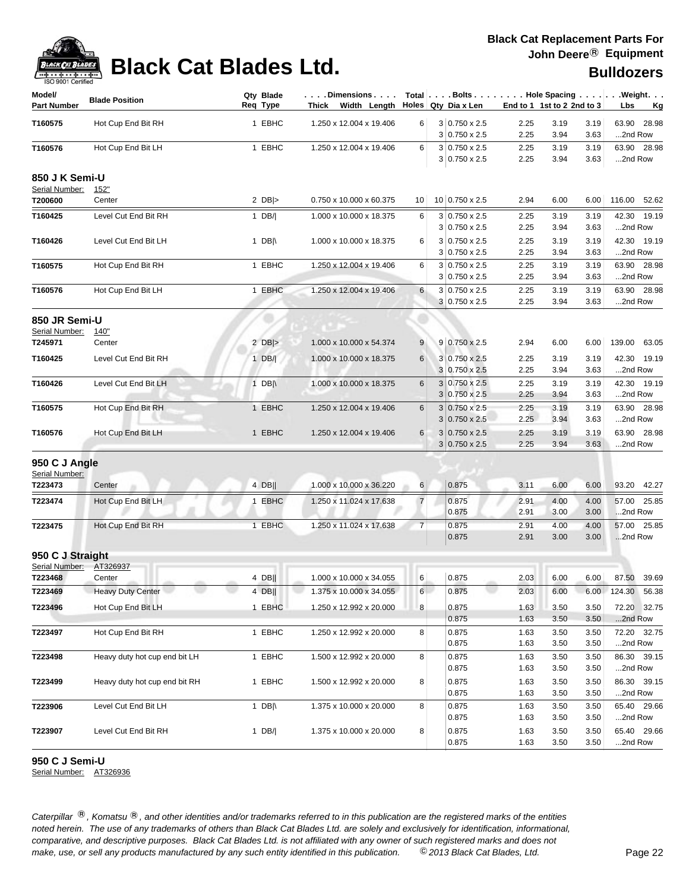# Black Cat Blades Ltd.

**Black Cat Replacement Parts For John Deere® Equipment**

**Bulldozers**

| Model/ Part Number | Blade Position | Qty Req | Blade Type | Dimensions Thick Width Length | Total Holes | Bolts Qty | Dia x Len | End to 1 | 1st to 2 | 2nd to 3 | Weight Lbs | Kg |
|---|---|---|---|---|---|---|---|---|---|---|---|---|
| T160575 | Hot Cup End Bit RH | 1 | EBHC | 1.250 x 12.004 x 19.406 | 6 | 3 | 0.750 x 2.5 | 2.25 | 3.19 | 3.19 | 63.90 | 28.98 |
| | | | | | | 3 | 0.750 x 2.5 | 2.25 | 3.94 | 3.63 | ...2nd Row | |
| T160576 | Hot Cup End Bit LH | 1 | EBHC | 1.250 x 12.004 x 19.406 | 6 | 3 | 0.750 x 2.5 | 2.25 | 3.19 | 3.19 | 63.90 | 28.98 |
| | | | | | | 3 | 0.750 x 2.5 | 2.25 | 3.94 | 3.63 | ...2nd Row | |

## 850 J K Semi-U

Serial Number: 152"

| Model/ Part Number | Blade Position | Qty Req | Blade Type | Dimensions Thick Width Length | Total Holes | Bolts Qty | Dia x Len | End to 1 | 1st to 2 | 2nd to 3 | Weight Lbs | Kg |
|---|---|---|---|---|---|---|---|---|---|---|---|---|
| T200600 | Center | 2 | DB\|> | 0.750 x 10.000 x 60.375 | 10 | 10 | 0.750 x 2.5 | 2.94 | 6.00 | 6.00 | 116.00 | 52.62 |
| T160425 | Level Cut End Bit RH | 1 | DB/\| | 1.000 x 10.000 x 18.375 | 6 | 3 | 0.750 x 2.5 | 2.25 | 3.19 | 3.19 | 42.30 | 19.19 |
| | | | | | | 3 | 0.750 x 2.5 | 2.25 | 3.94 | 3.63 | ...2nd Row | |
| T160426 | Level Cut End Bit LH | 1 | DB\|\ | 1.000 x 10.000 x 18.375 | 6 | 3 | 0.750 x 2.5 | 2.25 | 3.19 | 3.19 | 42.30 | 19.19 |
| | | | | | | 3 | 0.750 x 2.5 | 2.25 | 3.94 | 3.63 | ...2nd Row | |
| T160575 | Hot Cup End Bit RH | 1 | EBHC | 1.250 x 12.004 x 19.406 | 6 | 3 | 0.750 x 2.5 | 2.25 | 3.19 | 3.19 | 63.90 | 28.98 |
| | | | | | | 3 | 0.750 x 2.5 | 2.25 | 3.94 | 3.63 | ...2nd Row | |
| T160576 | Hot Cup End Bit LH | 1 | EBHC | 1.250 x 12.004 x 19.406 | 6 | 3 | 0.750 x 2.5 | 2.25 | 3.19 | 3.19 | 63.90 | 28.98 |
| | | | | | | 3 | 0.750 x 2.5 | 2.25 | 3.94 | 3.63 | ...2nd Row | |

## 850 JR Semi-U

Serial Number: 140"

| Model/ Part Number | Blade Position | Qty Req | Blade Type | Dimensions Thick Width Length | Total Holes | Bolts Qty | Dia x Len | End to 1 | 1st to 2 | 2nd to 3 | Weight Lbs | Kg |
|---|---|---|---|---|---|---|---|---|---|---|---|---|
| T245971 | Center | 2 | DB\|> | 1.000 x 10.000 x 54.374 | 9 | 9 | 0.750 x 2.5 | 2.94 | 6.00 | 6.00 | 139.00 | 63.05 |
| T160425 | Level Cut End Bit RH | 1 | DB/\| | 1.000 x 10.000 x 18.375 | 6 | 3 | 0.750 x 2.5 | 2.25 | 3.19 | 3.19 | 42.30 | 19.19 |
| | | | | | | 3 | 0.750 x 2.5 | 2.25 | 3.94 | 3.63 | ...2nd Row | |
| T160426 | Level Cut End Bit LH | 1 | DB\|\ | 1.000 x 10.000 x 18.375 | 6 | 3 | 0.750 x 2.5 | 2.25 | 3.19 | 3.19 | 42.30 | 19.19 |
| | | | | | | 3 | 0.750 x 2.5 | 2.25 | 3.94 | 3.63 | ...2nd Row | |
| T160575 | Hot Cup End Bit RH | 1 | EBHC | 1.250 x 12.004 x 19.406 | 6 | 3 | 0.750 x 2.5 | 2.25 | 3.19 | 3.19 | 63.90 | 28.98 |
| | | | | | | 3 | 0.750 x 2.5 | 2.25 | 3.94 | 3.63 | ...2nd Row | |
| T160576 | Hot Cup End Bit LH | 1 | EBHC | 1.250 x 12.004 x 19.406 | 6 | 3 | 0.750 x 2.5 | 2.25 | 3.19 | 3.19 | 63.90 | 28.98 |
| | | | | | | 3 | 0.750 x 2.5 | 2.25 | 3.94 | 3.63 | ...2nd Row | |

## 950 C J Angle

Serial Number:

| Model/ Part Number | Blade Position | Qty Req | Blade Type | Dimensions Thick Width Length | Total Holes | Bolts Qty | Dia x Len | End to 1 | 1st to 2 | 2nd to 3 | Weight Lbs | Kg |
|---|---|---|---|---|---|---|---|---|---|---|---|---|
| T223473 | Center | 4 | DB\|\| | 1.000 x 10.000 x 36.220 | 6 | | 0.875 | 3.11 | 6.00 | 6.00 | 93.20 | 42.27 |
| T223474 | Hot Cup End Bit LH | 1 | EBHC | 1.250 x 11.024 x 17.638 | 7 | | 0.875 | 2.91 | 4.00 | 4.00 | 57.00 | 25.85 |
| | | | | | | | 0.875 | 2.91 | 3.00 | 3.00 | ...2nd Row | |
| T223475 | Hot Cup End Bit RH | 1 | EBHC | 1.250 x 11.024 x 17.638 | 7 | | 0.875 | 2.91 | 4.00 | 4.00 | 57.00 | 25.85 |
| | | | | | | | 0.875 | 2.91 | 3.00 | 3.00 | ...2nd Row | |

## 950 C J Straight

Serial Number: AT326937

| Model/ Part Number | Blade Position | Qty Req | Blade Type | Dimensions Thick Width Length | Total Holes | Bolts Qty | Dia x Len | End to 1 | 1st to 2 | 2nd to 3 | Weight Lbs | Kg |
|---|---|---|---|---|---|---|---|---|---|---|---|---|
| T223468 | Center | 4 | DB\|\| | 1.000 x 10.000 x 34.055 | 6 | | 0.875 | 2.03 | 6.00 | 6.00 | 87.50 | 39.69 |
| T223469 | Heavy Duty Center | 4 | DB\|\| | 1.375 x 10.000 x 34.055 | 6 | | 0.875 | 2.03 | 6.00 | 6.00 | 124.30 | 56.38 |
| T223496 | Hot Cup End Bit LH | 1 | EBHC | 1.250 x 12.992 x 20.000 | 8 | | 0.875 | 1.63 | 3.50 | 3.50 | 72.20 | 32.75 |
| | | | | | | | 0.875 | 1.63 | 3.50 | 3.50 | ...2nd Row | |
| T223497 | Hot Cup End Bit RH | 1 | EBHC | 1.250 x 12.992 x 20.000 | 8 | | 0.875 | 1.63 | 3.50 | 3.50 | 72.20 | 32.75 |
| | | | | | | | 0.875 | 1.63 | 3.50 | 3.50 | ...2nd Row | |
| T223498 | Heavy duty hot cup end bit LH | 1 | EBHC | 1.500 x 12.992 x 20.000 | 8 | | 0.875 | 1.63 | 3.50 | 3.50 | 86.30 | 39.15 |
| | | | | | | | 0.875 | 1.63 | 3.50 | 3.50 | ...2nd Row | |
| T223499 | Heavy duty hot cup end bit RH | 1 | EBHC | 1.500 x 12.992 x 20.000 | 8 | | 0.875 | 1.63 | 3.50 | 3.50 | 86.30 | 39.15 |
| | | | | | | | 0.875 | 1.63 | 3.50 | 3.50 | ...2nd Row | |
| T223906 | Level Cut End Bit LH | 1 | DB\|\ | 1.375 x 10.000 x 20.000 | 8 | | 0.875 | 1.63 | 3.50 | 3.50 | 65.40 | 29.66 |
| | | | | | | | 0.875 | 1.63 | 3.50 | 3.50 | ...2nd Row | |
| T223907 | Level Cut End Bit RH | 1 | DB/\| | 1.375 x 10.000 x 20.000 | 8 | | 0.875 | 1.63 | 3.50 | 3.50 | 65.40 | 29.66 |
| | | | | | | | 0.875 | 1.63 | 3.50 | 3.50 | ...2nd Row | |

## 950 C J Semi-U

Serial Number: AT326936

*Caterpillar ®, Komatsu ®, and other identities and/or trademarks referred to in this publication are the registered marks of the entities noted herein. The use of any trademarks of others than Black Cat Blades Ltd. are solely and exclusively for identification, informational, comparative, and descriptive purposes. Black Cat Blades Ltd. is not affiliated with any owner of such registered marks and does not make, use, or sell any products manufactured by any such entity identified in this publication. © 2013 Black Cat Blades, Ltd.*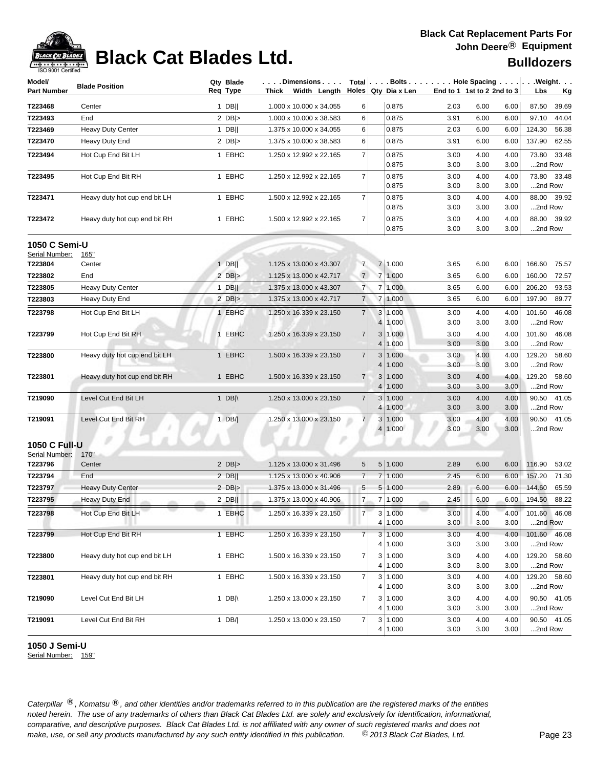| Model/ Part Number | Blade Position | Qty Req | Blade Type | Dimensions Thick x Width x Length | Total Holes | Bolts Qty | Dia x Len | Hole Spacing End to 1 | 1st to 2 | 2nd to 3 | Weight Lbs | Kg |
|---|---|---|---|---|---|---|---|---|---|---|---|---|
| T223468 | Center | 1 | DB‖ | 1.000 x 10.000 x 34.055 | 6 | | 0.875 | 2.03 | 6.00 | 6.00 | 87.50 | 39.69 |
| T223493 | End | 2 | DB\|> | 1.000 x 10.000 x 38.583 | 6 | | 0.875 | 3.91 | 6.00 | 6.00 | 97.10 | 44.04 |
| T223469 | Heavy Duty Center | 1 | DB‖ | 1.375 x 10.000 x 34.055 | 6 | | 0.875 | 2.03 | 6.00 | 6.00 | 124.30 | 56.38 |
| T223470 | Heavy Duty End | 2 | DB\|> | 1.375 x 10.000 x 38.583 | 6 | | 0.875 | 3.91 | 6.00 | 6.00 | 137.90 | 62.55 |
| T223494 | Hot Cup End Bit LH | 1 | EBHC | 1.250 x 12.992 x 22.165 | 7 | | 0.875 | 3.00 | 4.00 | 4.00 | 73.80 | 33.48 |
| | | | | | | | 0.875 | 3.00 | 3.00 | 3.00 | ...2nd Row | |
| T223495 | Hot Cup End Bit RH | 1 | EBHC | 1.250 x 12.992 x 22.165 | 7 | | 0.875 | 3.00 | 4.00 | 4.00 | 73.80 | 33.48 |
| | | | | | | | 0.875 | 3.00 | 3.00 | 3.00 | ...2nd Row | |
| T223471 | Heavy duty hot cup end bit LH | 1 | EBHC | 1.500 x 12.992 x 22.165 | 7 | | 0.875 | 3.00 | 4.00 | 4.00 | 88.00 | 39.92 |
| | | | | | | | 0.875 | 3.00 | 3.00 | 3.00 | ...2nd Row | |
| T223472 | Heavy duty hot cup end bit RH | 1 | EBHC | 1.500 x 12.992 x 22.165 | 7 | | 0.875 | 3.00 | 4.00 | 4.00 | 88.00 | 39.92 |
| | | | | | | | 0.875 | 3.00 | 3.00 | 3.00 | ...2nd Row | |

### 1050 C Semi-U

Serial Number: 165"

| Model/ Part Number | Blade Position | Qty Req | Blade Type | Dimensions Thick x Width x Length | Total Holes | Bolts Qty | Dia x Len | Hole Spacing End to 1 | 1st to 2 | 2nd to 3 | Weight Lbs | Kg |
|---|---|---|---|---|---|---|---|---|---|---|---|---|
| T223804 | Center | 1 | DB‖ | 1.125 x 13.000 x 43.307 | 7 | 7 | 1.000 | 3.65 | 6.00 | 6.00 | 166.60 | 75.57 |
| T223802 | End | 2 | DB\|> | 1.125 x 13.000 x 42.717 | 7 | 7 | 1.000 | 3.65 | 6.00 | 6.00 | 160.00 | 72.57 |
| T223805 | Heavy Duty Center | 1 | DB‖ | 1.375 x 13.000 x 43.307 | 7 | 7 | 1.000 | 3.65 | 6.00 | 6.00 | 206.20 | 93.53 |
| T223803 | Heavy Duty End | 2 | DB\|> | 1.375 x 13.000 x 42.717 | 7 | 7 | 1.000 | 3.65 | 6.00 | 6.00 | 197.90 | 89.77 |
| T223798 | Hot Cup End Bit LH | 1 | EBHC | 1.250 x 16.339 x 23.150 | 7 | 3 | 1.000 | 3.00 | 4.00 | 4.00 | 101.60 | 46.08 |
| | | | | | | 4 | 1.000 | 3.00 | 3.00 | 3.00 | ...2nd Row | |
| T223799 | Hot Cup End Bit RH | 1 | EBHC | 1.250 x 16.339 x 23.150 | 7 | 3 | 1.000 | 3.00 | 4.00 | 4.00 | 101.60 | 46.08 |
| | | | | | | 4 | 1.000 | 3.00 | 3.00 | 3.00 | ...2nd Row | |
| T223800 | Heavy duty hot cup end bit LH | 1 | EBHC | 1.500 x 16.339 x 23.150 | 7 | 3 | 1.000 | 3.00 | 4.00 | 4.00 | 129.20 | 58.60 |
| | | | | | | 4 | 1.000 | 3.00 | 3.00 | 3.00 | ...2nd Row | |
| T223801 | Heavy duty hot cup end bit RH | 1 | EBHC | 1.500 x 16.339 x 23.150 | 7 | 3 | 1.000 | 3.00 | 4.00 | 4.00 | 129.20 | 58.60 |
| | | | | | | 4 | 1.000 | 3.00 | 3.00 | 3.00 | ...2nd Row | |
| T219090 | Level Cut End Bit LH | 1 | DB\|\ | 1.250 x 13.000 x 23.150 | 7 | 3 | 1.000 | 3.00 | 4.00 | 4.00 | 90.50 | 41.05 |
| | | | | | | 4 | 1.000 | 3.00 | 3.00 | 3.00 | ...2nd Row | |
| T219091 | Level Cut End Bit RH | 1 | DB/\| | 1.250 x 13.000 x 23.150 | 7 | 3 | 1.000 | 3.00 | 4.00 | 4.00 | 90.50 | 41.05 |
| | | | | | | 4 | 1.000 | 3.00 | 3.00 | 3.00 | ...2nd Row | |

### 1050 C Full-U

Serial Number: 170"

| Model/ Part Number | Blade Position | Qty Req | Blade Type | Dimensions Thick x Width x Length | Total Holes | Bolts Qty | Dia x Len | Hole Spacing End to 1 | 1st to 2 | 2nd to 3 | Weight Lbs | Kg |
|---|---|---|---|---|---|---|---|---|---|---|---|---|
| T223796 | Center | 2 | DB\|> | 1.125 x 13.000 x 31.496 | 5 | 5 | 1.000 | 2.89 | 6.00 | 6.00 | 116.90 | 53.02 |
| T223794 | End | 2 | DB‖ | 1.125 x 13.000 x 40.906 | 7 | 7 | 1.000 | 2.45 | 6.00 | 6.00 | 157.20 | 71.30 |
| T223797 | Heavy Duty Center | 2 | DB\|> | 1.375 x 13.000 x 31.496 | 5 | 5 | 1.000 | 2.89 | 6.00 | 6.00 | 144.60 | 65.59 |
| T223795 | Heavy Duty End | 2 | DB‖ | 1.375 x 13.000 x 40.906 | 7 | 7 | 1.000 | 2.45 | 6.00 | 6.00 | 194.50 | 88.22 |
| T223798 | Hot Cup End Bit LH | 1 | EBHC | 1.250 x 16.339 x 23.150 | 7 | 3 | 1.000 | 3.00 | 4.00 | 4.00 | 101.60 | 46.08 |
| | | | | | | 4 | 1.000 | 3.00 | 3.00 | 3.00 | ...2nd Row | |
| T223799 | Hot Cup End Bit RH | 1 | EBHC | 1.250 x 16.339 x 23.150 | 7 | 3 | 1.000 | 3.00 | 4.00 | 4.00 | 101.60 | 46.08 |
| | | | | | | 4 | 1.000 | 3.00 | 3.00 | 3.00 | ...2nd Row | |
| T223800 | Heavy duty hot cup end bit LH | 1 | EBHC | 1.500 x 16.339 x 23.150 | 7 | 3 | 1.000 | 3.00 | 4.00 | 4.00 | 129.20 | 58.60 |
| | | | | | | 4 | 1.000 | 3.00 | 3.00 | 3.00 | ...2nd Row | |
| T223801 | Heavy duty hot cup end bit RH | 1 | EBHC | 1.500 x 16.339 x 23.150 | 7 | 3 | 1.000 | 3.00 | 4.00 | 4.00 | 129.20 | 58.60 |
| | | | | | | 4 | 1.000 | 3.00 | 3.00 | 3.00 | ...2nd Row | |
| T219090 | Level Cut End Bit LH | 1 | DB\|\ | 1.250 x 13.000 x 23.150 | 7 | 3 | 1.000 | 3.00 | 4.00 | 4.00 | 90.50 | 41.05 |
| | | | | | | 4 | 1.000 | 3.00 | 3.00 | 3.00 | ...2nd Row | |
| T219091 | Level Cut End Bit RH | 1 | DB/\| | 1.250 x 13.000 x 23.150 | 7 | 3 | 1.000 | 3.00 | 4.00 | 4.00 | 90.50 | 41.05 |
| | | | | | | 4 | 1.000 | 3.00 | 3.00 | 3.00 | ...2nd Row | |

### 1050 J Semi-U

Serial Number: 159"

*Caterpillar ®, Komatsu ®, and other identities and/or trademarks referred to in this publication are the registered marks of the entities noted herein. The use of any trademarks of others than Black Cat Blades Ltd. are solely and exclusively for identification, informational, comparative, and descriptive purposes. Black Cat Blades Ltd. is not affiliated with any owner of such registered marks and does not make, use, or sell any products manufactured by any such entity identified in this publication. © 2013 Black Cat Blades, Ltd.*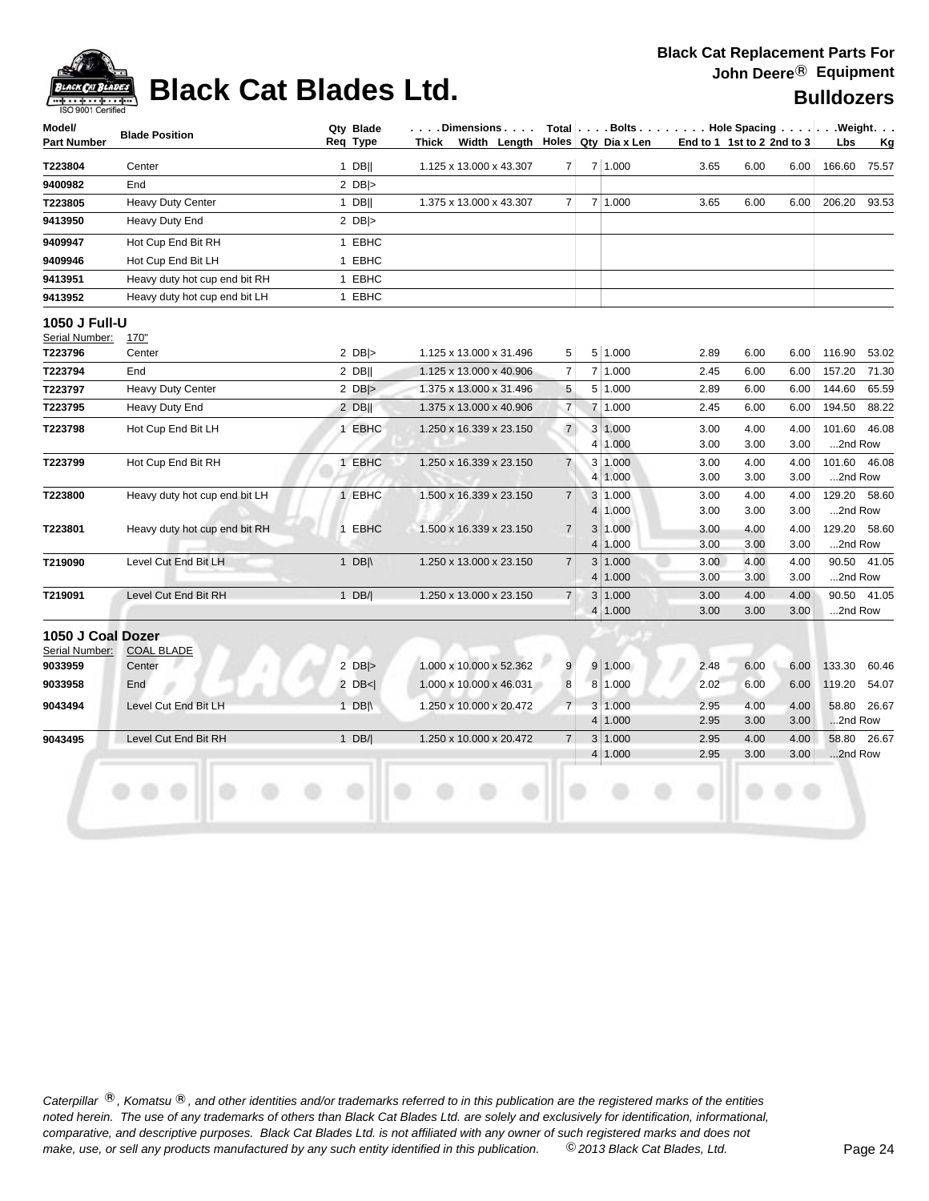# Black Cat Blades Ltd.

**Black Cat Replacement Parts For John Deere® Equipment**

**Bulldozers**

| Model/ Part Number | Blade Position | Qty Req | Blade Type | Dimensions Thick x Width x Length | Total Holes | Bolts Qty | Bolts Dia x Len | Hole Spacing End to 1 | 1st to 2 | 2nd to 3 | Weight Lbs | Kg |
|---|---|---|---|---|---|---|---|---|---|---|---|---|
| T223804 | Center | 1 | DB\|\| | 1.125 x 13.000 x 43.307 | 7 | 7 | 1.000 | 3.65 | 6.00 | 6.00 | 166.60 | 75.57 |
| 9400982 | End | 2 | DB\|> | | | | | | | | | |
| T223805 | Heavy Duty Center | 1 | DB\|\| | 1.375 x 13.000 x 43.307 | 7 | 7 | 1.000 | 3.65 | 6.00 | 6.00 | 206.20 | 93.53 |
| 9413950 | Heavy Duty End | 2 | DB\|> | | | | | | | | | |
| 9409947 | Hot Cup End Bit RH | 1 | EBHC | | | | | | | | | |
| 9409946 | Hot Cup End Bit LH | 1 | EBHC | | | | | | | | | |
| 9413951 | Heavy duty hot cup end bit LH | 1 | EBHC | | | | | | | | | |
| 9413952 | Heavy duty hot cup end bit LH | 1 | EBHC | | | | | | | | | |

## 1050 J Full-U

Serial Number: 170"

| Model/ Part Number | Blade Position | Qty Req | Blade Type | Dimensions Thick x Width x Length | Total Holes | Bolts Qty | Bolts Dia x Len | Hole Spacing End to 1 | 1st to 2 | 2nd to 3 | Weight Lbs | Kg |
|---|---|---|---|---|---|---|---|---|---|---|---|---|
| T223796 | Center | 2 | DB\|> | 1.125 x 13.000 x 31.496 | 5 | 5 | 1.000 | 2.89 | 6.00 | 6.00 | 116.90 | 53.02 |
| T223794 | End | 2 | DB\|\| | 1.125 x 13.000 x 40.906 | 7 | 7 | 1.000 | 2.45 | 6.00 | 6.00 | 157.20 | 71.30 |
| T223797 | Heavy Duty Center | 2 | DB\|> | 1.375 x 13.000 x 31.496 | 5 | 5 | 1.000 | 2.89 | 6.00 | 6.00 | 144.60 | 65.59 |
| T223795 | Heavy Duty End | 2 | DB\|\| | 1.375 x 13.000 x 40.906 | 7 | 7 | 1.000 | 2.45 | 6.00 | 6.00 | 194.50 | 88.22 |
| T223798 | Hot Cup End Bit LH | 1 | EBHC | 1.250 x 16.339 x 23.150 | 7 | 3 | 1.000 | 3.00 | 4.00 | 4.00 | 101.60 | 46.08 |
| | | | | | | 4 | 1.000 | 3.00 | 3.00 | 3.00 | ...2nd Row | |
| T223799 | Hot Cup End Bit RH | 1 | EBHC | 1.250 x 16.339 x 23.150 | 7 | 3 | 1.000 | 3.00 | 4.00 | 4.00 | 101.60 | 46.08 |
| | | | | | | 4 | 1.000 | 3.00 | 3.00 | 3.00 | ...2nd Row | |
| T223800 | Heavy duty hot cup end bit LH | 1 | EBHC | 1.500 x 16.339 x 23.150 | 7 | 3 | 1.000 | 3.00 | 4.00 | 4.00 | 129.20 | 58.60 |
| | | | | | | 4 | 1.000 | 3.00 | 3.00 | 3.00 | ...2nd Row | |
| T223801 | Heavy duty hot cup end bit RH | 1 | EBHC | 1.500 x 16.339 x 23.150 | 7 | 3 | 1.000 | 3.00 | 4.00 | 4.00 | 129.20 | 58.60 |
| | | | | | | 4 | 1.000 | 3.00 | 3.00 | 3.00 | ...2nd Row | |
| T219090 | Level Cut End Bit LH | 1 | DB\|\ | 1.250 x 13.000 x 23.150 | 7 | 3 | 1.000 | 3.00 | 4.00 | 4.00 | 90.50 | 41.05 |
| | | | | | | 4 | 1.000 | 3.00 | 3.00 | 3.00 | ...2nd Row | |
| T219091 | Level Cut End Bit RH | 1 | DB/\| | 1.250 x 13.000 x 23.150 | 7 | 3 | 1.000 | 3.00 | 4.00 | 4.00 | 90.50 | 41.05 |
| | | | | | | 4 | 1.000 | 3.00 | 3.00 | 3.00 | ...2nd Row | |

## 1050 J Coal Dozer

Serial Number: COAL BLADE

| Model/ Part Number | Blade Position | Qty Req | Blade Type | Dimensions Thick x Width x Length | Total Holes | Bolts Qty | Bolts Dia x Len | Hole Spacing End to 1 | 1st to 2 | 2nd to 3 | Weight Lbs | Kg |
|---|---|---|---|---|---|---|---|---|---|---|---|---|
| 9033959 | Center | 2 | DB\|> | 1.000 x 10.000 x 52.362 | 9 | 9 | 1.000 | 2.48 | 6.00 | 6.00 | 133.30 | 60.46 |
| 9033958 | End | 2 | DB<\| | 1.000 x 10.000 x 46.031 | 8 | 8 | 1.000 | 2.02 | 6.00 | 6.00 | 119.20 | 54.07 |
| 9043494 | Level Cut End Bit LH | 1 | DB\|\ | 1.250 x 10.000 x 20.472 | 7 | 3 | 1.000 | 2.95 | 4.00 | 4.00 | 58.80 | 26.67 |
| | | | | | | 4 | 1.000 | 2.95 | 3.00 | 3.00 | ...2nd Row | |
| 9043495 | Level Cut End Bit RH | 1 | DB/\| | 1.250 x 10.000 x 20.472 | 7 | 3 | 1.000 | 2.95 | 4.00 | 4.00 | 58.80 | 26.67 |
| | | | | | | 4 | 1.000 | 2.95 | 3.00 | 3.00 | ...2nd Row | |

*Caterpillar ®, Komatsu ®, and other identities and/or trademarks referred to in this publication are the registered marks of the entities noted herein. The use of any trademarks of others than Black Cat Blades Ltd. are solely and exclusively for identification, informational, comparative, and descriptive purposes. Black Cat Blades Ltd. is not affiliated with any owner of such registered marks and does not make, use, or sell any products manufactured by any such entity identified in this publication. © 2013 Black Cat Blades, Ltd.*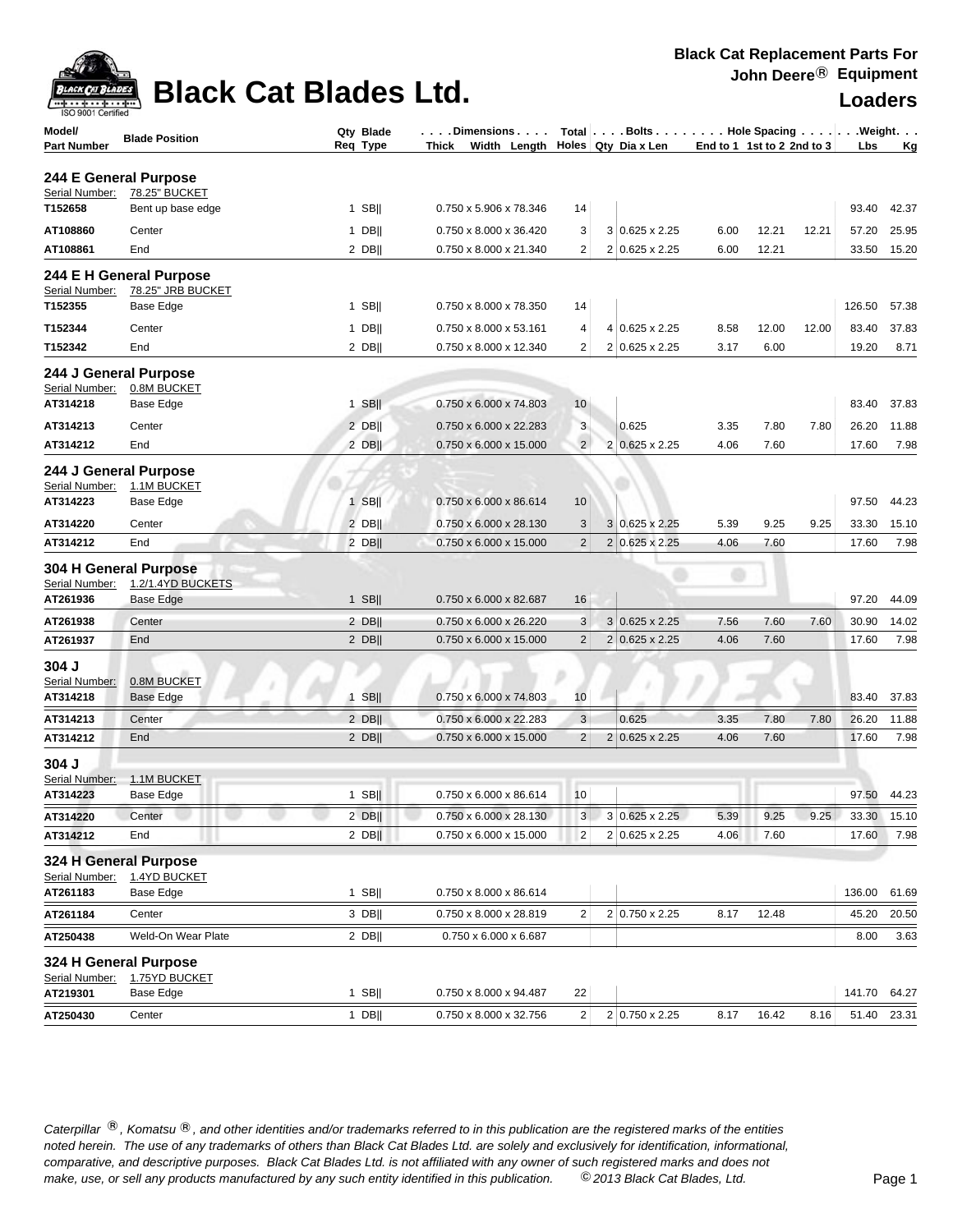# Black Cat Blades Ltd.

**Black Cat Replacement Parts For John Deere® Equipment**

## Loaders

| Model/ Part Number | Blade Position | Qty Req | Blade Type | Dimensions Thick x Width x Length | Total Holes | Bolts Qty | Bolts Dia x Len | Hole Spacing End to 1 | 1st to 2 | 2nd to 3 | Weight Lbs | Weight Kg |
|---|---|---|---|---|---|---|---|---|---|---|---|---|
| **244 E General Purpose** | | | | | | | | | | | | |
| Serial Number: | 78.25" BUCKET | | | | | | | | | | | |
| **T152658** | Bent up base edge | 1 | SB\|\| | 0.750 x 5.906 x 78.346 | 14 | | | | | | 93.40 | 42.37 |
| **AT108860** | Center | 1 | DB\|\| | 0.750 x 8.000 x 36.420 | 3 | 3 | 0.625 x 2.25 | 6.00 | 12.21 | 12.21 | 57.20 | 25.95 |
| **AT108861** | End | 2 | DB\|\| | 0.750 x 8.000 x 21.340 | 2 | 2 | 0.625 x 2.25 | 6.00 | 12.21 | | 33.50 | 15.20 |
| **244 E H General Purpose** | | | | | | | | | | | | |
| Serial Number: | 78.25" JRB BUCKET | | | | | | | | | | | |
| **T152355** | Base Edge | 1 | SB\|\| | 0.750 x 8.000 x 78.350 | 14 | | | | | | 126.50 | 57.38 |
| **T152344** | Center | 1 | DB\|\| | 0.750 x 8.000 x 53.161 | 4 | 4 | 0.625 x 2.25 | 8.58 | 12.00 | 12.00 | 83.40 | 37.83 |
| **T152342** | End | 2 | DB\|\| | 0.750 x 8.000 x 12.340 | 2 | 2 | 0.625 x 2.25 | 3.17 | 6.00 | | 19.20 | 8.71 |
| **244 J General Purpose** | | | | | | | | | | | | |
| Serial Number: | 0.8M BUCKET | | | | | | | | | | | |
| **AT314218** | Base Edge | 1 | SB\|\| | 0.750 x 6.000 x 74.803 | 10 | | | | | | 83.40 | 37.83 |
| **AT314213** | Center | 2 | DB\|\| | 0.750 x 6.000 x 22.283 | 3 | | 0.625 | 3.35 | 7.80 | 7.80 | 26.20 | 11.88 |
| **AT314212** | End | 2 | DB\|\| | 0.750 x 6.000 x 15.000 | 2 | 2 | 0.625 x 2.25 | 4.06 | 7.60 | | 17.60 | 7.98 |
| **244 J General Purpose** | | | | | | | | | | | | |
| Serial Number: | 1.1M BUCKET | | | | | | | | | | | |
| **AT314223** | Base Edge | 1 | SB\|\| | 0.750 x 6.000 x 86.614 | 10 | | | | | | 97.50 | 44.23 |
| **AT314220** | Center | 2 | DB\|\| | 0.750 x 6.000 x 28.130 | 3 | 3 | 0.625 x 2.25 | 5.39 | 9.25 | 9.25 | 33.30 | 15.10 |
| **AT314212** | End | 2 | DB\|\| | 0.750 x 6.000 x 15.000 | 2 | 2 | 0.625 x 2.25 | 4.06 | 7.60 | | 17.60 | 7.98 |
| **304 H General Purpose** | | | | | | | | | | | | |
| Serial Number: | 1.2/1.4YD BUCKETS | | | | | | | | | | | |
| **AT261936** | Base Edge | 1 | SB\|\| | 0.750 x 6.000 x 82.687 | 16 | | | | | | 97.20 | 44.09 |
| **AT261938** | Center | 2 | DB\|\| | 0.750 x 6.000 x 26.220 | 3 | 3 | 0.625 x 2.25 | 7.56 | 7.60 | 7.60 | 30.90 | 14.02 |
| **AT261937** | End | 2 | DB\|\| | 0.750 x 6.000 x 15.000 | 2 | 2 | 0.625 x 2.25 | 4.06 | 7.60 | | 17.60 | 7.98 |
| **304 J** | | | | | | | | | | | | |
| Serial Number: | 0.8M BUCKET | | | | | | | | | | | |
| **AT314218** | Base Edge | 1 | SB\|\| | 0.750 x 6.000 x 74.803 | 10 | | | | | | 83.40 | 37.83 |
| **AT314213** | Center | 2 | DB\|\| | 0.750 x 6.000 x 22.283 | 3 | | 0.625 | 3.35 | 7.80 | 7.80 | 26.20 | 11.88 |
| **AT314212** | End | 2 | DB\|\| | 0.750 x 6.000 x 15.000 | 2 | 2 | 0.625 x 2.25 | 4.06 | 7.60 | | 17.60 | 7.98 |
| **304 J** | | | | | | | | | | | | |
| Serial Number: | 1.1M BUCKET | | | | | | | | | | | |
| **AT314223** | Base Edge | 1 | SB\|\| | 0.750 x 6.000 x 86.614 | 10 | | | | | | 97.50 | 44.23 |
| **AT314220** | Center | 2 | DB\|\| | 0.750 x 6.000 x 28.130 | 3 | 3 | 0.625 x 2.25 | 5.39 | 9.25 | 9.25 | 33.30 | 15.10 |
| **AT314212** | End | 2 | DB\|\| | 0.750 x 6.000 x 15.000 | 2 | 2 | 0.625 x 2.25 | 4.06 | 7.60 | | 17.60 | 7.98 |
| **324 H General Purpose** | | | | | | | | | | | | |
| Serial Number: | 1.4YD BUCKET | | | | | | | | | | | |
| **AT261183** | Base Edge | 1 | SB\|\| | 0.750 x 8.000 x 86.614 | | | | | | | 136.00 | 61.69 |
| **AT261184** | Center | 3 | DB\|\| | 0.750 x 8.000 x 28.819 | 2 | 2 | 0.750 x 2.25 | 8.17 | 12.48 | | 45.20 | 20.50 |
| **AT250438** | Weld-On Wear Plate | 2 | DB\|\| | 0.750 x 6.000 x 6.687 | | | | | | | 8.00 | 3.63 |
| **324 H General Purpose** | | | | | | | | | | | | |
| Serial Number: | 1.75YD BUCKET | | | | | | | | | | | |
| **AT219301** | Base Edge | 1 | SB\|\| | 0.750 x 8.000 x 94.487 | 22 | | | | | | 141.70 | 64.27 |
| **AT250430** | Center | 1 | DB\|\| | 0.750 x 8.000 x 32.756 | 2 | 2 | 0.750 x 2.25 | 8.17 | 16.42 | 8.16 | 51.40 | 23.31 |

*Caterpillar ®, Komatsu ®, and other identities and/or trademarks referred to in this publication are the registered marks of the entities noted herein. The use of any trademarks of others than Black Cat Blades Ltd. are solely and exclusively for identification, informational, comparative, and descriptive purposes. Black Cat Blades Ltd. is not affiliated with any owner of such registered marks and does not make, use, or sell any products manufactured by any such entity identified in this publication.* © *2013 Black Cat Blades, Ltd.*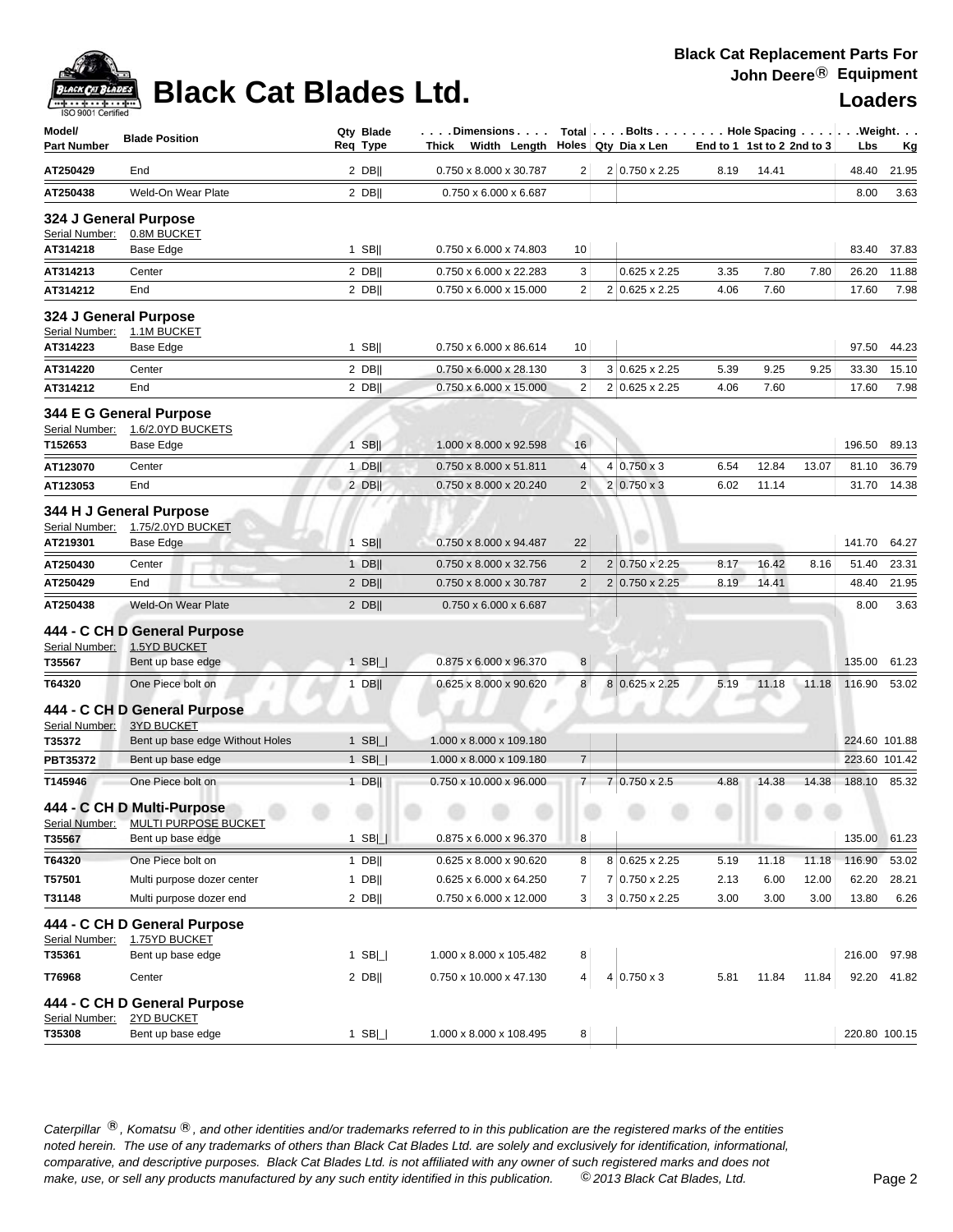# Black Cat Blades Ltd.

**Black Cat Replacement Parts For John Deere® Equipment**

**Loaders**

| Model/ Part Number | Blade Position | Qty Req | Blade Type | Dimensions Thick x Width x Length | Total Holes | Bolts Qty | Dia x Len | End to 1 | 1st to 2 | 2nd to 3 | Weight Lbs | Kg |
|---|---|---|---|---|---|---|---|---|---|---|---|---|
| AT250429 | End | 2 | DB‖ | 0.750 x 8.000 x 30.787 | 2 | 2 | 0.750 x 2.25 | 8.19 | 14.41 | | 48.40 | 21.95 |
| AT250438 | Weld-On Wear Plate | 2 | DB‖ | 0.750 x 6.000 x 6.687 | | | | | | | 8.00 | 3.63 |
| **324 J General Purpose** | | | | | | | | | | | | |
| Serial Number: | 0.8M BUCKET | | | | | | | | | | | |
| AT314218 | Base Edge | 1 | SB‖ | 0.750 x 6.000 x 74.803 | 10 | | | | | | 83.40 | 37.83 |
| AT314213 | Center | 2 | DB‖ | 0.750 x 6.000 x 22.283 | 3 | | 0.625 x 2.25 | 3.35 | 7.80 | 7.80 | 26.20 | 11.88 |
| AT314212 | End | 2 | DB‖ | 0.750 x 6.000 x 15.000 | 2 | 2 | 0.625 x 2.25 | 4.06 | 7.60 | | 17.60 | 7.98 |
| **324 J General Purpose** | | | | | | | | | | | | |
| Serial Number: | 1.1M BUCKET | | | | | | | | | | | |
| AT314223 | Base Edge | 1 | SB‖ | 0.750 x 6.000 x 86.614 | 10 | | | | | | 97.50 | 44.23 |
| AT314220 | Center | 2 | DB‖ | 0.750 x 6.000 x 28.130 | 3 | 3 | 0.625 x 2.25 | 5.39 | 9.25 | 9.25 | 33.30 | 15.10 |
| AT314212 | End | 2 | DB‖ | 0.750 x 6.000 x 15.000 | 2 | 2 | 0.625 x 2.25 | 4.06 | 7.60 | | 17.60 | 7.98 |
| **344 E G General Purpose** | | | | | | | | | | | | |
| Serial Number: | 1.6/2.0YD BUCKETS | | | | | | | | | | | |
| T152653 | Base Edge | 1 | SB‖ | 1.000 x 8.000 x 92.598 | 16 | | | | | | 196.50 | 89.13 |
| AT123070 | Center | 1 | DB‖ | 0.750 x 8.000 x 51.811 | 4 | 4 | 0.750 x 3 | 6.54 | 12.84 | 13.07 | 81.10 | 36.79 |
| AT123053 | End | 2 | DB‖ | 0.750 x 8.000 x 20.240 | 2 | 2 | 0.750 x 3 | 6.02 | 11.14 | | 31.70 | 14.38 |
| **344 H J General Purpose** | | | | | | | | | | | | |
| Serial Number: | 1.75/2.0YD BUCKET | | | | | | | | | | | |
| AT219301 | Base Edge | 1 | SB‖ | 0.750 x 8.000 x 94.487 | 22 | | | | | | 141.70 | 64.27 |
| AT250430 | Center | 1 | DB‖ | 0.750 x 8.000 x 32.756 | 2 | 2 | 0.750 x 2.25 | 8.17 | 16.42 | 8.16 | 51.40 | 23.31 |
| AT250429 | End | 2 | DB‖ | 0.750 x 8.000 x 30.787 | 2 | 2 | 0.750 x 2.25 | 8.19 | 14.41 | | 48.40 | 21.95 |
| AT250438 | Weld-On Wear Plate | 2 | DB‖ | 0.750 x 6.000 x 6.687 | | | | | | | 8.00 | 3.63 |
| **444 - C CH D General Purpose** | | | | | | | | | | | | |
| Serial Number: | 1.5YD BUCKET | | | | | | | | | | | |
| T35567 | Bent up base edge | 1 | SB\|_\| | 0.875 x 6.000 x 96.370 | 8 | | | | | | 135.00 | 61.23 |
| T64320 | One Piece bolt on | 1 | DB‖ | 0.625 x 8.000 x 90.620 | 8 | 8 | 0.625 x 2.25 | 5.19 | 11.18 | 11.18 | 116.90 | 53.02 |
| **444 - C CH D General Purpose** | | | | | | | | | | | | |
| Serial Number: | 3YD BUCKET | | | | | | | | | | | |
| T35372 | Bent up base edge Without Holes | 1 | SB\|_\| | 1.000 x 8.000 x 109.180 | | | | | | | 224.60 | 101.88 |
| PBT35372 | Bent up base edge | 1 | SB\|_\| | 1.000 x 8.000 x 109.180 | 7 | | | | | | 223.60 | 101.42 |
| T145946 | One Piece bolt on | 1 | DB‖ | 0.750 x 10.000 x 96.000 | 7 | 7 | 0.750 x 2.5 | 4.88 | 14.38 | 14.38 | 188.10 | 85.32 |
| **444 - C CH D Multi-Purpose** | | | | | | | | | | | | |
| Serial Number: | MULTI PURPOSE BUCKET | | | | | | | | | | | |
| T35567 | Bent up base edge | 1 | SB\|_\| | 0.875 x 6.000 x 96.370 | 8 | | | | | | 135.00 | 61.23 |
| T64320 | One Piece bolt on | 1 | DB‖ | 0.625 x 8.000 x 90.620 | 8 | 8 | 0.625 x 2.25 | 5.19 | 11.18 | 11.18 | 116.90 | 53.02 |
| T57501 | Multi purpose dozer center | 1 | DB‖ | 0.625 x 6.000 x 64.250 | 7 | 7 | 0.750 x 2.25 | 2.13 | 6.00 | 12.00 | 62.20 | 28.21 |
| T31148 | Multi purpose dozer end | 2 | DB‖ | 0.750 x 6.000 x 12.000 | 3 | 3 | 0.750 x 2.25 | 3.00 | 3.00 | 3.00 | 13.80 | 6.26 |
| **444 - C CH D General Purpose** | | | | | | | | | | | | |
| Serial Number: | 1.75YD BUCKET | | | | | | | | | | | |
| T35361 | Bent up base edge | 1 | SB\|_\| | 1.000 x 8.000 x 105.482 | 8 | | | | | | 216.00 | 97.98 |
| T76968 | Center | 2 | DB‖ | 0.750 x 10.000 x 47.130 | 4 | 4 | 0.750 x 3 | 5.81 | 11.84 | 11.84 | 92.20 | 41.82 |
| **444 - C CH D General Purpose** | | | | | | | | | | | | |
| Serial Number: | 2YD BUCKET | | | | | | | | | | | |
| T35308 | Bent up base edge | 1 | SB\|_\| | 1.000 x 8.000 x 108.495 | 8 | | | | | | 220.80 | 100.15 |

*Caterpillar ®, Komatsu ®, and other identities and/or trademarks referred to in this publication are the registered marks of the entities noted herein. The use of any trademarks of others than Black Cat Blades Ltd. are solely and exclusively for identification, informational, comparative, and descriptive purposes. Black Cat Blades Ltd. is not affiliated with any owner of such registered marks and does not make, use, or sell any products manufactured by any such entity identified in this publication. © 2013 Black Cat Blades, Ltd.*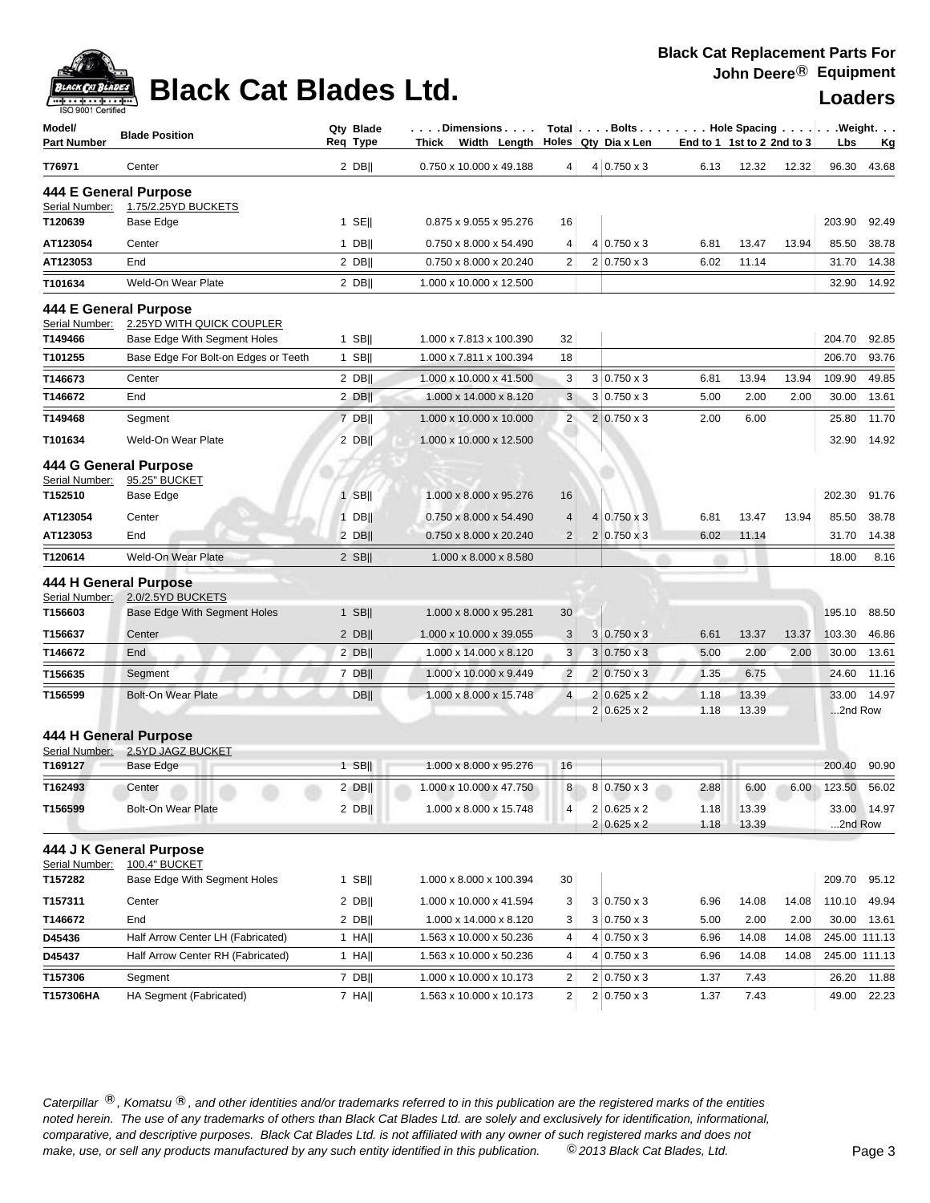# Black Cat Blades Ltd.

**Black Cat Replacement Parts For John Deere® Equipment**

**Loaders**

| Model/ Part Number | Blade Position | Qty Req | Blade Type | Dimensions Thick x Width x Length | Total Holes | Bolts Qty | Dia x Len | End to 1 | 1st to 2 | 2nd to 3 | Weight Lbs | Weight Kg |
|---|---|---|---|---|---|---|---|---|---|---|---|---|
| T76971 | Center | 2 | DB|| | 0.750 x 10.000 x 49.188 | 4 | 4 | 0.750 x 3 | 6.13 | 12.32 | 12.32 | 96.30 | 43.68 |
| **444 E General Purpose** | | | | | | | | | | | | |
| Serial Number: 1.75/2.25YD BUCKETS | | | | | | | | | | | | |
| T120639 | Base Edge | 1 | SE|| | 0.875 x 9.055 x 95.276 | 16 | | | | | | 203.90 | 92.49 |
| AT123054 | Center | 1 | DB|| | 0.750 x 8.000 x 54.490 | 4 | 4 | 0.750 x 3 | 6.81 | 13.47 | 13.94 | 85.50 | 38.78 |
| AT123053 | End | 2 | DB|| | 0.750 x 8.000 x 20.240 | 2 | 2 | 0.750 x 3 | 6.02 | 11.14 | | 31.70 | 14.38 |
| T101634 | Weld-On Wear Plate | 2 | DB|| | 1.000 x 10.000 x 12.500 | | | | | | | 32.90 | 14.92 |
| **444 E General Purpose** | | | | | | | | | | | | |
| Serial Number: 2.25YD WITH QUICK COUPLER | | | | | | | | | | | | |
| T149466 | Base Edge With Segment Holes | 1 | SB|| | 1.000 x 7.813 x 100.390 | 32 | | | | | | 204.70 | 92.85 |
| T101255 | Base Edge For Bolt-on Edges or Teeth | 1 | SB|| | 1.000 x 7.811 x 100.394 | 18 | | | | | | 206.70 | 93.76 |
| T146673 | Center | 2 | DB|| | 1.000 x 10.000 x 41.500 | 3 | 3 | 0.750 x 3 | 6.81 | 13.94 | 13.94 | 109.90 | 49.85 |
| T146672 | End | 2 | DB|| | 1.000 x 14.000 x 8.120 | 3 | 3 | 0.750 x 3 | 5.00 | 2.00 | 2.00 | 30.00 | 13.61 |
| T149468 | Segment | 7 | DB|| | 1.000 x 10.000 x 10.000 | 2 | 2 | 0.750 x 3 | 2.00 | 6.00 | | 25.80 | 11.70 |
| T101634 | Weld-On Wear Plate | 2 | DB|| | 1.000 x 10.000 x 12.500 | | | | | | | 32.90 | 14.92 |
| **444 G General Purpose** | | | | | | | | | | | | |
| Serial Number: 95.25" BUCKET | | | | | | | | | | | | |
| T152510 | Base Edge | 1 | SB|| | 1.000 x 8.000 x 95.276 | 16 | | | | | | 202.30 | 91.76 |
| AT123054 | Center | 1 | DB|| | 0.750 x 8.000 x 54.490 | 4 | 4 | 0.750 x 3 | 6.81 | 13.47 | 13.94 | 85.50 | 38.78 |
| AT123053 | End | 2 | DB|| | 0.750 x 8.000 x 20.240 | 2 | 2 | 0.750 x 3 | 6.02 | 11.14 | | 31.70 | 14.38 |
| T120614 | Weld-On Wear Plate | 2 | SB|| | 1.000 x 8.000 x 8.580 | | | | | | | 18.00 | 8.16 |
| **444 H General Purpose** | | | | | | | | | | | | |
| Serial Number: 2.0/2.5YD BUCKETS | | | | | | | | | | | | |
| T156603 | Base Edge With Segment Holes | 1 | SB|| | 1.000 x 8.000 x 95.281 | 30 | | | | | | 195.10 | 88.50 |
| T156637 | Center | 2 | DB|| | 1.000 x 10.000 x 39.055 | 3 | 3 | 0.750 x 3 | 6.61 | 13.37 | 13.37 | 103.30 | 46.86 |
| T146672 | End | 2 | DB|| | 1.000 x 14.000 x 8.120 | 3 | 3 | 0.750 x 3 | 5.00 | 2.00 | 2.00 | 30.00 | 13.61 |
| T156635 | Segment | 7 | DB|| | 1.000 x 10.000 x 9.449 | 2 | 2 | 0.750 x 3 | 1.35 | 6.75 | | 24.60 | 11.16 |
| T156599 | Bolt-On Wear Plate | | DB|| | 1.000 x 8.000 x 15.748 | 4 | 2 | 0.625 x 2 | 1.18 | 13.39 | | 33.00 | 14.97 |
| | | | | | | 2 | 0.625 x 2 | 1.18 | 13.39 | | ...2nd Row | |
| **444 H General Purpose** | | | | | | | | | | | | |
| Serial Number: 2.5YD JAGZ BUCKET | | | | | | | | | | | | |
| T169127 | Base Edge | 1 | SB|| | 1.000 x 8.000 x 95.276 | 16 | | | | | | 200.40 | 90.90 |
| T162493 | Center | 2 | DB|| | 1.000 x 10.000 x 47.750 | 8 | 8 | 0.750 x 3 | 2.88 | 6.00 | 6.00 | 123.50 | 56.02 |
| T156599 | Bolt-On Wear Plate | 2 | DB|| | 1.000 x 8.000 x 15.748 | 4 | 2 | 0.625 x 2 | 1.18 | 13.39 | | 33.00 | 14.97 |
| | | | | | | 2 | 0.625 x 2 | 1.18 | 13.39 | | ...2nd Row | |
| **444 J K General Purpose** | | | | | | | | | | | | |
| Serial Number: 100.4" BUCKET | | | | | | | | | | | | |
| T157282 | Base Edge With Segment Holes | 1 | SB|| | 1.000 x 8.000 x 100.394 | 30 | | | | | | 209.70 | 95.12 |
| T157311 | Center | 2 | DB|| | 1.000 x 10.000 x 41.594 | 3 | 3 | 0.750 x 3 | 6.96 | 14.08 | 14.08 | 110.10 | 49.94 |
| T146672 | End | 2 | DB|| | 1.000 x 14.000 x 8.120 | 3 | 3 | 0.750 x 3 | 5.00 | 2.00 | 2.00 | 30.00 | 13.61 |
| D45436 | Half Arrow Center LH (Fabricated) | 1 | HA|| | 1.563 x 10.000 x 50.236 | 4 | 4 | 0.750 x 3 | 6.96 | 14.08 | 14.08 | 245.00 | 111.13 |
| D45437 | Half Arrow Center RH (Fabricated) | 1 | HA|| | 1.563 x 10.000 x 50.236 | 4 | 4 | 0.750 x 3 | 6.96 | 14.08 | 14.08 | 245.00 | 111.13 |
| T157306 | Segment | 7 | DB|| | 1.000 x 10.000 x 10.173 | 2 | 2 | 0.750 x 3 | 1.37 | 7.43 | | 26.20 | 11.88 |
| T157306HA | HA Segment (Fabricated) | 7 | HA|| | 1.563 x 10.000 x 10.173 | 2 | 2 | 0.750 x 3 | 1.37 | 7.43 | | 49.00 | 22.23 |

*Caterpillar ®, Komatsu ®, and other identities and/or trademarks referred to in this publication are the registered marks of the entities noted herein. The use of any trademarks of others than Black Cat Blades Ltd. are solely and exclusively for identification, informational, comparative, and descriptive purposes. Black Cat Blades Ltd. is not affiliated with any owner of such registered marks and does not make, use, or sell any products manufactured by any such entity identified in this publication. © 2013 Black Cat Blades, Ltd.*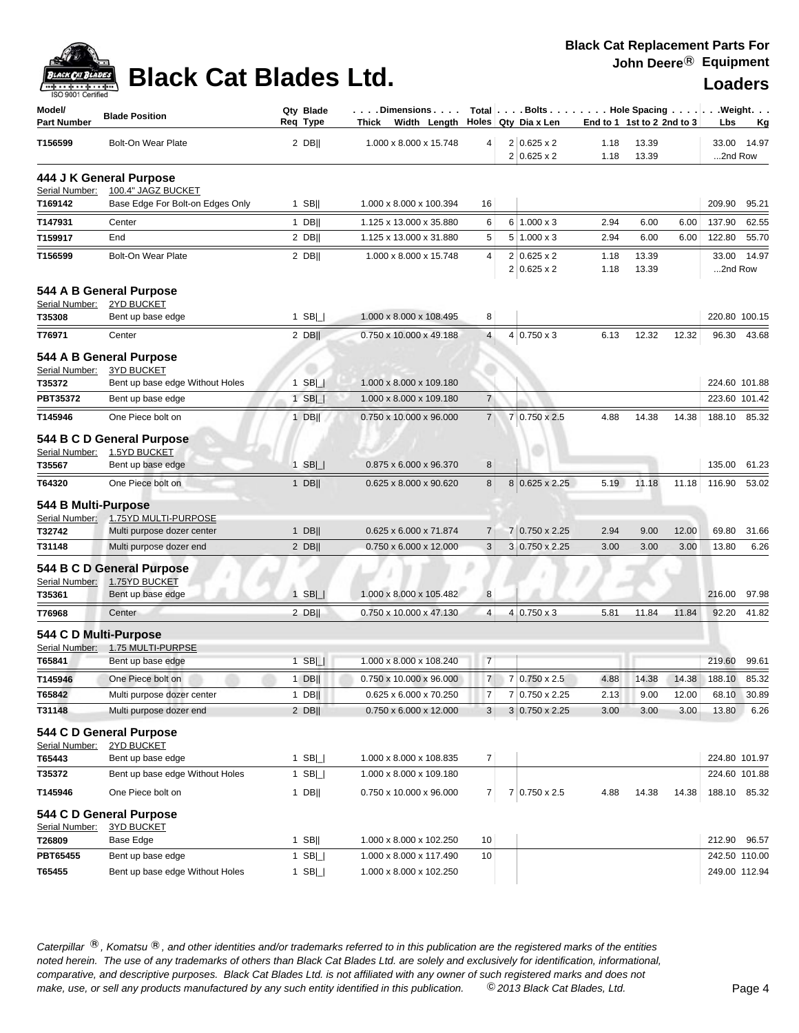# Black Cat Blades Ltd.

**Black Cat Replacement Parts For John Deere® Equipment**

**Loaders**

| Model/ Part Number | Blade Position | Qty Req | Blade Type | Dimensions Thick Width Length | Total Holes | Bolts Qty | Dia x Len | Hole Spacing End to 1 | 1st to 2 | 2nd to 3 | Weight Lbs | Kg |
|---|---|---|---|---|---|---|---|---|---|---|---|---|
| T156599 | Bolt-On Wear Plate | 2 | DB\|\| | 1.000 x 8.000 x 15.748 | 4 | 2 | 0.625 x 2 | 1.18 | 13.39 | | 33.00 | 14.97 |
| | | | | | | 2 | 0.625 x 2 | 1.18 | 13.39 | | ...2nd Row | |

### 444 J K General Purpose

Serial Number: 100.4" JAGZ BUCKET

| Model/ Part Number | Blade Position | Qty Req | Blade Type | Dimensions Thick Width Length | Total Holes | Bolts Qty | Dia x Len | Hole Spacing End to 1 | 1st to 2 | 2nd to 3 | Weight Lbs | Kg |
|---|---|---|---|---|---|---|---|---|---|---|---|---|
| T169142 | Base Edge For Bolt-on Edges Only | 1 | SB\|\| | 1.000 x 8.000 x 100.394 | 16 | | | | | | 209.90 | 95.21 |
| T147931 | Center | 1 | DB\|\| | 1.125 x 13.000 x 35.880 | 6 | 6 | 1.000 x 3 | 2.94 | 6.00 | 6.00 | 137.90 | 62.55 |
| T159917 | End | 2 | DB\|\| | 1.125 x 13.000 x 31.880 | 5 | 5 | 1.000 x 3 | 2.94 | 6.00 | 6.00 | 122.80 | 55.70 |
| T156599 | Bolt-On Wear Plate | 2 | DB\|\| | 1.000 x 8.000 x 15.748 | 4 | 2 | 0.625 x 2 | 1.18 | 13.39 | | 33.00 | 14.97 |
| | | | | | | 2 | 0.625 x 2 | 1.18 | 13.39 | | ...2nd Row | |

### 544 A B General Purpose

Serial Number: 2YD BUCKET

| Model/ Part Number | Blade Position | Qty Req | Blade Type | Dimensions Thick Width Length | Total Holes | Bolts Qty | Dia x Len | Hole Spacing End to 1 | 1st to 2 | 2nd to 3 | Weight Lbs | Kg |
|---|---|---|---|---|---|---|---|---|---|---|---|---|
| T35308 | Bent up base edge | 1 | SB\|_\| | 1.000 x 8.000 x 108.495 | 8 | | | | | | 220.80 | 100.15 |
| T76971 | Center | 2 | DB\|\| | 0.750 x 10.000 x 49.188 | 4 | 4 | 0.750 x 3 | 6.13 | 12.32 | 12.32 | 96.30 | 43.68 |

### 544 A B General Purpose

Serial Number: 3YD BUCKET

| Model/ Part Number | Blade Position | Qty Req | Blade Type | Dimensions Thick Width Length | Total Holes | Bolts Qty | Dia x Len | Hole Spacing End to 1 | 1st to 2 | 2nd to 3 | Weight Lbs | Kg |
|---|---|---|---|---|---|---|---|---|---|---|---|---|
| T35372 | Bent up base edge Without Holes | 1 | SB\|_\| | 1.000 x 8.000 x 109.180 | | | | | | | 224.60 | 101.88 |
| PBT35372 | Bent up base edge | 1 | SB\|_\| | 1.000 x 8.000 x 109.180 | 7 | | | | | | 223.60 | 101.42 |
| T145946 | One Piece bolt on | 1 | DB\|\| | 0.750 x 10.000 x 96.000 | 7 | 7 | 0.750 x 2.5 | 4.88 | 14.38 | 14.38 | 188.10 | 85.32 |

### 544 B C D General Purpose

Serial Number: 1.5YD BUCKET

| Model/ Part Number | Blade Position | Qty Req | Blade Type | Dimensions Thick Width Length | Total Holes | Bolts Qty | Dia x Len | Hole Spacing End to 1 | 1st to 2 | 2nd to 3 | Weight Lbs | Kg |
|---|---|---|---|---|---|---|---|---|---|---|---|---|
| T35567 | Bent up base edge | 1 | SB\|_\| | 0.875 x 6.000 x 96.370 | 8 | | | | | | 135.00 | 61.23 |
| T64320 | One Piece bolt on | 1 | DB\|\| | 0.625 x 8.000 x 90.620 | 8 | 8 | 0.625 x 2.25 | 5.19 | 11.18 | 11.18 | 116.90 | 53.02 |

### 544 B Multi-Purpose

Serial Number: 1.75YD MULTI-PURPOSE

| Model/ Part Number | Blade Position | Qty Req | Blade Type | Dimensions Thick Width Length | Total Holes | Bolts Qty | Dia x Len | Hole Spacing End to 1 | 1st to 2 | 2nd to 3 | Weight Lbs | Kg |
|---|---|---|---|---|---|---|---|---|---|---|---|---|
| T32742 | Multi purpose dozer center | 1 | DB\|\| | 0.625 x 6.000 x 71.874 | 7 | 7 | 0.750 x 2.25 | 2.94 | 9.00 | 12.00 | 69.80 | 31.66 |
| T31148 | Multi purpose dozer end | 2 | DB\|\| | 0.750 x 6.000 x 12.000 | 3 | 3 | 0.750 x 2.25 | 3.00 | 3.00 | 3.00 | 13.80 | 6.26 |

### 544 B C D General Purpose

Serial Number: 1.75YD BUCKET

| Model/ Part Number | Blade Position | Qty Req | Blade Type | Dimensions Thick Width Length | Total Holes | Bolts Qty | Dia x Len | Hole Spacing End to 1 | 1st to 2 | 2nd to 3 | Weight Lbs | Kg |
|---|---|---|---|---|---|---|---|---|---|---|---|---|
| T35361 | Bent up base edge | 1 | SB\|_\| | 1.000 x 8.000 x 105.482 | 8 | | | | | | 216.00 | 97.98 |
| T76968 | Center | 2 | DB\|\| | 0.750 x 10.000 x 47.130 | 4 | 4 | 0.750 x 3 | 5.81 | 11.84 | 11.84 | 92.20 | 41.82 |

### 544 C Multi-Purpose

Serial Number: 1.75 MULTI-PURPSE

| Model/ Part Number | Blade Position | Qty Req | Blade Type | Dimensions Thick Width Length | Total Holes | Bolts Qty | Dia x Len | Hole Spacing End to 1 | 1st to 2 | 2nd to 3 | Weight Lbs | Kg |
|---|---|---|---|---|---|---|---|---|---|---|---|---|
| T65841 | Bent up base edge | 1 | SB\|_\| | 1.000 x 8.000 x 108.240 | 7 | | | | | | 219.60 | 99.61 |
| T145946 | One Piece bolt on | 1 | DB\|\| | 0.750 x 10.000 x 96.000 | 7 | 7 | 0.750 x 2.5 | 4.88 | 14.38 | 14.38 | 188.10 | 85.32 |
| T65842 | Multi purpose dozer center | 1 | DB\|\| | 0.625 x 6.000 x 70.250 | 7 | 7 | 0.750 x 2.25 | 2.13 | 9.00 | 12.00 | 68.10 | 30.89 |
| T31148 | Multi purpose dozer end | 2 | DB\|\| | 0.750 x 6.000 x 12.000 | 3 | 3 | 0.750 x 2.25 | 3.00 | 3.00 | 3.00 | 13.80 | 6.26 |

### 544 C D General Purpose

Serial Number: 2YD BUCKET

| Model/ Part Number | Blade Position | Qty Req | Blade Type | Dimensions Thick Width Length | Total Holes | Bolts Qty | Dia x Len | Hole Spacing End to 1 | 1st to 2 | 2nd to 3 | Weight Lbs | Kg |
|---|---|---|---|---|---|---|---|---|---|---|---|---|
| T65443 | Bent up base edge | 1 | SB\|_\| | 1.000 x 8.000 x 108.835 | 7 | | | | | | 224.80 | 101.97 |
| T35372 | Bent up base edge Without Holes | 1 | SB\|_\| | 1.000 x 8.000 x 109.180 | | | | | | | 224.60 | 101.88 |
| T145946 | One Piece bolt on | 1 | DB\|\| | 0.750 x 10.000 x 96.000 | 7 | 7 | 0.750 x 2.5 | 4.88 | 14.38 | 14.38 | 188.10 | 85.32 |

### 544 C D General Purpose

Serial Number: 3YD BUCKET

| Model/ Part Number | Blade Position | Qty Req | Blade Type | Dimensions Thick Width Length | Total Holes | Bolts Qty | Dia x Len | Hole Spacing End to 1 | 1st to 2 | 2nd to 3 | Weight Lbs | Kg |
|---|---|---|---|---|---|---|---|---|---|---|---|---|
| T26809 | Base Edge | 1 | SB\|\| | 1.000 x 8.000 x 102.250 | 10 | | | | | | 212.90 | 96.57 |
| PBT65455 | Bent up base edge | 1 | SB\|_\| | 1.000 x 8.000 x 117.490 | 10 | | | | | | 242.50 | 110.00 |
| T65455 | Bent up base edge Without Holes | 1 | SB\|_\| | 1.000 x 8.000 x 102.250 | | | | | | | 249.00 | 112.94 |

*Caterpillar ®, Komatsu ®, and other identities and/or trademarks referred to in this publication are the registered marks of the entities noted herein. The use of any trademarks of others than Black Cat Blades Ltd. are solely and exclusively for identification, informational, comparative, and descriptive purposes. Black Cat Blades Ltd. is not affiliated with any owner of such registered marks and does not make, use, or sell any products manufactured by any such entity identified in this publication. © 2013 Black Cat Blades, Ltd.*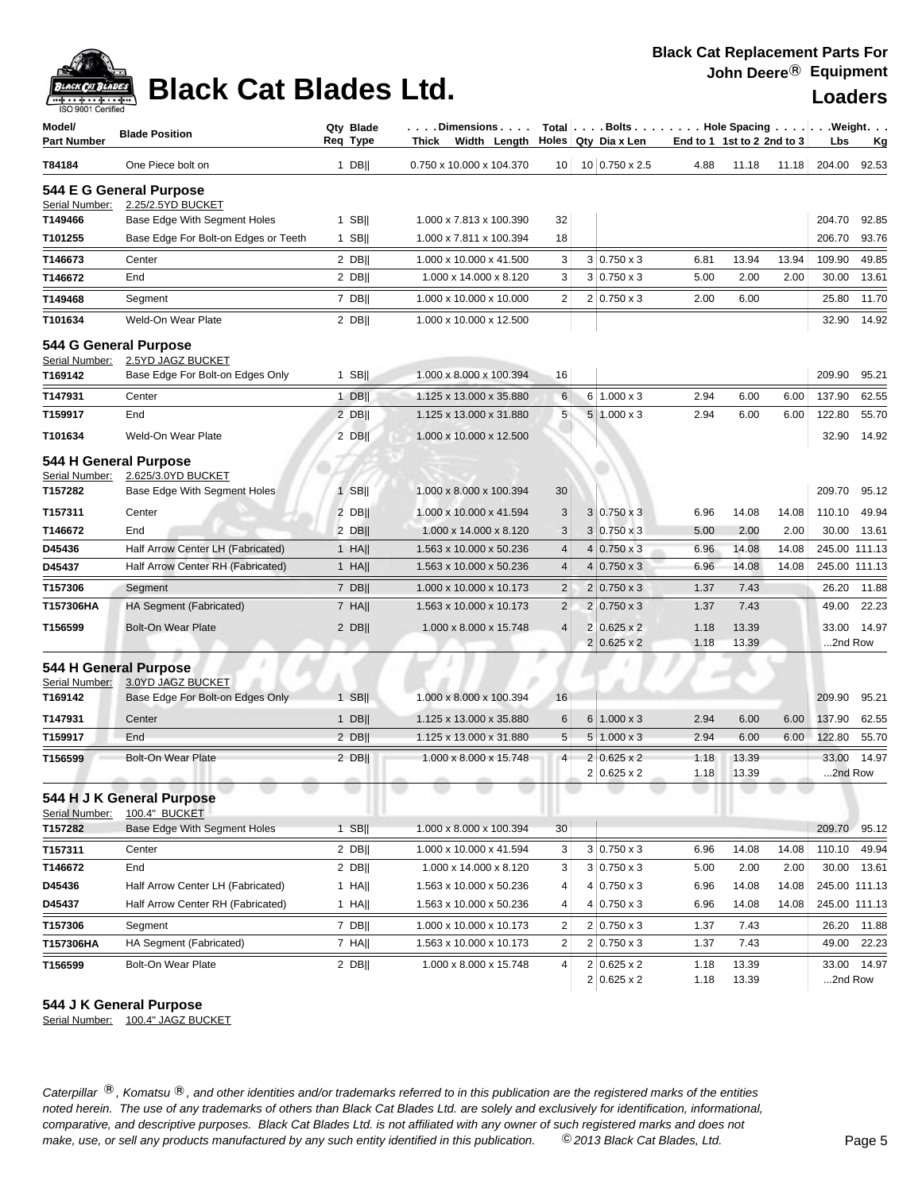# Black Cat Blades Ltd.

**Black Cat Replacement Parts For John Deere® Equipment**

**Loaders**

| Model/ Part Number | Blade Position | Qty Req | Blade Type | Dimensions Thick x Width x Length | Total Holes | Bolts Qty | Dia x Len | Hole Spacing End to 1 | 1st to 2 | 2nd to 3 | Weight Lbs | Kg |
|---|---|---|---|---|---|---|---|---|---|---|---|---|
| T84184 | One Piece bolt on | 1 | DB‖ | 0.750 x 10.000 x 104.370 | 10 | 10 | 0.750 x 2.5 | 4.88 | 11.18 | 11.18 | 204.00 | 92.53 |
| **544 E G General Purpose** | | | | | | | | | | | | |
| Serial Number: | 2.25/2.5YD BUCKET | | | | | | | | | | | |
| T149466 | Base Edge With Segment Holes | 1 | SB‖ | 1.000 x 7.813 x 100.390 | 32 | | | | | | 204.70 | 92.85 |
| T101255 | Base Edge For Bolt-on Edges or Teeth | 1 | SB‖ | 1.000 x 7.811 x 100.394 | 18 | | | | | | 206.70 | 93.76 |
| T146673 | Center | 2 | DB‖ | 1.000 x 10.000 x 41.500 | 3 | 3 | 0.750 x 3 | 6.81 | 13.94 | 13.94 | 109.90 | 49.85 |
| T146672 | End | 2 | DB‖ | 1.000 x 14.000 x 8.120 | 3 | 3 | 0.750 x 3 | 5.00 | 2.00 | 2.00 | 30.00 | 13.61 |
| T149468 | Segment | 7 | DB‖ | 1.000 x 10.000 x 10.000 | 2 | 2 | 0.750 x 3 | 2.00 | 6.00 | | 25.80 | 11.70 |
| T101634 | Weld-On Wear Plate | 2 | DB‖ | 1.000 x 10.000 x 12.500 | | | | | | | 32.90 | 14.92 |
| **544 G General Purpose** | | | | | | | | | | | | |
| Serial Number: | 2.5YD JAGZ BUCKET | | | | | | | | | | | |
| T169142 | Base Edge For Bolt-on Edges Only | 1 | SB‖ | 1.000 x 8.000 x 100.394 | 16 | | | | | | 209.90 | 95.21 |
| T147931 | Center | 1 | DB‖ | 1.125 x 13.000 x 35.880 | 6 | 6 | 1.000 x 3 | 2.94 | 6.00 | 6.00 | 137.90 | 62.55 |
| T159917 | End | 2 | DB‖ | 1.125 x 13.000 x 31.880 | 5 | 5 | 1.000 x 3 | 2.94 | 6.00 | 6.00 | 122.80 | 55.70 |
| T101634 | Weld-On Wear Plate | 2 | DB‖ | 1.000 x 10.000 x 12.500 | | | | | | | 32.90 | 14.92 |
| **544 H General Purpose** | | | | | | | | | | | | |
| Serial Number: | 2.625/3.0YD BUCKET | | | | | | | | | | | |
| T157282 | Base Edge With Segment Holes | 1 | SB‖ | 1.000 x 8.000 x 100.394 | 30 | | | | | | 209.70 | 95.12 |
| T157311 | Center | 2 | DB‖ | 1.000 x 10.000 x 41.594 | 3 | 3 | 0.750 x 3 | 6.96 | 14.08 | 14.08 | 110.10 | 49.94 |
| T146672 | End | 2 | DB‖ | 1.000 x 14.000 x 8.120 | 3 | 3 | 0.750 x 3 | 5.00 | 2.00 | 2.00 | 30.00 | 13.61 |
| D45436 | Half Arrow Center LH (Fabricated) | 1 | HA‖ | 1.563 x 10.000 x 50.236 | 4 | 4 | 0.750 x 3 | 6.96 | 14.08 | 14.08 | 245.00 | 111.13 |
| D45437 | Half Arrow Center RH (Fabricated) | 1 | HA‖ | 1.563 x 10.000 x 50.236 | 4 | 4 | 0.750 x 3 | 6.96 | 14.08 | 14.08 | 245.00 | 111.13 |
| T157306 | Segment | 7 | DB‖ | 1.000 x 10.000 x 10.173 | 2 | 2 | 0.750 x 3 | 1.37 | 7.43 | | 26.20 | 11.88 |
| T157306HA | HA Segment (Fabricated) | 7 | HA‖ | 1.563 x 10.000 x 10.173 | 2 | 2 | 0.750 x 3 | 1.37 | 7.43 | | 49.00 | 22.23 |
| T156599 | Bolt-On Wear Plate | 2 | DB‖ | 1.000 x 8.000 x 15.748 | 4 | 2 | 0.625 x 2 | 1.18 | 13.39 | | 33.00 | 14.97 |
| | | | | | | 2 | 0.625 x 2 | 1.18 | 13.39 | | ...2nd Row | |
| **544 H General Purpose** | | | | | | | | | | | | |
| Serial Number: | 3.0YD JAGZ BUCKET | | | | | | | | | | | |
| T169142 | Base Edge For Bolt-on Edges Only | 1 | SB‖ | 1.000 x 8.000 x 100.394 | 16 | | | | | | 209.90 | 95.21 |
| T147931 | Center | 1 | DB‖ | 1.125 x 13.000 x 35.880 | 6 | 6 | 1.000 x 3 | 2.94 | 6.00 | 6.00 | 137.90 | 62.55 |
| T159917 | End | 2 | DB‖ | 1.125 x 13.000 x 31.880 | 5 | 5 | 1.000 x 3 | 2.94 | 6.00 | 6.00 | 122.80 | 55.70 |
| T156599 | Bolt-On Wear Plate | 2 | DB‖ | 1.000 x 8.000 x 15.748 | 4 | 2 | 0.625 x 2 | 1.18 | 13.39 | | 33.00 | 14.97 |
| | | | | | | 2 | 0.625 x 2 | 1.18 | 13.39 | | ...2nd Row | |
| **544 H J K General Purpose** | | | | | | | | | | | | |
| Serial Number: | 100.4" BUCKET | | | | | | | | | | | |
| T157282 | Base Edge With Segment Holes | 1 | SB‖ | 1.000 x 8.000 x 100.394 | 30 | | | | | | 209.70 | 95.12 |
| T157311 | Center | 2 | DB‖ | 1.000 x 10.000 x 41.594 | 3 | 3 | 0.750 x 3 | 6.96 | 14.08 | 14.08 | 110.10 | 49.94 |
| T146672 | End | 2 | DB‖ | 1.000 x 14.000 x 8.120 | 3 | 3 | 0.750 x 3 | 5.00 | 2.00 | 2.00 | 30.00 | 13.61 |
| D45436 | Half Arrow Center LH (Fabricated) | 1 | HA‖ | 1.563 x 10.000 x 50.236 | 4 | 4 | 0.750 x 3 | 6.96 | 14.08 | 14.08 | 245.00 | 111.13 |
| D45437 | Half Arrow Center RH (Fabricated) | 1 | HA‖ | 1.563 x 10.000 x 50.236 | 4 | 4 | 0.750 x 3 | 6.96 | 14.08 | 14.08 | 245.00 | 111.13 |
| T157306 | Segment | 7 | DB‖ | 1.000 x 10.000 x 10.173 | 2 | 2 | 0.750 x 3 | 1.37 | 7.43 | | 26.20 | 11.88 |
| T157306HA | HA Segment (Fabricated) | 7 | HA‖ | 1.563 x 10.000 x 10.173 | 2 | 2 | 0.750 x 3 | 1.37 | 7.43 | | 49.00 | 22.23 |
| T156599 | Bolt-On Wear Plate | 2 | DB‖ | 1.000 x 8.000 x 15.748 | 4 | 2 | 0.625 x 2 | 1.18 | 13.39 | | 33.00 | 14.97 |
| | | | | | | 2 | 0.625 x 2 | 1.18 | 13.39 | | ...2nd Row | |

**544 J K General Purpose**

Serial Number: 100.4" JAGZ BUCKET

*Caterpillar ®, Komatsu ®, and other identities and/or trademarks referred to in this publication are the registered marks of the entities noted herein. The use of any trademarks of others than Black Cat Blades Ltd. are solely and exclusively for identification, informational, comparative, and descriptive purposes. Black Cat Blades Ltd. is not affiliated with any owner of such registered marks and does not make, use, or sell any products manufactured by any such entity identified in this publication. © 2013 Black Cat Blades, Ltd.*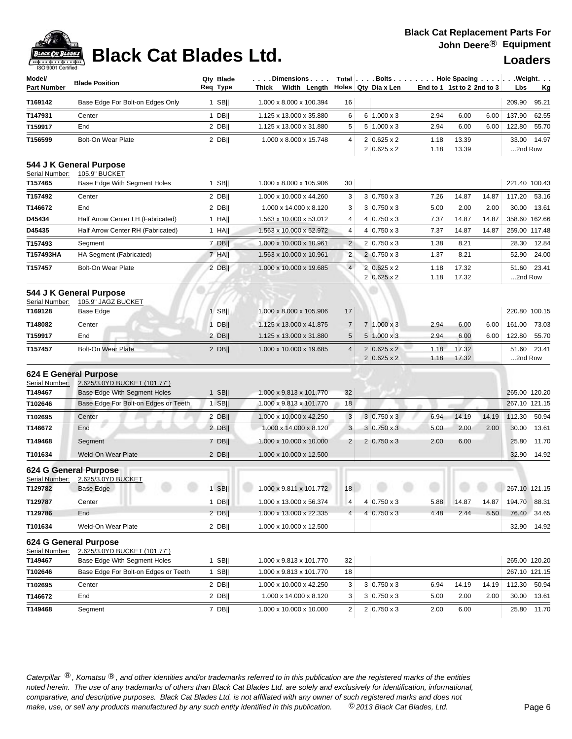# Black Cat Blades Ltd.

**Black Cat Replacement Parts For John Deere® Equipment**

**Loaders**

| Model/ Part Number | Blade Position | Qty Req | Blade Type | Dimensions Thick x Width x Length | Total Holes | Bolts Qty | Dia x Len | Hole Spacing End to 1 | 1st to 2 | 2nd to 3 | Weight Lbs | Kg |
|---|---|---|---|---|---|---|---|---|---|---|---|---|
| T169142 | Base Edge For Bolt-on Edges Only | 1 | SB\|\| | 1.000 x 8.000 x 100.394 | 16 | | | | | | 209.90 | 95.21 |
| T147931 | Center | 1 | DB\|\| | 1.125 x 13.000 x 35.880 | 6 | 6 | 1.000 x 3 | 2.94 | 6.00 | 6.00 | 137.90 | 62.55 |
| T159917 | End | 2 | DB\|\| | 1.125 x 13.000 x 31.880 | 5 | 5 | 1.000 x 3 | 2.94 | 6.00 | 6.00 | 122.80 | 55.70 |
| T156599 | Bolt-On Wear Plate | 2 | DB\|\| | 1.000 x 8.000 x 15.748 | 4 | 2 | 0.625 x 2 | 1.18 | 13.39 | | 33.00 | 14.97 |
| | | | | | | 2 | 0.625 x 2 | 1.18 | 13.39 | | ...2nd Row | |

## 544 J K General Purpose

Serial Number: 105.9" BUCKET

| Model/ Part Number | Blade Position | Qty Req | Blade Type | Dimensions Thick x Width x Length | Total Holes | Bolts Qty | Dia x Len | Hole Spacing End to 1 | 1st to 2 | 2nd to 3 | Weight Lbs | Kg |
|---|---|---|---|---|---|---|---|---|---|---|---|---|
| T157465 | Base Edge With Segment Holes | 1 | SB\|\| | 1.000 x 8.000 x 105.906 | 30 | | | | | | 221.40 | 100.43 |
| T157492 | Center | 2 | DB\|\| | 1.000 x 10.000 x 44.260 | 3 | 3 | 0.750 x 3 | 7.26 | 14.87 | 14.87 | 117.20 | 53.16 |
| T146672 | End | 2 | DB\|\| | 1.000 x 14.000 x 8.120 | 3 | 3 | 0.750 x 3 | 5.00 | 2.00 | 2.00 | 30.00 | 13.61 |
| D45434 | Half Arrow Center LH (Fabricated) | 1 | HA\|\| | 1.563 x 10.000 x 53.012 | 4 | 4 | 0.750 x 3 | 7.37 | 14.87 | 14.87 | 358.60 | 162.66 |
| D45435 | Half Arrow Center RH (Fabricated) | 1 | HA\|\| | 1.563 x 10.000 x 52.972 | 4 | 4 | 0.750 x 3 | 7.37 | 14.87 | 14.87 | 259.00 | 117.48 |
| T157493 | Segment | 7 | DB\|\| | 1.000 x 10.000 x 10.961 | 2 | 2 | 0.750 x 3 | 1.38 | 8.21 | | 28.30 | 12.84 |
| T157493HA | HA Segment (Fabricated) | 7 | HA\|\| | 1.563 x 10.000 x 10.961 | 2 | 2 | 0.750 x 3 | 1.37 | 8.21 | | 52.90 | 24.00 |
| T157457 | Bolt-On Wear Plate | 2 | DB\|\| | 1.000 x 10.000 x 19.685 | 4 | 2 | 0.625 x 2 | 1.18 | 17.32 | | 51.60 | 23.41 |
| | | | | | | 2 | 0.625 x 2 | 1.18 | 17.32 | | ...2nd Row | |

## 544 J K General Purpose

Serial Number: 105.9" JAGZ BUCKET

| Model/ Part Number | Blade Position | Qty Req | Blade Type | Dimensions Thick x Width x Length | Total Holes | Bolts Qty | Dia x Len | Hole Spacing End to 1 | 1st to 2 | 2nd to 3 | Weight Lbs | Kg |
|---|---|---|---|---|---|---|---|---|---|---|---|---|
| T169128 | Base Edge | 1 | SB\|\| | 1.000 x 8.000 x 105.906 | 17 | | | | | | 220.80 | 100.15 |
| T148082 | Center | 1 | DB\|\| | 1.125 x 13.000 x 41.875 | 7 | 7 | 1.000 x 3 | 2.94 | 6.00 | 6.00 | 161.00 | 73.03 |
| T159917 | End | 2 | DB\|\| | 1.125 x 13.000 x 31.880 | 5 | 5 | 1.000 x 3 | 2.94 | 6.00 | 6.00 | 122.80 | 55.70 |
| T157457 | Bolt-On Wear Plate | 2 | DB\|\| | 1.000 x 10.000 x 19.685 | 4 | 2 | 0.625 x 2 | 1.18 | 17.32 | | 51.60 | 23.41 |
| | | | | | | 2 | 0.625 x 2 | 1.18 | 17.32 | | ...2nd Row | |

## 624 E General Purpose

Serial Number: 2.625/3.0YD BUCKET (101.77")

| Model/ Part Number | Blade Position | Qty Req | Blade Type | Dimensions Thick x Width x Length | Total Holes | Bolts Qty | Dia x Len | Hole Spacing End to 1 | 1st to 2 | 2nd to 3 | Weight Lbs | Kg |
|---|---|---|---|---|---|---|---|---|---|---|---|---|
| T149467 | Base Edge With Segment Holes | 1 | SB\|\| | 1.000 x 9.813 x 101.770 | 32 | | | | | | 265.00 | 120.20 |
| T102646 | Base Edge For Bolt-on Edges or Teeth | 1 | SB\|\| | 1.000 x 9.813 x 101.770 | 18 | | | | | | 267.10 | 121.15 |
| T102695 | Center | 2 | DB\|\| | 1.000 x 10.000 x 42.250 | 3 | 3 | 0.750 x 3 | 6.94 | 14.19 | 14.19 | 112.30 | 50.94 |
| T146672 | End | 2 | DB\|\| | 1.000 x 14.000 x 8.120 | 3 | 3 | 0.750 x 3 | 5.00 | 2.00 | 2.00 | 30.00 | 13.61 |
| T149468 | Segment | 7 | DB\|\| | 1.000 x 10.000 x 10.000 | 2 | 2 | 0.750 x 3 | 2.00 | 6.00 | | 25.80 | 11.70 |
| T101634 | Weld-On Wear Plate | 2 | DB\|\| | 1.000 x 10.000 x 12.500 | | | | | | | 32.90 | 14.92 |

## 624 G General Purpose

Serial Number: 2.625/3.0YD BUCKET

| Model/ Part Number | Blade Position | Qty Req | Blade Type | Dimensions Thick x Width x Length | Total Holes | Bolts Qty | Dia x Len | Hole Spacing End to 1 | 1st to 2 | 2nd to 3 | Weight Lbs | Kg |
|---|---|---|---|---|---|---|---|---|---|---|---|---|
| T129782 | Base Edge | 1 | SB\|\| | 1.000 x 9.811 x 101.772 | 18 | | | | | | 267.10 | 121.15 |
| T129787 | Center | 1 | DB\|\| | 1.000 x 13.000 x 56.374 | 4 | 4 | 0.750 x 3 | 5.88 | 14.87 | 14.87 | 194.70 | 88.31 |
| T129786 | End | 2 | DB\|\| | 1.000 x 13.000 x 22.335 | 4 | 4 | 0.750 x 3 | 4.48 | 2.44 | 8.50 | 76.40 | 34.65 |
| T101634 | Weld-On Wear Plate | 2 | DB\|\| | 1.000 x 10.000 x 12.500 | | | | | | | 32.90 | 14.92 |

## 624 G General Purpose

Serial Number: 2.625/3.0YD BUCKET (101.77")

| Model/ Part Number | Blade Position | Qty Req | Blade Type | Dimensions Thick x Width x Length | Total Holes | Bolts Qty | Dia x Len | Hole Spacing End to 1 | 1st to 2 | 2nd to 3 | Weight Lbs | Kg |
|---|---|---|---|---|---|---|---|---|---|---|---|---|
| T149467 | Base Edge With Segment Holes | 1 | SB\|\| | 1.000 x 9.813 x 101.770 | 32 | | | | | | 265.00 | 120.20 |
| T102646 | Base Edge For Bolt-on Edges or Teeth | 1 | SB\|\| | 1.000 x 9.813 x 101.770 | 18 | | | | | | 267.10 | 121.15 |
| T102695 | Center | 2 | DB\|\| | 1.000 x 10.000 x 42.250 | 3 | 3 | 0.750 x 3 | 6.94 | 14.19 | 14.19 | 112.30 | 50.94 |
| T146672 | End | 2 | DB\|\| | 1.000 x 14.000 x 8.120 | 3 | 3 | 0.750 x 3 | 5.00 | 2.00 | 2.00 | 30.00 | 13.61 |
| T149468 | Segment | 7 | DB\|\| | 1.000 x 10.000 x 10.000 | 2 | 2 | 0.750 x 3 | 2.00 | 6.00 | | 25.80 | 11.70 |

*Caterpillar ®, Komatsu ®, and other identities and/or trademarks referred to in this publication are the registered marks of the entities noted herein. The use of any trademarks of others than Black Cat Blades Ltd. are solely and exclusively for identification, informational, comparative, and descriptive purposes. Black Cat Blades Ltd. is not affiliated with any owner of such registered marks and does not make, use, or sell any products manufactured by any such entity identified in this publication. © 2013 Black Cat Blades, Ltd.*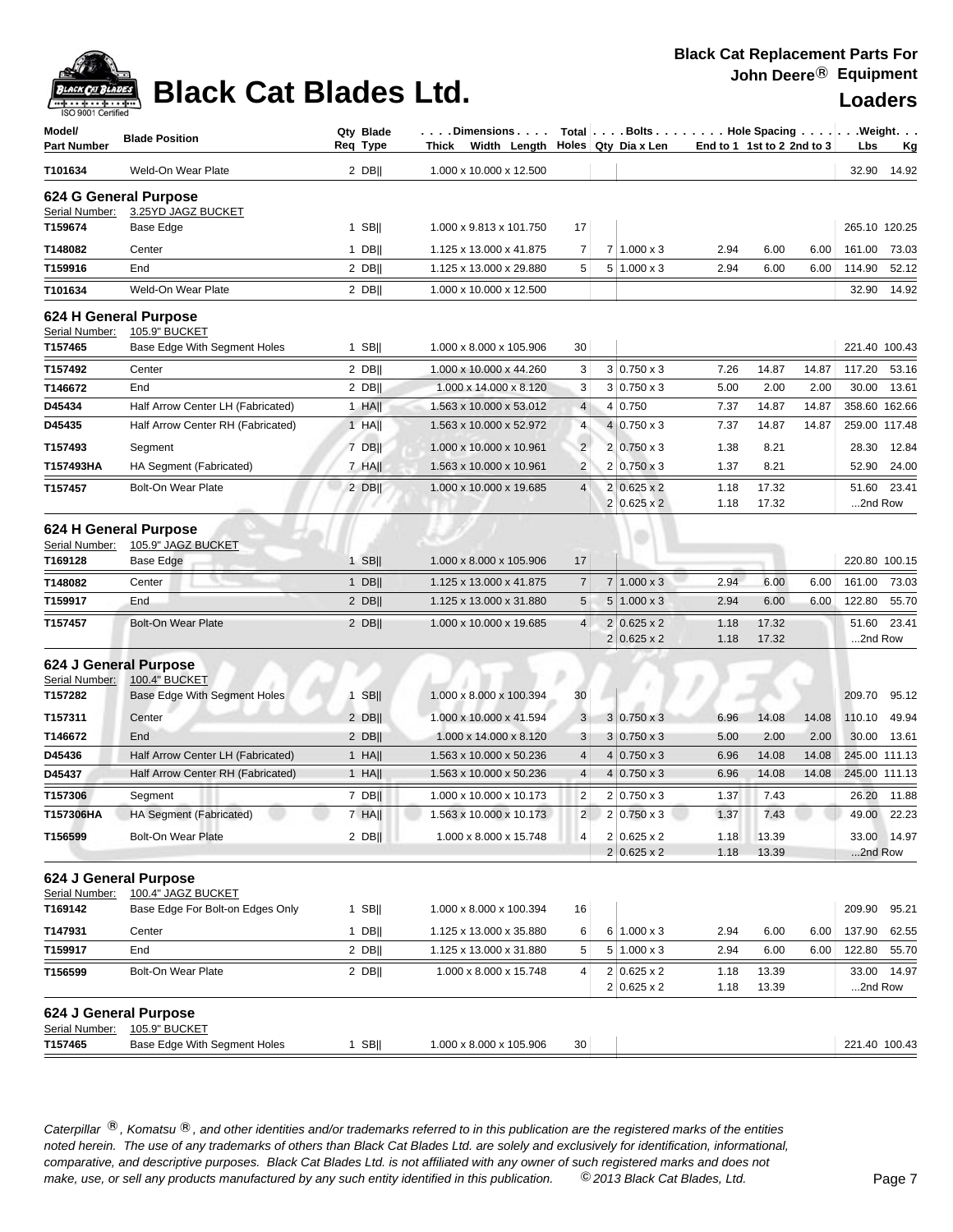# Black Cat Blades Ltd.

**Black Cat Replacement Parts For John Deere® Equipment**

**Loaders**

| Model/ Part Number | Blade Position | Qty Req | Blade Type | Dimensions Thick x Width x Length | Total Holes | Bolts Qty | Dia x Len | Hole Spacing End to 1 | 1st to 2 | 2nd to 3 | Weight Lbs | Kg |
|---|---|---|---|---|---|---|---|---|---|---|---|---|
| T101634 | Weld-On Wear Plate | 2 | DB‖ | 1.000 x 10.000 x 12.500 | | | | | | | 32.90 | 14.92 |
| **624 G General Purpose** | | | | | | | | | | | | |
| Serial Number: | 3.25YD JAGZ BUCKET | | | | | | | | | | | |
| T159674 | Base Edge | 1 | SB‖ | 1.000 x 9.813 x 101.750 | 17 | | | | | | 265.10 | 120.25 |
| T148082 | Center | 1 | DB‖ | 1.125 x 13.000 x 41.875 | 7 | 7 | 1.000 x 3 | 2.94 | 6.00 | 6.00 | 161.00 | 73.03 |
| T159916 | End | 2 | DB‖ | 1.125 x 13.000 x 29.880 | 5 | 5 | 1.000 x 3 | 2.94 | 6.00 | 6.00 | 114.90 | 52.12 |
| T101634 | Weld-On Wear Plate | 2 | DB‖ | 1.000 x 10.000 x 12.500 | | | | | | | 32.90 | 14.92 |
| **624 H General Purpose** | | | | | | | | | | | | |
| Serial Number: | 105.9" BUCKET | | | | | | | | | | | |
| T157465 | Base Edge With Segment Holes | 1 | SB‖ | 1.000 x 8.000 x 105.906 | 30 | | | | | | 221.40 | 100.43 |
| T157492 | Center | 2 | DB‖ | 1.000 x 10.000 x 44.260 | 3 | 3 | 0.750 x 3 | 7.26 | 14.87 | 14.87 | 117.20 | 53.16 |
| T146672 | End | 2 | DB‖ | 1.000 x 14.000 x 8.120 | 3 | 3 | 0.750 x 3 | 5.00 | 2.00 | 2.00 | 30.00 | 13.61 |
| D45434 | Half Arrow Center LH (Fabricated) | 1 | HA‖ | 1.563 x 10.000 x 53.012 | 4 | 4 | 0.750 | 7.37 | 14.87 | 14.87 | 358.60 | 162.66 |
| D45435 | Half Arrow Center RH (Fabricated) | 1 | HA‖ | 1.563 x 10.000 x 52.972 | 4 | 4 | 0.750 x 3 | 7.37 | 14.87 | 14.87 | 259.00 | 117.48 |
| T157493 | Segment | 7 | DB‖ | 1.000 x 10.000 x 10.961 | 2 | 2 | 0.750 x 3 | 1.38 | 8.21 | | 28.30 | 12.84 |
| T157493HA | HA Segment (Fabricated) | 7 | HA‖ | 1.563 x 10.000 x 10.961 | 2 | 2 | 0.750 x 3 | 1.37 | 8.21 | | 52.90 | 24.00 |
| T157457 | Bolt-On Wear Plate | 2 | DB‖ | 1.000 x 10.000 x 19.685 | 4 | 2 | 0.625 x 2 | 1.18 | 17.32 | | 51.60 | 23.41 |
| | | | | | | 2 | 0.625 x 2 | 1.18 | 17.32 | | ...2nd Row | |
| **624 H General Purpose** | | | | | | | | | | | | |
| Serial Number: | 105.9" JAGZ BUCKET | | | | | | | | | | | |
| T169128 | Base Edge | 1 | SB‖ | 1.000 x 8.000 x 105.906 | 17 | | | | | | 220.80 | 100.15 |
| T148082 | Center | 1 | DB‖ | 1.125 x 13.000 x 41.875 | 7 | 7 | 1.000 x 3 | 2.94 | 6.00 | 6.00 | 161.00 | 73.03 |
| T159917 | End | 2 | DB‖ | 1.125 x 13.000 x 31.880 | 5 | 5 | 1.000 x 3 | 2.94 | 6.00 | 6.00 | 122.80 | 55.70 |
| T157457 | Bolt-On Wear Plate | 2 | DB‖ | 1.000 x 10.000 x 19.685 | 4 | 2 | 0.625 x 2 | 1.18 | 17.32 | | 51.60 | 23.41 |
| | | | | | | 2 | 0.625 x 2 | 1.18 | 17.32 | | ...2nd Row | |
| **624 J General Purpose** | | | | | | | | | | | | |
| Serial Number: | 100.4" BUCKET | | | | | | | | | | | |
| T157282 | Base Edge With Segment Holes | 1 | SB‖ | 1.000 x 8.000 x 100.394 | 30 | | | | | | 209.70 | 95.12 |
| T157311 | Center | 2 | DB‖ | 1.000 x 10.000 x 41.594 | 3 | 3 | 0.750 x 3 | 6.96 | 14.08 | 14.08 | 110.10 | 49.94 |
| T146672 | End | 2 | DB‖ | 1.000 x 14.000 x 8.120 | 3 | 3 | 0.750 x 3 | 5.00 | 2.00 | 2.00 | 30.00 | 13.61 |
| D45436 | Half Arrow Center LH (Fabricated) | 1 | HA‖ | 1.563 x 10.000 x 50.236 | 4 | 4 | 0.750 x 3 | 6.96 | 14.08 | 14.08 | 245.00 | 111.13 |
| D45437 | Half Arrow Center RH (Fabricated) | 1 | HA‖ | 1.563 x 10.000 x 50.236 | 4 | 4 | 0.750 x 3 | 6.96 | 14.08 | 14.08 | 245.00 | 111.13 |
| T157306 | Segment | 7 | DB‖ | 1.000 x 10.000 x 10.173 | 2 | 2 | 0.750 x 3 | 1.37 | 7.43 | | 26.20 | 11.88 |
| T157306HA | HA Segment (Fabricated) | 7 | HA‖ | 1.563 x 10.000 x 10.173 | 2 | 2 | 0.750 x 3 | 1.37 | 7.43 | | 49.00 | 22.23 |
| T156599 | Bolt-On Wear Plate | 2 | DB‖ | 1.000 x 8.000 x 15.748 | 4 | 2 | 0.625 x 2 | 1.18 | 13.39 | | 33.00 | 14.97 |
| | | | | | | 2 | 0.625 x 2 | 1.18 | 13.39 | | ...2nd Row | |
| **624 J General Purpose** | | | | | | | | | | | | |
| Serial Number: | 100.4" JAGZ BUCKET | | | | | | | | | | | |
| T169142 | Base Edge For Bolt-on Edges Only | 1 | SB‖ | 1.000 x 8.000 x 100.394 | 16 | | | | | | 209.90 | 95.21 |
| T147931 | Center | 1 | DB‖ | 1.125 x 13.000 x 35.880 | 6 | 6 | 1.000 x 3 | 2.94 | 6.00 | 6.00 | 137.90 | 62.55 |
| T159917 | End | 2 | DB‖ | 1.125 x 13.000 x 31.880 | 5 | 5 | 1.000 x 3 | 2.94 | 6.00 | 6.00 | 122.80 | 55.70 |
| T156599 | Bolt-On Wear Plate | 2 | DB‖ | 1.000 x 8.000 x 15.748 | 4 | 2 | 0.625 x 2 | 1.18 | 13.39 | | 33.00 | 14.97 |
| | | | | | | 2 | 0.625 x 2 | 1.18 | 13.39 | | ...2nd Row | |
| **624 J General Purpose** | | | | | | | | | | | | |
| Serial Number: | 105.9" BUCKET | | | | | | | | | | | |
| T157465 | Base Edge With Segment Holes | 1 | SB‖ | 1.000 x 8.000 x 105.906 | 30 | | | | | | 221.40 | 100.43 |

*Caterpillar ®, Komatsu ®, and other identities and/or trademarks referred to in this publication are the registered marks of the entities noted herein. The use of any trademarks of others than Black Cat Blades Ltd. are solely and exclusively for identification, informational, comparative, and descriptive purposes. Black Cat Blades Ltd. is not affiliated with any owner of such registered marks and does not make, use, or sell any products manufactured by any such entity identified in this publication.* © *2013 Black Cat Blades, Ltd.*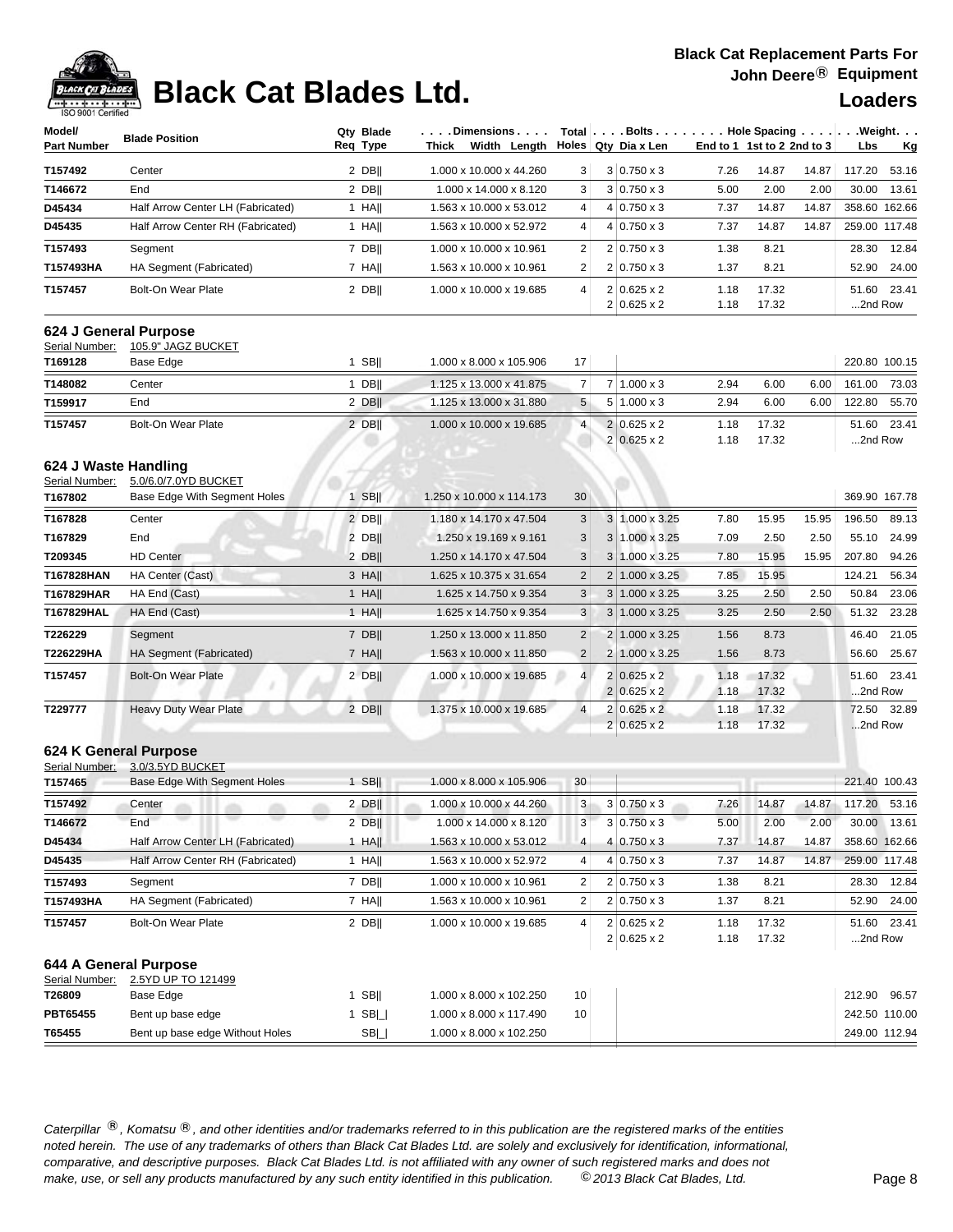| Model/ Part Number | Blade Position | Qty Req | Blade Type | Dimensions Thick x Width x Length | Total Holes | Bolts Qty | Dia x Len | Hole Spacing End to 1 | 1st to 2 | 2nd to 3 | Weight Lbs | Kg |
|---|---|---|---|---|---|---|---|---|---|---|---|---|
| T157492 | Center | 2 | DB‖ | 1.000 x 10.000 x 44.260 | 3 | 3 | 0.750 x 3 | 7.26 | 14.87 | 14.87 | 117.20 | 53.16 |
| T146672 | End | 2 | DB‖ | 1.000 x 14.000 x 8.120 | 3 | 3 | 0.750 x 3 | 5.00 | 2.00 | 2.00 | 30.00 | 13.61 |
| D45434 | Half Arrow Center LH (Fabricated) | 1 | HA‖ | 1.563 x 10.000 x 53.012 | 4 | 4 | 0.750 x 3 | 7.37 | 14.87 | 14.87 | 358.60 | 162.66 |
| D45435 | Half Arrow Center RH (Fabricated) | 1 | HA‖ | 1.563 x 10.000 x 52.972 | 4 | 4 | 0.750 x 3 | 7.37 | 14.87 | 14.87 | 259.00 | 117.48 |
| T157493 | Segment | 7 | DB‖ | 1.000 x 10.000 x 10.961 | 2 | 2 | 0.750 x 3 | 1.38 | 8.21 | | 28.30 | 12.84 |
| T157493HA | HA Segment (Fabricated) | 7 | HA‖ | 1.563 x 10.000 x 10.961 | 2 | 2 | 0.750 x 3 | 1.37 | 8.21 | | 52.90 | 24.00 |
| T157457 | Bolt-On Wear Plate | 2 | DB‖ | 1.000 x 10.000 x 19.685 | 4 | 2 | 0.625 x 2 | 1.18 | 17.32 | | 51.60 | 23.41 |
| | | | | | | 2 | 0.625 x 2 | 1.18 | 17.32 | | ...2nd Row | |

### 624 J General Purpose

Serial Number: 105.9" JAGZ BUCKET

| Model/ Part Number | Blade Position | Qty Req | Blade Type | Dimensions Thick x Width x Length | Total Holes | Bolts Qty | Dia x Len | Hole Spacing End to 1 | 1st to 2 | 2nd to 3 | Weight Lbs | Kg |
|---|---|---|---|---|---|---|---|---|---|---|---|---|
| T169128 | Base Edge | 1 | SB‖ | 1.000 x 8.000 x 105.906 | 17 | | | | | | 220.80 | 100.15 |
| T148082 | Center | 1 | DB‖ | 1.125 x 13.000 x 41.875 | 7 | 7 | 1.000 x 3 | 2.94 | 6.00 | 6.00 | 161.00 | 73.03 |
| T159917 | End | 2 | DB‖ | 1.125 x 13.000 x 31.880 | 5 | 5 | 1.000 x 3 | 2.94 | 6.00 | 6.00 | 122.80 | 55.70 |
| T157457 | Bolt-On Wear Plate | 2 | DB‖ | 1.000 x 10.000 x 19.685 | 4 | 2 | 0.625 x 2 | 1.18 | 17.32 | | 51.60 | 23.41 |
| | | | | | | 2 | 0.625 x 2 | 1.18 | 17.32 | | ...2nd Row | |

### 624 J Waste Handling

Serial Number: 5.0/6.0/7.0YD BUCKET

| Model/ Part Number | Blade Position | Qty Req | Blade Type | Dimensions Thick x Width x Length | Total Holes | Bolts Qty | Dia x Len | Hole Spacing End to 1 | 1st to 2 | 2nd to 3 | Weight Lbs | Kg |
|---|---|---|---|---|---|---|---|---|---|---|---|---|
| T167802 | Base Edge With Segment Holes | 1 | SB‖ | 1.250 x 10.000 x 114.173 | 30 | | | | | | 369.90 | 167.78 |
| T167828 | Center | 2 | DB‖ | 1.180 x 14.170 x 47.504 | 3 | 3 | 1.000 x 3.25 | 7.80 | 15.95 | 15.95 | 196.50 | 89.13 |
| T167829 | End | 2 | DB‖ | 1.250 x 19.169 x 9.161 | 3 | 3 | 1.000 x 3.25 | 7.09 | 2.50 | 2.50 | 55.10 | 24.99 |
| T209345 | HD Center | 2 | DB‖ | 1.250 x 14.170 x 47.504 | 3 | 3 | 1.000 x 3.25 | 7.80 | 15.95 | 15.95 | 207.80 | 94.26 |
| T167828HAN | HA Center (Cast) | 3 | HA‖ | 1.625 x 10.375 x 31.654 | 2 | 2 | 1.000 x 3.25 | 7.85 | 15.95 | | 124.21 | 56.34 |
| T167829HAR | HA End (Cast) | 1 | HA‖ | 1.625 x 14.750 x 9.354 | 3 | 3 | 1.000 x 3.25 | 3.25 | 2.50 | 2.50 | 50.84 | 23.06 |
| T167829HAL | HA End (Cast) | 1 | HA‖ | 1.625 x 14.750 x 9.354 | 3 | 3 | 1.000 x 3.25 | 3.25 | 2.50 | 2.50 | 51.32 | 23.28 |
| T226229 | Segment | 7 | DB‖ | 1.250 x 13.000 x 11.850 | 2 | 2 | 1.000 x 3.25 | 1.56 | 8.73 | | 46.40 | 21.05 |
| T226229HA | HA Segment (Fabricated) | 7 | HA‖ | 1.563 x 10.000 x 11.850 | 2 | 2 | 1.000 x 3.25 | 1.56 | 8.73 | | 56.60 | 25.67 |
| T157457 | Bolt-On Wear Plate | 2 | DB‖ | 1.000 x 10.000 x 19.685 | 4 | 2 | 0.625 x 2 | 1.18 | 17.32 | | 51.60 | 23.41 |
| | | | | | | 2 | 0.625 x 2 | 1.18 | 17.32 | | ...2nd Row | |
| T229777 | Heavy Duty Wear Plate | 2 | DB‖ | 1.375 x 10.000 x 19.685 | 4 | 2 | 0.625 x 2 | 1.18 | 17.32 | | 72.50 | 32.89 |
| | | | | | | 2 | 0.625 x 2 | 1.18 | 17.32 | | ...2nd Row | |

### 624 K General Purpose

Serial Number: 3.0/3.5YD BUCKET

| Model/ Part Number | Blade Position | Qty Req | Blade Type | Dimensions Thick x Width x Length | Total Holes | Bolts Qty | Dia x Len | Hole Spacing End to 1 | 1st to 2 | 2nd to 3 | Weight Lbs | Kg |
|---|---|---|---|---|---|---|---|---|---|---|---|---|
| T157465 | Base Edge With Segment Holes | 1 | SB‖ | 1.000 x 8.000 x 105.906 | 30 | | | | | | 221.40 | 100.43 |
| T157492 | Center | 2 | DB‖ | 1.000 x 10.000 x 44.260 | 3 | 3 | 0.750 x 3 | 7.26 | 14.87 | 14.87 | 117.20 | 53.16 |
| T146672 | End | 2 | DB‖ | 1.000 x 14.000 x 8.120 | 3 | 3 | 0.750 x 3 | 5.00 | 2.00 | 2.00 | 30.00 | 13.61 |
| D45434 | Half Arrow Center LH (Fabricated) | 1 | HA‖ | 1.563 x 10.000 x 53.012 | 4 | 4 | 0.750 x 3 | 7.37 | 14.87 | 14.87 | 358.60 | 162.66 |
| D45435 | Half Arrow Center RH (Fabricated) | 1 | HA‖ | 1.563 x 10.000 x 52.972 | 4 | 4 | 0.750 x 3 | 7.37 | 14.87 | 14.87 | 259.00 | 117.48 |
| T157493 | Segment | 7 | DB‖ | 1.000 x 10.000 x 10.961 | 2 | 2 | 0.750 x 3 | 1.38 | 8.21 | | 28.30 | 12.84 |
| T157493HA | HA Segment (Fabricated) | 7 | HA‖ | 1.563 x 10.000 x 10.961 | 2 | 2 | 0.750 x 3 | 1.37 | 8.21 | | 52.90 | 24.00 |
| T157457 | Bolt-On Wear Plate | 2 | DB‖ | 1.000 x 10.000 x 19.685 | 4 | 2 | 0.625 x 2 | 1.18 | 17.32 | | 51.60 | 23.41 |
| | | | | | | 2 | 0.625 x 2 | 1.18 | 17.32 | | ...2nd Row | |

### 644 A General Purpose

Serial Number: 2.5YD UP TO 121499

| Model/ Part Number | Blade Position | Qty Req | Blade Type | Dimensions Thick x Width x Length | Total Holes | Bolts Qty | Dia x Len | Hole Spacing End to 1 | 1st to 2 | 2nd to 3 | Weight Lbs | Kg |
|---|---|---|---|---|---|---|---|---|---|---|---|---|
| T26809 | Base Edge | 1 | SB‖ | 1.000 x 8.000 x 102.250 | 10 | | | | | | 212.90 | 96.57 |
| PBT65455 | Bent up base edge | 1 | SB\|_\| | 1.000 x 8.000 x 117.490 | 10 | | | | | | 242.50 | 110.00 |
| T65455 | Bent up base edge Without Holes | | SB\|_\| | 1.000 x 8.000 x 102.250 | | | | | | | 249.00 | 112.94 |

*Caterpillar ®, Komatsu ®, and other identities and/or trademarks referred to in this publication are the registered marks of the entities noted herein. The use of any trademarks of others than Black Cat Blades Ltd. are solely and exclusively for identification, informational, comparative, and descriptive purposes. Black Cat Blades Ltd. is not affiliated with any owner of such registered marks and does not make, use, or sell any products manufactured by any such entity identified in this publication. © 2013 Black Cat Blades, Ltd.*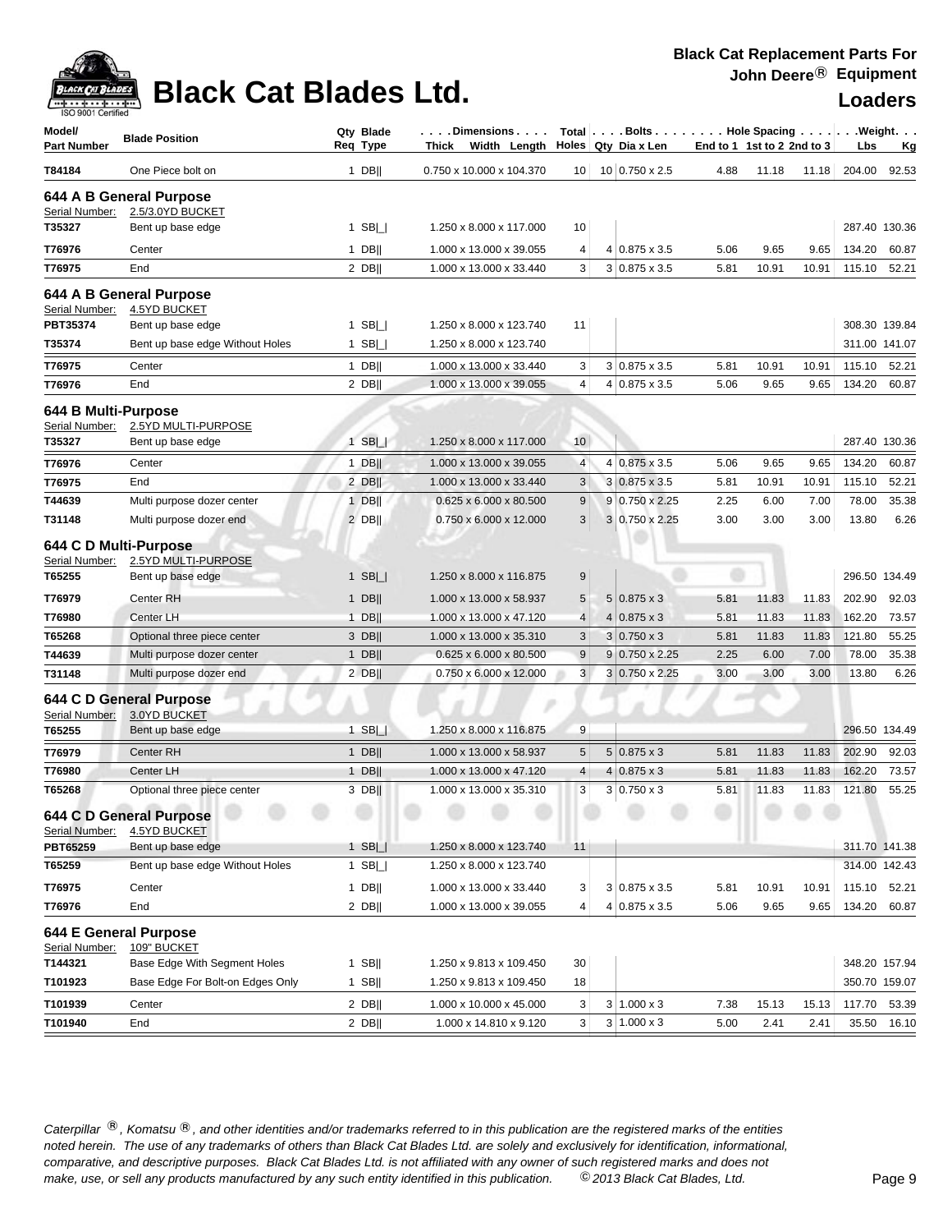# Black Cat Blades Ltd.

**Black Cat Replacement Parts For John Deere® Equipment**

**Loaders**

| Model/ Part Number | Blade Position | Qty Req | Blade Type | Dimensions Thick x Width x Length | Total Holes | Bolts Qty | Dia x Len | Hole Spacing End to 1 | 1st to 2 | 2nd to 3 | Weight Lbs | Kg |
|---|---|---|---|---|---|---|---|---|---|---|---|---|
| T84184 | One Piece bolt on | 1 | DB‖ | 0.750 x 10.000 x 104.370 | 10 | 10 | 0.750 x 2.5 | 4.88 | 11.18 | 11.18 | 204.00 | 92.53 |
| **644 A B General Purpose** | | | | | | | | | | | | |
| Serial Number: | 2.5/3.0YD BUCKET | | | | | | | | | | | |
| T35327 | Bent up base edge | 1 | SB\|_\| | 1.250 x 8.000 x 117.000 | 10 | | | | | | 287.40 | 130.36 |
| T76976 | Center | 1 | DB‖ | 1.000 x 13.000 x 39.055 | 4 | 4 | 0.875 x 3.5 | 5.06 | 9.65 | 9.65 | 134.20 | 60.87 |
| T76975 | End | 2 | DB‖ | 1.000 x 13.000 x 33.440 | 3 | 3 | 0.875 x 3.5 | 5.81 | 10.91 | 10.91 | 115.10 | 52.21 |
| **644 A B General Purpose** | | | | | | | | | | | | |
| Serial Number: | 4.5YD BUCKET | | | | | | | | | | | |
| PBT35374 | Bent up base edge | 1 | SB\|_\| | 1.250 x 8.000 x 123.740 | 11 | | | | | | 308.30 | 139.84 |
| T35374 | Bent up base edge Without Holes | 1 | SB\|_\| | 1.250 x 8.000 x 123.740 | | | | | | | 311.00 | 141.07 |
| T76975 | Center | 1 | DB‖ | 1.000 x 13.000 x 33.440 | 3 | 3 | 0.875 x 3.5 | 5.81 | 10.91 | 10.91 | 115.10 | 52.21 |
| T76976 | End | 2 | DB‖ | 1.000 x 13.000 x 39.055 | 4 | 4 | 0.875 x 3.5 | 5.06 | 9.65 | 9.65 | 134.20 | 60.87 |
| **644 B Multi-Purpose** | | | | | | | | | | | | |
| Serial Number: | 2.5YD MULTI-PURPOSE | | | | | | | | | | | |
| T35327 | Bent up base edge | 1 | SB\|_\| | 1.250 x 8.000 x 117.000 | 10 | | | | | | 287.40 | 130.36 |
| T76976 | Center | 1 | DB‖ | 1.000 x 13.000 x 39.055 | 4 | 4 | 0.875 x 3.5 | 5.06 | 9.65 | 9.65 | 134.20 | 60.87 |
| T76975 | End | 2 | DB‖ | 1.000 x 13.000 x 33.440 | 3 | 3 | 0.875 x 3.5 | 5.81 | 10.91 | 10.91 | 115.10 | 52.21 |
| T44639 | Multi purpose dozer center | 1 | DB‖ | 0.625 x 6.000 x 80.500 | 9 | 9 | 0.750 x 2.25 | 2.25 | 6.00 | 7.00 | 78.00 | 35.38 |
| T31148 | Multi purpose dozer end | 2 | DB‖ | 0.750 x 6.000 x 12.000 | 3 | 3 | 0.750 x 2.25 | 3.00 | 3.00 | 3.00 | 13.80 | 6.26 |
| **644 C D Multi-Purpose** | | | | | | | | | | | | |
| Serial Number: | 2.5YD MULTI-PURPOSE | | | | | | | | | | | |
| T65255 | Bent up base edge | 1 | SB\|_\| | 1.250 x 8.000 x 116.875 | 9 | | | | | | 296.50 | 134.49 |
| T76979 | Center RH | 1 | DB‖ | 1.000 x 13.000 x 58.937 | 5 | 5 | 0.875 x 3 | 5.81 | 11.83 | 11.83 | 202.90 | 92.03 |
| T76980 | Center LH | 1 | DB‖ | 1.000 x 13.000 x 47.120 | 4 | 4 | 0.875 x 3 | 5.81 | 11.83 | 11.83 | 162.20 | 73.57 |
| T65268 | Optional three piece center | 3 | DB‖ | 1.000 x 13.000 x 35.310 | 3 | 3 | 0.750 x 3 | 5.81 | 11.83 | 11.83 | 121.80 | 55.25 |
| T44639 | Multi purpose dozer center | 1 | DB‖ | 0.625 x 6.000 x 80.500 | 9 | 9 | 0.750 x 2.25 | 2.25 | 6.00 | 7.00 | 78.00 | 35.38 |
| T31148 | Multi purpose dozer end | 2 | DB‖ | 0.750 x 6.000 x 12.000 | 3 | 3 | 0.750 x 2.25 | 3.00 | 3.00 | 3.00 | 13.80 | 6.26 |
| **644 C D General Purpose** | | | | | | | | | | | | |
| Serial Number: | 3.0YD BUCKET | | | | | | | | | | | |
| T65255 | Bent up base edge | 1 | SB\|_\| | 1.250 x 8.000 x 116.875 | 9 | | | | | | 296.50 | 134.49 |
| T76979 | Center RH | 1 | DB‖ | 1.000 x 13.000 x 58.937 | 5 | 5 | 0.875 x 3 | 5.81 | 11.83 | 11.83 | 202.90 | 92.03 |
| T76980 | Center LH | 1 | DB‖ | 1.000 x 13.000 x 47.120 | 4 | 4 | 0.875 x 3 | 5.81 | 11.83 | 11.83 | 162.20 | 73.57 |
| T65268 | Optional three piece center | 3 | DB‖ | 1.000 x 13.000 x 35.310 | 3 | 3 | 0.750 x 3 | 5.81 | 11.83 | 11.83 | 121.80 | 55.25 |
| **644 C D General Purpose** | | | | | | | | | | | | |
| Serial Number: | 4.5YD BUCKET | | | | | | | | | | | |
| PBT65259 | Bent up base edge | 1 | SB\|_\| | 1.250 x 8.000 x 123.740 | 11 | | | | | | 311.70 | 141.38 |
| T65259 | Bent up base edge Without Holes | 1 | SB\|_\| | 1.250 x 8.000 x 123.740 | | | | | | | 314.00 | 142.43 |
| T76975 | Center | 1 | DB‖ | 1.000 x 13.000 x 33.440 | 3 | 3 | 0.875 x 3.5 | 5.81 | 10.91 | 10.91 | 115.10 | 52.21 |
| T76976 | End | 2 | DB‖ | 1.000 x 13.000 x 39.055 | 4 | 4 | 0.875 x 3.5 | 5.06 | 9.65 | 9.65 | 134.20 | 60.87 |
| **644 E General Purpose** | | | | | | | | | | | | |
| Serial Number: | 109" BUCKET | | | | | | | | | | | |
| T144321 | Base Edge With Segment Holes | 1 | SB‖ | 1.250 x 9.813 x 109.450 | 30 | | | | | | 348.20 | 157.94 |
| T101923 | Base Edge For Bolt-on Edges Only | 1 | SB‖ | 1.250 x 9.813 x 109.450 | 18 | | | | | | 350.70 | 159.07 |
| T101939 | Center | 2 | DB‖ | 1.000 x 10.000 x 45.000 | 3 | 3 | 1.000 x 3 | 7.38 | 15.13 | 15.13 | 117.70 | 53.39 |
| T101940 | End | 2 | DB‖ | 1.000 x 14.810 x 9.120 | 3 | 3 | 1.000 x 3 | 5.00 | 2.41 | 2.41 | 35.50 | 16.10 |

*Caterpillar ®, Komatsu ®, and other identities and/or trademarks referred to in this publication are the registered marks of the entities noted herein. The use of any trademarks of others than Black Cat Blades Ltd. are solely and exclusively for identification, informational, comparative, and descriptive purposes. Black Cat Blades Ltd. is not affiliated with any owner of such registered marks and does not make, use, or sell any products manufactured by any such entity identified in this publication. © 2013 Black Cat Blades, Ltd.*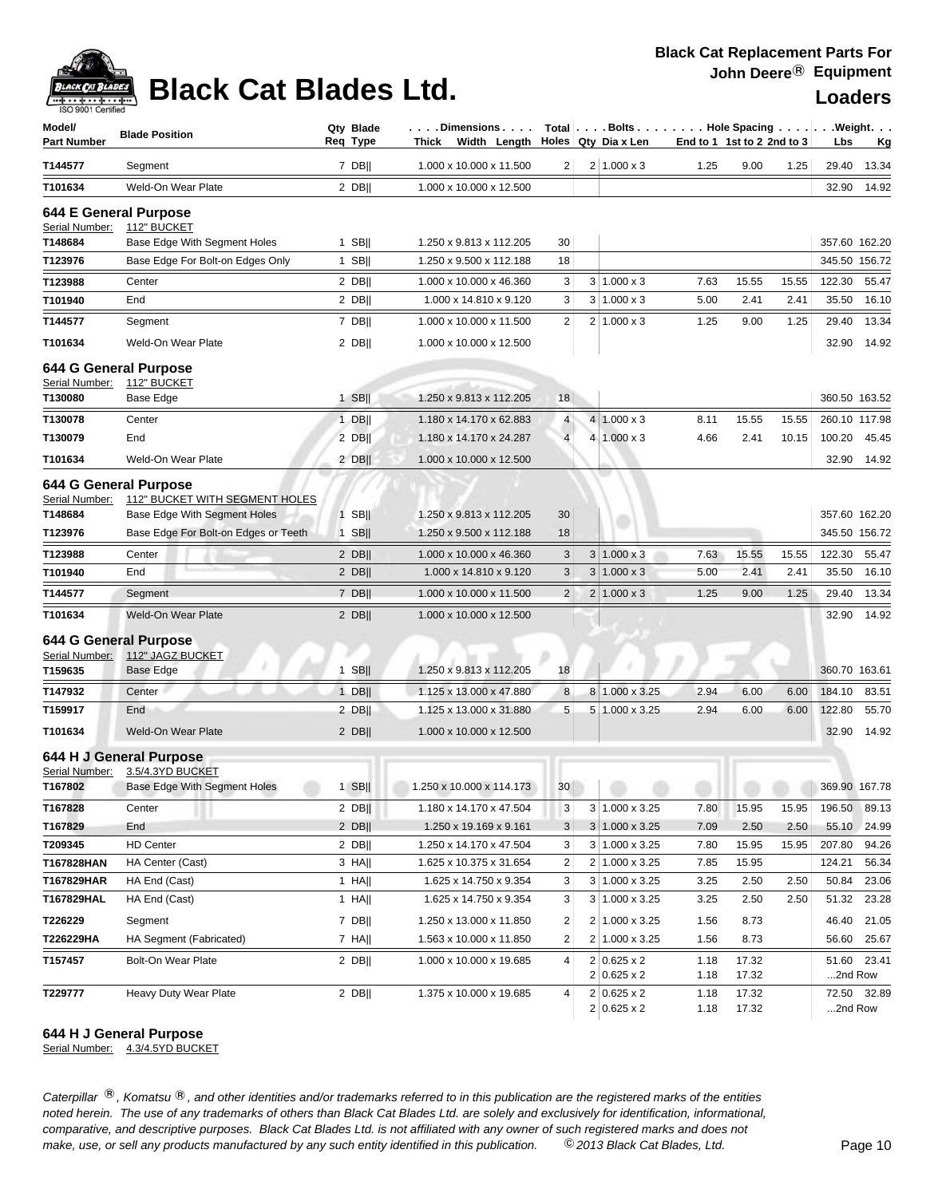| Model/ Part Number | Blade Position | Qty Req | Blade Type | Dimensions Thick Width Length | Total Holes | Bolts Qty | Dia x Len | Hole Spacing End to 1 | 1st to 2 | 2nd to 3 | Weight Lbs | Kg |
|---|---|---|---|---|---|---|---|---|---|---|---|---|
| T144577 | Segment | 7 | DB‖ | 1.000 x 10.000 x 11.500 | 2 | 2 | 1.000 x 3 | 1.25 | 9.00 | 1.25 | 29.40 | 13.34 |
| T101634 | Weld-On Wear Plate | 2 | DB‖ | 1.000 x 10.000 x 12.500 | | | | | | | 32.90 | 14.92 |

## 644 E General Purpose

Serial Number: 112" BUCKET

| Model/ Part Number | Blade Position | Qty Req | Blade Type | Dimensions Thick Width Length | Total Holes | Bolts Qty | Dia x Len | Hole Spacing End to 1 | 1st to 2 | 2nd to 3 | Weight Lbs | Kg |
|---|---|---|---|---|---|---|---|---|---|---|---|---|
| T148684 | Base Edge With Segment Holes | 1 | SB‖ | 1.250 x 9.813 x 112.205 | 30 | | | | | | 357.60 | 162.20 |
| T123976 | Base Edge For Bolt-on Edges Only | 1 | SB‖ | 1.250 x 9.500 x 112.188 | 18 | | | | | | 345.50 | 156.72 |
| T123988 | Center | 2 | DB‖ | 1.000 x 10.000 x 46.360 | 3 | 3 | 1.000 x 3 | 7.63 | 15.55 | 15.55 | 122.30 | 55.47 |
| T101940 | End | 2 | DB‖ | 1.000 x 14.810 x 9.120 | 3 | 3 | 1.000 x 3 | 5.00 | 2.41 | 2.41 | 35.50 | 16.10 |
| T144577 | Segment | 7 | DB‖ | 1.000 x 10.000 x 11.500 | 2 | 2 | 1.000 x 3 | 1.25 | 9.00 | 1.25 | 29.40 | 13.34 |
| T101634 | Weld-On Wear Plate | 2 | DB‖ | 1.000 x 10.000 x 12.500 | | | | | | | 32.90 | 14.92 |

## 644 G General Purpose

Serial Number: 112" BUCKET

| Model/ Part Number | Blade Position | Qty Req | Blade Type | Dimensions Thick Width Length | Total Holes | Bolts Qty | Dia x Len | Hole Spacing End to 1 | 1st to 2 | 2nd to 3 | Weight Lbs | Kg |
|---|---|---|---|---|---|---|---|---|---|---|---|---|
| T130080 | Base Edge | 1 | SB‖ | 1.250 x 9.813 x 112.205 | 18 | | | | | | 360.50 | 163.52 |
| T130078 | Center | 1 | DB‖ | 1.180 x 14.170 x 62.883 | 4 | 4 | 1.000 x 3 | 8.11 | 15.55 | 15.55 | 260.10 | 117.98 |
| T130079 | End | 2 | DB‖ | 1.180 x 14.170 x 24.287 | 4 | 4 | 1.000 x 3 | 4.66 | 2.41 | 10.15 | 100.20 | 45.45 |
| T101634 | Weld-On Wear Plate | 2 | DB‖ | 1.000 x 10.000 x 12.500 | | | | | | | 32.90 | 14.92 |

## 644 G General Purpose

Serial Number: 112" BUCKET WITH SEGMENT HOLES

| Model/ Part Number | Blade Position | Qty Req | Blade Type | Dimensions Thick Width Length | Total Holes | Bolts Qty | Dia x Len | Hole Spacing End to 1 | 1st to 2 | 2nd to 3 | Weight Lbs | Kg |
|---|---|---|---|---|---|---|---|---|---|---|---|---|
| T148684 | Base Edge With Segment Holes | 1 | SB‖ | 1.250 x 9.813 x 112.205 | 30 | | | | | | 357.60 | 162.20 |
| T123976 | Base Edge For Bolt-on Edges or Teeth | 1 | SB‖ | 1.250 x 9.500 x 112.188 | 18 | | | | | | 345.50 | 156.72 |
| T123988 | Center | 2 | DB‖ | 1.000 x 10.000 x 46.360 | 3 | 3 | 1.000 x 3 | 7.63 | 15.55 | 15.55 | 122.30 | 55.47 |
| T101940 | End | 2 | DB‖ | 1.000 x 14.810 x 9.120 | 3 | 3 | 1.000 x 3 | 5.00 | 2.41 | 2.41 | 35.50 | 16.10 |
| T144577 | Segment | 7 | DB‖ | 1.000 x 10.000 x 11.500 | 2 | 2 | 1.000 x 3 | 1.25 | 9.00 | 1.25 | 29.40 | 13.34 |
| T101634 | Weld-On Wear Plate | 2 | DB‖ | 1.000 x 10.000 x 12.500 | | | | | | | 32.90 | 14.92 |

## 644 G General Purpose

Serial Number: 112" JAGZ BUCKET

| Model/ Part Number | Blade Position | Qty Req | Blade Type | Dimensions Thick Width Length | Total Holes | Bolts Qty | Dia x Len | Hole Spacing End to 1 | 1st to 2 | 2nd to 3 | Weight Lbs | Kg |
|---|---|---|---|---|---|---|---|---|---|---|---|---|
| T159635 | Base Edge | 1 | SB‖ | 1.250 x 9.813 x 112.205 | 18 | | | | | | 360.70 | 163.61 |
| T147932 | Center | 1 | DB‖ | 1.125 x 13.000 x 47.880 | 8 | 8 | 1.000 x 3.25 | 2.94 | 6.00 | 6.00 | 184.10 | 83.51 |
| T159917 | End | 2 | DB‖ | 1.125 x 13.000 x 31.880 | 5 | 5 | 1.000 x 3.25 | 2.94 | 6.00 | 6.00 | 122.80 | 55.70 |
| T101634 | Weld-On Wear Plate | 2 | DB‖ | 1.000 x 10.000 x 12.500 | | | | | | | 32.90 | 14.92 |

## 644 H J General Purpose

Serial Number: 3.5/4.3YD BUCKET

| Model/ Part Number | Blade Position | Qty Req | Blade Type | Dimensions Thick Width Length | Total Holes | Bolts Qty | Dia x Len | Hole Spacing End to 1 | 1st to 2 | 2nd to 3 | Weight Lbs | Kg |
|---|---|---|---|---|---|---|---|---|---|---|---|---|
| T167802 | Base Edge With Segment Holes | 1 | SB‖ | 1.250 x 10.000 x 114.173 | 30 | | | | | | 369.90 | 167.78 |
| T167828 | Center | 2 | DB‖ | 1.180 x 14.170 x 47.504 | 3 | 3 | 1.000 x 3.25 | 7.80 | 15.95 | 15.95 | 196.50 | 89.13 |
| T167829 | End | 2 | DB‖ | 1.250 x 19.169 x 9.161 | 3 | 3 | 1.000 x 3.25 | 7.09 | 2.50 | 2.50 | 55.10 | 24.99 |
| T209345 | HD Center | 2 | DB‖ | 1.250 x 14.170 x 47.504 | 3 | 3 | 1.000 x 3.25 | 7.80 | 15.95 | 15.95 | 207.80 | 94.26 |
| T167828HAN | HA Center (Cast) | 3 | HA‖ | 1.625 x 10.375 x 31.654 | 2 | 2 | 1.000 x 3.25 | 7.85 | 15.95 | | 124.21 | 56.34 |
| T167829HAR | HA End (Cast) | 1 | HA‖ | 1.625 x 14.750 x 9.354 | 3 | 3 | 1.000 x 3.25 | 3.25 | 2.50 | 2.50 | 50.84 | 23.06 |
| T167829HAL | HA End (Cast) | 1 | HA‖ | 1.625 x 14.750 x 9.354 | 3 | 3 | 1.000 x 3.25 | 3.25 | 2.50 | 2.50 | 51.32 | 23.28 |
| T226229 | Segment | 7 | DB‖ | 1.250 x 13.000 x 11.850 | 2 | 2 | 1.000 x 3.25 | 1.56 | 8.73 | | 46.40 | 21.05 |
| T226229HA | HA Segment (Fabricated) | 7 | HA‖ | 1.563 x 10.000 x 11.850 | 2 | 2 | 1.000 x 3.25 | 1.56 | 8.73 | | 56.60 | 25.67 |
| T157457 | Bolt-On Wear Plate | 2 | DB‖ | 1.000 x 10.000 x 19.685 | 4 | 2 | 0.625 x 2 | 1.18 | 17.32 | | 51.60 | 23.41 |
| | | | | | | 2 | 0.625 x 2 | 1.18 | 17.32 | | ...2nd Row | |
| T229777 | Heavy Duty Wear Plate | 2 | DB‖ | 1.375 x 10.000 x 19.685 | 4 | 2 | 0.625 x 2 | 1.18 | 17.32 | | 72.50 | 32.89 |
| | | | | | | 2 | 0.625 x 2 | 1.18 | 17.32 | | ...2nd Row | |

## 644 H J General Purpose

Serial Number: 4.3/4.5YD BUCKET

*Caterpillar ®, Komatsu ®, and other identities and/or trademarks referred to in this publication are the registered marks of the entities noted herein. The use of any trademarks of others than Black Cat Blades Ltd. are solely and exclusively for identification, informational, comparative, and descriptive purposes. Black Cat Blades Ltd. is not affiliated with any owner of such registered marks and does not make, use, or sell any products manufactured by any such entity identified in this publication. © 2013 Black Cat Blades, Ltd.*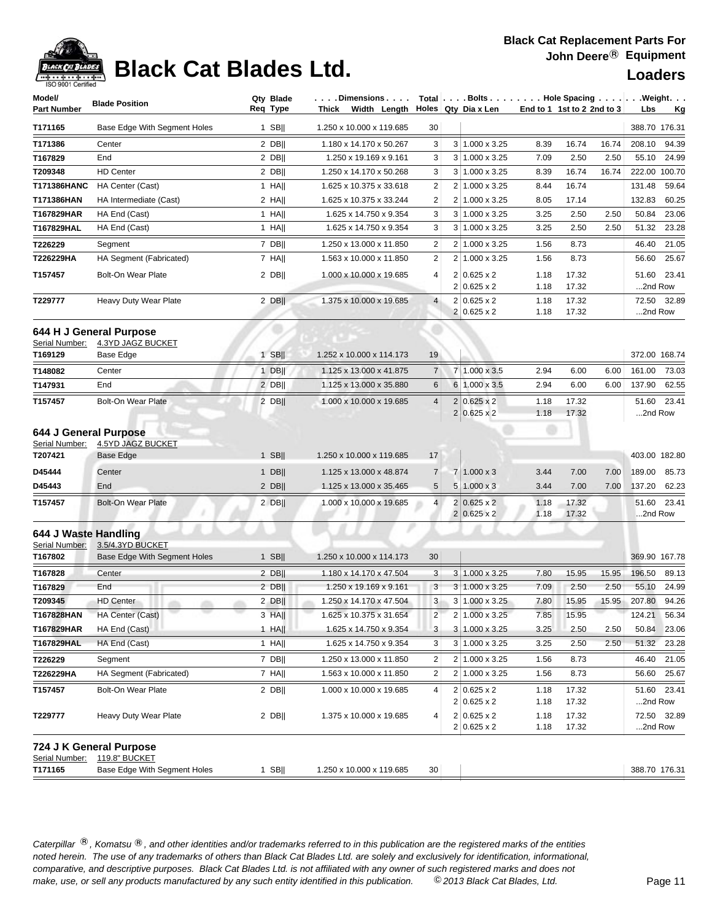# Black Cat Blades Ltd.

**Black Cat Replacement Parts For John Deere® Equipment**

**Loaders**

| Model/ Part Number | Blade Position | Qty Req | Blade Type | Thick x Width x Length | Total Holes | Bolts Qty | Bolts Dia x Len | End to 1 | 1st to 2 | 2nd to 3 | Weight Lbs | Weight Kg |
|---|---|---|---|---|---|---|---|---|---|---|---|---|
| T171165 | Base Edge With Segment Holes | 1 | SB‖ | 1.250 x 10.000 x 119.685 | 30 | | | | | | 388.70 | 176.31 |
| T171386 | Center | 2 | DB‖ | 1.180 x 14.170 x 50.267 | 3 | 3 | 1.000 x 3.25 | 8.39 | 16.74 | 16.74 | 208.10 | 94.39 |
| T167829 | End | 2 | DB‖ | 1.250 x 19.169 x 9.161 | 3 | 3 | 1.000 x 3.25 | 7.09 | 2.50 | 2.50 | 55.10 | 24.99 |
| T209348 | HD Center | 2 | DB‖ | 1.250 x 14.170 x 50.268 | 3 | 3 | 1.000 x 3.25 | 8.39 | 16.74 | 16.74 | 222.00 | 100.70 |
| T171386HANC | HA Center (Cast) | 1 | HA‖ | 1.625 x 10.375 x 33.618 | 2 | 2 | 1.000 x 3.25 | 8.44 | 16.74 | | 131.48 | 59.64 |
| T171386HAN | HA Intermediate (Cast) | 2 | HA‖ | 1.625 x 10.375 x 33.244 | 2 | 2 | 1.000 x 3.25 | 8.05 | 17.14 | | 132.83 | 60.25 |
| T167829HAR | HA End (Cast) | 1 | HA‖ | 1.625 x 14.750 x 9.354 | 3 | 3 | 1.000 x 3.25 | 3.25 | 2.50 | 2.50 | 50.84 | 23.06 |
| T167829HAL | HA End (Cast) | 1 | HA‖ | 1.625 x 14.750 x 9.354 | 3 | 3 | 1.000 x 3.25 | 3.25 | 2.50 | 2.50 | 51.32 | 23.28 |
| T226229 | Segment | 7 | DB‖ | 1.250 x 13.000 x 11.850 | 2 | 2 | 1.000 x 3.25 | 1.56 | 8.73 | | 46.40 | 21.05 |
| T226229HA | HA Segment (Fabricated) | 7 | HA‖ | 1.563 x 10.000 x 11.850 | 2 | 2 | 1.000 x 3.25 | 1.56 | 8.73 | | 56.60 | 25.67 |
| T157457 | Bolt-On Wear Plate | 2 | DB‖ | 1.000 x 10.000 x 19.685 | 4 | 2 | 0.625 x 2 | 1.18 | 17.32 | | 51.60 | 23.41 |
| | | | | | | 2 | 0.625 x 2 | 1.18 | 17.32 | | ...2nd Row | |
| T229777 | Heavy Duty Wear Plate | 2 | DB‖ | 1.375 x 10.000 x 19.685 | 4 | 2 | 0.625 x 2 | 1.18 | 17.32 | | 72.50 | 32.89 |
| | | | | | | 2 | 0.625 x 2 | 1.18 | 17.32 | | ...2nd Row | |

### 644 H J General Purpose

Serial Number: 4.3YD JAGZ BUCKET

| Model/ Part Number | Blade Position | Qty Req | Blade Type | Thick x Width x Length | Total Holes | Bolts Qty | Bolts Dia x Len | End to 1 | 1st to 2 | 2nd to 3 | Weight Lbs | Weight Kg |
|---|---|---|---|---|---|---|---|---|---|---|---|---|
| T169129 | Base Edge | 1 | SB‖ | 1.252 x 10.000 x 114.173 | 19 | | | | | | 372.00 | 168.74 |
| T148082 | Center | 1 | DB‖ | 1.125 x 13.000 x 41.875 | 7 | 7 | 1.000 x 3.5 | 2.94 | 6.00 | 6.00 | 161.00 | 73.03 |
| T147931 | End | 2 | DB‖ | 1.125 x 13.000 x 35.880 | 6 | 6 | 1.000 x 3.5 | 2.94 | 6.00 | 6.00 | 137.90 | 62.55 |
| T157457 | Bolt-On Wear Plate | 2 | DB‖ | 1.000 x 10.000 x 19.685 | 4 | 2 | 0.625 x 2 | 1.18 | 17.32 | | 51.60 | 23.41 |
| | | | | | | 2 | 0.625 x 2 | 1.18 | 17.32 | | ...2nd Row | |

### 644 J General Purpose

Serial Number: 4.5YD JAGZ BUCKET

| Model/ Part Number | Blade Position | Qty Req | Blade Type | Thick x Width x Length | Total Holes | Bolts Qty | Bolts Dia x Len | End to 1 | 1st to 2 | 2nd to 3 | Weight Lbs | Weight Kg |
|---|---|---|---|---|---|---|---|---|---|---|---|---|
| T207421 | Base Edge | 1 | SB‖ | 1.250 x 10.000 x 119.685 | 17 | | | | | | 403.00 | 182.80 |
| D45444 | Center | 1 | DB‖ | 1.125 x 13.000 x 48.874 | 7 | 7 | 1.000 x 3 | 3.44 | 7.00 | 7.00 | 189.00 | 85.73 |
| D45443 | End | 2 | DB‖ | 1.125 x 13.000 x 35.465 | 5 | 5 | 1.000 x 3 | 3.44 | 7.00 | 7.00 | 137.20 | 62.23 |
| T157457 | Bolt-On Wear Plate | 2 | DB‖ | 1.000 x 10.000 x 19.685 | 4 | 2 | 0.625 x 2 | 1.18 | 17.32 | | 51.60 | 23.41 |
| | | | | | | 2 | 0.625 x 2 | 1.18 | 17.32 | | ...2nd Row | |

### 644 J Waste Handling

Serial Number: 3.5/4.3YD BUCKET

| Model/ Part Number | Blade Position | Qty Req | Blade Type | Thick x Width x Length | Total Holes | Bolts Qty | Bolts Dia x Len | End to 1 | 1st to 2 | 2nd to 3 | Weight Lbs | Weight Kg |
|---|---|---|---|---|---|---|---|---|---|---|---|---|
| T167802 | Base Edge With Segment Holes | 1 | SB‖ | 1.250 x 10.000 x 114.173 | 30 | | | | | | 369.90 | 167.78 |
| T167828 | Center | 2 | DB‖ | 1.180 x 14.170 x 47.504 | 3 | 3 | 1.000 x 3.25 | 7.80 | 15.95 | 15.95 | 196.50 | 89.13 |
| T167829 | End | 2 | DB‖ | 1.250 x 19.169 x 9.161 | 3 | 3 | 1.000 x 3.25 | 7.09 | 2.50 | 2.50 | 55.10 | 24.99 |
| T209345 | HD Center | 2 | DB‖ | 1.250 x 14.170 x 47.504 | 3 | 3 | 1.000 x 3.25 | 7.80 | 15.95 | 15.95 | 207.80 | 94.26 |
| T167828HAN | HA Center (Cast) | 3 | HA‖ | 1.625 x 10.375 x 31.654 | 2 | 2 | 1.000 x 3.25 | 7.85 | 15.95 | | 124.21 | 56.34 |
| T167829HAR | HA End (Cast) | 1 | HA‖ | 1.625 x 14.750 x 9.354 | 3 | 3 | 1.000 x 3.25 | 3.25 | 2.50 | 2.50 | 50.84 | 23.06 |
| T167829HAL | HA End (Cast) | 1 | HA‖ | 1.625 x 14.750 x 9.354 | 3 | 3 | 1.000 x 3.25 | 3.25 | 2.50 | 2.50 | 51.32 | 23.28 |
| T226229 | Segment | 7 | DB‖ | 1.250 x 13.000 x 11.850 | 2 | 2 | 1.000 x 3.25 | 1.56 | 8.73 | | 46.40 | 21.05 |
| T226229HA | HA Segment (Fabricated) | 7 | HA‖ | 1.563 x 10.000 x 11.850 | 2 | 2 | 1.000 x 3.25 | 1.56 | 8.73 | | 56.60 | 25.67 |
| T157457 | Bolt-On Wear Plate | 2 | DB‖ | 1.000 x 10.000 x 19.685 | 4 | 2 | 0.625 x 2 | 1.18 | 17.32 | | 51.60 | 23.41 |
| | | | | | | 2 | 0.625 x 2 | 1.18 | 17.32 | | ...2nd Row | |
| T229777 | Heavy Duty Wear Plate | 2 | DB‖ | 1.375 x 10.000 x 19.685 | 4 | 2 | 0.625 x 2 | 1.18 | 17.32 | | 72.50 | 32.89 |
| | | | | | | 2 | 0.625 x 2 | 1.18 | 17.32 | | ...2nd Row | |

### 724 J K General Purpose

Serial Number: 119.8" BUCKET

| Model/ Part Number | Blade Position | Qty Req | Blade Type | Thick x Width x Length | Total Holes | Bolts Qty | Bolts Dia x Len | End to 1 | 1st to 2 | 2nd to 3 | Weight Lbs | Weight Kg |
|---|---|---|---|---|---|---|---|---|---|---|---|---|
| T171165 | Base Edge With Segment Holes | 1 | SB‖ | 1.250 x 10.000 x 119.685 | 30 | | | | | | 388.70 | 176.31 |

*Caterpillar ®, Komatsu ®, and other identities and/or trademarks referred to in this publication are the registered marks of the entities noted herein. The use of any trademarks of others than Black Cat Blades Ltd. are solely and exclusively for identification, informational, comparative, and descriptive purposes. Black Cat Blades Ltd. is not affiliated with any owner of such registered marks and does not make, use, or sell any products manufactured by any such entity identified in this publication. © 2013 Black Cat Blades, Ltd.*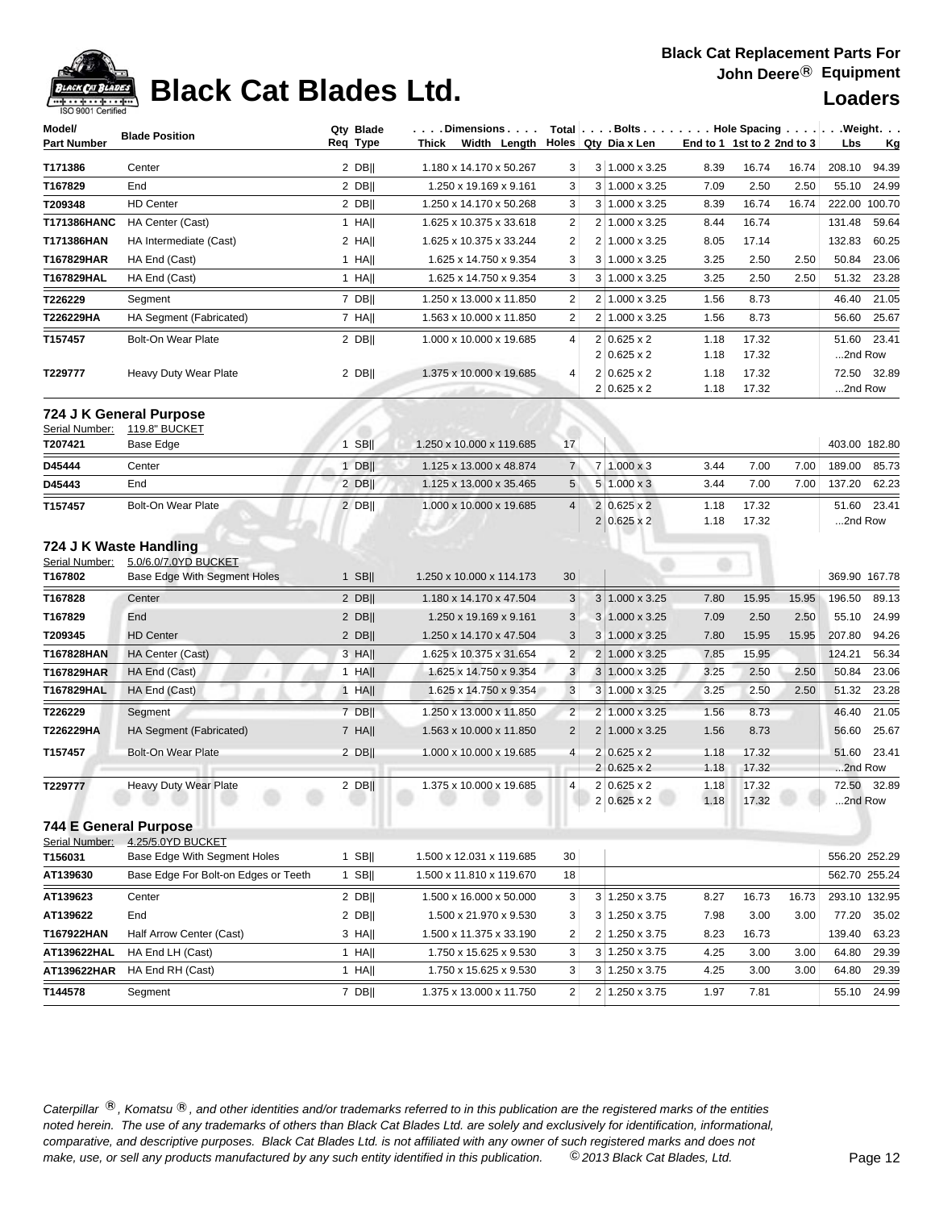# Black Cat Blades Ltd.

**Black Cat Replacement Parts For John Deere® Equipment**

**Loaders**

| Model/ Part Number | Blade Position | Qty Req | Blade Type | Dimensions Thick x Width x Length | Total Holes | Bolts Qty | Dia x Len | Hole Spacing End to 1 | 1st to 2 | 2nd to 3 | Weight Lbs | Kg |
|---|---|---|---|---|---|---|---|---|---|---|---|---|
| T171386 | Center | 2 | DB‖ | 1.180 x 14.170 x 50.267 | 3 | 3 | 1.000 x 3.25 | 8.39 | 16.74 | 16.74 | 208.10 | 94.39 |
| T167829 | End | 2 | DB‖ | 1.250 x 19.169 x 9.161 | 3 | 3 | 1.000 x 3.25 | 7.09 | 2.50 | 2.50 | 55.10 | 24.99 |
| T209348 | HD Center | 2 | DB‖ | 1.250 x 14.170 x 50.268 | 3 | 3 | 1.000 x 3.25 | 8.39 | 16.74 | 16.74 | 222.00 | 100.70 |
| T171386HANC | HA Center (Cast) | 1 | HA‖ | 1.625 x 10.375 x 33.618 | 2 | 2 | 1.000 x 3.25 | 8.44 | 16.74 | | 131.48 | 59.64 |
| T171386HAN | HA Intermediate (Cast) | 2 | HA‖ | 1.625 x 10.375 x 33.244 | 2 | 2 | 1.000 x 3.25 | 8.05 | 17.14 | | 132.83 | 60.25 |
| T167829HAR | HA End (Cast) | 1 | HA‖ | 1.625 x 14.750 x 9.354 | 3 | 3 | 1.000 x 3.25 | 3.25 | 2.50 | 2.50 | 50.84 | 23.06 |
| T167829HAL | HA End (Cast) | 1 | HA‖ | 1.625 x 14.750 x 9.354 | 3 | 3 | 1.000 x 3.25 | 3.25 | 2.50 | 2.50 | 51.32 | 23.28 |
| T226229 | Segment | 7 | DB‖ | 1.250 x 13.000 x 11.850 | 2 | 2 | 1.000 x 3.25 | 1.56 | 8.73 | | 46.40 | 21.05 |
| T226229HA | HA Segment (Fabricated) | 7 | HA‖ | 1.563 x 10.000 x 11.850 | 2 | 2 | 1.000 x 3.25 | 1.56 | 8.73 | | 56.60 | 25.67 |
| T157457 | Bolt-On Wear Plate | 2 | DB‖ | 1.000 x 10.000 x 19.685 | 4 | 2 | 0.625 x 2 | 1.18 | 17.32 | | 51.60 | 23.41 |
| | | | | | | 2 | 0.625 x 2 | 1.18 | 17.32 | | ...2nd Row | |
| T229777 | Heavy Duty Wear Plate | 2 | DB‖ | 1.375 x 10.000 x 19.685 | 4 | 2 | 0.625 x 2 | 1.18 | 17.32 | | 72.50 | 32.89 |
| | | | | | | 2 | 0.625 x 2 | 1.18 | 17.32 | | ...2nd Row | |

## 724 J K General Purpose

Serial Number: 119.8" BUCKET

| Model/ Part Number | Blade Position | Qty Req | Blade Type | Dimensions Thick x Width x Length | Total Holes | Bolts Qty | Dia x Len | Hole Spacing End to 1 | 1st to 2 | 2nd to 3 | Weight Lbs | Kg |
|---|---|---|---|---|---|---|---|---|---|---|---|---|
| T207421 | Base Edge | 1 | SB‖ | 1.250 x 10.000 x 119.685 | 17 | | | | | | 403.00 | 182.80 |
| D45444 | Center | 1 | DB‖ | 1.125 x 13.000 x 48.874 | 7 | 7 | 1.000 x 3 | 3.44 | 7.00 | 7.00 | 189.00 | 85.73 |
| D45443 | End | 2 | DB‖ | 1.125 x 13.000 x 35.465 | 5 | 5 | 1.000 x 3 | 3.44 | 7.00 | 7.00 | 137.20 | 62.23 |
| T157457 | Bolt-On Wear Plate | 2 | DB‖ | 1.000 x 10.000 x 19.685 | 4 | 2 | 0.625 x 2 | 1.18 | 17.32 | | 51.60 | 23.41 |
| | | | | | | 2 | 0.625 x 2 | 1.18 | 17.32 | | ...2nd Row | |

## 724 J K Waste Handling

Serial Number: 5.0/6.0/7.0YD BUCKET

| Model/ Part Number | Blade Position | Qty Req | Blade Type | Dimensions Thick x Width x Length | Total Holes | Bolts Qty | Dia x Len | Hole Spacing End to 1 | 1st to 2 | 2nd to 3 | Weight Lbs | Kg |
|---|---|---|---|---|---|---|---|---|---|---|---|---|
| T167802 | Base Edge With Segment Holes | 1 | SB‖ | 1.250 x 10.000 x 114.173 | 30 | | | | | | 369.90 | 167.78 |
| T167828 | Center | 2 | DB‖ | 1.180 x 14.170 x 47.504 | 3 | 3 | 1.000 x 3.25 | 7.80 | 15.95 | 15.95 | 196.50 | 89.13 |
| T167829 | End | 2 | DB‖ | 1.250 x 19.169 x 9.161 | 3 | 3 | 1.000 x 3.25 | 7.09 | 2.50 | 2.50 | 55.10 | 24.99 |
| T209345 | HD Center | 2 | DB‖ | 1.250 x 14.170 x 47.504 | 3 | 3 | 1.000 x 3.25 | 7.80 | 15.95 | 15.95 | 207.80 | 94.26 |
| T167828HAN | HA Center (Cast) | 3 | HA‖ | 1.625 x 10.375 x 31.654 | 2 | 2 | 1.000 x 3.25 | 7.85 | 15.95 | | 124.21 | 56.34 |
| T167829HAR | HA End (Cast) | 1 | HA‖ | 1.625 x 14.750 x 9.354 | 3 | 3 | 1.000 x 3.25 | 3.25 | 2.50 | 2.50 | 50.84 | 23.06 |
| T167829HAL | HA End (Cast) | 1 | HA‖ | 1.625 x 14.750 x 9.354 | 3 | 3 | 1.000 x 3.25 | 3.25 | 2.50 | 2.50 | 51.32 | 23.28 |
| T226229 | Segment | 7 | DB‖ | 1.250 x 13.000 x 11.850 | 2 | 2 | 1.000 x 3.25 | 1.56 | 8.73 | | 46.40 | 21.05 |
| T226229HA | HA Segment (Fabricated) | 7 | HA‖ | 1.563 x 10.000 x 11.850 | 2 | 2 | 1.000 x 3.25 | 1.56 | 8.73 | | 56.60 | 25.67 |
| T157457 | Bolt-On Wear Plate | 2 | DB‖ | 1.000 x 10.000 x 19.685 | 4 | 2 | 0.625 x 2 | 1.18 | 17.32 | | 51.60 | 23.41 |
| | | | | | | 2 | 0.625 x 2 | 1.18 | 17.32 | | ...2nd Row | |
| T229777 | Heavy Duty Wear Plate | 2 | DB‖ | 1.375 x 10.000 x 19.685 | 4 | 2 | 0.625 x 2 | 1.18 | 17.32 | | 72.50 | 32.89 |
| | | | | | | 2 | 0.625 x 2 | 1.18 | 17.32 | | ...2nd Row | |

## 744 E General Purpose

Serial Number: 4.25/5.0YD BUCKET

| Model/ Part Number | Blade Position | Qty Req | Blade Type | Dimensions Thick x Width x Length | Total Holes | Bolts Qty | Dia x Len | Hole Spacing End to 1 | 1st to 2 | 2nd to 3 | Weight Lbs | Kg |
|---|---|---|---|---|---|---|---|---|---|---|---|---|
| T156031 | Base Edge With Segment Holes | 1 | SB‖ | 1.500 x 12.031 x 119.685 | 30 | | | | | | 556.20 | 252.29 |
| AT139630 | Base Edge For Bolt-on Edges or Teeth | 1 | SB‖ | 1.500 x 11.810 x 119.670 | 18 | | | | | | 562.70 | 255.24 |
| AT139623 | Center | 2 | DB‖ | 1.500 x 16.000 x 50.000 | 3 | 3 | 1.250 x 3.75 | 8.27 | 16.73 | 16.73 | 293.10 | 132.95 |
| AT139622 | End | 2 | DB‖ | 1.500 x 21.970 x 9.530 | 3 | 3 | 1.250 x 3.75 | 7.98 | 3.00 | 3.00 | 77.20 | 35.02 |
| T167922HAN | Half Arrow Center (Cast) | 3 | HA‖ | 1.500 x 11.375 x 33.190 | 2 | 2 | 1.250 x 3.75 | 8.23 | 16.73 | | 139.40 | 63.23 |
| AT139622HAL | HA End LH (Cast) | 1 | HA‖ | 1.750 x 15.625 x 9.530 | 3 | 3 | 1.250 x 3.75 | 4.25 | 3.00 | 3.00 | 64.80 | 29.39 |
| AT139622HAR | HA End RH (Cast) | 1 | HA‖ | 1.750 x 15.625 x 9.530 | 3 | 3 | 1.250 x 3.75 | 4.25 | 3.00 | 3.00 | 64.80 | 29.39 |
| T144578 | Segment | 7 | DB‖ | 1.375 x 13.000 x 11.750 | 2 | 2 | 1.250 x 3.75 | 1.97 | 7.81 | | 55.10 | 24.99 |

*Caterpillar ®, Komatsu ®, and other identities and/or trademarks referred to in this publication are the registered marks of the entities noted herein. The use of any trademarks of others than Black Cat Blades Ltd. are solely and exclusively for identification, informational, comparative, and descriptive purposes. Black Cat Blades Ltd. is not affiliated with any owner of such registered marks and does not make, use, or sell any products manufactured by any such entity identified in this publication. © 2013 Black Cat Blades, Ltd.*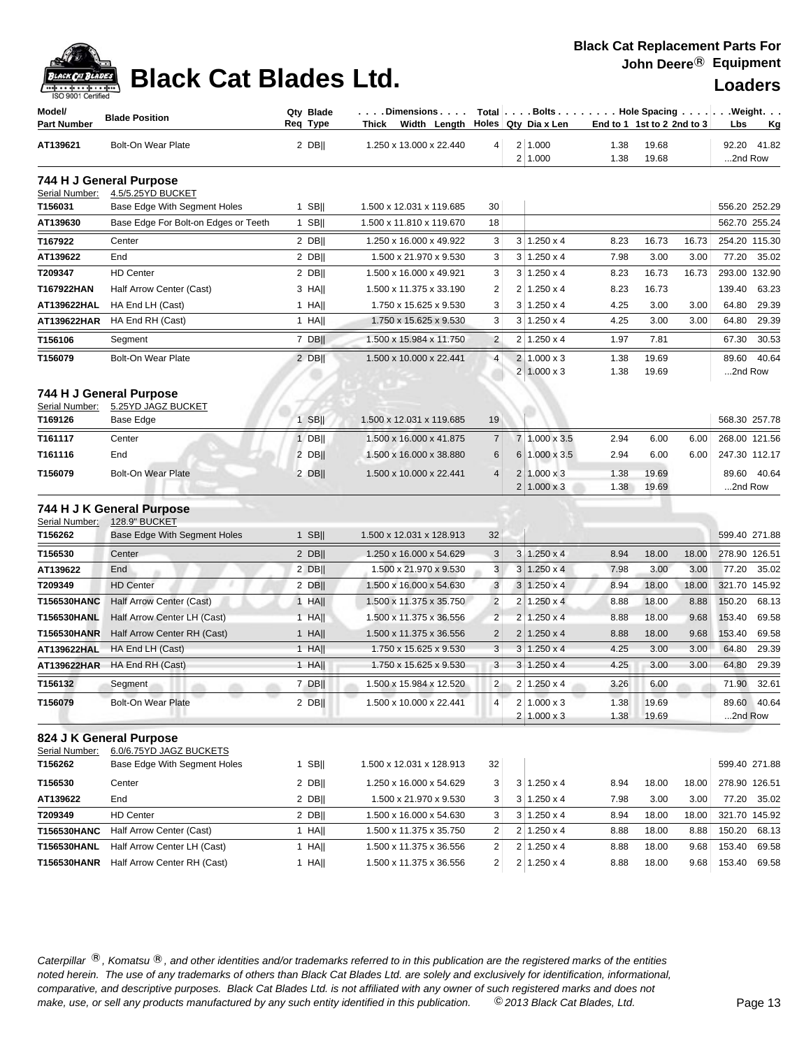# Black Cat Blades Ltd.

**Black Cat Replacement Parts For John Deere® Equipment**

## Loaders

| Model/ Part Number | Blade Position | Qty Req | Blade Type | Dimensions Thick x Width x Length | Total Holes | Bolts Qty | Dia x Len | Hole Spacing End to 1 | 1st to 2 | 2nd to 3 | Weight Lbs | Kg |
|---|---|---|---|---|---|---|---|---|---|---|---|---|
| AT139621 | Bolt-On Wear Plate | 2 | DB‖ | 1.250 x 13.000 x 22.440 | 4 | 2 | 1.000 | 1.38 | 19.68 | | 92.20 | 41.82 |
| | | | | | | 2 | 1.000 | 1.38 | 19.68 | | ...2nd Row | |

### 744 H J General Purpose

Serial Number: 4.5/5.25YD BUCKET

| Model/ Part Number | Blade Position | Qty Req | Blade Type | Dimensions Thick x Width x Length | Total Holes | Bolts Qty | Dia x Len | Hole Spacing End to 1 | 1st to 2 | 2nd to 3 | Weight Lbs | Kg |
|---|---|---|---|---|---|---|---|---|---|---|---|---|
| T156031 | Base Edge With Segment Holes | 1 | SB‖ | 1.500 x 12.031 x 119.685 | 30 | | | | | | 556.20 | 252.29 |
| AT139630 | Base Edge For Bolt-on Edges or Teeth | 1 | SB‖ | 1.500 x 11.810 x 119.670 | 18 | | | | | | 562.70 | 255.24 |
| T167922 | Center | 2 | DB‖ | 1.250 x 16.000 x 49.922 | 3 | 3 | 1.250 x 4 | 8.23 | 16.73 | 16.73 | 254.20 | 115.30 |
| AT139622 | End | 2 | DB‖ | 1.500 x 21.970 x 9.530 | 3 | 3 | 1.250 x 4 | 7.98 | 3.00 | 3.00 | 77.20 | 35.02 |
| T209347 | HD Center | 2 | DB‖ | 1.500 x 16.000 x 49.921 | 3 | 3 | 1.250 x 4 | 8.23 | 16.73 | 16.73 | 293.00 | 132.90 |
| T167922HAN | Half Arrow Center (Cast) | 3 | HA‖ | 1.500 x 11.375 x 33.190 | 2 | 2 | 1.250 x 4 | 8.23 | 16.73 | | 139.40 | 63.23 |
| AT139622HAL | HA End LH (Cast) | 1 | HA‖ | 1.750 x 15.625 x 9.530 | 3 | 3 | 1.250 x 4 | 4.25 | 3.00 | 3.00 | 64.80 | 29.39 |
| AT139622HAR | HA End RH (Cast) | 1 | HA‖ | 1.750 x 15.625 x 9.530 | 3 | 3 | 1.250 x 4 | 4.25 | 3.00 | 3.00 | 64.80 | 29.39 |
| T156106 | Segment | 7 | DB‖ | 1.500 x 15.984 x 11.750 | 2 | 2 | 1.250 x 4 | 1.97 | 7.81 | | 67.30 | 30.53 |
| T156079 | Bolt-On Wear Plate | 2 | DB‖ | 1.500 x 10.000 x 22.441 | 4 | 2 | 1.000 x 3 | 1.38 | 19.69 | | 89.60 | 40.64 |
| | | | | | | 2 | 1.000 x 3 | 1.38 | 19.69 | | ...2nd Row | |

### 744 H J General Purpose

Serial Number: 5.25YD JAGZ BUCKET

| Model/ Part Number | Blade Position | Qty Req | Blade Type | Dimensions Thick x Width x Length | Total Holes | Bolts Qty | Dia x Len | Hole Spacing End to 1 | 1st to 2 | 2nd to 3 | Weight Lbs | Kg |
|---|---|---|---|---|---|---|---|---|---|---|---|---|
| T169126 | Base Edge | 1 | SB‖ | 1.500 x 12.031 x 119.685 | 19 | | | | | | 568.30 | 257.78 |
| T161117 | Center | 1 | DB‖ | 1.500 x 16.000 x 41.875 | 7 | 7 | 1.000 x 3.5 | 2.94 | 6.00 | 6.00 | 268.00 | 121.56 |
| T161116 | End | 2 | DB‖ | 1.500 x 16.000 x 38.880 | 6 | 6 | 1.000 x 3.5 | 2.94 | 6.00 | 6.00 | 247.30 | 112.17 |
| T156079 | Bolt-On Wear Plate | 2 | DB‖ | 1.500 x 10.000 x 22.441 | 4 | 2 | 1.000 x 3 | 1.38 | 19.69 | | 89.60 | 40.64 |
| | | | | | | 2 | 1.000 x 3 | 1.38 | 19.69 | | ...2nd Row | |

### 744 H J K General Purpose

Serial Number: 128.9" BUCKET

| Model/ Part Number | Blade Position | Qty Req | Blade Type | Dimensions Thick x Width x Length | Total Holes | Bolts Qty | Dia x Len | Hole Spacing End to 1 | 1st to 2 | 2nd to 3 | Weight Lbs | Kg |
|---|---|---|---|---|---|---|---|---|---|---|---|---|
| T156262 | Base Edge With Segment Holes | 1 | SB‖ | 1.500 x 12.031 x 128.913 | 32 | | | | | | 599.40 | 271.88 |
| T156530 | Center | 2 | DB‖ | 1.250 x 16.000 x 54.629 | 3 | 3 | 1.250 x 4 | 8.94 | 18.00 | 18.00 | 278.90 | 126.51 |
| AT139622 | End | 2 | DB‖ | 1.500 x 21.970 x 9.530 | 3 | 3 | 1.250 x 4 | 7.98 | 3.00 | 3.00 | 77.20 | 35.02 |
| T209349 | HD Center | 2 | DB‖ | 1.500 x 16.000 x 54.630 | 3 | 3 | 1.250 x 4 | 8.94 | 18.00 | 18.00 | 321.70 | 145.92 |
| T156530HANC | Half Arrow Center (Cast) | 1 | HA‖ | 1.500 x 11.375 x 35.750 | 2 | 2 | 1.250 x 4 | 8.88 | 18.00 | 8.88 | 150.20 | 68.13 |
| T156530HANL | Half Arrow Center LH (Cast) | 1 | HA‖ | 1.500 x 11.375 x 36.556 | 2 | 2 | 1.250 x 4 | 8.88 | 18.00 | 9.68 | 153.40 | 69.58 |
| T156530HANR | Half Arrow Center RH (Cast) | 1 | HA‖ | 1.500 x 11.375 x 36.556 | 2 | 2 | 1.250 x 4 | 8.88 | 18.00 | 9.68 | 153.40 | 69.58 |
| AT139622HAL | HA End LH (Cast) | 1 | HA‖ | 1.750 x 15.625 x 9.530 | 3 | 3 | 1.250 x 4 | 4.25 | 3.00 | 3.00 | 64.80 | 29.39 |
| AT139622HAR | HA End RH (Cast) | 1 | HA‖ | 1.750 x 15.625 x 9.530 | 3 | 3 | 1.250 x 4 | 4.25 | 3.00 | 3.00 | 64.80 | 29.39 |
| T156132 | Segment | 7 | DB‖ | 1.500 x 15.984 x 12.520 | 2 | 2 | 1.250 x 4 | 3.26 | 6.00 | | 71.90 | 32.61 |
| T156079 | Bolt-On Wear Plate | 2 | DB‖ | 1.500 x 10.000 x 22.441 | 4 | 2 | 1.000 x 3 | 1.38 | 19.69 | | 89.60 | 40.64 |
| | | | | | | 2 | 1.000 x 3 | 1.38 | 19.69 | | ...2nd Row | |

### 824 J K General Purpose

Serial Number: 6.0/6.75YD JAGZ BUCKETS

| Model/ Part Number | Blade Position | Qty Req | Blade Type | Dimensions Thick x Width x Length | Total Holes | Bolts Qty | Dia x Len | Hole Spacing End to 1 | 1st to 2 | 2nd to 3 | Weight Lbs | Kg |
|---|---|---|---|---|---|---|---|---|---|---|---|---|
| T156262 | Base Edge With Segment Holes | 1 | SB‖ | 1.500 x 12.031 x 128.913 | 32 | | | | | | 599.40 | 271.88 |
| T156530 | Center | 2 | DB‖ | 1.250 x 16.000 x 54.629 | 3 | 3 | 1.250 x 4 | 8.94 | 18.00 | 18.00 | 278.90 | 126.51 |
| AT139622 | End | 2 | DB‖ | 1.500 x 21.970 x 9.530 | 3 | 3 | 1.250 x 4 | 7.98 | 3.00 | 3.00 | 77.20 | 35.02 |
| T209349 | HD Center | 2 | DB‖ | 1.500 x 16.000 x 54.630 | 3 | 3 | 1.250 x 4 | 8.94 | 18.00 | 18.00 | 321.70 | 145.92 |
| T156530HANC | Half Arrow Center (Cast) | 1 | HA‖ | 1.500 x 11.375 x 35.750 | 2 | 2 | 1.250 x 4 | 8.88 | 18.00 | 8.88 | 150.20 | 68.13 |
| T156530HANL | Half Arrow Center LH (Cast) | 1 | HA‖ | 1.500 x 11.375 x 36.556 | 2 | 2 | 1.250 x 4 | 8.88 | 18.00 | 9.68 | 153.40 | 69.58 |
| T156530HANR | Half Arrow Center RH (Cast) | 1 | HA‖ | 1.500 x 11.375 x 36.556 | 2 | 2 | 1.250 x 4 | 8.88 | 18.00 | 9.68 | 153.40 | 69.58 |

*Caterpillar ®, Komatsu ®, and other identities and/or trademarks referred to in this publication are the registered marks of the entities noted herein. The use of any trademarks of others than Black Cat Blades Ltd. are solely and exclusively for identification, informational, comparative, and descriptive purposes. Black Cat Blades Ltd. is not affiliated with any owner of such registered marks and does not make, use, or sell any products manufactured by any such entity identified in this publication. © 2013 Black Cat Blades, Ltd.*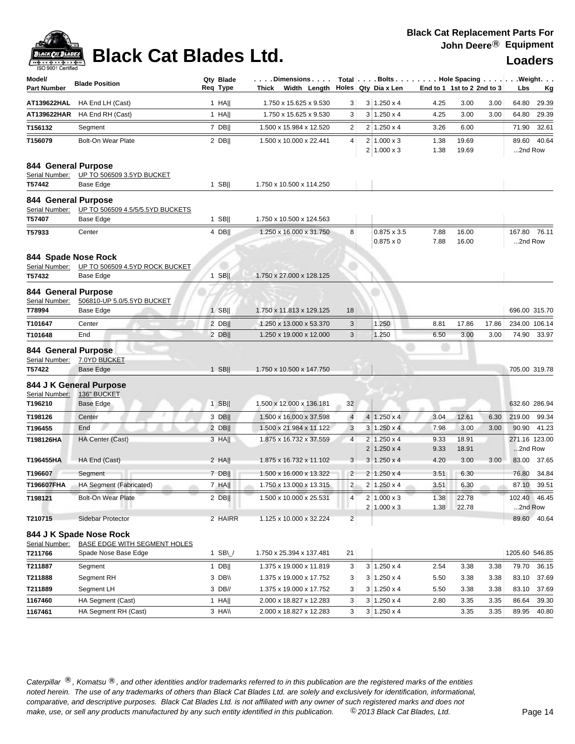# Black Cat Blades Ltd.

**Black Cat Replacement Parts For John Deere® Equipment**

**Loaders**

| Model/ Part Number | Blade Position | Qty Req | Blade Type | Dimensions Thick x Width x Length | Total Holes | Bolts Qty | Dia x Len | Hole Spacing End to 1 | 1st to 2 | 2nd to 3 | Weight Lbs | Kg |
|---|---|---|---|---|---|---|---|---|---|---|---|---|
| AT139622HAL | HA End LH (Cast) | 1 | HA‖ | 1.750 x 15.625 x 9.530 | 3 | 3 | 1.250 x 4 | 4.25 | 3.00 | 3.00 | 64.80 | 29.39 |
| AT139622HAR | HA End RH (Cast) | 1 | HA‖ | 1.750 x 15.625 x 9.530 | 3 | 3 | 1.250 x 4 | 4.25 | 3.00 | 3.00 | 64.80 | 29.39 |
| T156132 | Segment | 7 | DB‖ | 1.500 x 15.984 x 12.520 | 2 | 2 | 1.250 x 4 | 3.26 | 6.00 | | 71.90 | 32.61 |
| T156079 | Bolt-On Wear Plate | 2 | DB‖ | 1.500 x 10.000 x 22.441 | 4 | 2 | 1.000 x 3 | 1.38 | 19.69 | | 89.60 | 40.64 |
| | | | | | | 2 | 1.000 x 3 | 1.38 | 19.69 | | ...2nd Row | |

## 844 General Purpose

Serial Number: UP TO 506509 3.5YD BUCKET

| Model/ Part Number | Blade Position | Qty Req | Blade Type | Dimensions Thick x Width x Length | Total Holes | Bolts Qty | Dia x Len | Hole Spacing End to 1 | 1st to 2 | 2nd to 3 | Weight Lbs | Kg |
|---|---|---|---|---|---|---|---|---|---|---|---|---|
| T57442 | Base Edge | 1 | SB‖ | 1.750 x 10.500 x 114.250 | | | | | | | | |

## 844 General Purpose

Serial Number: UP TO 506509 4.5/5/5.5YD BUCKETS

| Model/ Part Number | Blade Position | Qty Req | Blade Type | Dimensions Thick x Width x Length | Total Holes | Bolts Qty | Dia x Len | Hole Spacing End to 1 | 1st to 2 | 2nd to 3 | Weight Lbs | Kg |
|---|---|---|---|---|---|---|---|---|---|---|---|---|
| T57407 | Base Edge | 1 | SB‖ | 1.750 x 10.500 x 124.563 | | | | | | | | |
| T57933 | Center | 4 | DB‖ | 1.250 x 16.000 x 31.750 | 8 | | 0.875 x 3.5 | 7.88 | 16.00 | | 167.80 | 76.11 |
| | | | | | | | 0.875 x 0 | 7.88 | 16.00 | | ...2nd Row | |

## 844 Spade Nose Rock

Serial Number: UP TO 506509 4.5YD ROCK BUCKET

| Model/ Part Number | Blade Position | Qty Req | Blade Type | Dimensions Thick x Width x Length | Total Holes | Bolts Qty | Dia x Len | Hole Spacing End to 1 | 1st to 2 | 2nd to 3 | Weight Lbs | Kg |
|---|---|---|---|---|---|---|---|---|---|---|---|---|
| T57432 | Base Edge | 1 | SB‖ | 1.750 x 27.000 x 128.125 | | | | | | | | |

## 844 General Purpose

Serial Number: 506810-UP 5.0/5.5YD BUCKET

| Model/ Part Number | Blade Position | Qty Req | Blade Type | Dimensions Thick x Width x Length | Total Holes | Bolts Qty | Dia x Len | Hole Spacing End to 1 | 1st to 2 | 2nd to 3 | Weight Lbs | Kg |
|---|---|---|---|---|---|---|---|---|---|---|---|---|
| T78994 | Base Edge | 1 | SB‖ | 1.750 x 11.813 x 129.125 | 18 | | | | | | 696.00 | 315.70 |
| T101647 | Center | 2 | DB‖ | 1.250 x 13.000 x 53.370 | 3 | | 1.250 | 8.81 | 17.86 | 17.86 | 234.00 | 106.14 |
| T101648 | End | 2 | DB‖ | 1.250 x 19.000 x 12.000 | 3 | | 1.250 | 6.50 | 3.00 | 3.00 | 74.90 | 33.97 |

## 844 General Purpose

Serial Number: 7.0YD BUCKET

| Model/ Part Number | Blade Position | Qty Req | Blade Type | Dimensions Thick x Width x Length | Total Holes | Bolts Qty | Dia x Len | Hole Spacing End to 1 | 1st to 2 | 2nd to 3 | Weight Lbs | Kg |
|---|---|---|---|---|---|---|---|---|---|---|---|---|
| T57422 | Base Edge | 1 | SB‖ | 1.750 x 10.500 x 147.750 | | | | | | | 705.00 | 319.78 |

## 844 J K General Purpose

Serial Number: 136" BUCKET

| Model/ Part Number | Blade Position | Qty Req | Blade Type | Dimensions Thick x Width x Length | Total Holes | Bolts Qty | Dia x Len | Hole Spacing End to 1 | 1st to 2 | 2nd to 3 | Weight Lbs | Kg |
|---|---|---|---|---|---|---|---|---|---|---|---|---|
| T196210 | Base Edge | 1 | SB‖ | 1.500 x 12.000 x 136.181 | 32 | | | | | | 632.60 | 286.94 |
| T198126 | Center | 3 | DB‖ | 1.500 x 16.000 x 37.598 | 4 | 4 | 1.250 x 4 | 3.04 | 12.61 | 6.30 | 219.00 | 99.34 |
| T196455 | End | 2 | DB‖ | 1.500 x 21.984 x 11.122 | 3 | 3 | 1.250 x 4 | 7.98 | 3.00 | 3.00 | 90.90 | 41.23 |
| T198126HA | HA Center (Cast) | 3 | HA‖ | 1.875 x 16.732 x 37.559 | 4 | 2 | 1.250 x 4 | 9.33 | 18.91 | | 271.16 | 123.00 |
| | | | | | | 2 | 1.250 x 4 | 9.33 | 18.91 | | ...2nd Row | |
| T196455HA | HA End (Cast) | 2 | HA‖ | 1.875 x 16.732 x 11.102 | 3 | 3 | 1.250 x 4 | 4.20 | 3.00 | 3.00 | 83.00 | 37.65 |
| T196607 | Segment | 7 | DB‖ | 1.500 x 16.000 x 13.322 | 2 | 2 | 1.250 x 4 | 3.51 | 6.30 | | 76.80 | 34.84 |
| T196607FHA | HA Segment (Fabricated) | 7 | HA‖ | 1.750 x 13.000 x 13.315 | 2 | 2 | 1.250 x 4 | 3.51 | 6.30 | | 87.10 | 39.51 |
| T198121 | Bolt-On Wear Plate | 2 | DB‖ | 1.500 x 10.000 x 25.531 | 4 | 2 | 1.000 x 3 | 1.38 | 22.78 | | 102.40 | 46.45 |
| | | | | | | 2 | 1.000 x 3 | 1.38 | 22.78 | | ...2nd Row | |
| T210715 | Sidebar Protector | 2 | HAIRR | 1.125 x 10.000 x 32.224 | 2 | | | | | | 89.60 | 40.64 |

## 844 J K Spade Nose Rock

Serial Number: BASE EDGE WITH SEGMENT HOLES

| Model/ Part Number | Blade Position | Qty Req | Blade Type | Dimensions Thick x Width x Length | Total Holes | Bolts Qty | Dia x Len | Hole Spacing End to 1 | 1st to 2 | 2nd to 3 | Weight Lbs | Kg |
|---|---|---|---|---|---|---|---|---|---|---|---|---|
| T211766 | Spade Nose Base Edge | 1 | SB\_/ | 1.750 x 25.394 x 137.481 | 21 | | | | | | 1205.60 | 546.85 |
| T211887 | Segment | 1 | DB‖ | 1.375 x 19.000 x 11.819 | 3 | 3 | 1.250 x 4 | 2.54 | 3.38 | 3.38 | 79.70 | 36.15 |
| T211888 | Segment RH | 3 | DB\\ | 1.375 x 19.000 x 17.752 | 3 | 3 | 1.250 x 4 | 5.50 | 3.38 | 3.38 | 83.10 | 37.69 |
| T211889 | Segment LH | 3 | DB// | 1.375 x 19.000 x 17.752 | 3 | 3 | 1.250 x 4 | 5.50 | 3.38 | 3.38 | 83.10 | 37.69 |
| 1167460 | HA Segment (Cast) | 1 | HA‖ | 2.000 x 18.827 x 12.283 | 3 | 3 | 1.250 x 4 | 2.80 | 3.35 | 3.35 | 86.64 | 39.30 |
| 1167461 | HA Segment RH (Cast) | 3 | HA\\ | 2.000 x 18.827 x 12.283 | 3 | 3 | 1.250 x 4 | | 3.35 | 3.35 | 89.95 | 40.80 |

*Caterpillar ®, Komatsu ®, and other identities and/or trademarks referred to in this publication are the registered marks of the entities noted herein. The use of any trademarks of others than Black Cat Blades Ltd. are solely and exclusively for identification, informational, comparative, and descriptive purposes. Black Cat Blades Ltd. is not affiliated with any owner of such registered marks and does not make, use, or sell any products manufactured by any such entity identified in this publication. © 2013 Black Cat Blades, Ltd.*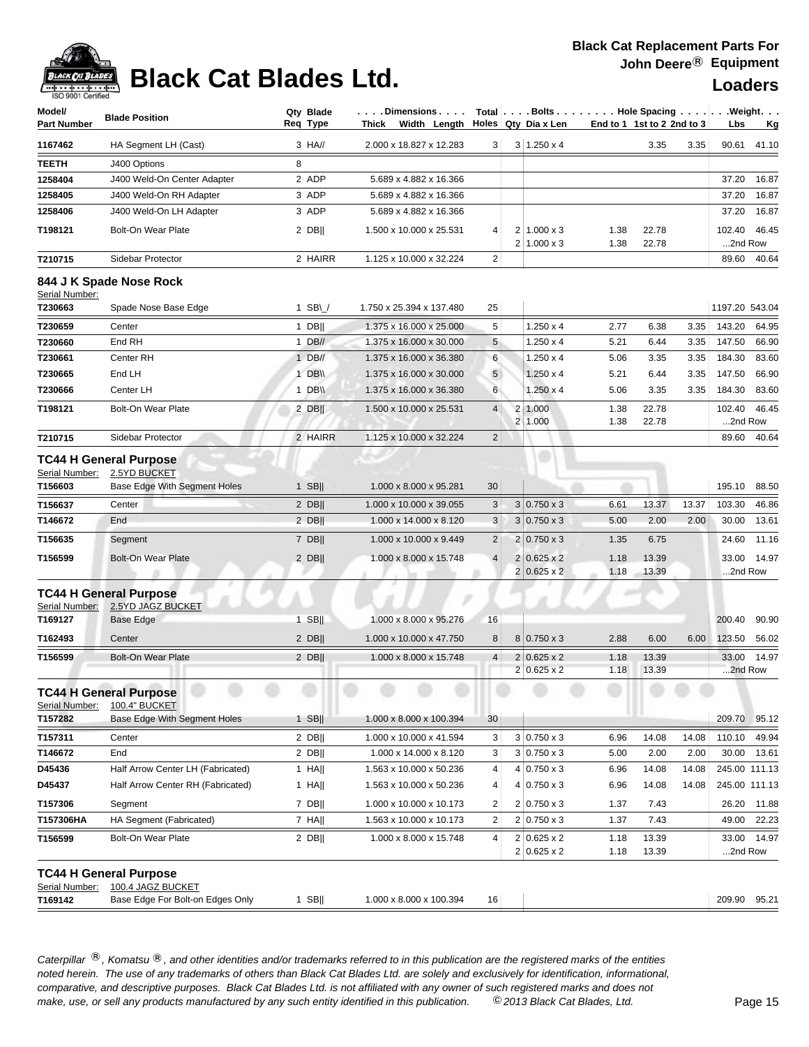# Black Cat Blades Ltd.

**Black Cat Replacement Parts For John Deere® Equipment**

**Loaders**

| Model/ Part Number | Blade Position | Qty Req | Blade Type | Dimensions Thick x Width x Length | Total Holes | Bolts Qty | Dia x Len | End to 1 | 1st to 2 | 2nd to 3 | Weight Lbs | Kg |
|---|---|---|---|---|---|---|---|---|---|---|---|---|
| 1167462 | HA Segment LH (Cast) | 3 | HA// | 2.000 x 18.827 x 12.283 | 3 | 3 | 1.250 x 4 | | 3.35 | 3.35 | 90.61 | 41.10 |
| TEETH | J400 Options | 8 | | | | | | | | | | |
| 1258404 | J400 Weld-On Center Adapter | 2 | ADP | 5.689 x 4.882 x 16.366 | | | | | | | 37.20 | 16.87 |
| 1258405 | J400 Weld-On RH Adapter | 3 | ADP | 5.689 x 4.882 x 16.366 | | | | | | | 37.20 | 16.87 |
| 1258406 | J400 Weld-On LH Adapter | 3 | ADP | 5.689 x 4.882 x 16.366 | | | | | | | 37.20 | 16.87 |
| T198121 | Bolt-On Wear Plate | 2 | DB\|\| | 1.500 x 10.000 x 25.531 | 4 | 2 | 1.000 x 3 | 1.38 | 22.78 | | 102.40 | 46.45 |
| | | | | | | 2 | 1.000 x 3 | 1.38 | 22.78 | | ...2nd Row | |
| T210715 | Sidebar Protector | 2 | HAIRR | 1.125 x 10.000 x 32.224 | 2 | | | | | | 89.60 | 40.64 |

## 844 J K Spade Nose Rock

Serial Number:

| Model/ Part Number | Blade Position | Qty Req | Blade Type | Dimensions Thick x Width x Length | Total Holes | Bolts Qty | Dia x Len | End to 1 | 1st to 2 | 2nd to 3 | Weight Lbs | Kg |
|---|---|---|---|---|---|---|---|---|---|---|---|---|
| T230663 | Spade Nose Base Edge | 1 | SB\_/ | 1.750 x 25.394 x 137.480 | 25 | | | | | | 1197.20 | 543.04 |
| T230659 | Center | 1 | DB\|\| | 1.375 x 16.000 x 25.000 | 5 | | 1.250 x 4 | 2.77 | 6.38 | 3.35 | 143.20 | 64.95 |
| T230660 | End RH | 1 | DB// | 1.375 x 16.000 x 30.000 | 5 | | 1.250 x 4 | 5.21 | 6.44 | 3.35 | 147.50 | 66.90 |
| T230661 | Center RH | 1 | DB// | 1.375 x 16.000 x 36.380 | 6 | | 1.250 x 4 | 5.06 | 3.35 | 3.35 | 184.30 | 83.60 |
| T230665 | End LH | 1 | DB\\ | 1.375 x 16.000 x 30.000 | 5 | | 1.250 x 4 | 5.21 | 6.44 | 3.35 | 147.50 | 66.90 |
| T230666 | Center LH | 1 | DB\\ | 1.375 x 16.000 x 36.380 | 6 | | 1.250 x 4 | 5.06 | 3.35 | 3.35 | 184.30 | 83.60 |
| T198121 | Bolt-On Wear Plate | 2 | DB\|\| | 1.500 x 10.000 x 25.531 | 4 | 2 | 1.000 | 1.38 | 22.78 | | 102.40 | 46.45 |
| | | | | | | 2 | 1.000 | 1.38 | 22.78 | | ...2nd Row | |
| T210715 | Sidebar Protector | 2 | HAIRR | 1.125 x 10.000 x 32.224 | 2 | | | | | | 89.60 | 40.64 |

## TC44 H General Purpose

Serial Number: 2.5YD BUCKET

| Model/ Part Number | Blade Position | Qty Req | Blade Type | Dimensions Thick x Width x Length | Total Holes | Bolts Qty | Dia x Len | End to 1 | 1st to 2 | 2nd to 3 | Weight Lbs | Kg |
|---|---|---|---|---|---|---|---|---|---|---|---|---|
| T156603 | Base Edge With Segment Holes | 1 | SB\|\| | 1.000 x 8.000 x 95.281 | 30 | | | | | | 195.10 | 88.50 |
| T156637 | Center | 2 | DB\|\| | 1.000 x 10.000 x 39.055 | 3 | 3 | 0.750 x 3 | 6.61 | 13.37 | 13.37 | 103.30 | 46.86 |
| T146672 | End | 2 | DB\|\| | 1.000 x 14.000 x 8.120 | 3 | 3 | 0.750 x 3 | 5.00 | 2.00 | 2.00 | 30.00 | 13.61 |
| T156635 | Segment | 7 | DB\|\| | 1.000 x 10.000 x 9.449 | 2 | 2 | 0.750 x 3 | 1.35 | 6.75 | | 24.60 | 11.16 |
| T156599 | Bolt-On Wear Plate | 2 | DB\|\| | 1.000 x 8.000 x 15.748 | 4 | 2 | 0.625 x 2 | 1.18 | 13.39 | | 33.00 | 14.97 |
| | | | | | | 2 | 0.625 x 2 | 1.18 | 13.39 | | ...2nd Row | |

## TC44 H General Purpose

Serial Number: 2.5YD JAGZ BUCKET

| Model/ Part Number | Blade Position | Qty Req | Blade Type | Dimensions Thick x Width x Length | Total Holes | Bolts Qty | Dia x Len | End to 1 | 1st to 2 | 2nd to 3 | Weight Lbs | Kg |
|---|---|---|---|---|---|---|---|---|---|---|---|---|
| T169127 | Base Edge | 1 | SB\|\| | 1.000 x 8.000 x 95.276 | 16 | | | | | | 200.40 | 90.90 |
| T162493 | Center | 2 | DB\|\| | 1.000 x 10.000 x 47.750 | 8 | 8 | 0.750 x 3 | 2.88 | 6.00 | 6.00 | 123.50 | 56.02 |
| T156599 | Bolt-On Wear Plate | 2 | DB\|\| | 1.000 x 8.000 x 15.748 | 4 | 2 | 0.625 x 2 | 1.18 | 13.39 | | 33.00 | 14.97 |
| | | | | | | 2 | 0.625 x 2 | 1.18 | 13.39 | | ...2nd Row | |

## TC44 H General Purpose

Serial Number: 100.4" BUCKET

| Model/ Part Number | Blade Position | Qty Req | Blade Type | Dimensions Thick x Width x Length | Total Holes | Bolts Qty | Dia x Len | End to 1 | 1st to 2 | 2nd to 3 | Weight Lbs | Kg |
|---|---|---|---|---|---|---|---|---|---|---|---|---|
| T157282 | Base Edge With Segment Holes | 1 | SB\|\| | 1.000 x 8.000 x 100.394 | 30 | | | | | | 209.70 | 95.12 |
| T157311 | Center | 2 | DB\|\| | 1.000 x 10.000 x 41.594 | 3 | 3 | 0.750 x 3 | 6.96 | 14.08 | 14.08 | 110.10 | 49.94 |
| T146672 | End | 2 | DB\|\| | 1.000 x 14.000 x 8.120 | 3 | 3 | 0.750 x 3 | 5.00 | 2.00 | 2.00 | 30.00 | 13.61 |
| D45436 | Half Arrow Center LH (Fabricated) | 1 | HA\|\| | 1.563 x 10.000 x 50.236 | 4 | 4 | 0.750 x 3 | 6.96 | 14.08 | 14.08 | 245.00 | 111.13 |
| D45437 | Half Arrow Center RH (Fabricated) | 1 | HA\|\| | 1.563 x 10.000 x 50.236 | 4 | 4 | 0.750 x 3 | 6.96 | 14.08 | 14.08 | 245.00 | 111.13 |
| T157306 | Segment | 7 | DB\|\| | 1.000 x 10.000 x 10.173 | 2 | 2 | 0.750 x 3 | 1.37 | 7.43 | | 26.20 | 11.88 |
| T157306HA | HA Segment (Fabricated) | 7 | HA\|\| | 1.563 x 10.000 x 10.173 | 2 | 2 | 0.750 x 3 | 1.37 | 7.43 | | 49.00 | 22.23 |
| T156599 | Bolt-On Wear Plate | 2 | DB\|\| | 1.000 x 8.000 x 15.748 | 4 | 2 | 0.625 x 2 | 1.18 | 13.39 | | 33.00 | 14.97 |
| | | | | | | 2 | 0.625 x 2 | 1.18 | 13.39 | | ...2nd Row | |

## TC44 H General Purpose

Serial Number: 100.4 JAGZ BUCKET

| Model/ Part Number | Blade Position | Qty Req | Blade Type | Dimensions Thick x Width x Length | Total Holes | Bolts Qty | Dia x Len | End to 1 | 1st to 2 | 2nd to 3 | Weight Lbs | Kg |
|---|---|---|---|---|---|---|---|---|---|---|---|---|
| T169142 | Base Edge For Bolt-on Edges Only | 1 | SB\|\| | 1.000 x 8.000 x 100.394 | 16 | | | | | | 209.90 | 95.21 |

*Caterpillar ®, Komatsu ®, and other identities and/or trademarks referred to in this publication are the registered marks of the entities noted herein. The use of any trademarks of others than Black Cat Blades Ltd. are solely and exclusively for identification, informational, comparative, and descriptive purposes. Black Cat Blades Ltd. is not affiliated with any owner of such registered marks and does not make, use, or sell any products manufactured by any such entity identified in this publication. © 2013 Black Cat Blades, Ltd.*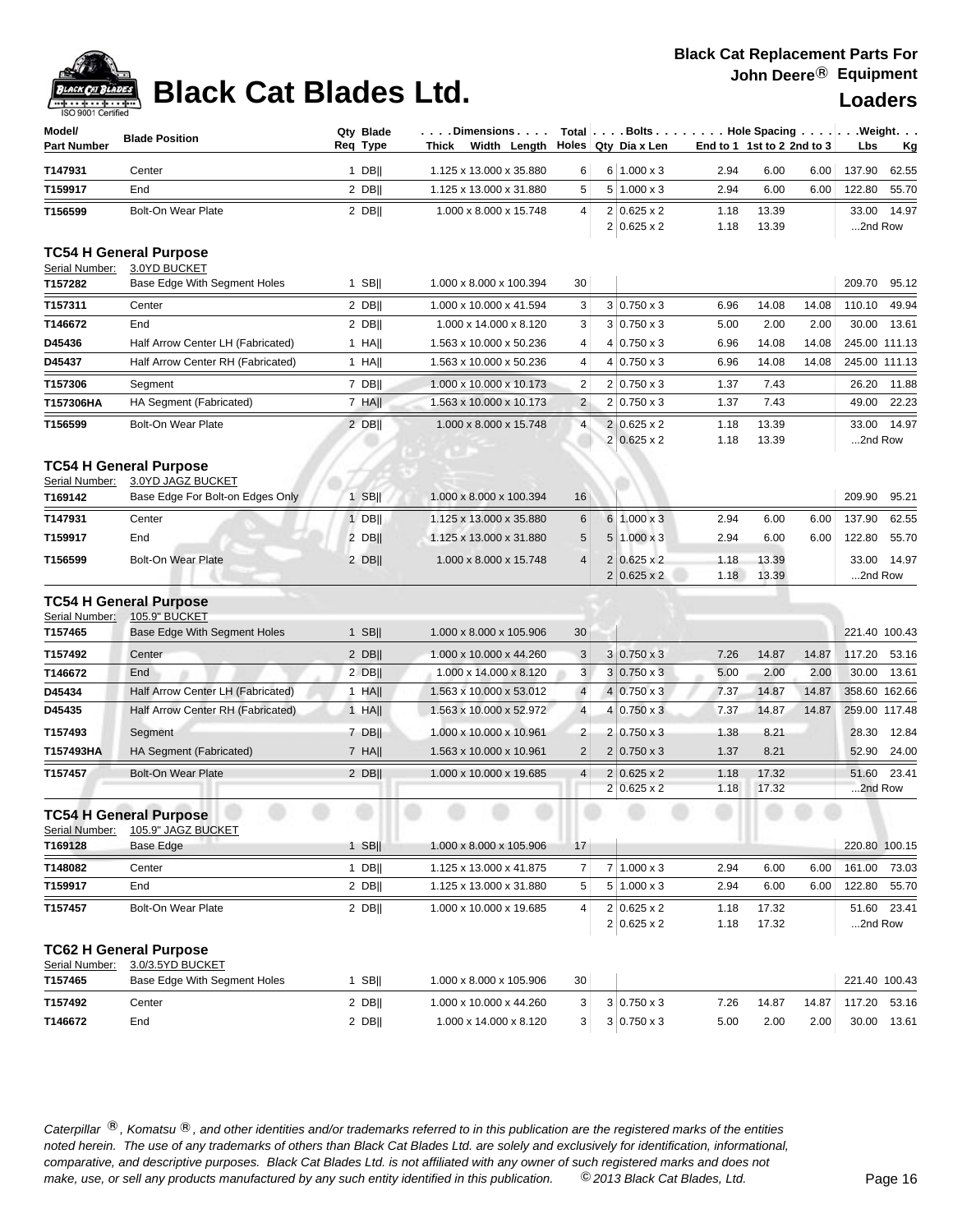# Black Cat Blades Ltd.

**Black Cat Replacement Parts For John Deere® Equipment**

**Loaders**

| Model/ Part Number | Blade Position | Qty Req | Blade Type | Dimensions Thick x Width x Length | Total Holes | Bolts Qty | Dia x Len | Hole Spacing End to 1 | 1st to 2 | 2nd to 3 | Weight Lbs | Kg |
|---|---|---|---|---|---|---|---|---|---|---|---|---|
| T147931 | Center | 1 | DB‖ | 1.125 x 13.000 x 35.880 | 6 | 6 | 1.000 x 3 | 2.94 | 6.00 | 6.00 | 137.90 | 62.55 |
| T159917 | End | 2 | DB‖ | 1.125 x 13.000 x 31.880 | 5 | 5 | 1.000 x 3 | 2.94 | 6.00 | 6.00 | 122.80 | 55.70 |
| T156599 | Bolt-On Wear Plate | 2 | DB‖ | 1.000 x 8.000 x 15.748 | 4 | 2 | 0.625 x 2 | 1.18 | 13.39 | | 33.00 | 14.97 |
| | | | | | | 2 | 0.625 x 2 | 1.18 | 13.39 | | ...2nd Row | |

## TC54 H General Purpose

Serial Number: 3.0YD BUCKET

| Model/ Part Number | Blade Position | Qty Req | Blade Type | Dimensions Thick x Width x Length | Total Holes | Bolts Qty | Dia x Len | Hole Spacing End to 1 | 1st to 2 | 2nd to 3 | Weight Lbs | Kg |
|---|---|---|---|---|---|---|---|---|---|---|---|---|
| T157282 | Base Edge With Segment Holes | 1 | SB‖ | 1.000 x 8.000 x 100.394 | 30 | | | | | | 209.70 | 95.12 |
| T157311 | Center | 2 | DB‖ | 1.000 x 10.000 x 41.594 | 3 | 3 | 0.750 x 3 | 6.96 | 14.08 | 14.08 | 110.10 | 49.94 |
| T146672 | End | 2 | DB‖ | 1.000 x 14.000 x 8.120 | 3 | 3 | 0.750 x 3 | 5.00 | 2.00 | 2.00 | 30.00 | 13.61 |
| D45436 | Half Arrow Center LH (Fabricated) | 1 | HA‖ | 1.563 x 10.000 x 50.236 | 4 | 4 | 0.750 x 3 | 6.96 | 14.08 | 14.08 | 245.00 | 111.13 |
| D45437 | Half Arrow Center RH (Fabricated) | 1 | HA‖ | 1.563 x 10.000 x 50.236 | 4 | 4 | 0.750 x 3 | 6.96 | 14.08 | 14.08 | 245.00 | 111.13 |
| T157306 | Segment | 7 | DB‖ | 1.000 x 10.000 x 10.173 | 2 | 2 | 0.750 x 3 | 1.37 | 7.43 | | 26.20 | 11.88 |
| T157306HA | HA Segment (Fabricated) | 7 | HA‖ | 1.563 x 10.000 x 10.173 | 2 | 2 | 0.750 x 3 | 1.37 | 7.43 | | 49.00 | 22.23 |
| T156599 | Bolt-On Wear Plate | 2 | DB‖ | 1.000 x 8.000 x 15.748 | 4 | 2 | 0.625 x 2 | 1.18 | 13.39 | | 33.00 | 14.97 |
| | | | | | | 2 | 0.625 x 2 | 1.18 | 13.39 | | ...2nd Row | |

## TC54 H General Purpose

Serial Number: 3.0YD JAGZ BUCKET

| Model/ Part Number | Blade Position | Qty Req | Blade Type | Dimensions Thick x Width x Length | Total Holes | Bolts Qty | Dia x Len | Hole Spacing End to 1 | 1st to 2 | 2nd to 3 | Weight Lbs | Kg |
|---|---|---|---|---|---|---|---|---|---|---|---|---|
| T169142 | Base Edge For Bolt-on Edges Only | 1 | SB‖ | 1.000 x 8.000 x 100.394 | 16 | | | | | | 209.90 | 95.21 |
| T147931 | Center | 1 | DB‖ | 1.125 x 13.000 x 35.880 | 6 | 6 | 1.000 x 3 | 2.94 | 6.00 | 6.00 | 137.90 | 62.55 |
| T159917 | End | 2 | DB‖ | 1.125 x 13.000 x 31.880 | 5 | 5 | 1.000 x 3 | 2.94 | 6.00 | 6.00 | 122.80 | 55.70 |
| T156599 | Bolt-On Wear Plate | 2 | DB‖ | 1.000 x 8.000 x 15.748 | 4 | 2 | 0.625 x 2 | 1.18 | 13.39 | | 33.00 | 14.97 |
| | | | | | | 2 | 0.625 x 2 | 1.18 | 13.39 | | ...2nd Row | |

## TC54 H General Purpose

Serial Number: 105.9" BUCKET

| Model/ Part Number | Blade Position | Qty Req | Blade Type | Dimensions Thick x Width x Length | Total Holes | Bolts Qty | Dia x Len | Hole Spacing End to 1 | 1st to 2 | 2nd to 3 | Weight Lbs | Kg |
|---|---|---|---|---|---|---|---|---|---|---|---|---|
| T157465 | Base Edge With Segment Holes | 1 | SB‖ | 1.000 x 8.000 x 105.906 | 30 | | | | | | 221.40 | 100.43 |
| T157492 | Center | 2 | DB‖ | 1.000 x 10.000 x 44.260 | 3 | 3 | 0.750 x 3 | 7.26 | 14.87 | 14.87 | 117.20 | 53.16 |
| T146672 | End | 2 | DB‖ | 1.000 x 14.000 x 8.120 | 3 | 3 | 0.750 x 3 | 5.00 | 2.00 | 2.00 | 30.00 | 13.61 |
| D45434 | Half Arrow Center LH (Fabricated) | 1 | HA‖ | 1.563 x 10.000 x 53.012 | 4 | 4 | 0.750 x 3 | 7.37 | 14.87 | 14.87 | 358.60 | 162.66 |
| D45435 | Half Arrow Center RH (Fabricated) | 1 | HA‖ | 1.563 x 10.000 x 52.972 | 4 | 4 | 0.750 x 3 | 7.37 | 14.87 | 14.87 | 259.00 | 117.48 |
| T157493 | Segment | 7 | DB‖ | 1.000 x 10.000 x 10.961 | 2 | 2 | 0.750 x 3 | 1.38 | 8.21 | | 28.30 | 12.84 |
| T157493HA | HA Segment (Fabricated) | 7 | HA‖ | 1.563 x 10.000 x 10.961 | 2 | 2 | 0.750 x 3 | 1.37 | 8.21 | | 52.90 | 24.00 |
| T157457 | Bolt-On Wear Plate | 2 | DB‖ | 1.000 x 10.000 x 19.685 | 4 | 2 | 0.625 x 2 | 1.18 | 17.32 | | 51.60 | 23.41 |
| | | | | | | 2 | 0.625 x 2 | 1.18 | 17.32 | | ...2nd Row | |

## TC54 H General Purpose

Serial Number: 105.9" JAGZ BUCKET

| Model/ Part Number | Blade Position | Qty Req | Blade Type | Dimensions Thick x Width x Length | Total Holes | Bolts Qty | Dia x Len | Hole Spacing End to 1 | 1st to 2 | 2nd to 3 | Weight Lbs | Kg |
|---|---|---|---|---|---|---|---|---|---|---|---|---|
| T169128 | Base Edge | 1 | SB‖ | 1.000 x 8.000 x 105.906 | 17 | | | | | | 220.80 | 100.15 |
| T148082 | Center | 1 | DB‖ | 1.125 x 13.000 x 41.875 | 7 | 7 | 1.000 x 3 | 2.94 | 6.00 | 6.00 | 161.00 | 73.03 |
| T159917 | End | 2 | DB‖ | 1.125 x 13.000 x 31.880 | 5 | 5 | 1.000 x 3 | 2.94 | 6.00 | 6.00 | 122.80 | 55.70 |
| T157457 | Bolt-On Wear Plate | 2 | DB‖ | 1.000 x 10.000 x 19.685 | 4 | 2 | 0.625 x 2 | 1.18 | 17.32 | | 51.60 | 23.41 |
| | | | | | | 2 | 0.625 x 2 | 1.18 | 17.32 | | ...2nd Row | |

## TC62 H General Purpose

Serial Number: 3.0/3.5YD BUCKET

| Model/ Part Number | Blade Position | Qty Req | Blade Type | Dimensions Thick x Width x Length | Total Holes | Bolts Qty | Dia x Len | Hole Spacing End to 1 | 1st to 2 | 2nd to 3 | Weight Lbs | Kg |
|---|---|---|---|---|---|---|---|---|---|---|---|---|
| T157465 | Base Edge With Segment Holes | 1 | SB‖ | 1.000 x 8.000 x 105.906 | 30 | | | | | | 221.40 | 100.43 |
| T157492 | Center | 2 | DB‖ | 1.000 x 10.000 x 44.260 | 3 | 3 | 0.750 x 3 | 7.26 | 14.87 | 14.87 | 117.20 | 53.16 |
| T146672 | End | 2 | DB‖ | 1.000 x 14.000 x 8.120 | 3 | 3 | 0.750 x 3 | 5.00 | 2.00 | 2.00 | 30.00 | 13.61 |

*Caterpillar ®, Komatsu ®, and other identities and/or trademarks referred to in this publication are the registered marks of the entities noted herein. The use of any trademarks of others than Black Cat Blades Ltd. are solely and exclusively for identification, informational, comparative, and descriptive purposes. Black Cat Blades Ltd. is not affiliated with any owner of such registered marks and does not make, use, or sell any products manufactured by any such entity identified in this publication. © 2013 Black Cat Blades, Ltd.*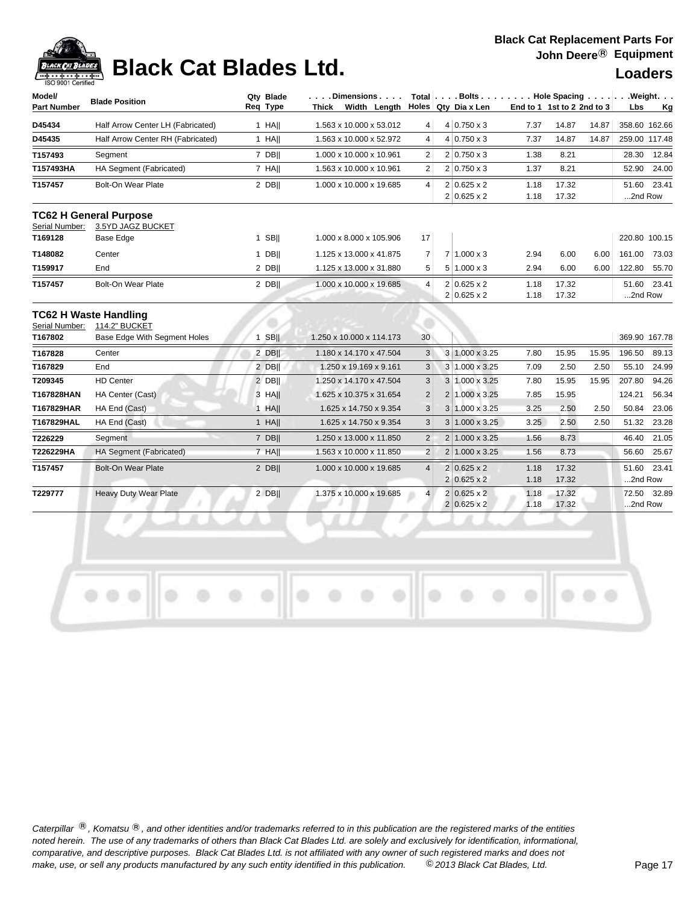# Black Cat Blades Ltd.

**Black Cat Replacement Parts For John Deere® Equipment**

## Loaders

| Model/ Part Number | Blade Position | Qty Req | Blade Type | Dimensions Thick x Width x Length | Total Holes | Bolts Qty | Bolts Dia x Len | Hole Spacing End to 1 | 1st to 2 | 2nd to 3 | Weight Lbs | Kg |
|---|---|---|---|---|---|---|---|---|---|---|---|---|
| D45434 | Half Arrow Center LH (Fabricated) | 1 | HA‖ | 1.563 x 10.000 x 53.012 | 4 | 4 | 0.750 x 3 | 7.37 | 14.87 | 14.87 | 358.60 | 162.66 |
| D45435 | Half Arrow Center RH (Fabricated) | 1 | HA‖ | 1.563 x 10.000 x 52.972 | 4 | 4 | 0.750 x 3 | 7.37 | 14.87 | 14.87 | 259.00 | 117.48 |
| T157493 | Segment | 7 | DB‖ | 1.000 x 10.000 x 10.961 | 2 | 2 | 0.750 x 3 | 1.38 | 8.21 | | 28.30 | 12.84 |
| T157493HA | HA Segment (Fabricated) | 7 | HA‖ | 1.563 x 10.000 x 10.961 | 2 | 2 | 0.750 x 3 | 1.37 | 8.21 | | 52.90 | 24.00 |
| T157457 | Bolt-On Wear Plate | 2 | DB‖ | 1.000 x 10.000 x 19.685 | 4 | 2 | 0.625 x 2 | 1.18 | 17.32 | | 51.60 | 23.41 |
| | | | | | | 2 | 0.625 x 2 | 1.18 | 17.32 | | ...2nd Row | |

### TC62 H General Purpose

Serial Number: 3.5YD JAGZ BUCKET

| Model/ Part Number | Blade Position | Qty Req | Blade Type | Dimensions Thick x Width x Length | Total Holes | Bolts Qty | Bolts Dia x Len | Hole Spacing End to 1 | 1st to 2 | 2nd to 3 | Weight Lbs | Kg |
|---|---|---|---|---|---|---|---|---|---|---|---|---|
| T169128 | Base Edge | 1 | SB‖ | 1.000 x 8.000 x 105.906 | 17 | | | | | | 220.80 | 100.15 |
| T148082 | Center | 1 | DB‖ | 1.125 x 13.000 x 41.875 | 7 | 7 | 1.000 x 3 | 2.94 | 6.00 | 6.00 | 161.00 | 73.03 |
| T159917 | End | 2 | DB‖ | 1.125 x 13.000 x 31.880 | 5 | 5 | 1.000 x 3 | 2.94 | 6.00 | 6.00 | 122.80 | 55.70 |
| T157457 | Bolt-On Wear Plate | 2 | DB‖ | 1.000 x 10.000 x 19.685 | 4 | 2 | 0.625 x 2 | 1.18 | 17.32 | | 51.60 | 23.41 |
| | | | | | | 2 | 0.625 x 2 | 1.18 | 17.32 | | ...2nd Row | |

### TC62 H Waste Handling

Serial Number: 114.2" BUCKET

| Model/ Part Number | Blade Position | Qty Req | Blade Type | Dimensions Thick x Width x Length | Total Holes | Bolts Qty | Bolts Dia x Len | Hole Spacing End to 1 | 1st to 2 | 2nd to 3 | Weight Lbs | Kg |
|---|---|---|---|---|---|---|---|---|---|---|---|---|
| T167802 | Base Edge With Segment Holes | 1 | SB‖ | 1.250 x 10.000 x 114.173 | 30 | | | | | | 369.90 | 167.78 |
| T167828 | Center | 2 | DB‖ | 1.180 x 14.170 x 47.504 | 3 | 3 | 1.000 x 3.25 | 7.80 | 15.95 | 15.95 | 196.50 | 89.13 |
| T167829 | End | 2 | DB‖ | 1.250 x 19.169 x 9.161 | 3 | 3 | 1.000 x 3.25 | 7.09 | 2.50 | 2.50 | 55.10 | 24.99 |
| T209345 | HD Center | 2 | DB‖ | 1.250 x 14.170 x 47.504 | 3 | 3 | 1.000 x 3.25 | 7.80 | 15.95 | 15.95 | 207.80 | 94.26 |
| T167828HAN | HA Center (Cast) | 3 | HA‖ | 1.625 x 10.375 x 31.654 | 2 | 2 | 1.000 x 3.25 | 7.85 | 15.95 | | 124.21 | 56.34 |
| T167829HAR | HA End (Cast) | 1 | HA‖ | 1.625 x 14.750 x 9.354 | 3 | 3 | 1.000 x 3.25 | 3.25 | 2.50 | 2.50 | 50.84 | 23.06 |
| T167829HAL | HA End (Cast) | 1 | HA‖ | 1.625 x 14.750 x 9.354 | 3 | 3 | 1.000 x 3.25 | 3.25 | 2.50 | 2.50 | 51.32 | 23.28 |
| T226229 | Segment | 7 | DB‖ | 1.250 x 13.000 x 11.850 | 2 | 2 | 1.000 x 3.25 | 1.56 | 8.73 | | 46.40 | 21.05 |
| T226229HA | HA Segment (Fabricated) | 7 | HA‖ | 1.563 x 10.000 x 11.850 | 2 | 2 | 1.000 x 3.25 | 1.56 | 8.73 | | 56.60 | 25.67 |
| T157457 | Bolt-On Wear Plate | 2 | DB‖ | 1.000 x 10.000 x 19.685 | 4 | 2 | 0.625 x 2 | 1.18 | 17.32 | | 51.60 | 23.41 |
| | | | | | | 2 | 0.625 x 2 | 1.18 | 17.32 | | ...2nd Row | |
| T229777 | Heavy Duty Wear Plate | 2 | DB‖ | 1.375 x 10.000 x 19.685 | 4 | 2 | 0.625 x 2 | 1.18 | 17.32 | | 72.50 | 32.89 |
| | | | | | | 2 | 0.625 x 2 | 1.18 | 17.32 | | ...2nd Row | |

*Caterpillar ®, Komatsu ®, and other identities and/or trademarks referred to in this publication are the registered marks of the entities noted herein. The use of any trademarks of others than Black Cat Blades Ltd. are solely and exclusively for identification, informational, comparative, and descriptive purposes. Black Cat Blades Ltd. is not affiliated with any owner of such registered marks and does not make, use, or sell any products manufactured by any such entity identified in this publication. © 2013 Black Cat Blades, Ltd.*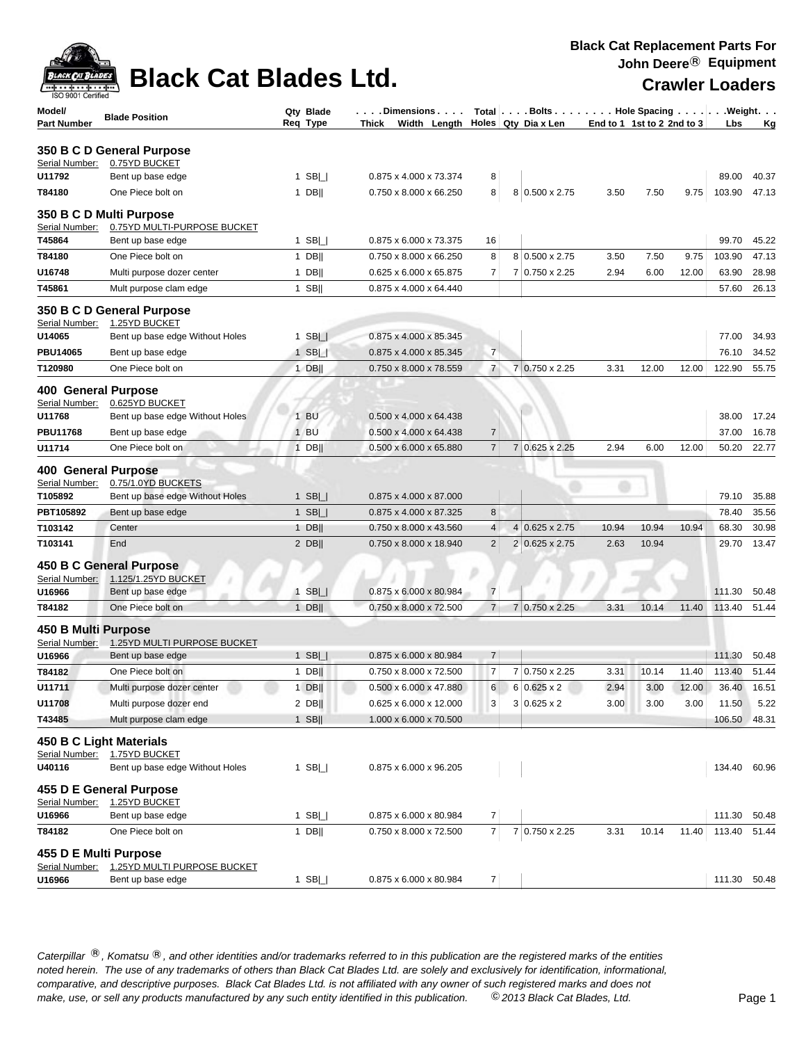# Black Cat Blades Ltd.

**Black Cat Replacement Parts For John Deere® Equipment**

**Crawler Loaders**

| Model/ Part Number | Blade Position | Qty Req | Blade Type | Dimensions Thick x Width x Length | Total Holes | Bolts Qty | Bolts Dia x Len | Hole Spacing End to 1 | 1st to 2 | 2nd to 3 | Weight Lbs | Kg |
|---|---|---|---|---|---|---|---|---|---|---|---|---|
| **350 B C D General Purpose** | | | | | | | | | | | | |
| Serial Number: | 0.75YD BUCKET | | | | | | | | | | | |
| **U11792** | Bent up base edge | 1 | SB\|_\| | 0.875 x 4.000 x 73.374 | 8 | | | | | | 89.00 | 40.37 |
| **T84180** | One Piece bolt on | 1 | DB\|\| | 0.750 x 8.000 x 66.250 | 8 | 8 | 0.500 x 2.75 | 3.50 | 7.50 | 9.75 | 103.90 | 47.13 |
| **350 B C D Multi Purpose** | | | | | | | | | | | | |
| Serial Number: | 0.75YD MULTI-PURPOSE BUCKET | | | | | | | | | | | |
| **T45864** | Bent up base edge | 1 | SB\|_\| | 0.875 x 6.000 x 73.375 | 16 | | | | | | 99.70 | 45.22 |
| **T84180** | One Piece bolt on | 1 | DB\|\| | 0.750 x 8.000 x 66.250 | 8 | 8 | 0.500 x 2.75 | 3.50 | 7.50 | 9.75 | 103.90 | 47.13 |
| **U16748** | Multi purpose dozer center | 1 | DB\|\| | 0.625 x 6.000 x 65.875 | 7 | 7 | 0.750 x 2.25 | 2.94 | 6.00 | 12.00 | 63.90 | 28.98 |
| **T45861** | Mult purpose clam edge | 1 | SB\|\| | 0.875 x 4.000 x 64.440 | | | | | | | 57.60 | 26.13 |
| **350 B C D General Purpose** | | | | | | | | | | | | |
| Serial Number: | 1.25YD BUCKET | | | | | | | | | | | |
| **U14065** | Bent up base edge Without Holes | 1 | SB\|_\| | 0.875 x 4.000 x 85.345 | | | | | | | 77.00 | 34.93 |
| **PBU14065** | Bent up base edge | 1 | SB\|_\| | 0.875 x 4.000 x 85.345 | 7 | | | | | | 76.10 | 34.52 |
| **T120980** | One Piece bolt on | 1 | DB\|\| | 0.750 x 8.000 x 78.559 | 7 | 7 | 0.750 x 2.25 | 3.31 | 12.00 | 12.00 | 122.90 | 55.75 |
| **400 General Purpose** | | | | | | | | | | | | |
| Serial Number: | 0.625YD BUCKET | | | | | | | | | | | |
| **U11768** | Bent up base edge Without Holes | 1 | BU | 0.500 x 4.000 x 64.438 | | | | | | | 38.00 | 17.24 |
| **PBU11768** | Bent up base edge | 1 | BU | 0.500 x 4.000 x 64.438 | 7 | | | | | | 37.00 | 16.78 |
| **U11714** | One Piece bolt on | 1 | DB\|\| | 0.500 x 6.000 x 65.880 | 7 | 7 | 0.625 x 2.25 | 2.94 | 6.00 | 12.00 | 50.20 | 22.77 |
| **400 General Purpose** | | | | | | | | | | | | |
| Serial Number: | 0.75/1.0YD BUCKETS | | | | | | | | | | | |
| **T105892** | Bent up base edge Without Holes | 1 | SB\|_\| | 0.875 x 4.000 x 87.000 | | | | | | | 79.10 | 35.88 |
| **PBT105892** | Bent up base edge | 1 | SB\|_\| | 0.875 x 4.000 x 87.325 | 8 | | | | | | 78.40 | 35.56 |
| **T103142** | Center | 1 | DB\|\| | 0.750 x 8.000 x 43.560 | 4 | 4 | 0.625 x 2.75 | 10.94 | 10.94 | 10.94 | 68.30 | 30.98 |
| **T103141** | End | 2 | DB\|\| | 0.750 x 8.000 x 18.940 | 2 | 2 | 0.625 x 2.75 | 2.63 | 10.94 | | 29.70 | 13.47 |
| **450 B C General Purpose** | | | | | | | | | | | | |
| Serial Number: | 1.125/1.25YD BUCKET | | | | | | | | | | | |
| **U16966** | Bent up base edge | 1 | SB\|_\| | 0.875 x 6.000 x 80.984 | 7 | | | | | | 111.30 | 50.48 |
| **T84182** | One Piece bolt on | 1 | DB\|\| | 0.750 x 8.000 x 72.500 | 7 | 7 | 0.750 x 2.25 | 3.31 | 10.14 | 11.40 | 113.40 | 51.44 |
| **450 B Multi Purpose** | | | | | | | | | | | | |
| Serial Number: | 1.25YD MULTI PURPOSE BUCKET | | | | | | | | | | | |
| **U16966** | Bent up base edge | 1 | SB\|_\| | 0.875 x 6.000 x 80.984 | 7 | | | | | | 111.30 | 50.48 |
| **T84182** | One Piece bolt on | 1 | DB\|\| | 0.750 x 8.000 x 72.500 | 7 | 7 | 0.750 x 2.25 | 3.31 | 10.14 | 11.40 | 113.40 | 51.44 |
| **U11711** | Multi purpose dozer center | 1 | DB\|\| | 0.500 x 6.000 x 47.880 | 6 | 6 | 0.625 x 2 | 2.94 | 3.00 | 12.00 | 36.40 | 16.51 |
| **U11708** | Multi purpose dozer end | 2 | DB\|\| | 0.625 x 6.000 x 12.000 | 3 | 3 | 0.625 x 2 | 3.00 | 3.00 | 3.00 | 11.50 | 5.22 |
| **T43485** | Mult purpose clam edge | 1 | SB\|\| | 1.000 x 6.000 x 70.500 | | | | | | | 106.50 | 48.31 |
| **450 B C Light Materials** | | | | | | | | | | | | |
| Serial Number: | 1.75YD BUCKET | | | | | | | | | | | |
| **U40116** | Bent up base edge Without Holes | 1 | SB\|_\| | 0.875 x 6.000 x 96.205 | | | | | | | 134.40 | 60.96 |
| **455 D E General Purpose** | | | | | | | | | | | | |
| Serial Number: | 1.25YD BUCKET | | | | | | | | | | | |
| **U16966** | Bent up base edge | 1 | SB\|_\| | 0.875 x 6.000 x 80.984 | 7 | | | | | | 111.30 | 50.48 |
| **T84182** | One Piece bolt on | 1 | DB\|\| | 0.750 x 8.000 x 72.500 | 7 | 7 | 0.750 x 2.25 | 3.31 | 10.14 | 11.40 | 113.40 | 51.44 |
| **455 D E Multi Purpose** | | | | | | | | | | | | |
| Serial Number: | 1.25YD MULTI PURPOSE BUCKET | | | | | | | | | | | |
| **U16966** | Bent up base edge | 1 | SB\|_\| | 0.875 x 6.000 x 80.984 | 7 | | | | | | 111.30 | 50.48 |

*Caterpillar ®, Komatsu ®, and other identities and/or trademarks referred to in this publication are the registered marks of the entities noted herein. The use of any trademarks of others than Black Cat Blades Ltd. are solely and exclusively for identification, informational, comparative, and descriptive purposes. Black Cat Blades Ltd. is not affiliated with any owner of such registered marks and does not make, use, or sell any products manufactured by any such entity identified in this publication. © 2013 Black Cat Blades, Ltd.*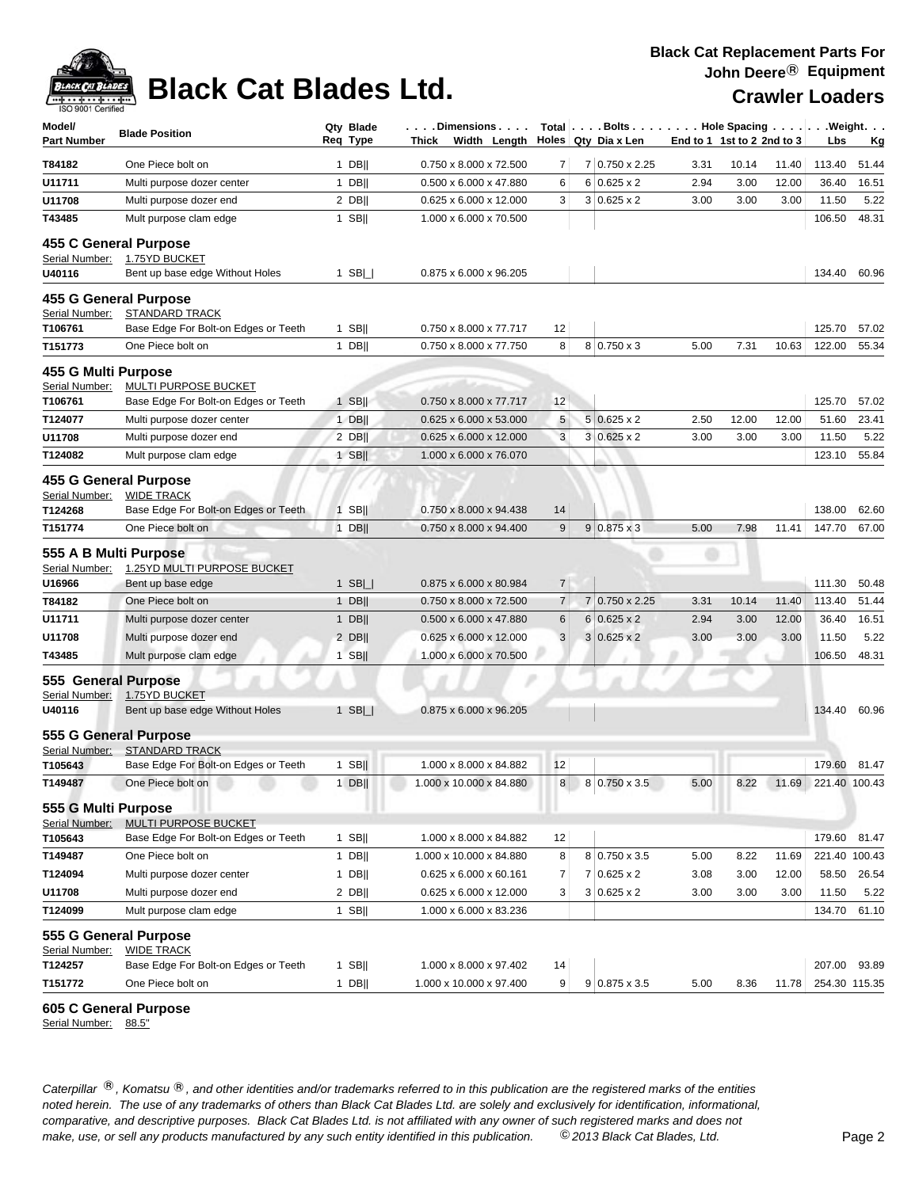# Black Cat Blades Ltd.

**Black Cat Replacement Parts For John Deere® Equipment**

## Crawler Loaders

| Model/ Part Number | Blade Position | Qty Req | Blade Type | Dimensions Thick x Width x Length | Total Holes | Bolts Qty | Dia x Len | End to 1 | 1st to 2 | 2nd to 3 | Weight Lbs | Kg |
|---|---|---|---|---|---|---|---|---|---|---|---|---|
| T84182 | One Piece bolt on | 1 | DB\|\| | 0.750 x 8.000 x 72.500 | 7 | 7 | 0.750 x 2.25 | 3.31 | 10.14 | 11.40 | 113.40 | 51.44 |
| U11711 | Multi purpose dozer center | 1 | DB\|\| | 0.500 x 6.000 x 47.880 | 6 | 6 | 0.625 x 2 | 2.94 | 3.00 | 12.00 | 36.40 | 16.51 |
| U11708 | Multi purpose dozer end | 2 | DB\|\| | 0.625 x 6.000 x 12.000 | 3 | 3 | 0.625 x 2 | 3.00 | 3.00 | 3.00 | 11.50 | 5.22 |
| T43485 | Mult purpose clam edge | 1 | SB\|\| | 1.000 x 6.000 x 70.500 | | | | | | | 106.50 | 48.31 |
| **455 C General Purpose** | | | | | | | | | | | | |
| Serial Number: | 1.75YD BUCKET | | | | | | | | | | | |
| U40116 | Bent up base edge Without Holes | 1 | SB\|_\| | 0.875 x 6.000 x 96.205 | | | | | | | 134.40 | 60.96 |
| **455 G General Purpose** | | | | | | | | | | | | |
| Serial Number: | STANDARD TRACK | | | | | | | | | | | |
| T106761 | Base Edge For Bolt-on Edges or Teeth | 1 | SB\|\| | 0.750 x 8.000 x 77.717 | 12 | | | | | | 125.70 | 57.02 |
| T151773 | One Piece bolt on | 1 | DB\|\| | 0.750 x 8.000 x 77.750 | 8 | 8 | 0.750 x 3 | 5.00 | 7.31 | 10.63 | 122.00 | 55.34 |
| **455 G Multi Purpose** | | | | | | | | | | | | |
| Serial Number: | MULTI PURPOSE BUCKET | | | | | | | | | | | |
| T106761 | Base Edge For Bolt-on Edges or Teeth | 1 | SB\|\| | 0.750 x 8.000 x 77.717 | 12 | | | | | | 125.70 | 57.02 |
| T124077 | Multi purpose dozer center | 1 | DB\|\| | 0.625 x 6.000 x 53.000 | 5 | 5 | 0.625 x 2 | 2.50 | 12.00 | 12.00 | 51.60 | 23.41 |
| U11708 | Multi purpose dozer end | 2 | DB\|\| | 0.625 x 6.000 x 12.000 | 3 | 3 | 0.625 x 2 | 3.00 | 3.00 | 3.00 | 11.50 | 5.22 |
| T124082 | Mult purpose clam edge | 1 | SB\|\| | 1.000 x 6.000 x 76.070 | | | | | | | 123.10 | 55.84 |
| **455 G General Purpose** | | | | | | | | | | | | |
| Serial Number: | WIDE TRACK | | | | | | | | | | | |
| T124268 | Base Edge For Bolt-on Edges or Teeth | 1 | SB\|\| | 0.750 x 8.000 x 94.438 | 14 | | | | | | 138.00 | 62.60 |
| T151774 | One Piece bolt on | 1 | DB\|\| | 0.750 x 8.000 x 94.400 | 9 | 9 | 0.875 x 3 | 5.00 | 7.98 | 11.41 | 147.70 | 67.00 |
| **555 A B Multi Purpose** | | | | | | | | | | | | |
| Serial Number: | 1.25YD MULTI PURPOSE BUCKET | | | | | | | | | | | |
| U16966 | Bent up base edge | 1 | SB\|_\| | 0.875 x 6.000 x 80.984 | 7 | | | | | | 111.30 | 50.48 |
| T84182 | One Piece bolt on | 1 | DB\|\| | 0.750 x 8.000 x 72.500 | 7 | 7 | 0.750 x 2.25 | 3.31 | 10.14 | 11.40 | 113.40 | 51.44 |
| U11711 | Multi purpose dozer center | 1 | DB\|\| | 0.500 x 6.000 x 47.880 | 6 | 6 | 0.625 x 2 | 2.94 | 3.00 | 12.00 | 36.40 | 16.51 |
| U11708 | Multi purpose dozer end | 2 | DB\|\| | 0.625 x 6.000 x 12.000 | 3 | 3 | 0.625 x 2 | 3.00 | 3.00 | 3.00 | 11.50 | 5.22 |
| T43485 | Mult purpose clam edge | 1 | SB\|\| | 1.000 x 6.000 x 70.500 | | | | | | | 106.50 | 48.31 |
| **555 General Purpose** | | | | | | | | | | | | |
| Serial Number: | 1.75YD BUCKET | | | | | | | | | | | |
| U40116 | Bent up base edge Without Holes | 1 | SB\|_\| | 0.875 x 6.000 x 96.205 | | | | | | | 134.40 | 60.96 |
| **555 G General Purpose** | | | | | | | | | | | | |
| Serial Number: | STANDARD TRACK | | | | | | | | | | | |
| T105643 | Base Edge For Bolt-on Edges or Teeth | 1 | SB\|\| | 1.000 x 8.000 x 84.882 | 12 | | | | | | 179.60 | 81.47 |
| T149487 | One Piece bolt on | 1 | DB\|\| | 1.000 x 10.000 x 84.880 | 8 | 8 | 0.750 x 3.5 | 5.00 | 8.22 | 11.69 | 221.40 | 100.43 |
| **555 G Multi Purpose** | | | | | | | | | | | | |
| Serial Number: | MULTI PURPOSE BUCKET | | | | | | | | | | | |
| T105643 | Base Edge For Bolt-on Edges or Teeth | 1 | SB\|\| | 1.000 x 8.000 x 84.882 | 12 | | | | | | 179.60 | 81.47 |
| T149487 | One Piece bolt on | 1 | DB\|\| | 1.000 x 10.000 x 84.880 | 8 | 8 | 0.750 x 3.5 | 5.00 | 8.22 | 11.69 | 221.40 | 100.43 |
| T124094 | Multi purpose dozer center | 1 | DB\|\| | 0.625 x 6.000 x 60.161 | 7 | 7 | 0.625 x 2 | 3.08 | 3.00 | 12.00 | 58.50 | 26.54 |
| U11708 | Multi purpose dozer end | 2 | DB\|\| | 0.625 x 6.000 x 12.000 | 3 | 3 | 0.625 x 2 | 3.00 | 3.00 | 3.00 | 11.50 | 5.22 |
| T124099 | Mult purpose clam edge | 1 | SB\|\| | 1.000 x 6.000 x 83.236 | | | | | | | 134.70 | 61.10 |
| **555 G General Purpose** | | | | | | | | | | | | |
| Serial Number: | WIDE TRACK | | | | | | | | | | | |
| T124257 | Base Edge For Bolt-on Edges or Teeth | 1 | SB\|\| | 1.000 x 8.000 x 97.402 | 14 | | | | | | 207.00 | 93.89 |
| T151772 | One Piece bolt on | 1 | DB\|\| | 1.000 x 10.000 x 97.400 | 9 | 9 | 0.875 x 3.5 | 5.00 | 8.36 | 11.78 | 254.30 | 115.35 |
| **605 C General Purpose** | | | | | | | | | | | | |
| Serial Number: | 88.5" | | | | | | | | | | | |

*Caterpillar ®, Komatsu ®, and other identities and/or trademarks referred to in this publication are the registered marks of the entities noted herein. The use of any trademarks of others than Black Cat Blades Ltd. are solely and exclusively for identification, informational, comparative, and descriptive purposes. Black Cat Blades Ltd. is not affiliated with any owner of such registered marks and does not make, use, or sell any products manufactured by any such entity identified in this publication. © 2013 Black Cat Blades, Ltd.*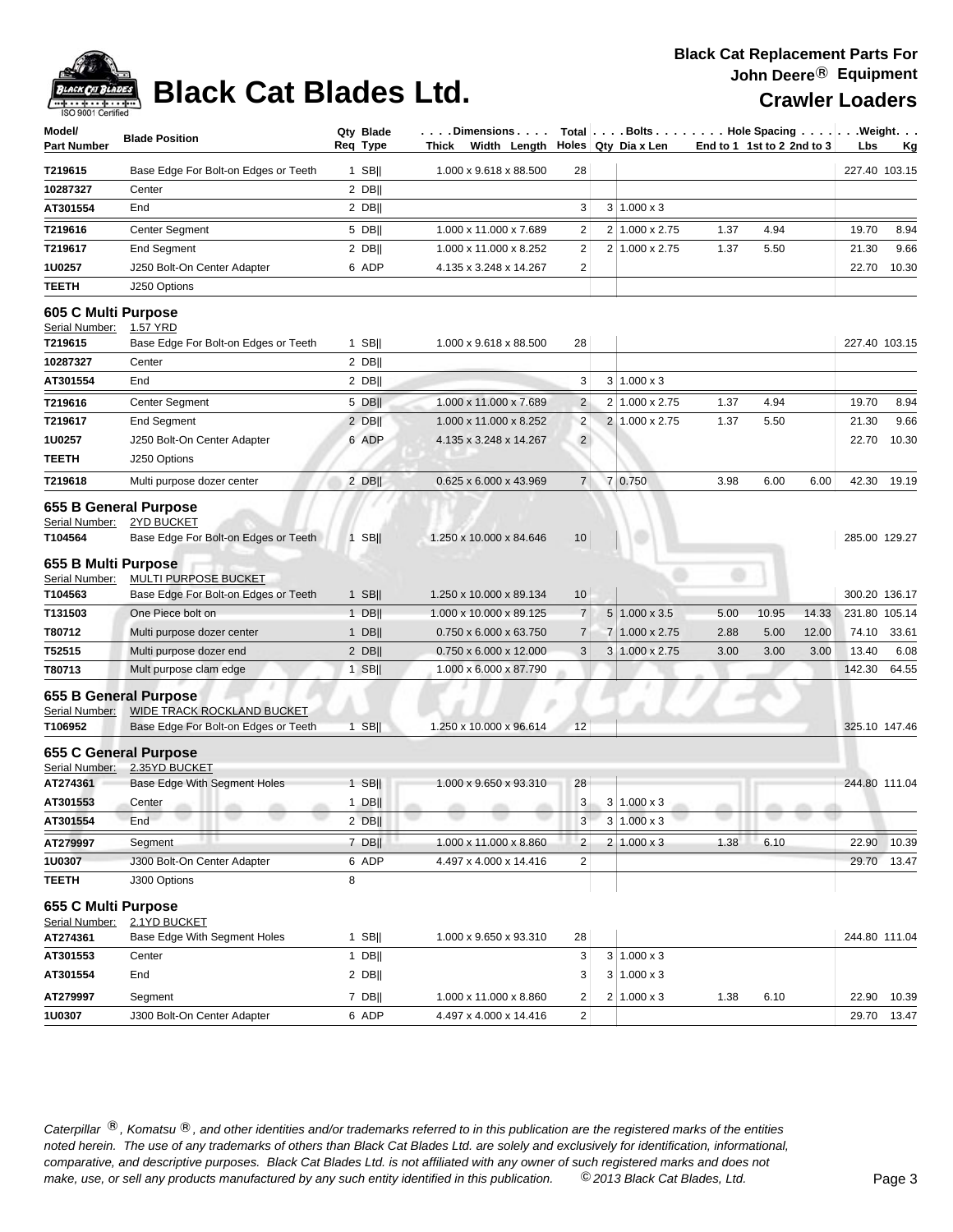# Black Cat Blades Ltd.

**Black Cat Replacement Parts For John Deere® Equipment**

**Crawler Loaders**

| Model/ Part Number | Blade Position | Qty Req | Blade Type | Dimensions Thick x Width x Length | Total Holes | Bolts Qty | Dia x Len | Hole Spacing End to 1 | 1st to 2 | 2nd to 3 | Weight Lbs | Kg |
|---|---|---|---|---|---|---|---|---|---|---|---|---|
| T219615 | Base Edge For Bolt-on Edges or Teeth | 1 | SB‖ | 1.000 x 9.618 x 88.500 | 28 | | | | | | 227.40 | 103.15 |
| 10287327 | Center | 2 | DB‖ | | | | | | | | | |
| AT301554 | End | 2 | DB‖ | | 3 | 3 | 1.000 x 3 | | | | | |
| T219616 | Center Segment | 5 | DB‖ | 1.000 x 11.000 x 7.689 | 2 | 2 | 1.000 x 2.75 | 1.37 | 4.94 | | 19.70 | 8.94 |
| T219617 | End Segment | 2 | DB‖ | 1.000 x 11.000 x 8.252 | 2 | 2 | 1.000 x 2.75 | 1.37 | 5.50 | | 21.30 | 9.66 |
| 1U0257 | J250 Bolt-On Center Adapter | 6 | ADP | 4.135 x 3.248 x 14.267 | 2 | | | | | | 22.70 | 10.30 |
| TEETH | J250 Options | | | | | | | | | | | |

## 605 C Multi Purpose

Serial Number: 1.57 YRD

| Model/ Part Number | Blade Position | Qty Req | Blade Type | Dimensions Thick x Width x Length | Total Holes | Bolts Qty | Dia x Len | Hole Spacing End to 1 | 1st to 2 | 2nd to 3 | Weight Lbs | Kg |
|---|---|---|---|---|---|---|---|---|---|---|---|---|
| T219615 | Base Edge For Bolt-on Edges or Teeth | 1 | SB‖ | 1.000 x 9.618 x 88.500 | 28 | | | | | | 227.40 | 103.15 |
| 10287327 | Center | 2 | DB‖ | | | | | | | | | |
| AT301554 | End | 2 | DB‖ | | 3 | 3 | 1.000 x 3 | | | | | |
| T219616 | Center Segment | 5 | DB‖ | 1.000 x 11.000 x 7.689 | 2 | 2 | 1.000 x 2.75 | 1.37 | 4.94 | | 19.70 | 8.94 |
| T219617 | End Segment | 2 | DB‖ | 1.000 x 11.000 x 8.252 | 2 | 2 | 1.000 x 2.75 | 1.37 | 5.50 | | 21.30 | 9.66 |
| 1U0257 | J250 Bolt-On Center Adapter | 6 | ADP | 4.135 x 3.248 x 14.267 | 2 | | | | | | 22.70 | 10.30 |
| TEETH | J250 Options | | | | | | | | | | | |
| T219618 | Multi purpose dozer center | 2 | DB‖ | 0.625 x 6.000 x 43.969 | 7 | 7 | 0.750 | 3.98 | 6.00 | 6.00 | 42.30 | 19.19 |

## 655 B General Purpose

Serial Number: 2YD BUCKET

| Model/ Part Number | Blade Position | Qty Req | Blade Type | Dimensions Thick x Width x Length | Total Holes | Bolts Qty | Dia x Len | Hole Spacing End to 1 | 1st to 2 | 2nd to 3 | Weight Lbs | Kg |
|---|---|---|---|---|---|---|---|---|---|---|---|---|
| T104564 | Base Edge For Bolt-on Edges or Teeth | 1 | SB‖ | 1.250 x 10.000 x 84.646 | 10 | | | | | | 285.00 | 129.27 |

## 655 B Multi Purpose

Serial Number: MULTI PURPOSE BUCKET

| Model/ Part Number | Blade Position | Qty Req | Blade Type | Dimensions Thick x Width x Length | Total Holes | Bolts Qty | Dia x Len | Hole Spacing End to 1 | 1st to 2 | 2nd to 3 | Weight Lbs | Kg |
|---|---|---|---|---|---|---|---|---|---|---|---|---|
| T104563 | Base Edge For Bolt-on Edges or Teeth | 1 | SB‖ | 1.250 x 10.000 x 89.134 | 10 | | | | | | 300.20 | 136.17 |
| T131503 | One Piece bolt on | 1 | DB‖ | 1.000 x 10.000 x 89.125 | 7 | 5 | 1.000 x 3.5 | 5.00 | 10.95 | 14.33 | 231.80 | 105.14 |
| T80712 | Multi purpose dozer center | 1 | DB‖ | 0.750 x 6.000 x 63.750 | 7 | 7 | 1.000 x 2.75 | 2.88 | 5.00 | 12.00 | 74.10 | 33.61 |
| T52515 | Multi purpose dozer end | 2 | DB‖ | 0.750 x 6.000 x 12.000 | 3 | 3 | 1.000 x 2.75 | 3.00 | 3.00 | 3.00 | 13.40 | 6.08 |
| T80713 | Mult purpose clam edge | 1 | SB‖ | 1.000 x 6.000 x 87.790 | | | | | | | 142.30 | 64.55 |

## 655 B General Purpose

Serial Number: WIDE TRACK ROCKLAND BUCKET

| Model/ Part Number | Blade Position | Qty Req | Blade Type | Dimensions Thick x Width x Length | Total Holes | Bolts Qty | Dia x Len | Hole Spacing End to 1 | 1st to 2 | 2nd to 3 | Weight Lbs | Kg |
|---|---|---|---|---|---|---|---|---|---|---|---|---|
| T106952 | Base Edge For Bolt-on Edges or Teeth | 1 | SB‖ | 1.250 x 10.000 x 96.614 | 12 | | | | | | 325.10 | 147.46 |

## 655 C General Purpose

Serial Number: 2.35YD BUCKET

| Model/ Part Number | Blade Position | Qty Req | Blade Type | Dimensions Thick x Width x Length | Total Holes | Bolts Qty | Dia x Len | Hole Spacing End to 1 | 1st to 2 | 2nd to 3 | Weight Lbs | Kg |
|---|---|---|---|---|---|---|---|---|---|---|---|---|
| AT274361 | Base Edge With Segment Holes | 1 | SB‖ | 1.000 x 9.650 x 93.310 | 28 | | | | | | 244.80 | 111.04 |
| AT301553 | Center | 1 | DB‖ | | 3 | 3 | 1.000 x 3 | | | | | |
| AT301554 | End | 2 | DB‖ | | 3 | 3 | 1.000 x 3 | | | | | |
| AT279997 | Segment | 7 | DB‖ | 1.000 x 11.000 x 8.860 | 2 | 2 | 1.000 x 3 | 1.38 | 6.10 | | 22.90 | 10.39 |
| 1U0307 | J300 Bolt-On Center Adapter | 6 | ADP | 4.497 x 4.000 x 14.416 | 2 | | | | | | 29.70 | 13.47 |
| TEETH | J300 Options | 8 | | | | | | | | | | |

## 655 C Multi Purpose

Serial Number: 2.1YD BUCKET

| Model/ Part Number | Blade Position | Qty Req | Blade Type | Dimensions Thick x Width x Length | Total Holes | Bolts Qty | Dia x Len | Hole Spacing End to 1 | 1st to 2 | 2nd to 3 | Weight Lbs | Kg |
|---|---|---|---|---|---|---|---|---|---|---|---|---|
| AT274361 | Base Edge With Segment Holes | 1 | SB‖ | 1.000 x 9.650 x 93.310 | 28 | | | | | | 244.80 | 111.04 |
| AT301553 | Center | 1 | DB‖ | | 3 | 3 | 1.000 x 3 | | | | | |
| AT301554 | End | 2 | DB‖ | | 3 | 3 | 1.000 x 3 | | | | | |
| AT279997 | Segment | 7 | DB‖ | 1.000 x 11.000 x 8.860 | 2 | 2 | 1.000 x 3 | 1.38 | 6.10 | | 22.90 | 10.39 |
| 1U0307 | J300 Bolt-On Center Adapter | 6 | ADP | 4.497 x 4.000 x 14.416 | 2 | | | | | | 29.70 | 13.47 |

*Caterpillar ®, Komatsu ®, and other identities and/or trademarks referred to in this publication are the registered marks of the entities noted herein. The use of any trademarks of others than Black Cat Blades Ltd. are solely and exclusively for identification, informational, comparative, and descriptive purposes. Black Cat Blades Ltd. is not affiliated with any owner of such registered marks and does not make, use, or sell any products manufactured by any such entity identified in this publication. © 2013 Black Cat Blades, Ltd.*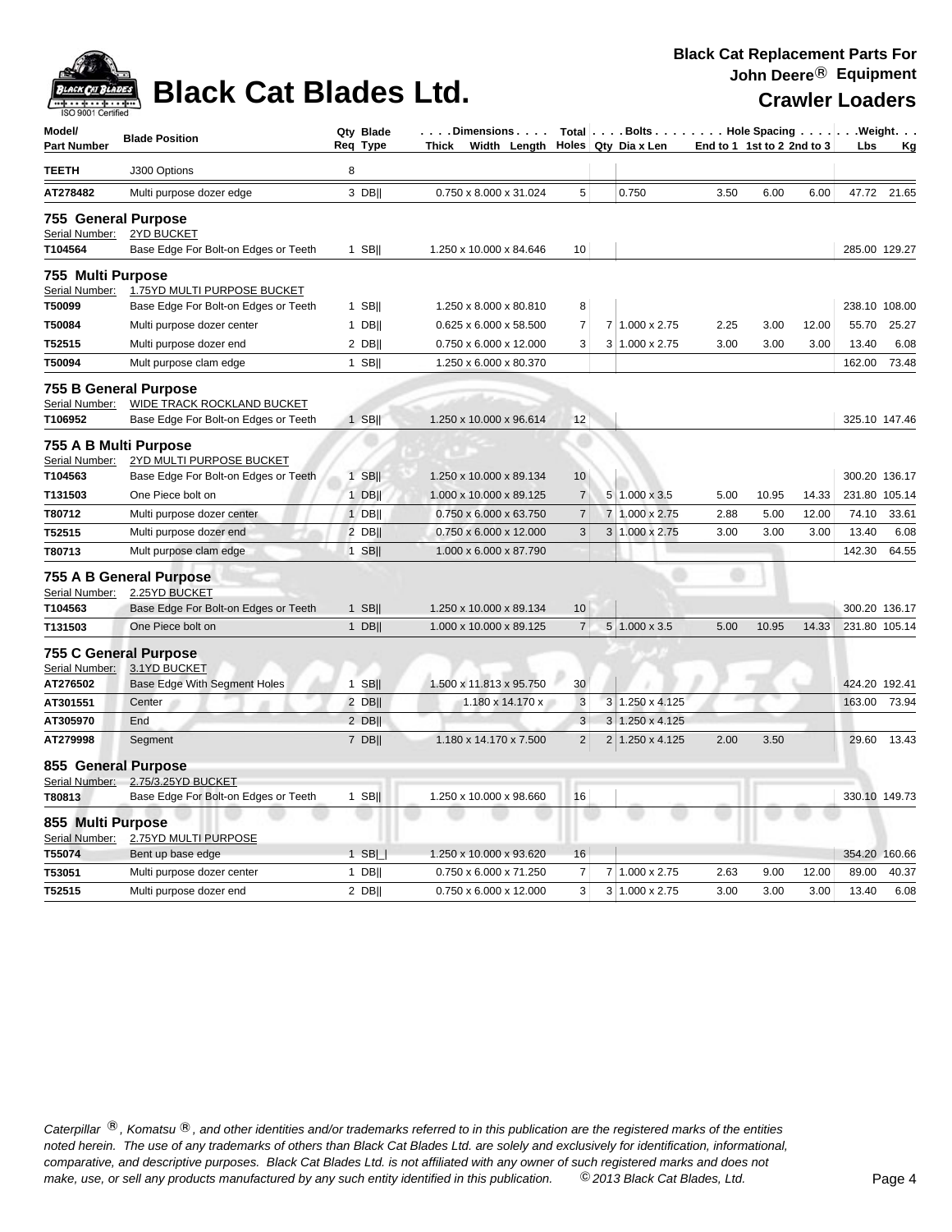# Black Cat Blades Ltd.

**Black Cat Replacement Parts For John Deere® Equipment**

## Crawler Loaders

| Model/ Part Number | Blade Position | Qty Req | Blade Type | Dimensions Thick x Width x Length | Total Holes | Bolts Qty | Dia x Len | Hole Spacing End to 1 | 1st to 2 | 2nd to 3 | Weight Lbs | Kg |
|---|---|---|---|---|---|---|---|---|---|---|---|---|
| **TEETH** | J300 Options | 8 | | | | | | | | | | |
| **AT278482** | Multi purpose dozer edge | 3 | DB‖ | 0.750 x 8.000 x 31.024 | 5 | | 0.750 | 3.50 | 6.00 | 6.00 | 47.72 | 21.65 |
| **755 General Purpose** | | | | | | | | | | | | |
| Serial Number: | 2YD BUCKET | | | | | | | | | | | |
| **T104564** | Base Edge For Bolt-on Edges or Teeth | 1 | SB‖ | 1.250 x 10.000 x 84.646 | 10 | | | | | | 285.00 | 129.27 |
| **755 Multi Purpose** | | | | | | | | | | | | |
| Serial Number: | 1.75YD MULTI PURPOSE BUCKET | | | | | | | | | | | |
| **T50099** | Base Edge For Bolt-on Edges or Teeth | 1 | SB‖ | 1.250 x 8.000 x 80.810 | 8 | | | | | | 238.10 | 108.00 |
| **T50084** | Multi purpose dozer center | 1 | DB‖ | 0.625 x 6.000 x 58.500 | 7 | 7 | 1.000 x 2.75 | 2.25 | 3.00 | 12.00 | 55.70 | 25.27 |
| **T52515** | Multi purpose dozer end | 2 | DB‖ | 0.750 x 6.000 x 12.000 | 3 | 3 | 1.000 x 2.75 | 3.00 | 3.00 | 3.00 | 13.40 | 6.08 |
| **T50094** | Mult purpose clam edge | 1 | SB‖ | 1.250 x 6.000 x 80.370 | | | | | | | 162.00 | 73.48 |
| **755 B General Purpose** | | | | | | | | | | | | |
| Serial Number: | WIDE TRACK ROCKLAND BUCKET | | | | | | | | | | | |
| **T106952** | Base Edge For Bolt-on Edges or Teeth | 1 | SB‖ | 1.250 x 10.000 x 96.614 | 12 | | | | | | 325.10 | 147.46 |
| **755 A B Multi Purpose** | | | | | | | | | | | | |
| Serial Number: | 2YD MULTI PURPOSE BUCKET | | | | | | | | | | | |
| **T104563** | Base Edge For Bolt-on Edges or Teeth | 1 | SB‖ | 1.250 x 10.000 x 89.134 | 10 | | | | | | 300.20 | 136.17 |
| **T131503** | One Piece bolt on | 1 | DB‖ | 1.000 x 10.000 x 89.125 | 7 | 5 | 1.000 x 3.5 | 5.00 | 10.95 | 14.33 | 231.80 | 105.14 |
| **T80712** | Multi purpose dozer center | 1 | DB‖ | 0.750 x 6.000 x 63.750 | 7 | 7 | 1.000 x 2.75 | 2.88 | 5.00 | 12.00 | 74.10 | 33.61 |
| **T52515** | Multi purpose dozer end | 2 | DB‖ | 0.750 x 6.000 x 12.000 | 3 | 3 | 1.000 x 2.75 | 3.00 | 3.00 | 3.00 | 13.40 | 6.08 |
| **T80713** | Mult purpose clam edge | 1 | SB‖ | 1.000 x 6.000 x 87.790 | | | | | | | 142.30 | 64.55 |
| **755 A B General Purpose** | | | | | | | | | | | | |
| Serial Number: | 2.25YD BUCKET | | | | | | | | | | | |
| **T104563** | Base Edge For Bolt-on Edges or Teeth | 1 | SB‖ | 1.250 x 10.000 x 89.134 | 10 | | | | | | 300.20 | 136.17 |
| **T131503** | One Piece bolt on | 1 | DB‖ | 1.000 x 10.000 x 89.125 | 7 | 5 | 1.000 x 3.5 | 5.00 | 10.95 | 14.33 | 231.80 | 105.14 |
| **755 C General Purpose** | | | | | | | | | | | | |
| Serial Number: | 3.1YD BUCKET | | | | | | | | | | | |
| **AT276502** | Base Edge With Segment Holes | 1 | SB‖ | 1.500 x 11.813 x 95.750 | 30 | | | | | | 424.20 | 192.41 |
| **AT301551** | Center | 2 | DB‖ | 1.180 x 14.170 x | 3 | 3 | 1.250 x 4.125 | | | | 163.00 | 73.94 |
| **AT305970** | End | 2 | DB‖ | | 3 | 3 | 1.250 x 4.125 | | | | | |
| **AT279998** | Segment | 7 | DB‖ | 1.180 x 14.170 x 7.500 | 2 | 2 | 1.250 x 4.125 | 2.00 | 3.50 | | 29.60 | 13.43 |
| **855 General Purpose** | | | | | | | | | | | | |
| Serial Number: | 2.75/3.25YD BUCKET | | | | | | | | | | | |
| **T80813** | Base Edge For Bolt-on Edges or Teeth | 1 | SB‖ | 1.250 x 10.000 x 98.660 | 16 | | | | | | 330.10 | 149.73 |
| **855 Multi Purpose** | | | | | | | | | | | | |
| Serial Number: | 2.75YD MULTI PURPOSE | | | | | | | | | | | |
| **T55074** | Bent up base edge | 1 | SB\|_\| | 1.250 x 10.000 x 93.620 | 16 | | | | | | 354.20 | 160.66 |
| **T53051** | Multi purpose dozer center | 1 | DB‖ | 0.750 x 6.000 x 71.250 | 7 | 7 | 1.000 x 2.75 | 2.63 | 9.00 | 12.00 | 89.00 | 40.37 |
| **T52515** | Multi purpose dozer end | 2 | DB‖ | 0.750 x 6.000 x 12.000 | 3 | 3 | 1.000 x 2.75 | 3.00 | 3.00 | 3.00 | 13.40 | 6.08 |

*Caterpillar ®, Komatsu ®, and other identities and/or trademarks referred to in this publication are the registered marks of the entities noted herein. The use of any trademarks of others than Black Cat Blades Ltd. are solely and exclusively for identification, informational, comparative, and descriptive purposes. Black Cat Blades Ltd. is not affiliated with any owner of such registered marks and does not make, use, or sell any products manufactured by any such entity identified in this publication. © 2013 Black Cat Blades, Ltd.*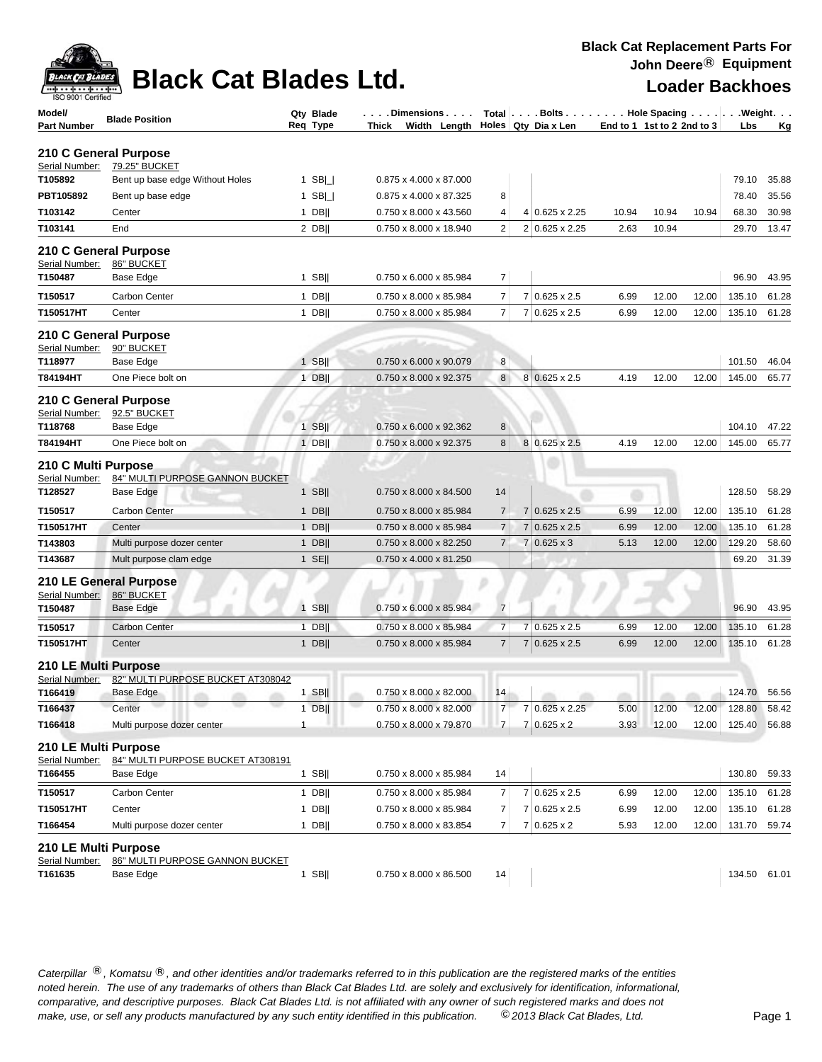# Black Cat Blades Ltd.

**Black Cat Replacement Parts For John Deere® Equipment**

**Loader Backhoes**

| Model/ Part Number | Blade Position | Qty Req | Blade Type | Thick x Width x Length | Total Holes | Bolts Qty | Dia x Len | End to 1 | 1st to 2 | 2nd to 3 | Weight Lbs | Weight Kg |
|---|---|---|---|---|---|---|---|---|---|---|---|---|
| **210 C General Purpose** | | | | | | | | | | | | |
| Serial Number: | 79.25" BUCKET | | | | | | | | | | | |
| **T105892** | Bent up base edge Without Holes | 1 | SB\|_\| | 0.875 x 4.000 x 87.000 | | | | | | | 79.10 | 35.88 |
| **PBT105892** | Bent up base edge | 1 | SB\|_\| | 0.875 x 4.000 x 87.325 | 8 | | | | | | 78.40 | 35.56 |
| **T103142** | Center | 1 | DB\|\| | 0.750 x 8.000 x 43.560 | 4 | 4 | 0.625 x 2.25 | 10.94 | 10.94 | 10.94 | 68.30 | 30.98 |
| **T103141** | End | 2 | DB\|\| | 0.750 x 8.000 x 18.940 | 2 | 2 | 0.625 x 2.25 | 2.63 | 10.94 | | 29.70 | 13.47 |
| **210 C General Purpose** | | | | | | | | | | | | |
| Serial Number: | 86" BUCKET | | | | | | | | | | | |
| **T150487** | Base Edge | 1 | SB\|\| | 0.750 x 6.000 x 85.984 | 7 | | | | | | 96.90 | 43.95 |
| **T150517** | Carbon Center | 1 | DB\|\| | 0.750 x 8.000 x 85.984 | 7 | 7 | 0.625 x 2.5 | 6.99 | 12.00 | 12.00 | 135.10 | 61.28 |
| **T150517HT** | Center | 1 | DB\|\| | 0.750 x 8.000 x 85.984 | 7 | 7 | 0.625 x 2.5 | 6.99 | 12.00 | 12.00 | 135.10 | 61.28 |
| **210 C General Purpose** | | | | | | | | | | | | |
| Serial Number: | 90" BUCKET | | | | | | | | | | | |
| **T118977** | Base Edge | 1 | SB\|\| | 0.750 x 6.000 x 90.079 | 8 | | | | | | 101.50 | 46.04 |
| **T84194HT** | One Piece bolt on | 1 | DB\|\| | 0.750 x 8.000 x 92.375 | 8 | 8 | 0.625 x 2.5 | 4.19 | 12.00 | 12.00 | 145.00 | 65.77 |
| **210 C General Purpose** | | | | | | | | | | | | |
| Serial Number: | 92.5" BUCKET | | | | | | | | | | | |
| **T118768** | Base Edge | 1 | SB\|\| | 0.750 x 6.000 x 92.362 | 8 | | | | | | 104.10 | 47.22 |
| **T84194HT** | One Piece bolt on | 1 | DB\|\| | 0.750 x 8.000 x 92.375 | 8 | 8 | 0.625 x 2.5 | 4.19 | 12.00 | 12.00 | 145.00 | 65.77 |
| **210 C Multi Purpose** | | | | | | | | | | | | |
| Serial Number: | 84" MULTI PURPOSE GANNON BUCKET | | | | | | | | | | | |
| **T128527** | Base Edge | 1 | SB\|\| | 0.750 x 8.000 x 84.500 | 14 | | | | | | 128.50 | 58.29 |
| **T150517** | Carbon Center | 1 | DB\|\| | 0.750 x 8.000 x 85.984 | 7 | 7 | 0.625 x 2.5 | 6.99 | 12.00 | 12.00 | 135.10 | 61.28 |
| **T150517HT** | Center | 1 | DB\|\| | 0.750 x 8.000 x 85.984 | 7 | 7 | 0.625 x 2.5 | 6.99 | 12.00 | 12.00 | 135.10 | 61.28 |
| **T143803** | Multi purpose dozer center | 1 | DB\|\| | 0.750 x 8.000 x 82.250 | 7 | 7 | 0.625 x 3 | 5.13 | 12.00 | 12.00 | 129.20 | 58.60 |
| **T143687** | Mult purpose clam edge | 1 | SE\|\| | 0.750 x 4.000 x 81.250 | | | | | | | 69.20 | 31.39 |
| **210 LE General Purpose** | | | | | | | | | | | | |
| Serial Number: | 86" BUCKET | | | | | | | | | | | |
| **T150487** | Base Edge | 1 | SB\|\| | 0.750 x 6.000 x 85.984 | 7 | | | | | | 96.90 | 43.95 |
| **T150517** | Carbon Center | 1 | DB\|\| | 0.750 x 8.000 x 85.984 | 7 | 7 | 0.625 x 2.5 | 6.99 | 12.00 | 12.00 | 135.10 | 61.28 |
| **T150517HT** | Center | 1 | DB\|\| | 0.750 x 8.000 x 85.984 | 7 | 7 | 0.625 x 2.5 | 6.99 | 12.00 | 12.00 | 135.10 | 61.28 |
| **210 LE Multi Purpose** | | | | | | | | | | | | |
| Serial Number: | 82" MULTI PURPOSE BUCKET AT308042 | | | | | | | | | | | |
| **T166419** | Base Edge | 1 | SB\|\| | 0.750 x 8.000 x 82.000 | 14 | | | | | | 124.70 | 56.56 |
| **T166437** | Center | 1 | DB\|\| | 0.750 x 8.000 x 82.000 | 7 | 7 | 0.625 x 2.25 | 5.00 | 12.00 | 12.00 | 128.80 | 58.42 |
| **T166418** | Multi purpose dozer center | 1 | | 0.750 x 8.000 x 79.870 | 7 | 7 | 0.625 x 2 | 3.93 | 12.00 | 12.00 | 125.40 | 56.88 |
| **210 LE Multi Purpose** | | | | | | | | | | | | |
| Serial Number: | 84" MULTI PURPOSE BUCKET AT308191 | | | | | | | | | | | |
| **T166455** | Base Edge | 1 | SB\|\| | 0.750 x 8.000 x 85.984 | 14 | | | | | | 130.80 | 59.33 |
| **T150517** | Carbon Center | 1 | DB\|\| | 0.750 x 8.000 x 85.984 | 7 | 7 | 0.625 x 2.5 | 6.99 | 12.00 | 12.00 | 135.10 | 61.28 |
| **T150517HT** | Center | 1 | DB\|\| | 0.750 x 8.000 x 85.984 | 7 | 7 | 0.625 x 2.5 | 6.99 | 12.00 | 12.00 | 135.10 | 61.28 |
| **T166454** | Multi purpose dozer center | 1 | DB\|\| | 0.750 x 8.000 x 83.854 | 7 | 7 | 0.625 x 2 | 5.93 | 12.00 | 12.00 | 131.70 | 59.74 |
| **210 LE Multi Purpose** | | | | | | | | | | | | |
| Serial Number: | 86" MULTI PURPOSE GANNON BUCKET | | | | | | | | | | | |
| **T161635** | Base Edge | 1 | SB\|\| | 0.750 x 8.000 x 86.500 | 14 | | | | | | 134.50 | 61.01 |

*Caterpillar ®, Komatsu ®, and other identities and/or trademarks referred to in this publication are the registered marks of the entities noted herein. The use of any trademarks of others than Black Cat Blades Ltd. are solely and exclusively for identification, informational, comparative, and descriptive purposes. Black Cat Blades Ltd. is not affiliated with any owner of such registered marks and does not make, use, or sell any products manufactured by any such entity identified in this publication. © 2013 Black Cat Blades, Ltd.*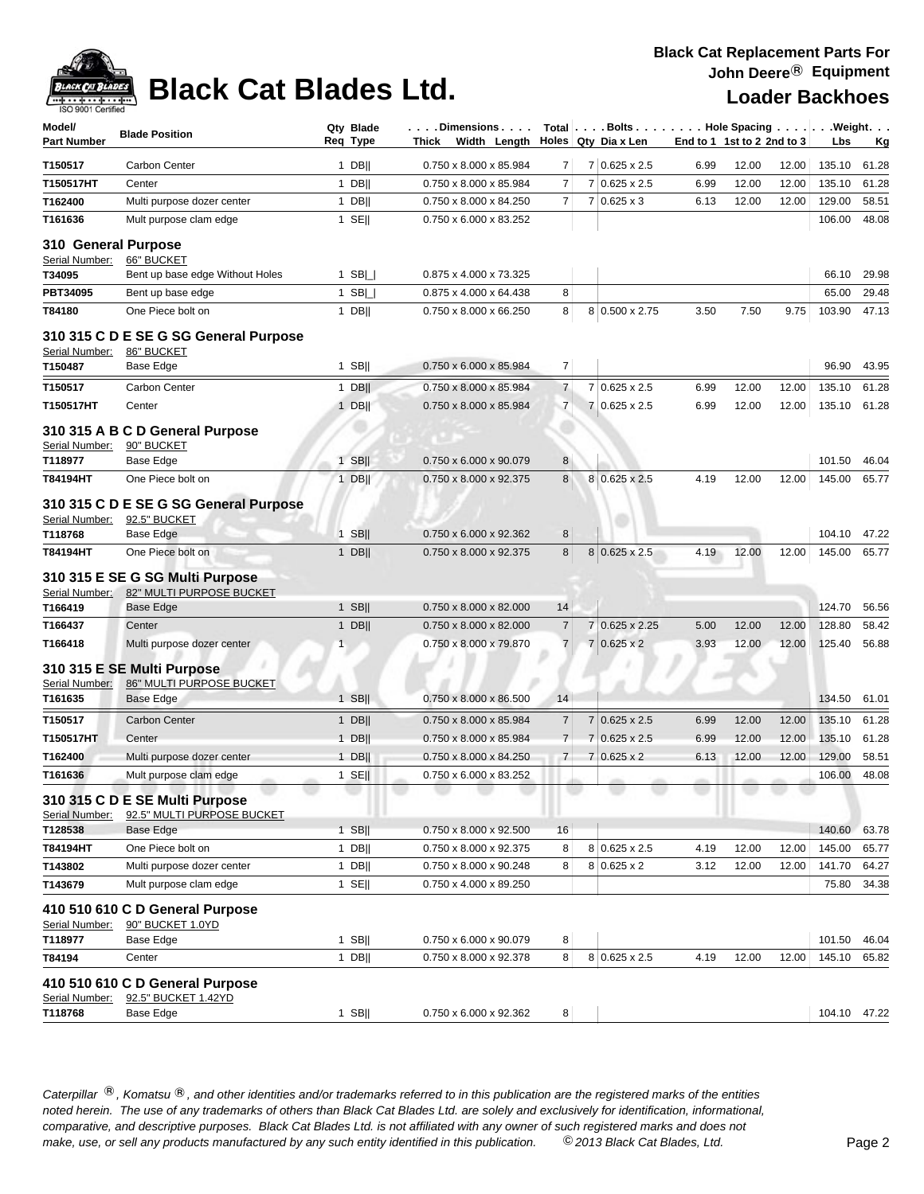# Black Cat Blades Ltd.

**Black Cat Replacement Parts For John Deere® Equipment**

## Loader Backhoes

| Model/ Part Number | Blade Position | Qty Req | Blade Type | Dimensions Thick x Width x Length | Total Holes | Bolts Qty | Bolts Dia x Len | Hole Spacing End to 1 | 1st to 2 | 2nd to 3 | Weight Lbs | Weight Kg |
|---|---|---|---|---|---|---|---|---|---|---|---|---|
| T150517 | Carbon Center | 1 | DB\|\| | 0.750 x 8.000 x 85.984 | 7 | 7 | 0.625 x 2.5 | 6.99 | 12.00 | 12.00 | 135.10 | 61.28 |
| T150517HT | Center | 1 | DB\|\| | 0.750 x 8.000 x 85.984 | 7 | 7 | 0.625 x 2.5 | 6.99 | 12.00 | 12.00 | 135.10 | 61.28 |
| T162400 | Multi purpose dozer center | 1 | DB\|\| | 0.750 x 8.000 x 84.250 | 7 | 7 | 0.625 x 3 | 6.13 | 12.00 | 12.00 | 129.00 | 58.51 |
| T161636 | Mult purpose clam edge | 1 | SE\|\| | 0.750 x 6.000 x 83.252 | | | | | | | 106.00 | 48.08 |
| **310 General Purpose** | | | | | | | | | | | | |
| Serial Number: | 66" BUCKET | | | | | | | | | | | |
| T34095 | Bent up base edge Without Holes | 1 | SB\|_\| | 0.875 x 4.000 x 73.325 | | | | | | | 66.10 | 29.98 |
| PBT34095 | Bent up base edge | 1 | SB\|_\| | 0.875 x 4.000 x 64.438 | 8 | | | | | | 65.00 | 29.48 |
| T84180 | One Piece bolt on | 1 | DB\|\| | 0.750 x 8.000 x 66.250 | 8 | 8 | 0.500 x 2.75 | 3.50 | 7.50 | 9.75 | 103.90 | 47.13 |
| **310 315 C D E SE G SG General Purpose** | | | | | | | | | | | | |
| Serial Number: | 86" BUCKET | | | | | | | | | | | |
| T150487 | Base Edge | 1 | SB\|\| | 0.750 x 6.000 x 85.984 | 7 | | | | | | 96.90 | 43.95 |
| T150517 | Carbon Center | 1 | DB\|\| | 0.750 x 8.000 x 85.984 | 7 | 7 | 0.625 x 2.5 | 6.99 | 12.00 | 12.00 | 135.10 | 61.28 |
| T150517HT | Center | 1 | DB\|\| | 0.750 x 8.000 x 85.984 | 7 | 7 | 0.625 x 2.5 | 6.99 | 12.00 | 12.00 | 135.10 | 61.28 |
| **310 315 A B C D General Purpose** | | | | | | | | | | | | |
| Serial Number: | 90" BUCKET | | | | | | | | | | | |
| T118977 | Base Edge | 1 | SB\|\| | 0.750 x 6.000 x 90.079 | 8 | | | | | | 101.50 | 46.04 |
| T84194HT | One Piece bolt on | 1 | DB\|\| | 0.750 x 8.000 x 92.375 | 8 | 8 | 0.625 x 2.5 | 4.19 | 12.00 | 12.00 | 145.00 | 65.77 |
| **310 315 C D E SE G SG General Purpose** | | | | | | | | | | | | |
| Serial Number: | 92.5" BUCKET | | | | | | | | | | | |
| T118768 | Base Edge | 1 | SB\|\| | 0.750 x 6.000 x 92.362 | 8 | | | | | | 104.10 | 47.22 |
| T84194HT | One Piece bolt on | 1 | DB\|\| | 0.750 x 8.000 x 92.375 | 8 | 8 | 0.625 x 2.5 | 4.19 | 12.00 | 12.00 | 145.00 | 65.77 |
| **310 315 E SE G SG Multi Purpose** | | | | | | | | | | | | |
| Serial Number: | 82" MULTI PURPOSE BUCKET | | | | | | | | | | | |
| T166419 | Base Edge | 1 | SB\|\| | 0.750 x 8.000 x 82.000 | 14 | | | | | | 124.70 | 56.56 |
| T166437 | Center | 1 | DB\|\| | 0.750 x 8.000 x 82.000 | 7 | 7 | 0.625 x 2.25 | 5.00 | 12.00 | 12.00 | 128.80 | 58.42 |
| T166418 | Multi purpose dozer center | 1 | | 0.750 x 8.000 x 79.870 | 7 | 7 | 0.625 x 2 | 3.93 | 12.00 | 12.00 | 125.40 | 56.88 |
| **310 315 E SE Multi Purpose** | | | | | | | | | | | | |
| Serial Number: | 86" MULTI PURPOSE BUCKET | | | | | | | | | | | |
| T161635 | Base Edge | 1 | SB\|\| | 0.750 x 8.000 x 86.500 | 14 | | | | | | 134.50 | 61.01 |
| T150517 | Carbon Center | 1 | DB\|\| | 0.750 x 8.000 x 85.984 | 7 | 7 | 0.625 x 2.5 | 6.99 | 12.00 | 12.00 | 135.10 | 61.28 |
| T150517HT | Center | 1 | DB\|\| | 0.750 x 8.000 x 85.984 | 7 | 7 | 0.625 x 2.5 | 6.99 | 12.00 | 12.00 | 135.10 | 61.28 |
| T162400 | Multi purpose dozer center | 1 | DB\|\| | 0.750 x 8.000 x 84.250 | 7 | 7 | 0.625 x 2 | 6.13 | 12.00 | 12.00 | 129.00 | 58.51 |
| T161636 | Mult purpose clam edge | 1 | SE\|\| | 0.750 x 6.000 x 83.252 | | | | | | | 106.00 | 48.08 |
| **310 315 C D E SE Multi Purpose** | | | | | | | | | | | | |
| Serial Number: | 92.5" MULTI PURPOSE BUCKET | | | | | | | | | | | |
| T128538 | Base Edge | 1 | SB\|\| | 0.750 x 8.000 x 92.500 | 16 | | | | | | 140.60 | 63.78 |
| T84194HT | One Piece bolt on | 1 | DB\|\| | 0.750 x 8.000 x 92.375 | 8 | 8 | 0.625 x 2.5 | 4.19 | 12.00 | 12.00 | 145.00 | 65.77 |
| T143802 | Multi purpose dozer center | 1 | DB\|\| | 0.750 x 8.000 x 90.248 | 8 | 8 | 0.625 x 2 | 3.12 | 12.00 | 12.00 | 141.70 | 64.27 |
| T143679 | Mult purpose clam edge | 1 | SE\|\| | 0.750 x 4.000 x 89.250 | | | | | | | 75.80 | 34.38 |
| **410 510 610 C D General Purpose** | | | | | | | | | | | | |
| Serial Number: | 90" BUCKET 1.0YD | | | | | | | | | | | |
| T118977 | Base Edge | 1 | SB\|\| | 0.750 x 6.000 x 90.079 | 8 | | | | | | 101.50 | 46.04 |
| T84194 | Center | 1 | DB\|\| | 0.750 x 8.000 x 92.378 | 8 | 8 | 0.625 x 2.5 | 4.19 | 12.00 | 12.00 | 145.10 | 65.82 |
| **410 510 610 C D General Purpose** | | | | | | | | | | | | |
| Serial Number: | 92.5" BUCKET 1.42YD | | | | | | | | | | | |
| T118768 | Base Edge | 1 | SB\|\| | 0.750 x 6.000 x 92.362 | 8 | | | | | | 104.10 | 47.22 |

*Caterpillar ®, Komatsu ®, and other identities and/or trademarks referred to in this publication are the registered marks of the entities noted herein. The use of any trademarks of others than Black Cat Blades Ltd. are solely and exclusively for identification, informational, comparative, and descriptive purposes. Black Cat Blades Ltd. is not affiliated with any owner of such registered marks and does not make, use, or sell any products manufactured by any such entity identified in this publication. © 2013 Black Cat Blades, Ltd.*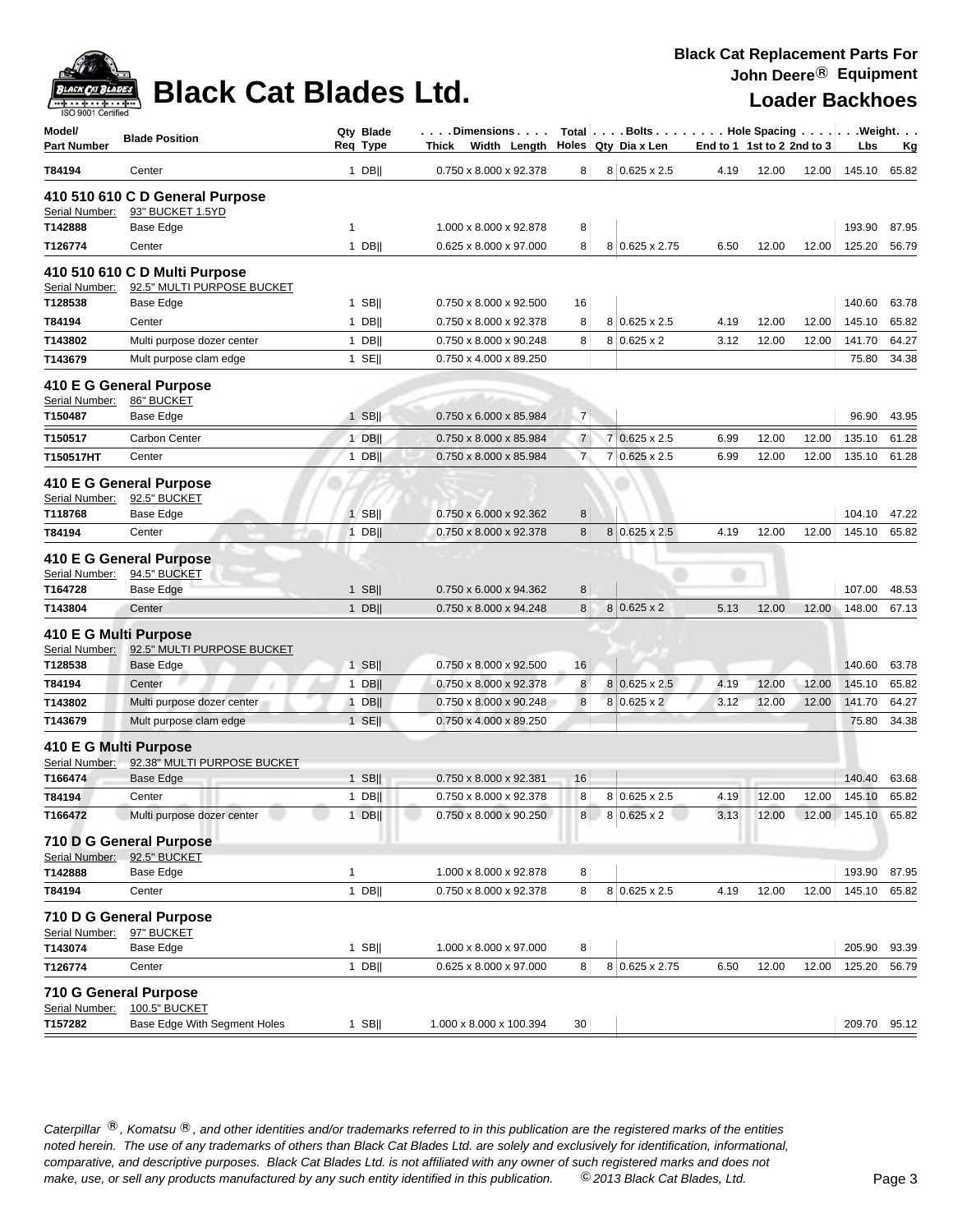# Black Cat Blades Ltd.

**Black Cat Replacement Parts For John Deere® Equipment**

**Loader Backhoes**

| Model/ Part Number | Blade Position | Qty Req | Blade Type | Dimensions Thick Width Length | Total Holes | Bolts Qty | Dia x Len | Hole Spacing End to 1 | 1st to 2 | 2nd to 3 | Weight Lbs | Kg |
|---|---|---|---|---|---|---|---|---|---|---|---|---|
| T84194 | Center | 1 | DB‖ | 0.750 x 8.000 x 92.378 | 8 | 8 | 0.625 x 2.5 | 4.19 | 12.00 | 12.00 | 145.10 | 65.82 |
| **410 510 610 C D General Purpose** | | | | | | | | | | | | |
| Serial Number: | 93" BUCKET 1.5YD | | | | | | | | | | | |
| T142888 | Base Edge | 1 | | 1.000 x 8.000 x 92.878 | 8 | | | | | | 193.90 | 87.95 |
| T126774 | Center | 1 | DB‖ | 0.625 x 8.000 x 97.000 | 8 | 8 | 0.625 x 2.75 | 6.50 | 12.00 | 12.00 | 125.20 | 56.79 |
| **410 510 610 C D Multi Purpose** | | | | | | | | | | | | |
| Serial Number: | 92.5" MULTI PURPOSE BUCKET | | | | | | | | | | | |
| T128538 | Base Edge | 1 | SB‖ | 0.750 x 8.000 x 92.500 | 16 | | | | | | 140.60 | 63.78 |
| T84194 | Center | 1 | DB‖ | 0.750 x 8.000 x 92.378 | 8 | 8 | 0.625 x 2.5 | 4.19 | 12.00 | 12.00 | 145.10 | 65.82 |
| T143802 | Multi purpose dozer center | 1 | DB‖ | 0.750 x 8.000 x 90.248 | 8 | 8 | 0.625 x 2 | 3.12 | 12.00 | 12.00 | 141.70 | 64.27 |
| T143679 | Mult purpose clam edge | 1 | SE‖ | 0.750 x 4.000 x 89.250 | | | | | | | 75.80 | 34.38 |
| **410 E G General Purpose** | | | | | | | | | | | | |
| Serial Number: | 86" BUCKET | | | | | | | | | | | |
| T150487 | Base Edge | 1 | SB‖ | 0.750 x 6.000 x 85.984 | 7 | | | | | | 96.90 | 43.95 |
| T150517 | Carbon Center | 1 | DB‖ | 0.750 x 8.000 x 85.984 | 7 | 7 | 0.625 x 2.5 | 6.99 | 12.00 | 12.00 | 135.10 | 61.28 |
| T150517HT | Center | 1 | DB‖ | 0.750 x 8.000 x 85.984 | 7 | 7 | 0.625 x 2.5 | 6.99 | 12.00 | 12.00 | 135.10 | 61.28 |
| **410 E G General Purpose** | | | | | | | | | | | | |
| Serial Number: | 92.5" BUCKET | | | | | | | | | | | |
| T118768 | Base Edge | 1 | SB‖ | 0.750 x 6.000 x 92.362 | 8 | | | | | | 104.10 | 47.22 |
| T84194 | Center | 1 | DB‖ | 0.750 x 8.000 x 92.378 | 8 | 8 | 0.625 x 2.5 | 4.19 | 12.00 | 12.00 | 145.10 | 65.82 |
| **410 E G General Purpose** | | | | | | | | | | | | |
| Serial Number: | 94.5" BUCKET | | | | | | | | | | | |
| T164728 | Base Edge | 1 | SB‖ | 0.750 x 6.000 x 94.362 | 8 | | | | | | 107.00 | 48.53 |
| T143804 | Center | 1 | DB‖ | 0.750 x 8.000 x 94.248 | 8 | 8 | 0.625 x 2 | 5.13 | 12.00 | 12.00 | 148.00 | 67.13 |
| **410 E G Multi Purpose** | | | | | | | | | | | | |
| Serial Number: | 92.5" MULTI PURPOSE BUCKET | | | | | | | | | | | |
| T128538 | Base Edge | 1 | SB‖ | 0.750 x 8.000 x 92.500 | 16 | | | | | | 140.60 | 63.78 |
| T84194 | Center | 1 | DB‖ | 0.750 x 8.000 x 92.378 | 8 | 8 | 0.625 x 2.5 | 4.19 | 12.00 | 12.00 | 145.10 | 65.82 |
| T143802 | Multi purpose dozer center | 1 | DB‖ | 0.750 x 8.000 x 90.248 | 8 | 8 | 0.625 x 2 | 3.12 | 12.00 | 12.00 | 141.70 | 64.27 |
| T143679 | Mult purpose clam edge | 1 | SE‖ | 0.750 x 4.000 x 89.250 | | | | | | | 75.80 | 34.38 |
| **410 E G Multi Purpose** | | | | | | | | | | | | |
| Serial Number: | 92.38" MULTI PURPOSE BUCKET | | | | | | | | | | | |
| T166474 | Base Edge | 1 | SB‖ | 0.750 x 8.000 x 92.381 | 16 | | | | | | 140.40 | 63.68 |
| T84194 | Center | 1 | DB‖ | 0.750 x 8.000 x 92.378 | 8 | 8 | 0.625 x 2.5 | 4.19 | 12.00 | 12.00 | 145.10 | 65.82 |
| T166472 | Multi purpose dozer center | 1 | DB‖ | 0.750 x 8.000 x 90.250 | 8 | 8 | 0.625 x 2 | 3.13 | 12.00 | 12.00 | 145.10 | 65.82 |
| **710 D G General Purpose** | | | | | | | | | | | | |
| Serial Number: | 92.5" BUCKET | | | | | | | | | | | |
| T142888 | Base Edge | 1 | | 1.000 x 8.000 x 92.878 | 8 | | | | | | 193.90 | 87.95 |
| T84194 | Center | 1 | DB‖ | 0.750 x 8.000 x 92.378 | 8 | 8 | 0.625 x 2.5 | 4.19 | 12.00 | 12.00 | 145.10 | 65.82 |
| **710 D G General Purpose** | | | | | | | | | | | | |
| Serial Number: | 97" BUCKET | | | | | | | | | | | |
| T143074 | Base Edge | 1 | SB‖ | 1.000 x 8.000 x 97.000 | 8 | | | | | | 205.90 | 93.39 |
| T126774 | Center | 1 | DB‖ | 0.625 x 8.000 x 97.000 | 8 | 8 | 0.625 x 2.75 | 6.50 | 12.00 | 12.00 | 125.20 | 56.79 |
| **710 G General Purpose** | | | | | | | | | | | | |
| Serial Number: | 100.5" BUCKET | | | | | | | | | | | |
| T157282 | Base Edge With Segment Holes | 1 | SB‖ | 1.000 x 8.000 x 100.394 | 30 | | | | | | 209.70 | 95.12 |

*Caterpillar ®, Komatsu ®, and other identities and/or trademarks referred to in this publication are the registered marks of the entities noted herein. The use of any trademarks of others than Black Cat Blades Ltd. are solely and exclusively for identification, informational, comparative, and descriptive purposes. Black Cat Blades Ltd. is not affiliated with any owner of such registered marks and does not make, use, or sell any products manufactured by any such entity identified in this publication. © 2013 Black Cat Blades, Ltd.*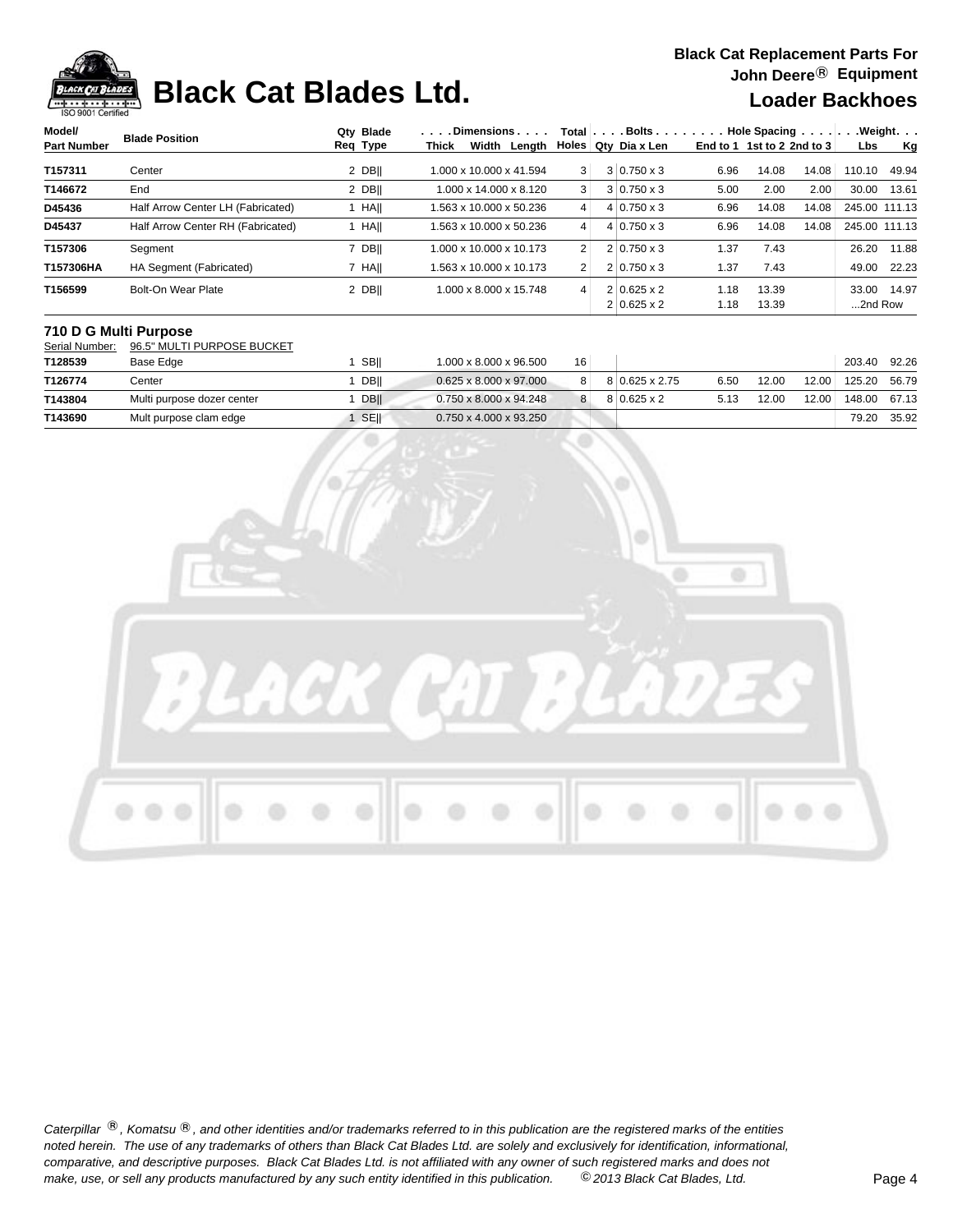# Black Cat Blades Ltd.

**Black Cat Replacement Parts For John Deere® Equipment**

**Loader Backhoes**

| Model/ Part Number | Blade Position | Qty Req | Blade Type | Dimensions Thick x Width x Length | Total Holes | Bolts Qty | Dia x Len | Hole Spacing End to 1 | 1st to 2 | 2nd to 3 | Weight Lbs | Kg |
|---|---|---|---|---|---|---|---|---|---|---|---|---|
| **T157311** | Center | 2 | DB\|\| | 1.000 x 10.000 x 41.594 | 3 | 3 | 0.750 x 3 | 6.96 | 14.08 | 14.08 | 110.10 | 49.94 |
| **T146672** | End | 2 | DB\|\| | 1.000 x 14.000 x 8.120 | 3 | 3 | 0.750 x 3 | 5.00 | 2.00 | 2.00 | 30.00 | 13.61 |
| **D45436** | Half Arrow Center LH (Fabricated) | 1 | HA\|\| | 1.563 x 10.000 x 50.236 | 4 | 4 | 0.750 x 3 | 6.96 | 14.08 | 14.08 | 245.00 | 111.13 |
| **D45437** | Half Arrow Center RH (Fabricated) | 1 | HA\|\| | 1.563 x 10.000 x 50.236 | 4 | 4 | 0.750 x 3 | 6.96 | 14.08 | 14.08 | 245.00 | 111.13 |
| **T157306** | Segment | 7 | DB\|\| | 1.000 x 10.000 x 10.173 | 2 | 2 | 0.750 x 3 | 1.37 | 7.43 | | 26.20 | 11.88 |
| **T157306HA** | HA Segment (Fabricated) | 7 | HA\|\| | 1.563 x 10.000 x 10.173 | 2 | 2 | 0.750 x 3 | 1.37 | 7.43 | | 49.00 | 22.23 |
| **T156599** | Bolt-On Wear Plate | 2 | DB\|\| | 1.000 x 8.000 x 15.748 | 4 | 2 | 0.625 x 2 | 1.18 | 13.39 | | 33.00 | 14.97 |
| | | | | | | 2 | 0.625 x 2 | 1.18 | 13.39 | | ...2nd Row | |

## 710 D G Multi Purpose

Serial Number: 96.5" MULTI PURPOSE BUCKET

| Model/ Part Number | Blade Position | Qty Req | Blade Type | Dimensions Thick x Width x Length | Total Holes | Bolts Qty | Dia x Len | Hole Spacing End to 1 | 1st to 2 | 2nd to 3 | Weight Lbs | Kg |
|---|---|---|---|---|---|---|---|---|---|---|---|---|
| **T128539** | Base Edge | 1 | SB\|\| | 1.000 x 8.000 x 96.500 | 16 | | | | | | 203.40 | 92.26 |
| **T126774** | Center | 1 | DB\|\| | 0.625 x 8.000 x 97.000 | 8 | 8 | 0.625 x 2.75 | 6.50 | 12.00 | 12.00 | 125.20 | 56.79 |
| **T143804** | Multi purpose dozer center | 1 | DB\|\| | 0.750 x 8.000 x 94.248 | 8 | 8 | 0.625 x 2 | 5.13 | 12.00 | 12.00 | 148.00 | 67.13 |
| **T143690** | Mult purpose clam edge | 1 | SE\|\| | 0.750 x 4.000 x 93.250 | | | | | | | 79.20 | 35.92 |

*Caterpillar ®, Komatsu ®, and other identities and/or trademarks referred to in this publication are the registered marks of the entities noted herein. The use of any trademarks of others than Black Cat Blades Ltd. are solely and exclusively for identification, informational, comparative, and descriptive purposes. Black Cat Blades Ltd. is not affiliated with any owner of such registered marks and does not make, use, or sell any products manufactured by any such entity identified in this publication. © 2013 Black Cat Blades, Ltd.*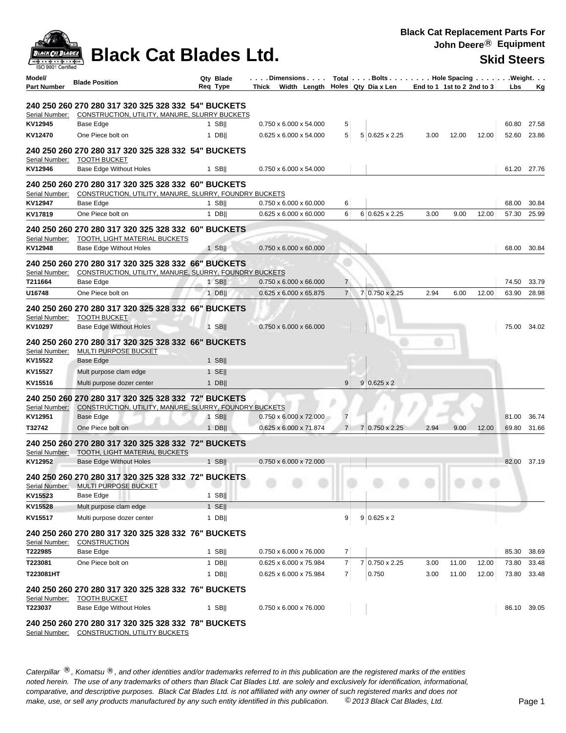# Black Cat Blades Ltd.

**Black Cat Replacement Parts For John Deere® Equipment**

**Skid Steers**

| Model/ Part Number | Blade Position | Qty Req | Blade Type | Dimensions Thick x Width x Length | Total Holes | Bolts Qty | Bolts Dia x Len | Hole Spacing End to 1 | Hole Spacing 1st to 2 | Hole Spacing 2nd to 3 | Weight Lbs | Weight Kg |
|---|---|---|---|---|---|---|---|---|---|---|---|---|
| **240 250 260 270 280 317 320 325 328 332 54" BUCKETS** | | | | | | | | | | | | |
| Serial Number: | CONSTRUCTION, UTILITY, MANURE, SLURRY BUCKETS | | | | | | | | | | | |
| **KV12945** | Base Edge | 1 | SB‖ | 0.750 x 6.000 x 54.000 | 5 | | | | | | 60.80 | 27.58 |
| **KV12470** | One Piece bolt on | 1 | DB‖ | 0.625 x 6.000 x 54.000 | 5 | 5 | 0.625 x 2.25 | 3.00 | 12.00 | 12.00 | 52.60 | 23.86 |
| **240 250 260 270 280 317 320 325 328 332 54" BUCKETS** | | | | | | | | | | | | |
| Serial Number: | TOOTH BUCKET | | | | | | | | | | | |
| **KV12946** | Base Edge Without Holes | 1 | SB‖ | 0.750 x 6.000 x 54.000 | | | | | | | 61.20 | 27.76 |
| **240 250 260 270 280 317 320 325 328 332 60" BUCKETS** | | | | | | | | | | | | |
| Serial Number: | CONSTRUCTION, UTILITY, MANURE, SLURRY, FOUNDRY BUCKETS | | | | | | | | | | | |
| **KV12947** | Base Edge | 1 | SB‖ | 0.750 x 6.000 x 60.000 | 6 | | | | | | 68.00 | 30.84 |
| **KV17819** | One Piece bolt on | 1 | DB‖ | 0.625 x 6.000 x 60.000 | 6 | 6 | 0.625 x 2.25 | 3.00 | 9.00 | 12.00 | 57.30 | 25.99 |
| **240 250 260 270 280 317 320 325 328 332 60" BUCKETS** | | | | | | | | | | | | |
| Serial Number: | TOOTH, LIGHT MATERIAL BUCKETS | | | | | | | | | | | |
| **KV12948** | Base Edge Without Holes | 1 | SB‖ | 0.750 x 6.000 x 60.000 | | | | | | | 68.00 | 30.84 |
| **240 250 260 270 280 317 320 325 328 332 66" BUCKETS** | | | | | | | | | | | | |
| Serial Number: | CONSTRUCTION, UTILITY, MANURE, SLURRY, FOUNDRY BUCKETS | | | | | | | | | | | |
| **T211664** | Base Edge | 1 | SB‖ | 0.750 x 6.000 x 66.000 | 7 | | | | | | 74.50 | 33.79 |
| **U16748** | One Piece bolt on | 1 | DB‖ | 0.625 x 6.000 x 65.875 | 7 | 7 | 0.750 x 2.25 | 2.94 | 6.00 | 12.00 | 63.90 | 28.98 |
| **240 250 260 270 280 317 320 325 328 332 66" BUCKETS** | | | | | | | | | | | | |
| Serial Number: | TOOTH BUCKET | | | | | | | | | | | |
| **KV10297** | Base Edge Without Holes | 1 | SB‖ | 0.750 x 6.000 x 66.000 | | | | | | | 75.00 | 34.02 |
| **240 250 260 270 280 317 320 325 328 332 66" BUCKETS** | | | | | | | | | | | | |
| Serial Number: | MULTI PURPOSE BUCKET | | | | | | | | | | | |
| **KV15522** | Base Edge | 1 | SB‖ | | | | | | | | | |
| **KV15527** | Mult purpose clam edge | 1 | SE‖ | | | | | | | | | |
| **KV15516** | Multi purpose dozer center | 1 | DB‖ | | 9 | 9 | 0.625 x 2 | | | | | |
| **240 250 260 270 280 317 320 325 328 332 72" BUCKETS** | | | | | | | | | | | | |
| Serial Number: | CONSTRUCTION, UTILITY, MANURE, SLURRY, FOUNDRY BUCKETS | | | | | | | | | | | |
| **KV12951** | Base Edge | 1 | SB‖ | 0.750 x 6.000 x 72.000 | 7 | | | | | | 81.00 | 36.74 |
| **T32742** | One Piece bolt on | 1 | DB‖ | 0.625 x 6.000 x 71.874 | 7 | 7 | 0.750 x 2.25 | 2.94 | 9.00 | 12.00 | 69.80 | 31.66 |
| **240 250 260 270 280 317 320 325 328 332 72" BUCKETS** | | | | | | | | | | | | |
| Serial Number: | TOOTH, LIGHT MATERIAL BUCKETS | | | | | | | | | | | |
| **KV12952** | Base Edge Without Holes | 1 | SB‖ | 0.750 x 6.000 x 72.000 | | | | | | | 82.00 | 37.19 |
| **240 250 260 270 280 317 320 325 328 332 72" BUCKETS** | | | | | | | | | | | | |
| Serial Number: | MULTI PURPOSE BUCKET | | | | | | | | | | | |
| **KV15523** | Base Edge | 1 | SB‖ | | | | | | | | | |
| **KV15528** | Mult purpose clam edge | 1 | SE‖ | | | | | | | | | |
| **KV15517** | Multi purpose dozer center | 1 | DB‖ | | 9 | 9 | 0.625 x 2 | | | | | |
| **240 250 260 270 280 317 320 325 328 332 76" BUCKETS** | | | | | | | | | | | | |
| Serial Number: | CONSTRUCTION | | | | | | | | | | | |
| **T222985** | Base Edge | 1 | SB‖ | 0.750 x 6.000 x 76.000 | 7 | | | | | | 85.30 | 38.69 |
| **T223081** | One Piece bolt on | 1 | DB‖ | 0.625 x 6.000 x 75.984 | 7 | 7 | 0.750 x 2.25 | 3.00 | 11.00 | 12.00 | 73.80 | 33.48 |
| **T223081HT** | | 1 | DB‖ | 0.625 x 6.000 x 75.984 | 7 | | 0.750 | 3.00 | 11.00 | 12.00 | 73.80 | 33.48 |
| **240 250 260 270 280 317 320 325 328 332 76" BUCKETS** | | | | | | | | | | | | |
| Serial Number: | TOOTH BUCKET | | | | | | | | | | | |
| **T223037** | Base Edge Without Holes | 1 | SB‖ | 0.750 x 6.000 x 76.000 | | | | | | | 86.10 | 39.05 |
| **240 250 260 270 280 317 320 325 328 332 78" BUCKETS** | | | | | | | | | | | | |
| Serial Number: | CONSTRUCTION, UTILITY BUCKETS | | | | | | | | | | | |

*Caterpillar ®, Komatsu ®, and other identities and/or trademarks referred to in this publication are the registered marks of the entities noted herein. The use of any trademarks of others than Black Cat Blades Ltd. are solely and exclusively for identification, informational, comparative, and descriptive purposes. Black Cat Blades Ltd. is not affiliated with any owner of such registered marks and does not make, use, or sell any products manufactured by any such entity identified in this publication. © 2013 Black Cat Blades, Ltd.*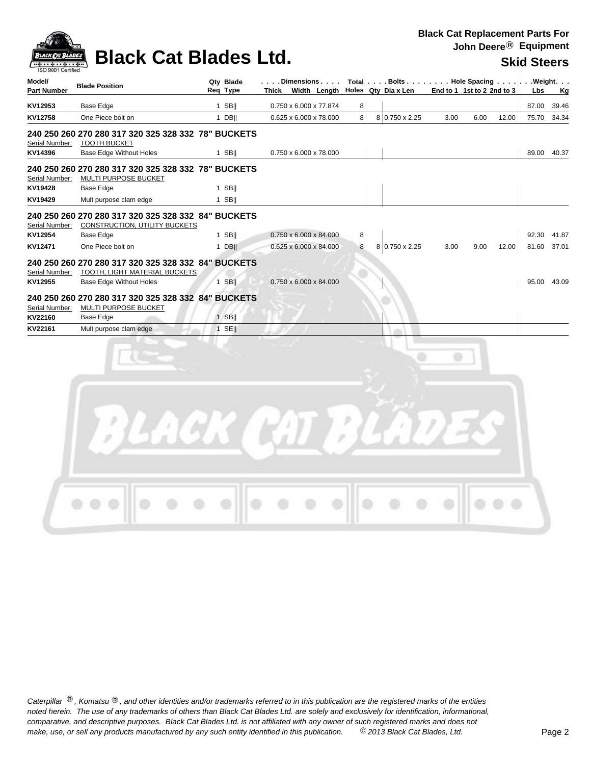# Black Cat Blades Ltd.

**Black Cat Replacement Parts For John Deere® Equipment**

**Skid Steers**

| Model/ Part Number | Blade Position | Qty Req | Blade Type | Dimensions Thick x Width x Length | Total Holes | Bolts Qty | Dia x Len | Hole Spacing End to 1 | 1st to 2 | 2nd to 3 | Weight Lbs | Kg |
|---|---|---|---|---|---|---|---|---|---|---|---|---|
| KV12953 | Base Edge | 1 | SB‖ | 0.750 x 6.000 x 77.874 | 8 | | | | | | 87.00 | 39.46 |
| KV12758 | One Piece bolt on | 1 | DB‖ | 0.625 x 6.000 x 78.000 | 8 | 8 | 0.750 x 2.25 | 3.00 | 6.00 | 12.00 | 75.70 | 34.34 |
| **240 250 260 270 280 317 320 325 328 332 78" BUCKETS** | | | | | | | | | | | | |
| Serial Number: | TOOTH BUCKET | | | | | | | | | | | |
| KV14396 | Base Edge Without Holes | 1 | SB‖ | 0.750 x 6.000 x 78.000 | | | | | | | 89.00 | 40.37 |
| **240 250 260 270 280 317 320 325 328 332 78" BUCKETS** | | | | | | | | | | | | |
| Serial Number: | MULTI PURPOSE BUCKET | | | | | | | | | | | |
| KV19428 | Base Edge | 1 | SB‖ | | | | | | | | | |
| KV19429 | Mult purpose clam edge | 1 | SB‖ | | | | | | | | | |
| **240 250 260 270 280 317 320 325 328 332 84" BUCKETS** | | | | | | | | | | | | |
| Serial Number: | CONSTRUCTION, UTILITY BUCKETS | | | | | | | | | | | |
| KV12954 | Base Edge | 1 | SB‖ | 0.750 x 6.000 x 84.000 | 8 | | | | | | 92.30 | 41.87 |
| KV12471 | One Piece bolt on | 1 | DB‖ | 0.625 x 6.000 x 84.000 | 8 | 8 | 0.750 x 2.25 | 3.00 | 9.00 | 12.00 | 81.60 | 37.01 |
| **240 250 260 270 280 317 320 325 328 332 84" BUCKETS** | | | | | | | | | | | | |
| Serial Number: | TOOTH, LIGHT MATERIAL BUCKETS | | | | | | | | | | | |
| KV12955 | Base Edge Without Holes | 1 | SB‖ | 0.750 x 6.000 x 84.000 | | | | | | | 95.00 | 43.09 |
| **240 250 260 270 280 317 320 325 328 332 84" BUCKETS** | | | | | | | | | | | | |
| Serial Number: | MULTI PURPOSE BUCKET | | | | | | | | | | | |
| KV22160 | Base Edge | 1 | SB‖ | | | | | | | | | |
| KV22161 | Mult purpose clam edge | 1 | SE‖ | | | | | | | | | |

*Caterpillar ®, Komatsu ®, and other identities and/or trademarks referred to in this publication are the registered marks of the entities noted herein. The use of any trademarks of others than Black Cat Blades Ltd. are solely and exclusively for identification, informational, comparative, and descriptive purposes. Black Cat Blades Ltd. is not affiliated with any owner of such registered marks and does not make, use, or sell any products manufactured by any such entity identified in this publication. © 2013 Black Cat Blades, Ltd.*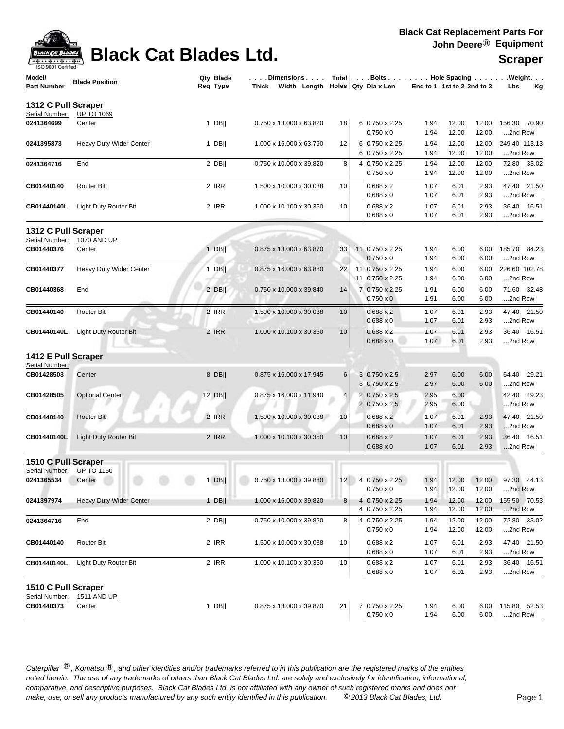# Black Cat Blades Ltd.

**Black Cat Replacement Parts For John Deere® Equipment**

**Scraper**

| Model/ Part Number | Blade Position | Qty Req | Blade Type | Dimensions Thick x Width x Length | Total Holes | Bolts Qty | Bolts Dia x Len | Hole Spacing End to 1 | 1st to 2 | 2nd to 3 | Weight Lbs | Kg |
|---|---|---|---|---|---|---|---|---|---|---|---|---|
| **1312 C Pull Scraper** | | | | | | | | | | | | |
| Serial Number: UP TO 1069 | | | | | | | | | | | | |
| **0241364699** | Center | 1 | DB‖ | 0.750 x 13.000 x 63.820 | 18 | 6 | 0.750 x 2.25 | 1.94 | 12.00 | 12.00 | 156.30 | 70.90 |
| | | | | | | | 0.750 x 0 | 1.94 | 12.00 | 12.00 | ...2nd Row | |
| **0241395873** | Heavy Duty Wider Center | 1 | DB‖ | 1.000 x 16.000 x 63.790 | 12 | 6 | 0.750 x 2.25 | 1.94 | 12.00 | 12.00 | 249.40 | 113.13 |
| | | | | | | 6 | 0.750 x 2.25 | 1.94 | 12.00 | 12.00 | ...2nd Row | |
| **0241364716** | End | 2 | DB‖ | 0.750 x 10.000 x 39.820 | 8 | 4 | 0.750 x 2.25 | 1.94 | 12.00 | 12.00 | 72.80 | 33.02 |
| | | | | | | | 0.750 x 0 | 1.94 | 12.00 | 12.00 | ...2nd Row | |
| **CB01440140** | Router Bit | 2 | IRR | 1.500 x 10.000 x 30.038 | 10 | | 0.688 x 2 | 1.07 | 6.01 | 2.93 | 47.40 | 21.50 |
| | | | | | | | 0.688 x 0 | 1.07 | 6.01 | 2.93 | ...2nd Row | |
| **CB01440140L** | Light Duty Router Bit | 2 | IRR | 1.000 x 10.100 x 30.350 | 10 | | 0.688 x 2 | 1.07 | 6.01 | 2.93 | 36.40 | 16.51 |
| | | | | | | | 0.688 x 0 | 1.07 | 6.01 | 2.93 | ...2nd Row | |
| **1312 C Pull Scraper** | | | | | | | | | | | | |
| Serial Number: 1070 AND UP | | | | | | | | | | | | |
| **CB01440376** | Center | 1 | DB‖ | 0.875 x 13.000 x 63.870 | 33 | 11 | 0.750 x 2.25 | 1.94 | 6.00 | 6.00 | 185.70 | 84.23 |
| | | | | | | | 0.750 x 0 | 1.94 | 6.00 | 6.00 | ...2nd Row | |
| **CB01440377** | Heavy Duty Wider Center | 1 | DB‖ | 0.875 x 16.000 x 63.880 | 22 | 11 | 0.750 x 2.25 | 1.94 | 6.00 | 6.00 | 226.60 | 102.78 |
| | | | | | | 11 | 0.750 x 2.25 | 1.94 | 6.00 | 6.00 | ...2nd Row | |
| **CB01440368** | End | 2 | DB‖ | 0.750 x 10.000 x 39.840 | 14 | 7 | 0.750 x 2.25 | 1.91 | 6.00 | 6.00 | 71.60 | 32.48 |
| | | | | | | | 0.750 x 0 | 1.91 | 6.00 | 6.00 | ...2nd Row | |
| **CB01440140** | Router Bit | 2 | IRR | 1.500 x 10.000 x 30.038 | 10 | | 0.688 x 2 | 1.07 | 6.01 | 2.93 | 47.40 | 21.50 |
| | | | | | | | 0.688 x 0 | 1.07 | 6.01 | 2.93 | ...2nd Row | |
| **CB01440140L** | Light Duty Router Bit | 2 | IRR | 1.000 x 10.100 x 30.350 | 10 | | 0.688 x 2 | 1.07 | 6.01 | 2.93 | 36.40 | 16.51 |
| | | | | | | | 0.688 x 0 | 1.07 | 6.01 | 2.93 | ...2nd Row | |
| **1412 E Pull Scraper** | | | | | | | | | | | | |
| Serial Number: | | | | | | | | | | | | |
| **CB01428503** | Center | 8 | DB‖ | 0.875 x 16.000 x 17.945 | 6 | 3 | 0.750 x 2.5 | 2.97 | 6.00 | 6.00 | 64.40 | 29.21 |
| | | | | | | 3 | 0.750 x 2.5 | 2.97 | 6.00 | 6.00 | ...2nd Row | |
| **CB01428505** | Optional Center | 12 | DB‖ | 0.875 x 16.000 x 11.940 | 4 | 2 | 0.750 x 2.5 | 2.95 | 6.00 | | 42.40 | 19.23 |
| | | | | | | 2 | 0.750 x 2.5 | 2.95 | 6.00 | | ...2nd Row | |
| **CB01440140** | Router Bit | 2 | IRR | 1.500 x 10.000 x 30.038 | 10 | | 0.688 x 2 | 1.07 | 6.01 | 2.93 | 47.40 | 21.50 |
| | | | | | | | 0.688 x 0 | 1.07 | 6.01 | 2.93 | ...2nd Row | |
| **CB01440140L** | Light Duty Router Bit | 2 | IRR | 1.000 x 10.100 x 30.350 | 10 | | 0.688 x 2 | 1.07 | 6.01 | 2.93 | 36.40 | 16.51 |
| | | | | | | | 0.688 x 0 | 1.07 | 6.01 | 2.93 | ...2nd Row | |
| **1510 C Pull Scraper** | | | | | | | | | | | | |
| Serial Number: UP TO 1150 | | | | | | | | | | | | |
| **0241365534** | Center | 1 | DB‖ | 0.750 x 13.000 x 39.880 | 12 | 4 | 0.750 x 2.25 | 1.94 | 12.00 | 12.00 | 97.30 | 44.13 |
| | | | | | | | 0.750 x 0 | 1.94 | 12.00 | 12.00 | ...2nd Row | |
| **0241397974** | Heavy Duty Wider Center | 1 | DB‖ | 1.000 x 16.000 x 39.820 | 8 | 4 | 0.750 x 2.25 | 1.94 | 12.00 | 12.00 | 155.50 | 70.53 |
| | | | | | | 4 | 0.750 x 2.25 | 1.94 | 12.00 | 12.00 | ...2nd Row | |
| **0241364716** | End | 2 | DB‖ | 0.750 x 10.000 x 39.820 | 8 | 4 | 0.750 x 2.25 | 1.94 | 12.00 | 12.00 | 72.80 | 33.02 |
| | | | | | | | 0.750 x 0 | 1.94 | 12.00 | 12.00 | ...2nd Row | |
| **CB01440140** | Router Bit | 2 | IRR | 1.500 x 10.000 x 30.038 | 10 | | 0.688 x 2 | 1.07 | 6.01 | 2.93 | 47.40 | 21.50 |
| | | | | | | | 0.688 x 0 | 1.07 | 6.01 | 2.93 | ...2nd Row | |
| **CB01440140L** | Light Duty Router Bit | 2 | IRR | 1.000 x 10.100 x 30.350 | 10 | | 0.688 x 2 | 1.07 | 6.01 | 2.93 | 36.40 | 16.51 |
| | | | | | | | 0.688 x 0 | 1.07 | 6.01 | 2.93 | ...2nd Row | |
| **1510 C Pull Scraper** | | | | | | | | | | | | |
| Serial Number: 1511 AND UP | | | | | | | | | | | | |
| **CB01440373** | Center | 1 | DB‖ | 0.875 x 13.000 x 39.870 | 21 | 7 | 0.750 x 2.25 | 1.94 | 6.00 | 6.00 | 115.80 | 52.53 |
| | | | | | | | 0.750 x 0 | 1.94 | 6.00 | 6.00 | ...2nd Row | |

*Caterpillar ®, Komatsu ®, and other identities and/or trademarks referred to in this publication are the registered marks of the entities noted herein. The use of any trademarks of others than Black Cat Blades Ltd. are solely and exclusively for identification, informational, comparative, and descriptive purposes. Black Cat Blades Ltd. is not affiliated with any owner of such registered marks and does not make, use, or sell any products manufactured by any such entity identified in this publication.* *© 2013 Black Cat Blades, Ltd.*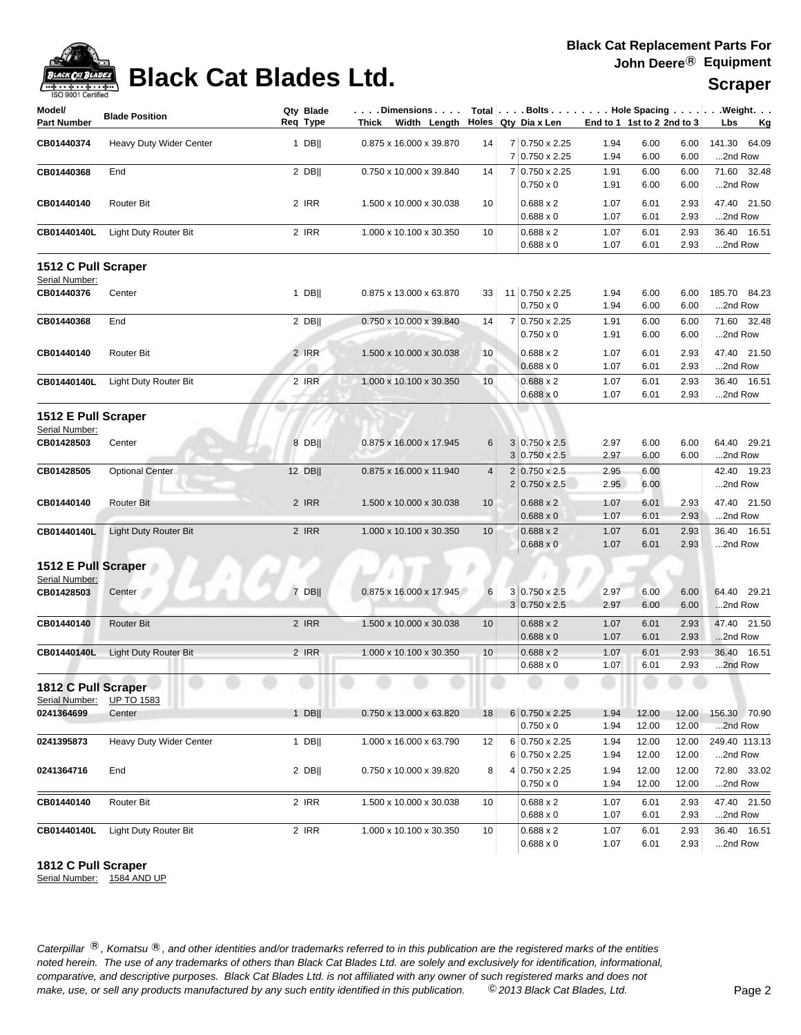# Black Cat Blades Ltd.

**Black Cat Replacement Parts For John Deere® Equipment**

**Scraper**

| Model/ Part Number | Blade Position | Qty Req | Blade Type | Dimensions Thick x Width x Length | Total Holes | Bolts Qty | Bolts Dia x Len | Hole Spacing End to 1 | 1st to 2 | 2nd to 3 | Weight Lbs | Weight Kg |
|---|---|---|---|---|---|---|---|---|---|---|---|---|
| CB01440374 | Heavy Duty Wider Center | 1 | DB‖ | 0.875 x 16.000 x 39.870 | 14 | 7 | 0.750 x 2.25 | 1.94 | 6.00 | 6.00 | 141.30 | 64.09 |
| | | | | | | 7 | 0.750 x 2.25 | 1.94 | 6.00 | 6.00 | ...2nd Row | |
| CB01440368 | End | 2 | DB‖ | 0.750 x 10.000 x 39.840 | 14 | 7 | 0.750 x 2.25 | 1.91 | 6.00 | 6.00 | 71.60 | 32.48 |
| | | | | | | | 0.750 x 0 | 1.91 | 6.00 | 6.00 | ...2nd Row | |
| CB01440140 | Router Bit | 2 | IRR | 1.500 x 10.000 x 30.038 | 10 | | 0.688 x 2 | 1.07 | 6.01 | 2.93 | 47.40 | 21.50 |
| | | | | | | | 0.688 x 0 | 1.07 | 6.01 | 2.93 | ...2nd Row | |
| CB01440140L | Light Duty Router Bit | 2 | IRR | 1.000 x 10.100 x 30.350 | 10 | | 0.688 x 2 | 1.07 | 6.01 | 2.93 | 36.40 | 16.51 |
| | | | | | | | 0.688 x 0 | 1.07 | 6.01 | 2.93 | ...2nd Row | |

## 1512 C Pull Scraper

Serial Number:

| Model/ Part Number | Blade Position | Qty Req | Blade Type | Dimensions Thick x Width x Length | Total Holes | Bolts Qty | Bolts Dia x Len | Hole Spacing End to 1 | 1st to 2 | 2nd to 3 | Weight Lbs | Weight Kg |
|---|---|---|---|---|---|---|---|---|---|---|---|---|
| CB01440376 | Center | 1 | DB‖ | 0.875 x 13.000 x 63.870 | 33 | 11 | 0.750 x 2.25 | 1.94 | 6.00 | 6.00 | 185.70 | 84.23 |
| | | | | | | | 0.750 x 0 | 1.94 | 6.00 | 6.00 | ...2nd Row | |
| CB01440368 | End | 2 | DB‖ | 0.750 x 10.000 x 39.840 | 14 | 7 | 0.750 x 2.25 | 1.91 | 6.00 | 6.00 | 71.60 | 32.48 |
| | | | | | | | 0.750 x 0 | 1.91 | 6.00 | 6.00 | ...2nd Row | |
| CB01440140 | Router Bit | 2 | IRR | 1.500 x 10.000 x 30.038 | 10 | | 0.688 x 2 | 1.07 | 6.01 | 2.93 | 47.40 | 21.50 |
| | | | | | | | 0.688 x 0 | 1.07 | 6.01 | 2.93 | ...2nd Row | |
| CB01440140L | Light Duty Router Bit | 2 | IRR | 1.000 x 10.100 x 30.350 | 10 | | 0.688 x 2 | 1.07 | 6.01 | 2.93 | 36.40 | 16.51 |
| | | | | | | | 0.688 x 0 | 1.07 | 6.01 | 2.93 | ...2nd Row | |

## 1512 E Pull Scraper

Serial Number:

| Model/ Part Number | Blade Position | Qty Req | Blade Type | Dimensions Thick x Width x Length | Total Holes | Bolts Qty | Bolts Dia x Len | Hole Spacing End to 1 | 1st to 2 | 2nd to 3 | Weight Lbs | Weight Kg |
|---|---|---|---|---|---|---|---|---|---|---|---|---|
| CB01428503 | Center | 8 | DB‖ | 0.875 x 16.000 x 17.945 | 6 | 3 | 0.750 x 2.5 | 2.97 | 6.00 | 6.00 | 64.40 | 29.21 |
| | | | | | | 3 | 0.750 x 2.5 | 2.97 | 6.00 | 6.00 | ...2nd Row | |
| CB01428505 | Optional Center | 12 | DB‖ | 0.875 x 16.000 x 11.940 | 4 | 2 | 0.750 x 2.5 | 2.95 | 6.00 | | 42.40 | 19.23 |
| | | | | | | 2 | 0.750 x 2.5 | 2.95 | 6.00 | | ...2nd Row | |
| CB01440140 | Router Bit | 2 | IRR | 1.500 x 10.000 x 30.038 | 10 | | 0.688 x 2 | 1.07 | 6.01 | 2.93 | 47.40 | 21.50 |
| | | | | | | | 0.688 x 0 | 1.07 | 6.01 | 2.93 | ...2nd Row | |
| CB01440140L | Light Duty Router Bit | 2 | IRR | 1.000 x 10.100 x 30.350 | 10 | | 0.688 x 2 | 1.07 | 6.01 | 2.93 | 36.40 | 16.51 |
| | | | | | | | 0.688 x 0 | 1.07 | 6.01 | 2.93 | ...2nd Row | |

## 1512 E Pull Scraper

Serial Number:

| Model/ Part Number | Blade Position | Qty Req | Blade Type | Dimensions Thick x Width x Length | Total Holes | Bolts Qty | Bolts Dia x Len | Hole Spacing End to 1 | 1st to 2 | 2nd to 3 | Weight Lbs | Weight Kg |
|---|---|---|---|---|---|---|---|---|---|---|---|---|
| CB01428503 | Center | 7 | DB‖ | 0.875 x 16.000 x 17.945 | 6 | 3 | 0.750 x 2.5 | 2.97 | 6.00 | 6.00 | 64.40 | 29.21 |
| | | | | | | 3 | 0.750 x 2.5 | 2.97 | 6.00 | 6.00 | ...2nd Row | |
| CB01440140 | Router Bit | 2 | IRR | 1.500 x 10.000 x 30.038 | 10 | | 0.688 x 2 | 1.07 | 6.01 | 2.93 | 47.40 | 21.50 |
| | | | | | | | 0.688 x 0 | 1.07 | 6.01 | 2.93 | ...2nd Row | |
| CB01440140L | Light Duty Router Bit | 2 | IRR | 1.000 x 10.100 x 30.350 | 10 | | 0.688 x 2 | 1.07 | 6.01 | 2.93 | 36.40 | 16.51 |
| | | | | | | | 0.688 x 0 | 1.07 | 6.01 | 2.93 | ...2nd Row | |

## 1812 C Pull Scraper

Serial Number: UP TO 1583

| Model/ Part Number | Blade Position | Qty Req | Blade Type | Dimensions Thick x Width x Length | Total Holes | Bolts Qty | Bolts Dia x Len | Hole Spacing End to 1 | 1st to 2 | 2nd to 3 | Weight Lbs | Weight Kg |
|---|---|---|---|---|---|---|---|---|---|---|---|---|
| 0241364699 | Center | 1 | DB‖ | 0.750 x 13.000 x 63.820 | 18 | 6 | 0.750 x 2.25 | 1.94 | 12.00 | 12.00 | 156.30 | 70.90 |
| | | | | | | | 0.750 x 0 | 1.94 | 12.00 | 12.00 | ...2nd Row | |
| 0241395873 | Heavy Duty Wider Center | 1 | DB‖ | 1.000 x 16.000 x 63.790 | 12 | 6 | 0.750 x 2.25 | 1.94 | 12.00 | 12.00 | 249.40 | 113.13 |
| | | | | | | 6 | 0.750 x 2.25 | 1.94 | 12.00 | 12.00 | ...2nd Row | |
| 0241364716 | End | 2 | DB‖ | 0.750 x 10.000 x 39.820 | 8 | 4 | 0.750 x 2.25 | 1.94 | 12.00 | 12.00 | 72.80 | 33.02 |
| | | | | | | | 0.750 x 0 | 1.94 | 12.00 | 12.00 | ...2nd Row | |
| CB01440140 | Router Bit | 2 | IRR | 1.500 x 10.000 x 30.038 | 10 | | 0.688 x 2 | 1.07 | 6.01 | 2.93 | 47.40 | 21.50 |
| | | | | | | | 0.688 x 0 | 1.07 | 6.01 | 2.93 | ...2nd Row | |
| CB01440140L | Light Duty Router Bit | 2 | IRR | 1.000 x 10.100 x 30.350 | 10 | | 0.688 x 2 | 1.07 | 6.01 | 2.93 | 36.40 | 16.51 |
| | | | | | | | 0.688 x 0 | 1.07 | 6.01 | 2.93 | ...2nd Row | |

## 1812 C Pull Scraper

Serial Number: 1584 AND UP

*Caterpillar ®, Komatsu ®, and other identities and/or trademarks referred to in this publication are the registered marks of the entities noted herein. The use of any trademarks of others than Black Cat Blades Ltd. are solely and exclusively for identification, informational, comparative, and descriptive purposes. Black Cat Blades Ltd. is not affiliated with any owner of such registered marks and does not make, use, or sell any products manufactured by any such entity identified in this publication. © 2013 Black Cat Blades, Ltd.*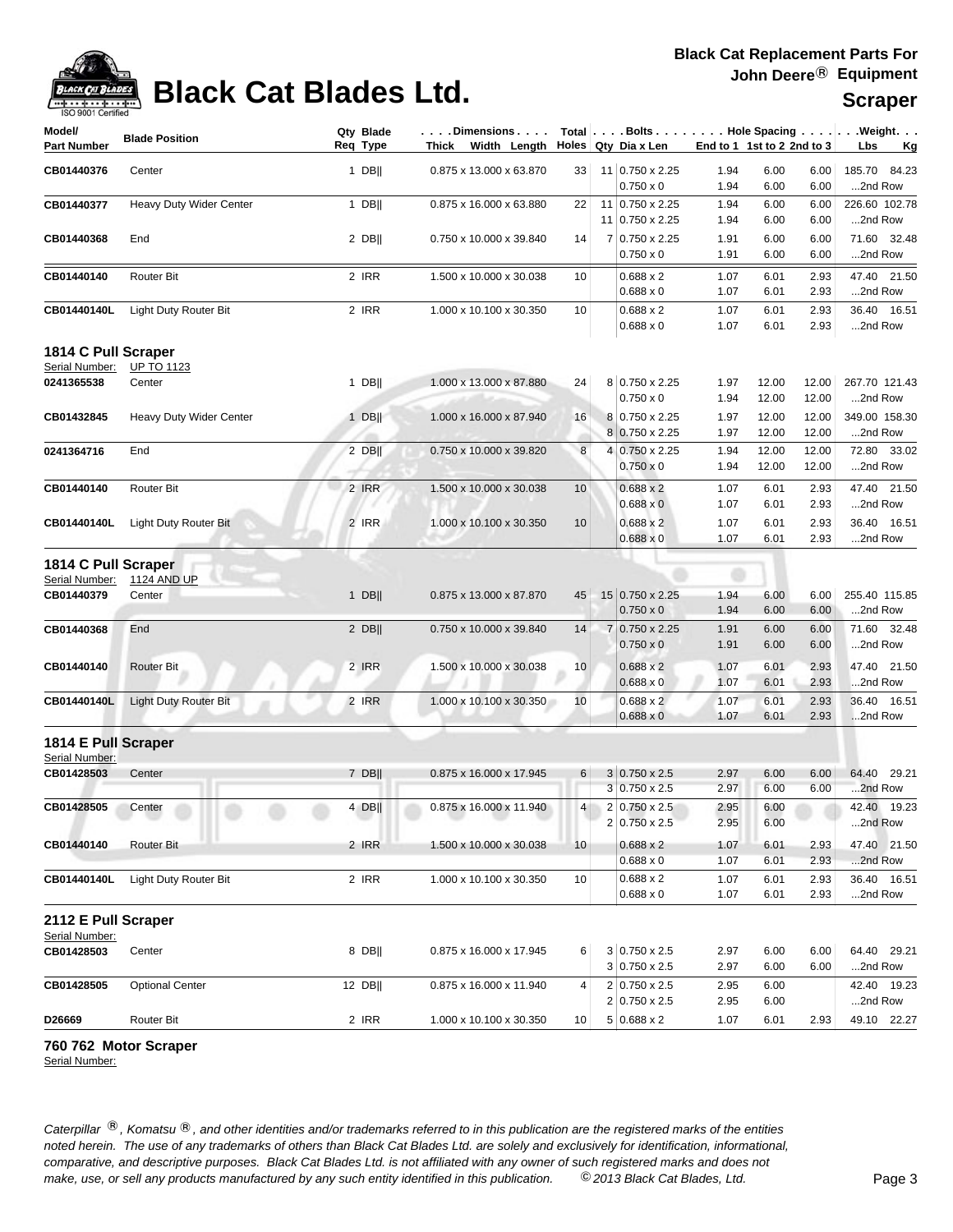# Black Cat Blades Ltd.

**Black Cat Replacement Parts For John Deere® Equipment**

**Scraper**

| Model/ Part Number | Blade Position | Qty Req | Blade Type | Dimensions Thick x Width x Length | Total Holes | Bolts Qty | Dia x Len | End to 1 | 1st to 2 | 2nd to 3 | Weight Lbs | Kg |
|---|---|---|---|---|---|---|---|---|---|---|---|---|
| **CB01440376** | Center | 1 | DB‖ | 0.875 x 13.000 x 63.870 | 33 | 11 | 0.750 x 2.25 | 1.94 | 6.00 | 6.00 | 185.70 | 84.23 |
| | | | | | | | 0.750 x 0 | 1.94 | 6.00 | 6.00 | ...2nd Row | |
| **CB01440377** | Heavy Duty Wider Center | 1 | DB‖ | 0.875 x 16.000 x 63.880 | 22 | 11 | 0.750 x 2.25 | 1.94 | 6.00 | 6.00 | 226.60 | 102.78 |
| | | | | | | 11 | 0.750 x 2.25 | 1.94 | 6.00 | 6.00 | ...2nd Row | |
| **CB01440368** | End | 2 | DB‖ | 0.750 x 10.000 x 39.840 | 14 | 7 | 0.750 x 2.25 | 1.91 | 6.00 | 6.00 | 71.60 | 32.48 |
| | | | | | | | 0.750 x 0 | 1.91 | 6.00 | 6.00 | ...2nd Row | |
| **CB01440140** | Router Bit | 2 | IRR | 1.500 x 10.000 x 30.038 | 10 | | 0.688 x 2 | 1.07 | 6.01 | 2.93 | 47.40 | 21.50 |
| | | | | | | | 0.688 x 0 | 1.07 | 6.01 | 2.93 | ...2nd Row | |
| **CB01440140L** | Light Duty Router Bit | 2 | IRR | 1.000 x 10.100 x 30.350 | 10 | | 0.688 x 2 | 1.07 | 6.01 | 2.93 | 36.40 | 16.51 |
| | | | | | | | 0.688 x 0 | 1.07 | 6.01 | 2.93 | ...2nd Row | |

## 1814 C Pull Scraper

Serial Number: UP TO 1123

| Model/ Part Number | Blade Position | Qty Req | Blade Type | Dimensions Thick x Width x Length | Total Holes | Bolts Qty | Dia x Len | End to 1 | 1st to 2 | 2nd to 3 | Weight Lbs | Kg |
|---|---|---|---|---|---|---|---|---|---|---|---|---|
| **0241365538** | Center | 1 | DB‖ | 1.000 x 13.000 x 87.880 | 24 | 8 | 0.750 x 2.25 | 1.97 | 12.00 | 12.00 | 267.70 | 121.43 |
| | | | | | | | 0.750 x 0 | 1.94 | 12.00 | 12.00 | ...2nd Row | |
| **CB01432845** | Heavy Duty Wider Center | 1 | DB‖ | 1.000 x 16.000 x 87.940 | 16 | 8 | 0.750 x 2.25 | 1.97 | 12.00 | 12.00 | 349.00 | 158.30 |
| | | | | | | 8 | 0.750 x 2.25 | 1.97 | 12.00 | 12.00 | ...2nd Row | |
| **0241364716** | End | 2 | DB‖ | 0.750 x 10.000 x 39.820 | 8 | 4 | 0.750 x 2.25 | 1.94 | 12.00 | 12.00 | 72.80 | 33.02 |
| | | | | | | | 0.750 x 0 | 1.94 | 12.00 | 12.00 | ...2nd Row | |
| **CB01440140** | Router Bit | 2 | IRR | 1.500 x 10.000 x 30.038 | 10 | | 0.688 x 2 | 1.07 | 6.01 | 2.93 | 47.40 | 21.50 |
| | | | | | | | 0.688 x 0 | 1.07 | 6.01 | 2.93 | ...2nd Row | |
| **CB01440140L** | Light Duty Router Bit | 2 | IRR | 1.000 x 10.100 x 30.350 | 10 | | 0.688 x 2 | 1.07 | 6.01 | 2.93 | 36.40 | 16.51 |
| | | | | | | | 0.688 x 0 | 1.07 | 6.01 | 2.93 | ...2nd Row | |

## 1814 C Pull Scraper

Serial Number: 1124 AND UP

| Model/ Part Number | Blade Position | Qty Req | Blade Type | Dimensions Thick x Width x Length | Total Holes | Bolts Qty | Dia x Len | End to 1 | 1st to 2 | 2nd to 3 | Weight Lbs | Kg |
|---|---|---|---|---|---|---|---|---|---|---|---|---|
| **CB01440379** | Center | 1 | DB‖ | 0.875 x 13.000 x 87.870 | 45 | 15 | 0.750 x 2.25 | 1.94 | 6.00 | 6.00 | 255.40 | 115.85 |
| | | | | | | | 0.750 x 0 | 1.94 | 6.00 | 6.00 | ...2nd Row | |
| **CB01440368** | End | 2 | DB‖ | 0.750 x 10.000 x 39.840 | 14 | 7 | 0.750 x 2.25 | 1.91 | 6.00 | 6.00 | 71.60 | 32.48 |
| | | | | | | | 0.750 x 0 | 1.91 | 6.00 | 6.00 | ...2nd Row | |
| **CB01440140** | Router Bit | 2 | IRR | 1.500 x 10.000 x 30.038 | 10 | | 0.688 x 2 | 1.07 | 6.01 | 2.93 | 47.40 | 21.50 |
| | | | | | | | 0.688 x 0 | 1.07 | 6.01 | 2.93 | ...2nd Row | |
| **CB01440140L** | Light Duty Router Bit | 2 | IRR | 1.000 x 10.100 x 30.350 | 10 | | 0.688 x 2 | 1.07 | 6.01 | 2.93 | 36.40 | 16.51 |
| | | | | | | | 0.688 x 0 | 1.07 | 6.01 | 2.93 | ...2nd Row | |

## 1814 E Pull Scraper

Serial Number:

| Model/ Part Number | Blade Position | Qty Req | Blade Type | Dimensions Thick x Width x Length | Total Holes | Bolts Qty | Dia x Len | End to 1 | 1st to 2 | 2nd to 3 | Weight Lbs | Kg |
|---|---|---|---|---|---|---|---|---|---|---|---|---|
| **CB01428503** | Center | 7 | DB‖ | 0.875 x 16.000 x 17.945 | 6 | 3 | 0.750 x 2.5 | 2.97 | 6.00 | 6.00 | 64.40 | 29.21 |
| | | | | | | 3 | 0.750 x 2.5 | 2.97 | 6.00 | 6.00 | ...2nd Row | |
| **CB01428505** | Center | 4 | DB‖ | 0.875 x 16.000 x 11.940 | 4 | 2 | 0.750 x 2.5 | 2.95 | 6.00 | | 42.40 | 19.23 |
| | | | | | | 2 | 0.750 x 2.5 | 2.95 | 6.00 | | ...2nd Row | |
| **CB01440140** | Router Bit | 2 | IRR | 1.500 x 10.000 x 30.038 | 10 | | 0.688 x 2 | 1.07 | 6.01 | 2.93 | 47.40 | 21.50 |
| | | | | | | | 0.688 x 0 | 1.07 | 6.01 | 2.93 | ...2nd Row | |
| **CB01440140L** | Light Duty Router Bit | 2 | IRR | 1.000 x 10.100 x 30.350 | 10 | | 0.688 x 2 | 1.07 | 6.01 | 2.93 | 36.40 | 16.51 |
| | | | | | | | 0.688 x 0 | 1.07 | 6.01 | 2.93 | ...2nd Row | |

## 2112 E Pull Scraper

Serial Number:

| Model/ Part Number | Blade Position | Qty Req | Blade Type | Dimensions Thick x Width x Length | Total Holes | Bolts Qty | Dia x Len | End to 1 | 1st to 2 | 2nd to 3 | Weight Lbs | Kg |
|---|---|---|---|---|---|---|---|---|---|---|---|---|
| **CB01428503** | Center | 8 | DB‖ | 0.875 x 16.000 x 17.945 | 6 | 3 | 0.750 x 2.5 | 2.97 | 6.00 | 6.00 | 64.40 | 29.21 |
| | | | | | | 3 | 0.750 x 2.5 | 2.97 | 6.00 | 6.00 | ...2nd Row | |
| **CB01428505** | Optional Center | 12 | DB‖ | 0.875 x 16.000 x 11.940 | 4 | 2 | 0.750 x 2.5 | 2.95 | 6.00 | | 42.40 | 19.23 |
| | | | | | | 2 | 0.750 x 2.5 | 2.95 | 6.00 | | ...2nd Row | |
| **D26669** | Router Bit | 2 | IRR | 1.000 x 10.100 x 30.350 | 10 | 5 | 0.688 x 2 | 1.07 | 6.01 | 2.93 | 49.10 | 22.27 |

## 760 762 Motor Scraper

Serial Number:

*Caterpillar ®, Komatsu ®, and other identities and/or trademarks referred to in this publication are the registered marks of the entities noted herein. The use of any trademarks of others than Black Cat Blades Ltd. are solely and exclusively for identification, informational, comparative, and descriptive purposes. Black Cat Blades Ltd. is not affiliated with any owner of such registered marks and does not make, use, or sell any products manufactured by any such entity identified in this publication.* *© 2013 Black Cat Blades, Ltd.*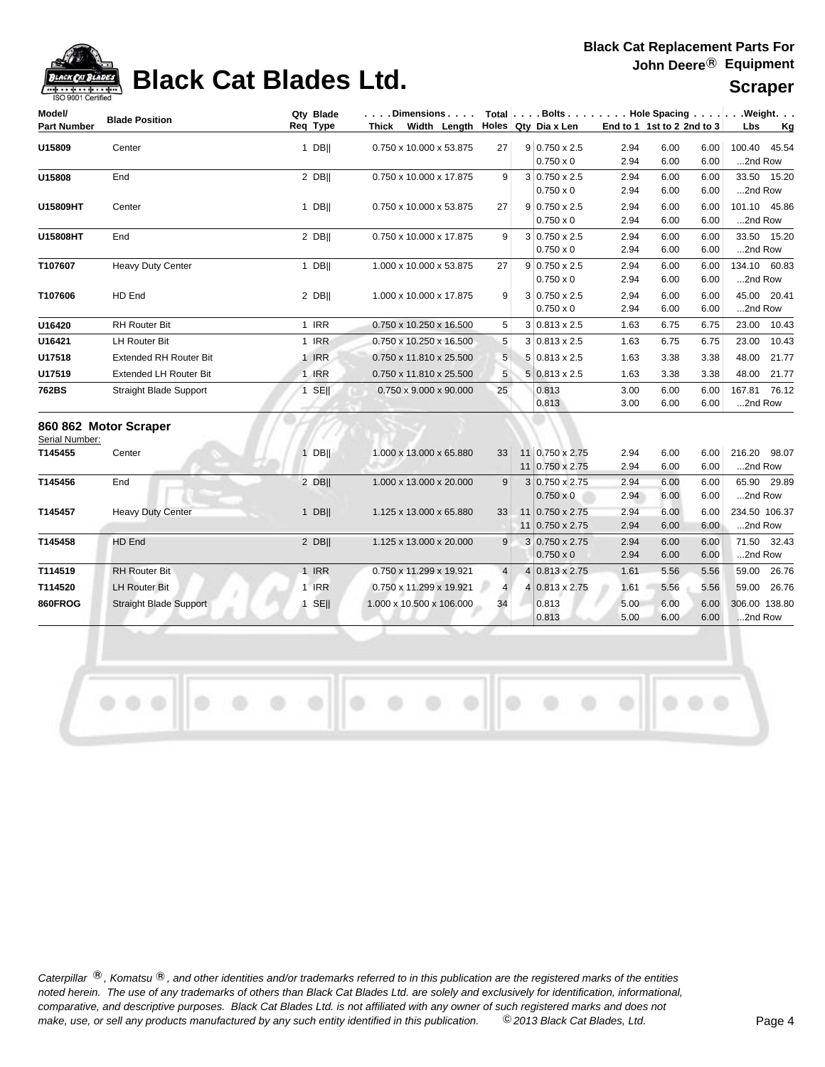# Black Cat Blades Ltd.

**Black Cat Replacement Parts For John Deere® Equipment**

**Scraper**

| Model/ Part Number | Blade Position | Qty Req | Blade Type | Dimensions Thick Width Length | Total Holes | Bolts Qty | Dia x Len | Hole Spacing End to 1 | 1st to 2 | 2nd to 3 | Weight Lbs | Kg |
|---|---|---|---|---|---|---|---|---|---|---|---|---|
| **U15809** | Center | 1 | DB\|\| | 0.750 x 10.000 x 53.875 | 27 | 9 | 0.750 x 2.5 | 2.94 | 6.00 | 6.00 | 100.40 | 45.54 |
| | | | | | | | 0.750 x 0 | 2.94 | 6.00 | 6.00 | ...2nd Row | |
| **U15808** | End | 2 | DB\|\| | 0.750 x 10.000 x 17.875 | 9 | 3 | 0.750 x 2.5 | 2.94 | 6.00 | 6.00 | 33.50 | 15.20 |
| | | | | | | | 0.750 x 0 | 2.94 | 6.00 | 6.00 | ...2nd Row | |
| **U15809HT** | Center | 1 | DB\|\| | 0.750 x 10.000 x 53.875 | 27 | 9 | 0.750 x 2.5 | 2.94 | 6.00 | 6.00 | 101.10 | 45.86 |
| | | | | | | | 0.750 x 0 | 2.94 | 6.00 | 6.00 | ...2nd Row | |
| **U15808HT** | End | 2 | DB\|\| | 0.750 x 10.000 x 17.875 | 9 | 3 | 0.750 x 2.5 | 2.94 | 6.00 | 6.00 | 33.50 | 15.20 |
| | | | | | | | 0.750 x 0 | 2.94 | 6.00 | 6.00 | ...2nd Row | |
| **T107607** | Heavy Duty Center | 1 | DB\|\| | 1.000 x 10.000 x 53.875 | 27 | 9 | 0.750 x 2.5 | 2.94 | 6.00 | 6.00 | 134.10 | 60.83 |
| | | | | | | | 0.750 x 0 | 2.94 | 6.00 | 6.00 | ...2nd Row | |
| **T107606** | HD End | 2 | DB\|\| | 1.000 x 10.000 x 17.875 | 9 | 3 | 0.750 x 2.5 | 2.94 | 6.00 | 6.00 | 45.00 | 20.41 |
| | | | | | | | 0.750 x 0 | 2.94 | 6.00 | 6.00 | ...2nd Row | |
| **U16420** | RH Router Bit | 1 | IRR | 0.750 x 10.250 x 16.500 | 5 | 3 | 0.813 x 2.5 | 1.63 | 6.75 | 6.75 | 23.00 | 10.43 |
| **U16421** | LH Router Bit | 1 | IRR | 0.750 x 10.250 x 16.500 | 5 | 3 | 0.813 x 2.5 | 1.63 | 6.75 | 6.75 | 23.00 | 10.43 |
| **U17518** | Extended RH Router Bit | 1 | IRR | 0.750 x 11.810 x 25.500 | 5 | 5 | 0.813 x 2.5 | 1.63 | 3.38 | 3.38 | 48.00 | 21.77 |
| **U17519** | Extended LH Router Bit | 1 | IRR | 0.750 x 11.810 x 25.500 | 5 | 5 | 0.813 x 2.5 | 1.63 | 3.38 | 3.38 | 48.00 | 21.77 |
| **762BS** | Straight Blade Support | 1 | SE\|\| | 0.750 x 9.000 x 90.000 | 25 | | 0.813 | 3.00 | 6.00 | 6.00 | 167.81 | 76.12 |
| | | | | | | | 0.813 | 3.00 | 6.00 | 6.00 | ...2nd Row | |

## 860 862 Motor Scraper

Serial Number:

| Model/ Part Number | Blade Position | Qty Req | Blade Type | Dimensions Thick Width Length | Total Holes | Bolts Qty | Dia x Len | Hole Spacing End to 1 | 1st to 2 | 2nd to 3 | Weight Lbs | Kg |
|---|---|---|---|---|---|---|---|---|---|---|---|---|
| **T145455** | Center | 1 | DB\|\| | 1.000 x 13.000 x 65.880 | 33 | 11 | 0.750 x 2.75 | 2.94 | 6.00 | 6.00 | 216.20 | 98.07 |
| | | | | | | 11 | 0.750 x 2.75 | 2.94 | 6.00 | 6.00 | ...2nd Row | |
| **T145456** | End | 2 | DB\|\| | 1.000 x 13.000 x 20.000 | 9 | 3 | 0.750 x 2.75 | 2.94 | 6.00 | 6.00 | 65.90 | 29.89 |
| | | | | | | | 0.750 x 0 | 2.94 | 6.00 | 6.00 | ...2nd Row | |
| **T145457** | Heavy Duty Center | 1 | DB\|\| | 1.125 x 13.000 x 65.880 | 33 | 11 | 0.750 x 2.75 | 2.94 | 6.00 | 6.00 | 234.50 | 106.37 |
| | | | | | | 11 | 0.750 x 2.75 | 2.94 | 6.00 | 6.00 | ...2nd Row | |
| **T145458** | HD End | 2 | DB\|\| | 1.125 x 13.000 x 20.000 | 9 | 3 | 0.750 x 2.75 | 2.94 | 6.00 | 6.00 | 71.50 | 32.43 |
| | | | | | | | 0.750 x 0 | 2.94 | 6.00 | 6.00 | ...2nd Row | |
| **T114519** | RH Router Bit | 1 | IRR | 0.750 x 11.299 x 19.921 | 4 | 4 | 0.813 x 2.75 | 1.61 | 5.56 | 5.56 | 59.00 | 26.76 |
| **T114520** | LH Router Bit | 1 | IRR | 0.750 x 11.299 x 19.921 | 4 | 4 | 0.813 x 2.75 | 1.61 | 5.56 | 5.56 | 59.00 | 26.76 |
| **860FROG** | Straight Blade Support | 1 | SE\|\| | 1.000 x 10.500 x 106.000 | 34 | | 0.813 | 5.00 | 6.00 | 6.00 | 306.00 | 138.80 |
| | | | | | | | 0.813 | 5.00 | 6.00 | 6.00 | ...2nd Row | |

*Caterpillar ®, Komatsu ®, and other identities and/or trademarks referred to in this publication are the registered marks of the entities noted herein. The use of any trademarks of others than Black Cat Blades Ltd. are solely and exclusively for identification, informational, comparative, and descriptive purposes. Black Cat Blades Ltd. is not affiliated with any owner of such registered marks and does not make, use, or sell any products manufactured by any such entity identified in this publication. © 2013 Black Cat Blades, Ltd.*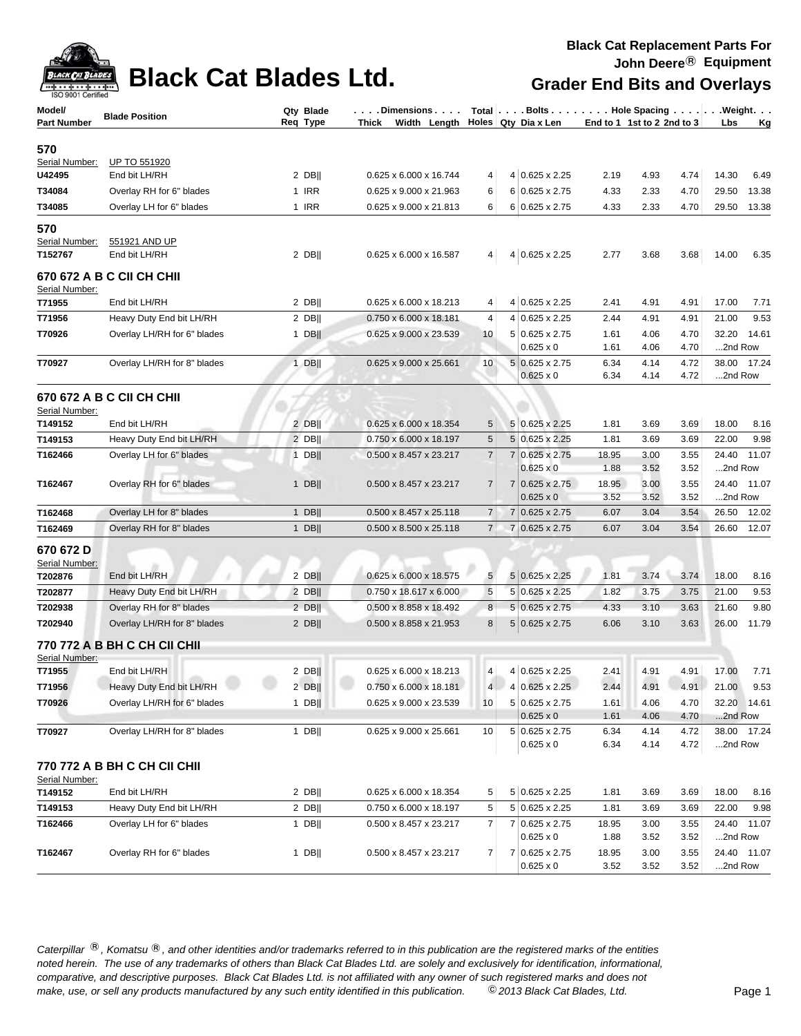# Black Cat Blades Ltd.

**Black Cat Replacement Parts For John Deere® Equipment**

**Grader End Bits and Overlays**

| Model/ Part Number | Blade Position | Qty Req | Blade Type | Dimensions Thick x Width x Length | Total Holes | Bolts Qty | Bolts Dia x Len | Hole Spacing End to 1 | Hole Spacing 1st to 2 | Hole Spacing 2nd to 3 | Weight Lbs | Weight Kg |
|---|---|---|---|---|---|---|---|---|---|---|---|---|
| **570** | | | | | | | | | | | | |
| Serial Number: | UP TO 551920 | | | | | | | | | | | |
| **U42495** | End bit LH/RH | 2 | DB‖ | 0.625 x 6.000 x 16.744 | 4 | 4 | 0.625 x 2.25 | 2.19 | 4.93 | 4.74 | 14.30 | 6.49 |
| **T34084** | Overlay RH for 6" blades | 1 | IRR | 0.625 x 9.000 x 21.963 | 6 | 6 | 0.625 x 2.75 | 4.33 | 2.33 | 4.70 | 29.50 | 13.38 |
| **T34085** | Overlay LH for 6" blades | 1 | IRR | 0.625 x 9.000 x 21.813 | 6 | 6 | 0.625 x 2.75 | 4.33 | 2.33 | 4.70 | 29.50 | 13.38 |
| **570** | | | | | | | | | | | | |
| Serial Number: | 551921 AND UP | | | | | | | | | | | |
| **T152767** | End bit LH/RH | 2 | DB‖ | 0.625 x 6.000 x 16.587 | 4 | 4 | 0.625 x 2.25 | 2.77 | 3.68 | 3.68 | 14.00 | 6.35 |
| **670 672 A B C CII CH CHII** | | | | | | | | | | | | |
| Serial Number: | | | | | | | | | | | | |
| **T71955** | End bit LH/RH | 2 | DB‖ | 0.625 x 6.000 x 18.213 | 4 | 4 | 0.625 x 2.25 | 2.41 | 4.91 | 4.91 | 17.00 | 7.71 |
| **T71956** | Heavy Duty End bit LH/RH | 2 | DB‖ | 0.750 x 6.000 x 18.181 | 4 | 4 | 0.625 x 2.25 | 2.44 | 4.91 | 4.91 | 21.00 | 9.53 |
| **T70926** | Overlay LH/RH for 6" blades | 1 | DB‖ | 0.625 x 9.000 x 23.539 | 10 | 5 | 0.625 x 2.75 | 1.61 | 4.06 | 4.70 | 32.20 | 14.61 |
| | | | | | | | 0.625 x 0 | 1.61 | 4.06 | 4.70 | ...2nd Row | |
| **T70927** | Overlay LH/RH for 8" blades | 1 | DB‖ | 0.625 x 9.000 x 25.661 | 10 | 5 | 0.625 x 2.75 | 6.34 | 4.14 | 4.72 | 38.00 | 17.24 |
| | | | | | | | 0.625 x 0 | 6.34 | 4.14 | 4.72 | ...2nd Row | |
| **670 672 A B C CII CH CHII** | | | | | | | | | | | | |
| Serial Number: | | | | | | | | | | | | |
| **T149152** | End bit LH/RH | 2 | DB‖ | 0.625 x 6.000 x 18.354 | 5 | 5 | 0.625 x 2.25 | 1.81 | 3.69 | 3.69 | 18.00 | 8.16 |
| **T149153** | Heavy Duty End bit LH/RH | 2 | DB‖ | 0.750 x 6.000 x 18.197 | 5 | 5 | 0.625 x 2.25 | 1.81 | 3.69 | 3.69 | 22.00 | 9.98 |
| **T162466** | Overlay LH for 6" blades | 1 | DB‖ | 0.500 x 8.457 x 23.217 | 7 | 7 | 0.625 x 2.75 | 18.95 | 3.00 | 3.55 | 24.40 | 11.07 |
| | | | | | | | 0.625 x 0 | 1.88 | 3.52 | 3.52 | ...2nd Row | |
| **T162467** | Overlay RH for 6" blades | 1 | DB‖ | 0.500 x 8.457 x 23.217 | 7 | 7 | 0.625 x 2.75 | 18.95 | 3.00 | 3.55 | 24.40 | 11.07 |
| | | | | | | | 0.625 x 0 | 3.52 | 3.52 | 3.52 | ...2nd Row | |
| **T162468** | Overlay LH for 8" blades | 1 | DB‖ | 0.500 x 8.457 x 25.118 | 7 | 7 | 0.625 x 2.75 | 6.07 | 3.04 | 3.54 | 26.50 | 12.02 |
| **T162469** | Overlay RH for 8" blades | 1 | DB‖ | 0.500 x 8.500 x 25.118 | 7 | 7 | 0.625 x 2.75 | 6.07 | 3.04 | 3.54 | 26.60 | 12.07 |
| **670 672 D** | | | | | | | | | | | | |
| Serial Number: | | | | | | | | | | | | |
| **T202876** | End bit LH/RH | 2 | DB‖ | 0.625 x 6.000 x 18.575 | 5 | 5 | 0.625 x 2.25 | 1.81 | 3.74 | 3.74 | 18.00 | 8.16 |
| **T202877** | Heavy Duty End bit LH/RH | 2 | DB‖ | 0.750 x 18.617 x 6.000 | 5 | 5 | 0.625 x 2.25 | 1.82 | 3.75 | 3.75 | 21.00 | 9.53 |
| **T202938** | Overlay RH for 8" blades | 2 | DB‖ | 0.500 x 8.858 x 18.492 | 8 | 5 | 0.625 x 2.75 | 4.33 | 3.10 | 3.63 | 21.60 | 9.80 |
| **T202940** | Overlay LH/RH for 8" blades | 2 | DB‖ | 0.500 x 8.858 x 21.953 | 8 | 5 | 0.625 x 2.75 | 6.06 | 3.10 | 3.63 | 26.00 | 11.79 |
| **770 772 A B BH C CH CII CHII** | | | | | | | | | | | | |
| Serial Number: | | | | | | | | | | | | |
| **T71955** | End bit LH/RH | 2 | DB‖ | 0.625 x 6.000 x 18.213 | 4 | 4 | 0.625 x 2.25 | 2.41 | 4.91 | 4.91 | 17.00 | 7.71 |
| **T71956** | Heavy Duty End bit LH/RH | 2 | DB‖ | 0.750 x 6.000 x 18.181 | 4 | 4 | 0.625 x 2.25 | 2.44 | 4.91 | 4.91 | 21.00 | 9.53 |
| **T70926** | Overlay LH/RH for 6" blades | 1 | DB‖ | 0.625 x 9.000 x 23.539 | 10 | 5 | 0.625 x 2.75 | 1.61 | 4.06 | 4.70 | 32.20 | 14.61 |
| | | | | | | | 0.625 x 0 | 1.61 | 4.06 | 4.70 | ...2nd Row | |
| **T70927** | Overlay LH/RH for 8" blades | 1 | DB‖ | 0.625 x 9.000 x 25.661 | 10 | 5 | 0.625 x 2.75 | 6.34 | 4.14 | 4.72 | 38.00 | 17.24 |
| | | | | | | | 0.625 x 0 | 6.34 | 4.14 | 4.72 | ...2nd Row | |
| **770 772 A B BH C CH CII CHII** | | | | | | | | | | | | |
| Serial Number: | | | | | | | | | | | | |
| **T149152** | End bit LH/RH | 2 | DB‖ | 0.625 x 6.000 x 18.354 | 5 | 5 | 0.625 x 2.25 | 1.81 | 3.69 | 3.69 | 18.00 | 8.16 |
| **T149153** | Heavy Duty End bit LH/RH | 2 | DB‖ | 0.750 x 6.000 x 18.197 | 5 | 5 | 0.625 x 2.25 | 1.81 | 3.69 | 3.69 | 22.00 | 9.98 |
| **T162466** | Overlay LH for 6" blades | 1 | DB‖ | 0.500 x 8.457 x 23.217 | 7 | 7 | 0.625 x 2.75 | 18.95 | 3.00 | 3.55 | 24.40 | 11.07 |
| | | | | | | | 0.625 x 0 | 1.88 | 3.52 | 3.52 | ...2nd Row | |
| **T162467** | Overlay RH for 6" blades | 1 | DB‖ | 0.500 x 8.457 x 23.217 | 7 | 7 | 0.625 x 2.75 | 18.95 | 3.00 | 3.55 | 24.40 | 11.07 |
| | | | | | | | 0.625 x 0 | 3.52 | 3.52 | 3.52 | ...2nd Row | |

*Caterpillar ®, Komatsu ®, and other identities and/or trademarks referred to in this publication are the registered marks of the entities noted herein. The use of any trademarks of others than Black Cat Blades Ltd. are solely and exclusively for identification, informational, comparative, and descriptive purposes. Black Cat Blades Ltd. is not affiliated with any owner of such registered marks and does not make, use, or sell any products manufactured by any such entity identified in this publication. © 2013 Black Cat Blades, Ltd.*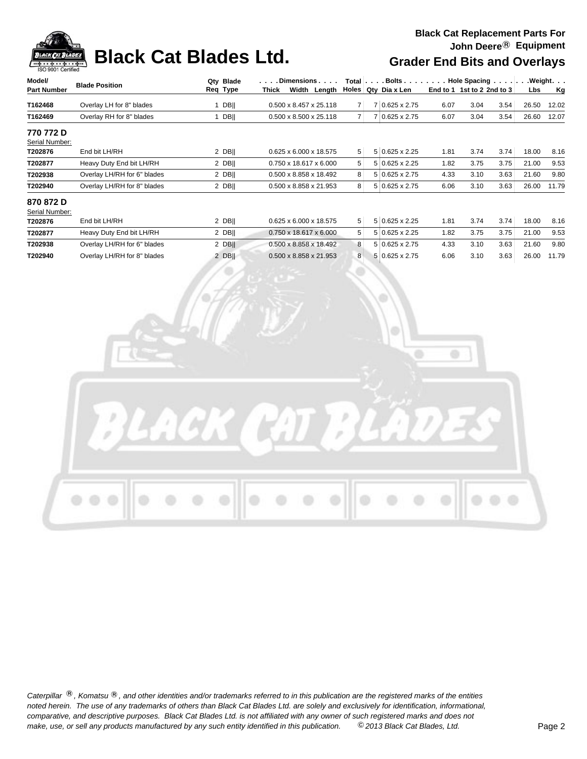# Black Cat Blades Ltd.

**Black Cat Replacement Parts For John Deere® Equipment**

## Grader End Bits and Overlays

| Model/ Part Number | Blade Position | Qty Req | Blade Type | Dimensions Thick x Width x Length | Total Holes | Bolts Qty | Bolts Dia x Len | Hole Spacing End to 1 | Hole Spacing 1st to 2 | Hole Spacing 2nd to 3 | Weight Lbs | Weight Kg |
|---|---|---|---|---|---|---|---|---|---|---|---|---|
| T162468 | Overlay LH for 8" blades | 1 | DB‖ | 0.500 x 8.457 x 25.118 | 7 | 7 | 0.625 x 2.75 | 6.07 | 3.04 | 3.54 | 26.50 | 12.02 |
| T162469 | Overlay RH for 8" blades | 1 | DB‖ | 0.500 x 8.500 x 25.118 | 7 | 7 | 0.625 x 2.75 | 6.07 | 3.04 | 3.54 | 26.60 | 12.07 |
| **770 772 D** | | | | | | | | | | | | |
| Serial Number: | | | | | | | | | | | | |
| T202876 | End bit LH/RH | 2 | DB‖ | 0.625 x 6.000 x 18.575 | 5 | 5 | 0.625 x 2.25 | 1.81 | 3.74 | 3.74 | 18.00 | 8.16 |
| T202877 | Heavy Duty End bit LH/RH | 2 | DB‖ | 0.750 x 18.617 x 6.000 | 5 | 5 | 0.625 x 2.25 | 1.82 | 3.75 | 3.75 | 21.00 | 9.53 |
| T202938 | Overlay LH/RH for 6" blades | 2 | DB‖ | 0.500 x 8.858 x 18.492 | 8 | 5 | 0.625 x 2.75 | 4.33 | 3.10 | 3.63 | 21.60 | 9.80 |
| T202940 | Overlay LH/RH for 8" blades | 2 | DB‖ | 0.500 x 8.858 x 21.953 | 8 | 5 | 0.625 x 2.75 | 6.06 | 3.10 | 3.63 | 26.00 | 11.79 |
| **870 872 D** | | | | | | | | | | | | |
| Serial Number: | | | | | | | | | | | | |
| T202876 | End bit LH/RH | 2 | DB‖ | 0.625 x 6.000 x 18.575 | 5 | 5 | 0.625 x 2.25 | 1.81 | 3.74 | 3.74 | 18.00 | 8.16 |
| T202877 | Heavy Duty End bit LH/RH | 2 | DB‖ | 0.750 x 18.617 x 6.000 | 5 | 5 | 0.625 x 2.25 | 1.82 | 3.75 | 3.75 | 21.00 | 9.53 |
| T202938 | Overlay LH/RH for 6" blades | 2 | DB‖ | 0.500 x 8.858 x 18.492 | 8 | 5 | 0.625 x 2.75 | 4.33 | 3.10 | 3.63 | 21.60 | 9.80 |
| T202940 | Overlay LH/RH for 8" blades | 2 | DB‖ | 0.500 x 8.858 x 21.953 | 8 | 5 | 0.625 x 2.75 | 6.06 | 3.10 | 3.63 | 26.00 | 11.79 |

*Caterpillar ®, Komatsu ®, and other identities and/or trademarks referred to in this publication are the registered marks of the entities noted herein. The use of any trademarks of others than Black Cat Blades Ltd. are solely and exclusively for identification, informational, comparative, and descriptive purposes. Black Cat Blades Ltd. is not affiliated with any owner of such registered marks and does not make, use, or sell any products manufactured by any such entity identified in this publication. © 2013 Black Cat Blades, Ltd.*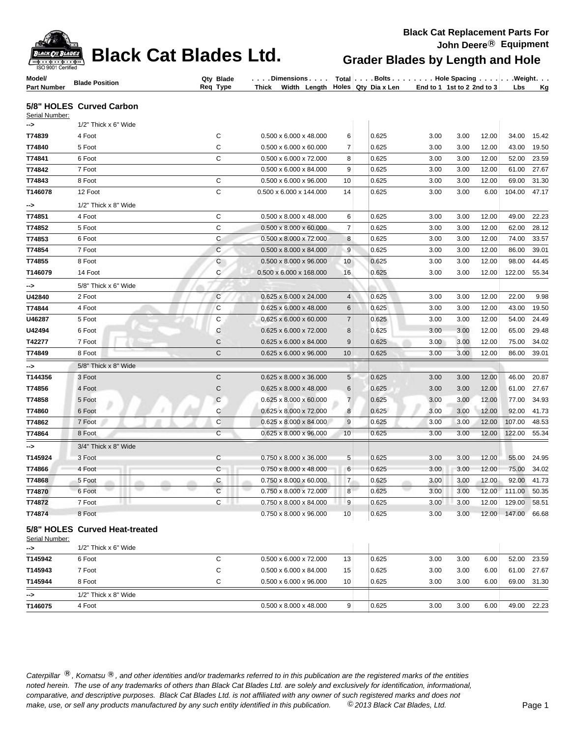# Black Cat Blades Ltd.

**Black Cat Replacement Parts For John Deere® Equipment**

## Grader Blades by Length and Hole

| Model/ Part Number | Blade Position | Qty Req | Blade Type | Dimensions Thick x Width x Length | Total Holes | Bolts Qty | Bolts Dia x Len | Hole Spacing End to 1 | Hole Spacing 1st to 2 | Hole Spacing 2nd to 3 | Weight Lbs | Weight Kg |
|---|---|---|---|---|---|---|---|---|---|---|---|---|
| **5/8" HOLES Curved Carbon** | | | | | | | | | | | | |
| Serial Number: | | | | | | | | | | | | |
| --> | 1/2" Thick x 6" Wide | | | | | | | | | | | |
| T74839 | 4 Foot | | C | 0.500 x 6.000 x 48.000 | 6 | | 0.625 | 3.00 | 3.00 | 12.00 | 34.00 | 15.42 |
| T74840 | 5 Foot | | C | 0.500 x 6.000 x 60.000 | 7 | | 0.625 | 3.00 | 3.00 | 12.00 | 43.00 | 19.50 |
| T74841 | 6 Foot | | C | 0.500 x 6.000 x 72.000 | 8 | | 0.625 | 3.00 | 3.00 | 12.00 | 52.00 | 23.59 |
| T74842 | 7 Foot | | | 0.500 x 6.000 x 84.000 | 9 | | 0.625 | 3.00 | 3.00 | 12.00 | 61.00 | 27.67 |
| T74843 | 8 Foot | | C | 0.500 x 6.000 x 96.000 | 10 | | 0.625 | 3.00 | 3.00 | 12.00 | 69.00 | 31.30 |
| T146078 | 12 Foot | | C | 0.500 x 6.000 x 144.000 | 14 | | 0.625 | 3.00 | 3.00 | 6.00 | 104.00 | 47.17 |
| --> | 1/2" Thick x 8" Wide | | | | | | | | | | | |
| T74851 | 4 Foot | | C | 0.500 x 8.000 x 48.000 | 6 | | 0.625 | 3.00 | 3.00 | 12.00 | 49.00 | 22.23 |
| T74852 | 5 Foot | | C | 0.500 x 8.000 x 60.000 | 7 | | 0.625 | 3.00 | 3.00 | 12.00 | 62.00 | 28.12 |
| T74853 | 6 Foot | | C | 0.500 x 8.000 x 72.000 | 8 | | 0.625 | 3.00 | 3.00 | 12.00 | 74.00 | 33.57 |
| T74854 | 7 Foot | | C | 0.500 x 8.000 x 84.000 | 9 | | 0.625 | 3.00 | 3.00 | 12.00 | 86.00 | 39.01 |
| T74855 | 8 Foot | | C | 0.500 x 8.000 x 96.000 | 10 | | 0.625 | 3.00 | 3.00 | 12.00 | 98.00 | 44.45 |
| T146079 | 14 Foot | | C | 0.500 x 6.000 x 168.000 | 16 | | 0.625 | 3.00 | 3.00 | 12.00 | 122.00 | 55.34 |
| --> | 5/8" Thick x 6" Wide | | | | | | | | | | | |
| U42840 | 2 Foot | | C | 0.625 x 6.000 x 24.000 | 4 | | 0.625 | 3.00 | 3.00 | 12.00 | 22.00 | 9.98 |
| T74844 | 4 Foot | | C | 0.625 x 6.000 x 48.000 | 6 | | 0.625 | 3.00 | 3.00 | 12.00 | 43.00 | 19.50 |
| U46287 | 5 Foot | | C | 0.625 x 6.000 x 60.000 | 7 | | 0.625 | 3.00 | 3.00 | 12.00 | 54.00 | 24.49 |
| U42494 | 6 Foot | | C | 0.625 x 6.000 x 72.000 | 8 | | 0.625 | 3.00 | 3.00 | 12.00 | 65.00 | 29.48 |
| T42277 | 7 Foot | | C | 0.625 x 6.000 x 84.000 | 9 | | 0.625 | 3.00 | 3.00 | 12.00 | 75.00 | 34.02 |
| T74849 | 8 Foot | | C | 0.625 x 6.000 x 96.000 | 10 | | 0.625 | 3.00 | 3.00 | 12.00 | 86.00 | 39.01 |
| --> | 5/8" Thick x 8" Wide | | | | | | | | | | | |
| T144356 | 3 Foot | | C | 0.625 x 8.000 x 36.000 | 5 | | 0.625 | 3.00 | 3.00 | 12.00 | 46.00 | 20.87 |
| T74856 | 4 Foot | | C | 0.625 x 8.000 x 48.000 | 6 | | 0.625 | 3.00 | 3.00 | 12.00 | 61.00 | 27.67 |
| T74858 | 5 Foot | | C | 0.625 x 8.000 x 60.000 | 7 | | 0.625 | 3.00 | 3.00 | 12.00 | 77.00 | 34.93 |
| T74860 | 6 Foot | | C | 0.625 x 8.000 x 72.000 | 8 | | 0.625 | 3.00 | 3.00 | 12.00 | 92.00 | 41.73 |
| T74862 | 7 Foot | | C | 0.625 x 8.000 x 84.000 | 9 | | 0.625 | 3.00 | 3.00 | 12.00 | 107.00 | 48.53 |
| T74864 | 8 Foot | | C | 0.625 x 8.000 x 96.000 | 10 | | 0.625 | 3.00 | 3.00 | 12.00 | 122.00 | 55.34 |
| --> | 3/4" Thick x 8" Wide | | | | | | | | | | | |
| T145924 | 3 Foot | | C | 0.750 x 8.000 x 36.000 | 5 | | 0.625 | 3.00 | 3.00 | 12.00 | 55.00 | 24.95 |
| T74866 | 4 Foot | | C | 0.750 x 8.000 x 48.000 | 6 | | 0.625 | 3.00 | 3.00 | 12.00 | 75.00 | 34.02 |
| T74868 | 5 Foot | | C | 0.750 x 8.000 x 60.000 | 7 | | 0.625 | 3.00 | 3.00 | 12.00 | 92.00 | 41.73 |
| T74870 | 6 Foot | | C | 0.750 x 8.000 x 72.000 | 8 | | 0.625 | 3.00 | 3.00 | 12.00 | 111.00 | 50.35 |
| T74872 | 7 Foot | | C | 0.750 x 8.000 x 84.000 | 9 | | 0.625 | 3.00 | 3.00 | 12.00 | 129.00 | 58.51 |
| T74874 | 8 Foot | | | 0.750 x 8.000 x 96.000 | 10 | | 0.625 | 3.00 | 3.00 | 12.00 | 147.00 | 66.68 |
| **5/8" HOLES Curved Heat-treated** | | | | | | | | | | | | |
| Serial Number: | | | | | | | | | | | | |
| --> | 1/2" Thick x 6" Wide | | | | | | | | | | | |
| T145942 | 6 Foot | | C | 0.500 x 6.000 x 72.000 | 13 | | 0.625 | 3.00 | 3.00 | 6.00 | 52.00 | 23.59 |
| T145943 | 7 Foot | | C | 0.500 x 6.000 x 84.000 | 15 | | 0.625 | 3.00 | 3.00 | 6.00 | 61.00 | 27.67 |
| T145944 | 8 Foot | | C | 0.500 x 6.000 x 96.000 | 10 | | 0.625 | 3.00 | 3.00 | 6.00 | 69.00 | 31.30 |
| --> | 1/2" Thick x 8" Wide | | | | | | | | | | | |
| T146075 | 4 Foot | | | 0.500 x 8.000 x 48.000 | 9 | | 0.625 | 3.00 | 3.00 | 6.00 | 49.00 | 22.23 |

*Caterpillar ®, Komatsu ®, and other identities and/or trademarks referred to in this publication are the registered marks of the entities noted herein. The use of any trademarks of others than Black Cat Blades Ltd. are solely and exclusively for identification, informational, comparative, and descriptive purposes. Black Cat Blades Ltd. is not affiliated with any owner of such registered marks and does not make, use, or sell any products manufactured by any such entity identified in this publication. © 2013 Black Cat Blades, Ltd.*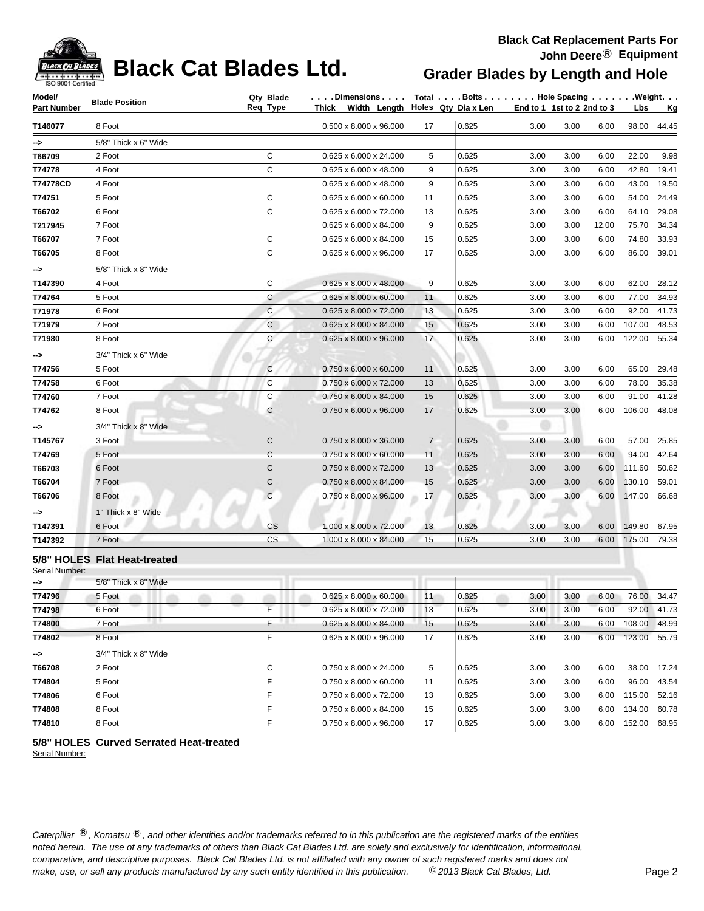# Black Cat Blades Ltd.

**Black Cat Replacement Parts For John Deere® Equipment**

**Grader Blades by Length and Hole**

| Model/ Part Number | Blade Position | Qty Req | Blade Type | Dimensions Thick x Width x Length | Total Holes | Bolts Qty | Bolts Dia x Len | Hole Spacing End to 1 | Hole Spacing 1st to 2 | Hole Spacing 2nd to 3 | Weight Lbs | Weight Kg |
|---|---|---|---|---|---|---|---|---|---|---|---|---|
| T146077 | 8 Foot | | | 0.500 x 8.000 x 96.000 | 17 | | 0.625 | 3.00 | 3.00 | 6.00 | 98.00 | 44.45 |
| --> | 5/8" Thick x 6" Wide | | | | | | | | | | | |
| T66709 | 2 Foot | | C | 0.625 x 6.000 x 24.000 | 5 | | 0.625 | 3.00 | 3.00 | 6.00 | 22.00 | 9.98 |
| T74778 | 4 Foot | | C | 0.625 x 6.000 x 48.000 | 9 | | 0.625 | 3.00 | 3.00 | 6.00 | 42.80 | 19.41 |
| T74778CD | 4 Foot | | | 0.625 x 6.000 x 48.000 | 9 | | 0.625 | 3.00 | 3.00 | 6.00 | 43.00 | 19.50 |
| T74751 | 5 Foot | | C | 0.625 x 6.000 x 60.000 | 11 | | 0.625 | 3.00 | 3.00 | 6.00 | 54.00 | 24.49 |
| T66702 | 6 Foot | | C | 0.625 x 6.000 x 72.000 | 13 | | 0.625 | 3.00 | 3.00 | 6.00 | 64.10 | 29.08 |
| T217945 | 7 Foot | | | 0.625 x 6.000 x 84.000 | 9 | | 0.625 | 3.00 | 3.00 | 12.00 | 75.70 | 34.34 |
| T66707 | 7 Foot | | C | 0.625 x 6.000 x 84.000 | 15 | | 0.625 | 3.00 | 3.00 | 6.00 | 74.80 | 33.93 |
| T66705 | 8 Foot | | C | 0.625 x 6.000 x 96.000 | 17 | | 0.625 | 3.00 | 3.00 | 6.00 | 86.00 | 39.01 |
| --> | 5/8" Thick x 8" Wide | | | | | | | | | | | |
| T147390 | 4 Foot | | C | 0.625 x 8.000 x 48.000 | 9 | | 0.625 | 3.00 | 3.00 | 6.00 | 62.00 | 28.12 |
| T74764 | 5 Foot | | C | 0.625 x 8.000 x 60.000 | 11 | | 0.625 | 3.00 | 3.00 | 6.00 | 77.00 | 34.93 |
| T71978 | 6 Foot | | C | 0.625 x 8.000 x 72.000 | 13 | | 0.625 | 3.00 | 3.00 | 6.00 | 92.00 | 41.73 |
| T71979 | 7 Foot | | C | 0.625 x 8.000 x 84.000 | 15 | | 0.625 | 3.00 | 3.00 | 6.00 | 107.00 | 48.53 |
| T71980 | 8 Foot | | C | 0.625 x 8.000 x 96.000 | 17 | | 0.625 | 3.00 | 3.00 | 6.00 | 122.00 | 55.34 |
| --> | 3/4" Thick x 6" Wide | | | | | | | | | | | |
| T74756 | 5 Foot | | C | 0.750 x 6.000 x 60.000 | 11 | | 0.625 | 3.00 | 3.00 | 6.00 | 65.00 | 29.48 |
| T74758 | 6 Foot | | C | 0.750 x 6.000 x 72.000 | 13 | | 0.625 | 3.00 | 3.00 | 6.00 | 78.00 | 35.38 |
| T74760 | 7 Foot | | C | 0.750 x 6.000 x 84.000 | 15 | | 0.625 | 3.00 | 3.00 | 6.00 | 91.00 | 41.28 |
| T74762 | 8 Foot | | C | 0.750 x 6.000 x 96.000 | 17 | | 0.625 | 3.00 | 3.00 | 6.00 | 106.00 | 48.08 |
| --> | 3/4" Thick x 8" Wide | | | | | | | | | | | |
| T145767 | 3 Foot | | C | 0.750 x 8.000 x 36.000 | 7 | | 0.625 | 3.00 | 3.00 | 6.00 | 57.00 | 25.85 |
| T74769 | 5 Foot | | C | 0.750 x 8.000 x 60.000 | 11 | | 0.625 | 3.00 | 3.00 | 6.00 | 94.00 | 42.64 |
| T66703 | 6 Foot | | C | 0.750 x 8.000 x 72.000 | 13 | | 0.625 | 3.00 | 3.00 | 6.00 | 111.60 | 50.62 |
| T66704 | 7 Foot | | C | 0.750 x 8.000 x 84.000 | 15 | | 0.625 | 3.00 | 3.00 | 6.00 | 130.10 | 59.01 |
| T66706 | 8 Foot | | C | 0.750 x 8.000 x 96.000 | 17 | | 0.625 | 3.00 | 3.00 | 6.00 | 147.00 | 66.68 |
| --> | 1" Thick x 8" Wide | | | | | | | | | | | |
| T147391 | 6 Foot | | CS | 1.000 x 8.000 x 72.000 | 13 | | 0.625 | 3.00 | 3.00 | 6.00 | 149.80 | 67.95 |
| T147392 | 7 Foot | | CS | 1.000 x 8.000 x 84.000 | 15 | | 0.625 | 3.00 | 3.00 | 6.00 | 175.00 | 79.38 |

### 5/8" HOLES Flat Heat-treated

Serial Number:

| Model/ Part Number | Blade Position | Qty Req | Blade Type | Dimensions Thick x Width x Length | Total Holes | Bolts Qty | Bolts Dia x Len | Hole Spacing End to 1 | Hole Spacing 1st to 2 | Hole Spacing 2nd to 3 | Weight Lbs | Weight Kg |
|---|---|---|---|---|---|---|---|---|---|---|---|---|
| --> | 5/8" Thick x 8" Wide | | | | | | | | | | | |
| T74796 | 5 Foot | | | 0.625 x 8.000 x 60.000 | 11 | | 0.625 | 3.00 | 3.00 | 6.00 | 76.00 | 34.47 |
| T74798 | 6 Foot | | F | 0.625 x 8.000 x 72.000 | 13 | | 0.625 | 3.00 | 3.00 | 6.00 | 92.00 | 41.73 |
| T74800 | 7 Foot | | F | 0.625 x 8.000 x 84.000 | 15 | | 0.625 | 3.00 | 3.00 | 6.00 | 108.00 | 48.99 |
| T74802 | 8 Foot | | F | 0.625 x 8.000 x 96.000 | 17 | | 0.625 | 3.00 | 3.00 | 6.00 | 123.00 | 55.79 |
| --> | 3/4" Thick x 8" Wide | | | | | | | | | | | |
| T66708 | 2 Foot | | C | 0.750 x 8.000 x 24.000 | 5 | | 0.625 | 3.00 | 3.00 | 6.00 | 38.00 | 17.24 |
| T74804 | 5 Foot | | F | 0.750 x 8.000 x 60.000 | 11 | | 0.625 | 3.00 | 3.00 | 6.00 | 96.00 | 43.54 |
| T74806 | 6 Foot | | F | 0.750 x 8.000 x 72.000 | 13 | | 0.625 | 3.00 | 3.00 | 6.00 | 115.00 | 52.16 |
| T74808 | 8 Foot | | F | 0.750 x 8.000 x 84.000 | 15 | | 0.625 | 3.00 | 3.00 | 6.00 | 134.00 | 60.78 |
| T74810 | 8 Foot | | F | 0.750 x 8.000 x 96.000 | 17 | | 0.625 | 3.00 | 3.00 | 6.00 | 152.00 | 68.95 |

### 5/8" HOLES Curved Serrated Heat-treated

Serial Number:

*Caterpillar ®, Komatsu ®, and other identities and/or trademarks referred to in this publication are the registered marks of the entities noted herein. The use of any trademarks of others than Black Cat Blades Ltd. are solely and exclusively for identification, informational, comparative, and descriptive purposes. Black Cat Blades Ltd. is not affiliated with any owner of such registered marks and does not make, use, or sell any products manufactured by any such entity identified in this publication. © 2013 Black Cat Blades, Ltd.*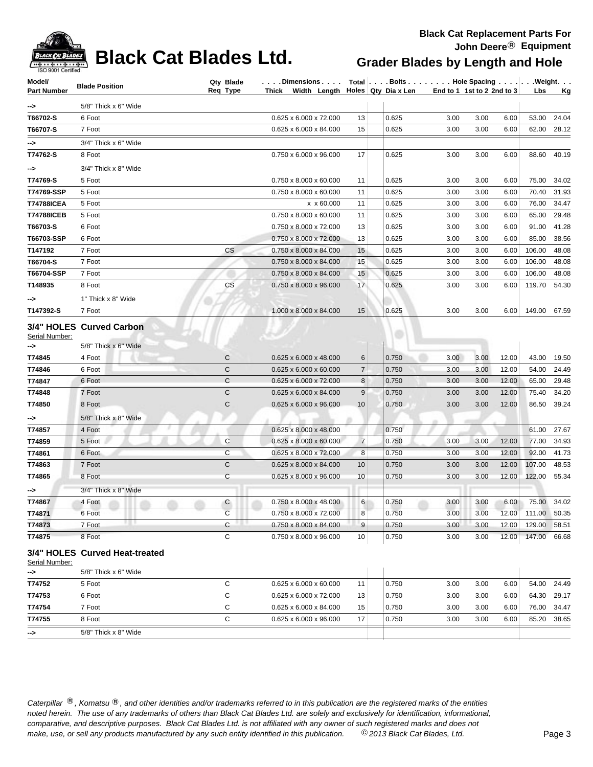# Black Cat Blades Ltd.

**Black Cat Replacement Parts For John Deere® Equipment**

**Grader Blades by Length and Hole**

| Model/ Part Number | Blade Position | Qty Req | Blade Type | Dimensions Thick x Width x Length | Total Holes | Bolts Qty | Dia x Len | Hole Spacing End to 1 | 1st to 2 | 2nd to 3 | Weight Lbs | Kg |
|---|---|---|---|---|---|---|---|---|---|---|---|---|
| --> | 5/8" Thick x 6" Wide | | | | | | | | | | | |
| T66702-S | 6 Foot | | | 0.625 x 6.000 x 72.000 | 13 | | 0.625 | 3.00 | 3.00 | 6.00 | 53.00 | 24.04 |
| T66707-S | 7 Foot | | | 0.625 x 6.000 x 84.000 | 15 | | 0.625 | 3.00 | 3.00 | 6.00 | 62.00 | 28.12 |
| --> | 3/4" Thick x 6" Wide | | | | | | | | | | | |
| T74762-S | 8 Foot | | | 0.750 x 6.000 x 96.000 | 17 | | 0.625 | 3.00 | 3.00 | 6.00 | 88.60 | 40.19 |
| --> | 3/4" Thick x 8" Wide | | | | | | | | | | | |
| T74769-S | 5 Foot | | | 0.750 x 8.000 x 60.000 | 11 | | 0.625 | 3.00 | 3.00 | 6.00 | 75.00 | 34.02 |
| T74769-SSP | 5 Foot | | | 0.750 x 8.000 x 60.000 | 11 | | 0.625 | 3.00 | 3.00 | 6.00 | 70.40 | 31.93 |
| T74788ICEA | 5 Foot | | | x x 60.000 | 11 | | 0.625 | 3.00 | 3.00 | 6.00 | 76.00 | 34.47 |
| T74788ICEB | 5 Foot | | | 0.750 x 8.000 x 60.000 | 11 | | 0.625 | 3.00 | 3.00 | 6.00 | 65.00 | 29.48 |
| T66703-S | 6 Foot | | | 0.750 x 8.000 x 72.000 | 13 | | 0.625 | 3.00 | 3.00 | 6.00 | 91.00 | 41.28 |
| T66703-SSP | 6 Foot | | | 0.750 x 8.000 x 72.000 | 13 | | 0.625 | 3.00 | 3.00 | 6.00 | 85.00 | 38.56 |
| T147192 | 7 Foot | | CS | 0.750 x 8.000 x 84.000 | 15 | | 0.625 | 3.00 | 3.00 | 6.00 | 106.00 | 48.08 |
| T66704-S | 7 Foot | | | 0.750 x 8.000 x 84.000 | 15 | | 0.625 | 3.00 | 3.00 | 6.00 | 106.00 | 48.08 |
| T66704-SSP | 7 Foot | | | 0.750 x 8.000 x 84.000 | 15 | | 0.625 | 3.00 | 3.00 | 6.00 | 106.00 | 48.08 |
| T148935 | 8 Foot | | CS | 0.750 x 8.000 x 96.000 | 17 | | 0.625 | 3.00 | 3.00 | 6.00 | 119.70 | 54.30 |
| --> | 1" Thick x 8" Wide | | | | | | | | | | | |
| T147392-S | 7 Foot | | | 1.000 x 8.000 x 84.000 | 15 | | 0.625 | 3.00 | 3.00 | 6.00 | 149.00 | 67.59 |

## 3/4" HOLES Curved Carbon

Serial Number:

| Model/ Part Number | Blade Position | Qty Req | Blade Type | Dimensions Thick x Width x Length | Total Holes | Bolts Qty | Dia x Len | Hole Spacing End to 1 | 1st to 2 | 2nd to 3 | Weight Lbs | Kg |
|---|---|---|---|---|---|---|---|---|---|---|---|---|
| --> | 5/8" Thick x 6" Wide | | | | | | | | | | | |
| T74845 | 4 Foot | | C | 0.625 x 6.000 x 48.000 | 6 | | 0.750 | 3.00 | 3.00 | 12.00 | 43.00 | 19.50 |
| T74846 | 6 Foot | | C | 0.625 x 6.000 x 60.000 | 7 | | 0.750 | 3.00 | 3.00 | 12.00 | 54.00 | 24.49 |
| T74847 | 6 Foot | | C | 0.625 x 6.000 x 72.000 | 8 | | 0.750 | 3.00 | 3.00 | 12.00 | 65.00 | 29.48 |
| T74848 | 7 Foot | | C | 0.625 x 6.000 x 84.000 | 9 | | 0.750 | 3.00 | 3.00 | 12.00 | 75.40 | 34.20 |
| T74850 | 8 Foot | | C | 0.625 x 6.000 x 96.000 | 10 | | 0.750 | 3.00 | 3.00 | 12.00 | 86.50 | 39.24 |
| --> | 5/8" Thick x 8" Wide | | | | | | | | | | | |
| T74857 | 4 Foot | | | 0.625 x 8.000 x 48.000 | | | 0.750 | | | | 61.00 | 27.67 |
| T74859 | 5 Foot | | C | 0.625 x 8.000 x 60.000 | 7 | | 0.750 | 3.00 | 3.00 | 12.00 | 77.00 | 34.93 |
| T74861 | 6 Foot | | C | 0.625 x 8.000 x 72.000 | 8 | | 0.750 | 3.00 | 3.00 | 12.00 | 92.00 | 41.73 |
| T74863 | 7 Foot | | C | 0.625 x 8.000 x 84.000 | 10 | | 0.750 | 3.00 | 3.00 | 12.00 | 107.00 | 48.53 |
| T74865 | 8 Foot | | C | 0.625 x 8.000 x 96.000 | 10 | | 0.750 | 3.00 | 3.00 | 12.00 | 122.00 | 55.34 |
| --> | 3/4" Thick x 8" Wide | | | | | | | | | | | |
| T74867 | 4 Foot | | C | 0.750 x 8.000 x 48.000 | 6 | | 0.750 | 3.00 | 3.00 | 6.00 | 75.00 | 34.02 |
| T74871 | 6 Foot | | C | 0.750 x 8.000 x 72.000 | 8 | | 0.750 | 3.00 | 3.00 | 12.00 | 111.00 | 50.35 |
| T74873 | 7 Foot | | C | 0.750 x 8.000 x 84.000 | 9 | | 0.750 | 3.00 | 3.00 | 12.00 | 129.00 | 58.51 |
| T74875 | 8 Foot | | C | 0.750 x 8.000 x 96.000 | 10 | | 0.750 | 3.00 | 3.00 | 12.00 | 147.00 | 66.68 |

## 3/4" HOLES Curved Heat-treated

Serial Number:

| Model/ Part Number | Blade Position | Qty Req | Blade Type | Dimensions Thick x Width x Length | Total Holes | Bolts Qty | Dia x Len | Hole Spacing End to 1 | 1st to 2 | 2nd to 3 | Weight Lbs | Kg |
|---|---|---|---|---|---|---|---|---|---|---|---|---|
| --> | 5/8" Thick x 6" Wide | | | | | | | | | | | |
| T74752 | 5 Foot | | C | 0.625 x 6.000 x 60.000 | 11 | | 0.750 | 3.00 | 3.00 | 6.00 | 54.00 | 24.49 |
| T74753 | 6 Foot | | C | 0.625 x 6.000 x 72.000 | 13 | | 0.750 | 3.00 | 3.00 | 6.00 | 64.30 | 29.17 |
| T74754 | 7 Foot | | C | 0.625 x 6.000 x 84.000 | 15 | | 0.750 | 3.00 | 3.00 | 6.00 | 76.00 | 34.47 |
| T74755 | 8 Foot | | C | 0.625 x 6.000 x 96.000 | 17 | | 0.750 | 3.00 | 3.00 | 6.00 | 85.20 | 38.65 |
| --> | 5/8" Thick x 8" Wide | | | | | | | | | | | |

*Caterpillar ®, Komatsu ®, and other identities and/or trademarks referred to in this publication are the registered marks of the entities noted herein. The use of any trademarks of others than Black Cat Blades Ltd. are solely and exclusively for identification, informational, comparative, and descriptive purposes. Black Cat Blades Ltd. is not affiliated with any owner of such registered marks and does not make, use, or sell any products manufactured by any such entity identified in this publication. © 2013 Black Cat Blades, Ltd.*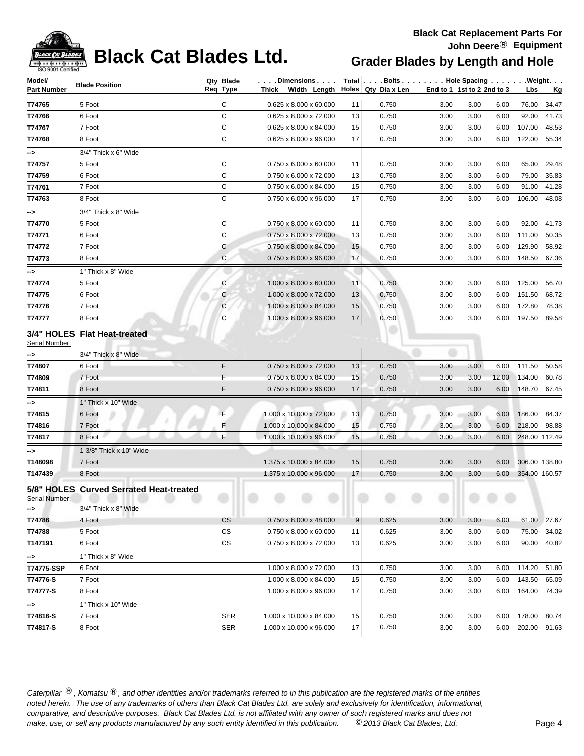# Black Cat Blades Ltd.

**Black Cat Replacement Parts For John Deere® Equipment**

**Grader Blades by Length and Hole**

| Model/ Part Number | Blade Position | Qty Req | Blade Type | Dimensions Thick Width Length | Total Holes | Bolts Qty | Bolts Dia x Len | Hole Spacing End to 1 | 1st to 2 | 2nd to 3 | Weight Lbs | Kg |
|---|---|---|---|---|---|---|---|---|---|---|---|---|
| T74765 | 5 Foot | | C | 0.625 x 8.000 x 60.000 | 11 | | 0.750 | 3.00 | 3.00 | 6.00 | 76.00 | 34.47 |
| T74766 | 6 Foot | | C | 0.625 x 8.000 x 72.000 | 13 | | 0.750 | 3.00 | 3.00 | 6.00 | 92.00 | 41.73 |
| T74767 | 7 Foot | | C | 0.625 x 8.000 x 84.000 | 15 | | 0.750 | 3.00 | 3.00 | 6.00 | 107.00 | 48.53 |
| T74768 | 8 Foot | | C | 0.625 x 8.000 x 96.000 | 17 | | 0.750 | 3.00 | 3.00 | 6.00 | 122.00 | 55.34 |
| --> | 3/4" Thick x 6" Wide | | | | | | | | | | | |
| T74757 | 5 Foot | | C | 0.750 x 6.000 x 60.000 | 11 | | 0.750 | 3.00 | 3.00 | 6.00 | 65.00 | 29.48 |
| T74759 | 6 Foot | | C | 0.750 x 6.000 x 72.000 | 13 | | 0.750 | 3.00 | 3.00 | 6.00 | 79.00 | 35.83 |
| T74761 | 7 Foot | | C | 0.750 x 6.000 x 84.000 | 15 | | 0.750 | 3.00 | 3.00 | 6.00 | 91.00 | 41.28 |
| T74763 | 8 Foot | | C | 0.750 x 6.000 x 96.000 | 17 | | 0.750 | 3.00 | 3.00 | 6.00 | 106.00 | 48.08 |
| --> | 3/4" Thick x 8" Wide | | | | | | | | | | | |
| T74770 | 5 Foot | | C | 0.750 x 8.000 x 60.000 | 11 | | 0.750 | 3.00 | 3.00 | 6.00 | 92.00 | 41.73 |
| T74771 | 6 Foot | | C | 0.750 x 8.000 x 72.000 | 13 | | 0.750 | 3.00 | 3.00 | 6.00 | 111.00 | 50.35 |
| T74772 | 7 Foot | | C | 0.750 x 8.000 x 84.000 | 15 | | 0.750 | 3.00 | 3.00 | 6.00 | 129.90 | 58.92 |
| T74773 | 8 Foot | | C | 0.750 x 8.000 x 96.000 | 17 | | 0.750 | 3.00 | 3.00 | 6.00 | 148.50 | 67.36 |
| --> | 1" Thick x 8" Wide | | | | | | | | | | | |
| T74774 | 5 Foot | | C | 1.000 x 8.000 x 60.000 | 11 | | 0.750 | 3.00 | 3.00 | 6.00 | 125.00 | 56.70 |
| T74775 | 6 Foot | | C | 1.000 x 8.000 x 72.000 | 13 | | 0.750 | 3.00 | 3.00 | 6.00 | 151.50 | 68.72 |
| T74776 | 7 Foot | | C | 1.000 x 8.000 x 84.000 | 15 | | 0.750 | 3.00 | 3.00 | 6.00 | 172.80 | 78.38 |
| T74777 | 8 Foot | | C | 1.000 x 8.000 x 96.000 | 17 | | 0.750 | 3.00 | 3.00 | 6.00 | 197.50 | 89.58 |

## 3/4" HOLES Flat Heat-treated

Serial Number:

| Model/ Part Number | Blade Position | Qty Req | Blade Type | Dimensions Thick Width Length | Total Holes | Bolts Qty | Bolts Dia x Len | Hole Spacing End to 1 | 1st to 2 | 2nd to 3 | Weight Lbs | Kg |
|---|---|---|---|---|---|---|---|---|---|---|---|---|
| --> | 3/4" Thick x 8" Wide | | | | | | | | | | | |
| T74807 | 6 Foot | | F | 0.750 x 8.000 x 72.000 | 13 | | 0.750 | 3.00 | 3.00 | 6.00 | 111.50 | 50.58 |
| T74809 | 7 Foot | | F | 0.750 x 8.000 x 84.000 | 15 | | 0.750 | 3.00 | 3.00 | 12.00 | 134.00 | 60.78 |
| T74811 | 8 Foot | | F | 0.750 x 8.000 x 96.000 | 17 | | 0.750 | 3.00 | 3.00 | 6.00 | 148.70 | 67.45 |
| --> | 1" Thick x 10" Wide | | | | | | | | | | | |
| T74815 | 6 Foot | | F | 1.000 x 10.000 x 72.000 | 13 | | 0.750 | 3.00 | 3.00 | 6.00 | 186.00 | 84.37 |
| T74816 | 7 Foot | | F | 1.000 x 10.000 x 84.000 | 15 | | 0.750 | 3.00 | 3.00 | 6.00 | 218.00 | 98.88 |
| T74817 | 8 Foot | | F | 1.000 x 10.000 x 96.000 | 15 | | 0.750 | 3.00 | 3.00 | 6.00 | 248.00 | 112.49 |
| --> | 1-3/8" Thick x 10" Wide | | | | | | | | | | | |
| T148098 | 7 Foot | | | 1.375 x 10.000 x 84.000 | 15 | | 0.750 | 3.00 | 3.00 | 6.00 | 306.00 | 138.80 |
| T147439 | 8 Foot | | | 1.375 x 10.000 x 96.000 | 17 | | 0.750 | 3.00 | 3.00 | 6.00 | 354.00 | 160.57 |

## 5/8" HOLES Curved Serrated Heat-treated

Serial Number:

| Model/ Part Number | Blade Position | Qty Req | Blade Type | Dimensions Thick Width Length | Total Holes | Bolts Qty | Bolts Dia x Len | Hole Spacing End to 1 | 1st to 2 | 2nd to 3 | Weight Lbs | Kg |
|---|---|---|---|---|---|---|---|---|---|---|---|---|
| --> | 3/4" Thick x 8" Wide | | | | | | | | | | | |
| T74786 | 4 Foot | | CS | 0.750 x 8.000 x 48.000 | 9 | | 0.625 | 3.00 | 3.00 | 6.00 | 61.00 | 27.67 |
| T74788 | 5 Foot | | CS | 0.750 x 8.000 x 60.000 | 11 | | 0.625 | 3.00 | 3.00 | 6.00 | 75.00 | 34.02 |
| T147191 | 6 Foot | | CS | 0.750 x 8.000 x 72.000 | 13 | | 0.625 | 3.00 | 3.00 | 6.00 | 90.00 | 40.82 |
| --> | 1" Thick x 8" Wide | | | | | | | | | | | |
| T74775-SSP | 6 Foot | | | 1.000 x 8.000 x 72.000 | 13 | | 0.750 | 3.00 | 3.00 | 6.00 | 114.20 | 51.80 |
| T74776-S | 7 Foot | | | 1.000 x 8.000 x 84.000 | 15 | | 0.750 | 3.00 | 3.00 | 6.00 | 143.50 | 65.09 |
| T74777-S | 8 Foot | | | 1.000 x 8.000 x 96.000 | 17 | | 0.750 | 3.00 | 3.00 | 6.00 | 164.00 | 74.39 |
| --> | 1" Thick x 10" Wide | | | | | | | | | | | |
| T74816-S | 7 Foot | | SER | 1.000 x 10.000 x 84.000 | 15 | | 0.750 | 3.00 | 3.00 | 6.00 | 178.00 | 80.74 |
| T74817-S | 8 Foot | | SER | 1.000 x 10.000 x 96.000 | 17 | | 0.750 | 3.00 | 3.00 | 6.00 | 202.00 | 91.63 |

*Caterpillar ®, Komatsu ®, and other identities and/or trademarks referred to in this publication are the registered marks of the entities noted herein. The use of any trademarks of others than Black Cat Blades Ltd. are solely and exclusively for identification, informational, comparative, and descriptive purposes. Black Cat Blades Ltd. is not affiliated with any owner of such registered marks and does not make, use, or sell any products manufactured by any such entity identified in this publication.* *© 2013 Black Cat Blades, Ltd.*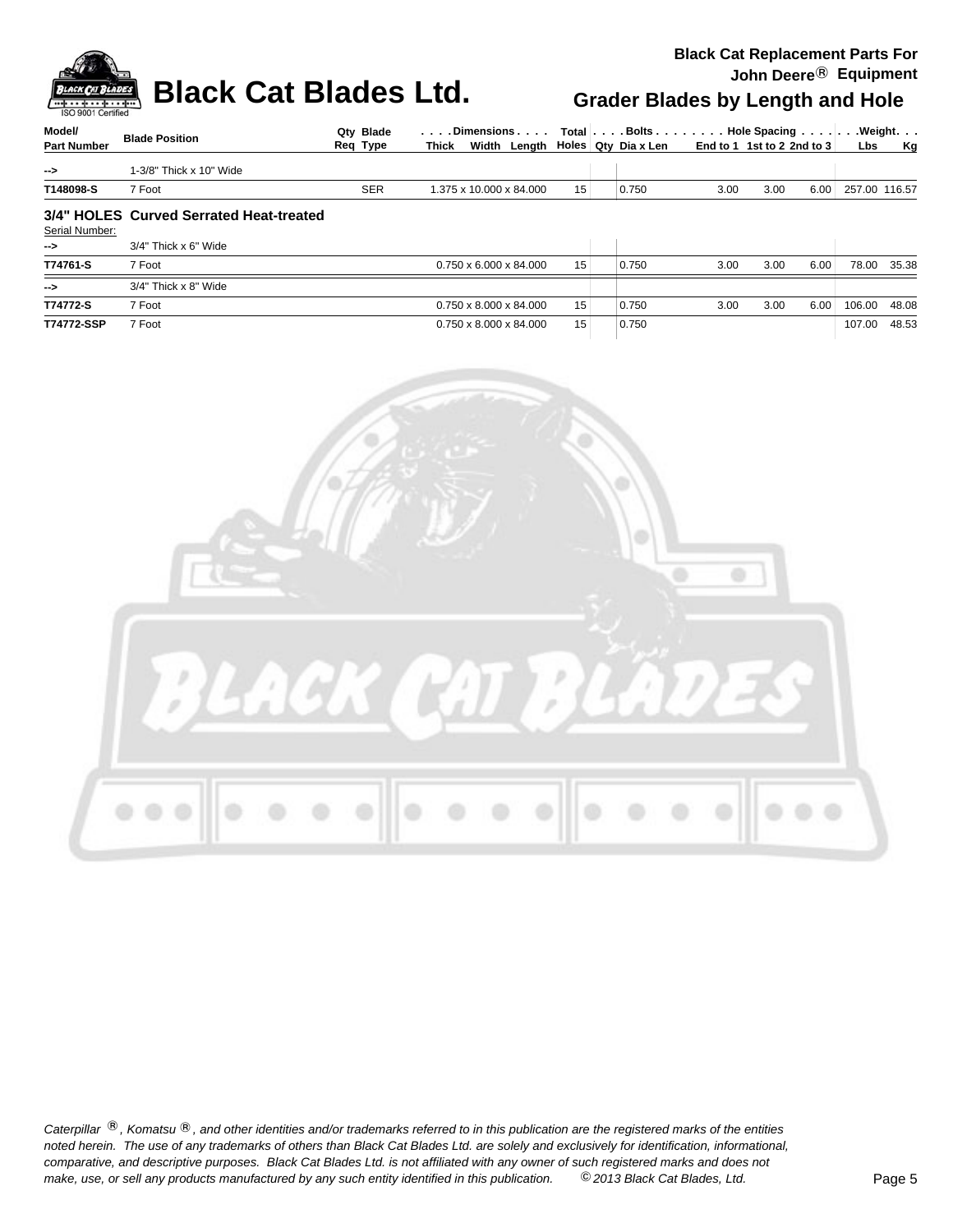# Black Cat Blades Ltd.

**Black Cat Replacement Parts For John Deere® Equipment**

## Grader Blades by Length and Hole

| Model/ Part Number | Blade Position | Qty Req | Blade Type | Dimensions Thick x Width x Length | Total Holes | Bolts Qty | Bolts Dia x Len | Hole Spacing End to 1 | Hole Spacing 1st to 2 | Hole Spacing 2nd to 3 | Weight Lbs | Weight Kg |
|---|---|---|---|---|---|---|---|---|---|---|---|---|
| --> | 1-3/8" Thick x 10" Wide | | | | | | | | | | | |
| T148098-S | 7 Foot | | SER | 1.375 x 10.000 x 84.000 | 15 | | 0.750 | 3.00 | 3.00 | 6.00 | 257.00 | 116.57 |

### 3/4" HOLES Curved Serrated Heat-treated

Serial Number:

| Model/ Part Number | Blade Position | Qty Req | Blade Type | Dimensions Thick x Width x Length | Total Holes | Bolts Qty | Bolts Dia x Len | Hole Spacing End to 1 | Hole Spacing 1st to 2 | Hole Spacing 2nd to 3 | Weight Lbs | Weight Kg |
|---|---|---|---|---|---|---|---|---|---|---|---|---|
| --> | 3/4" Thick x 6" Wide | | | | | | | | | | | |
| T74761-S | 7 Foot | | | 0.750 x 6.000 x 84.000 | 15 | | 0.750 | 3.00 | 3.00 | 6.00 | 78.00 | 35.38 |
| --> | 3/4" Thick x 8" Wide | | | | | | | | | | | |
| T74772-S | 7 Foot | | | 0.750 x 8.000 x 84.000 | 15 | | 0.750 | 3.00 | 3.00 | 6.00 | 106.00 | 48.08 |
| T74772-SSP | 7 Foot | | | 0.750 x 8.000 x 84.000 | 15 | | 0.750 | | | | 107.00 | 48.53 |

*Caterpillar ®, Komatsu ®, and other identities and/or trademarks referred to in this publication are the registered marks of the entities noted herein. The use of any trademarks of others than Black Cat Blades Ltd. are solely and exclusively for identification, informational, comparative, and descriptive purposes. Black Cat Blades Ltd. is not affiliated with any owner of such registered marks and does not make, use, or sell any products manufactured by any such entity identified in this publication. © 2013 Black Cat Blades, Ltd.*